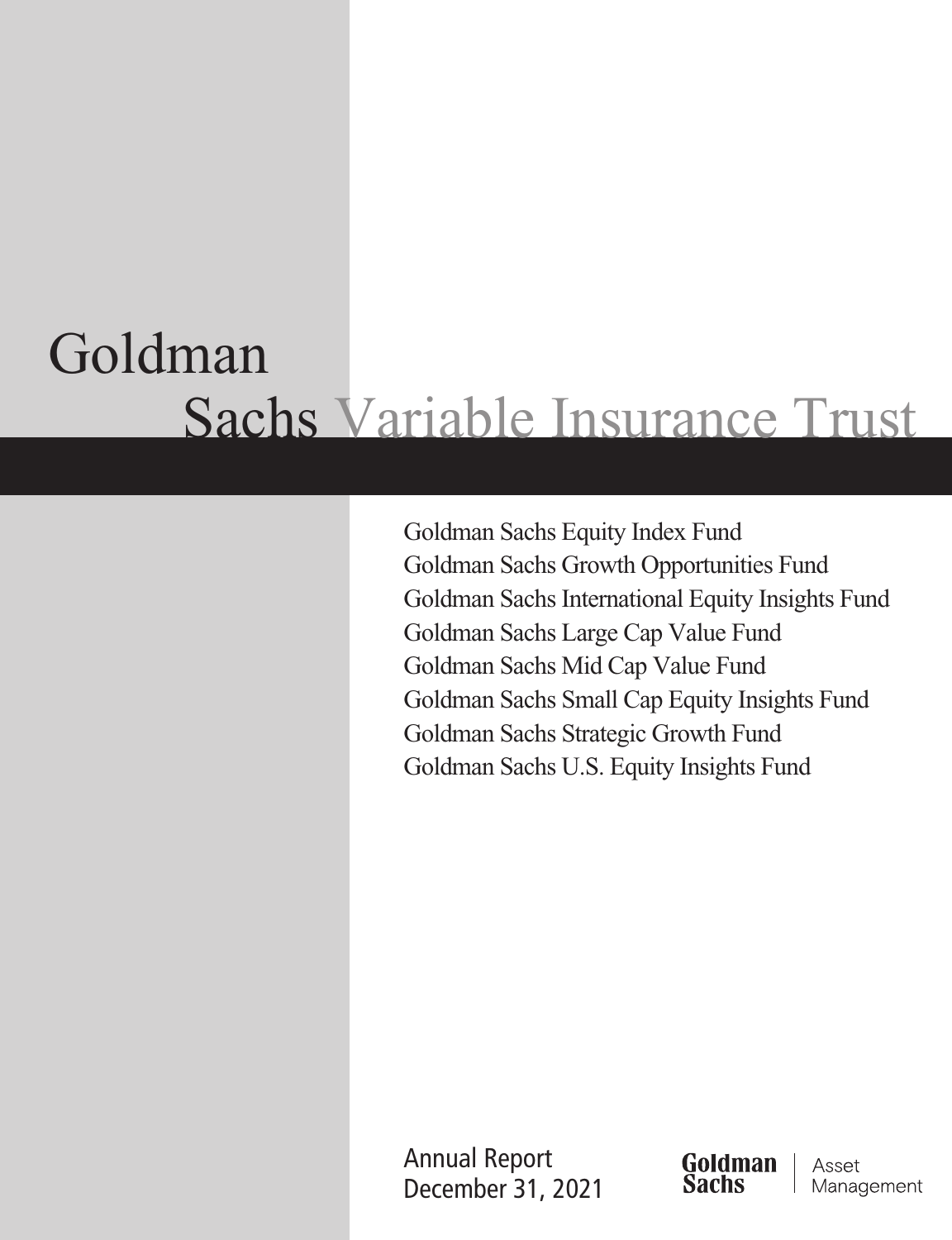# Goldman Sachs Variable Insurance Trust

Goldman Sachs Equity Index Fund
Goldman Sachs Growth Opportunities Fund
Goldman Sachs International Equity Insights Fund
Goldman Sachs Large Cap Value Fund
Goldman Sachs Mid Cap Value Fund
Goldman Sachs Small Cap Equity Insights Fund
Goldman Sachs Strategic Growth Fund
Goldman Sachs U.S. Equity Insights Fund

Annual Report
December 31, 2021

Goldman Sachs | Asset Management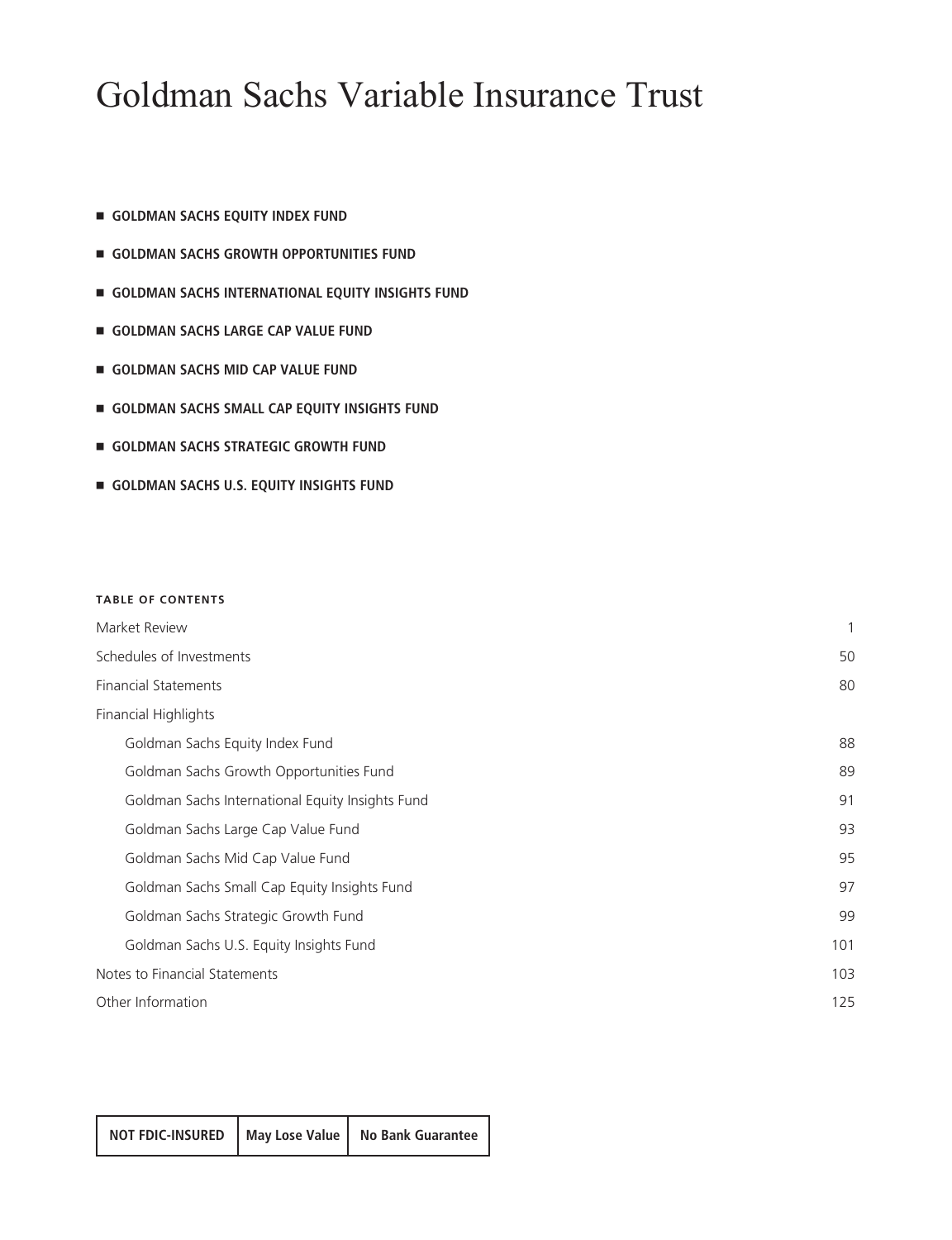# Goldman Sachs Variable Insurance Trust

- **GOLDMAN SACHS EQUITY INDEX FUND**
- **GOLDMAN SACHS GROWTH OPPORTUNITIES FUND**
- **GOLDMAN SACHS INTERNATIONAL EQUITY INSIGHTS FUND**
- **GOLDMAN SACHS LARGE CAP VALUE FUND**
- **GOLDMAN SACHS MID CAP VALUE FUND**
- **GOLDMAN SACHS SMALL CAP EQUITY INSIGHTS FUND**
- **GOLDMAN SACHS STRATEGIC GROWTH FUND**
- **GOLDMAN SACHS U.S. EQUITY INSIGHTS FUND**

**TABLE OF CONTENTS**

| | |
|---|---|
| Market Review | 1 |
| Schedules of Investments | 50 |
| Financial Statements | 80 |
| Financial Highlights | |
| Goldman Sachs Equity Index Fund | 88 |
| Goldman Sachs Growth Opportunities Fund | 89 |
| Goldman Sachs International Equity Insights Fund | 91 |
| Goldman Sachs Large Cap Value Fund | 93 |
| Goldman Sachs Mid Cap Value Fund | 95 |
| Goldman Sachs Small Cap Equity Insights Fund | 97 |
| Goldman Sachs Strategic Growth Fund | 99 |
| Goldman Sachs U.S. Equity Insights Fund | 101 |
| Notes to Financial Statements | 103 |
| Other Information | 125 |

| NOT FDIC-INSURED | May Lose Value | No Bank Guarantee |
|---|---|---|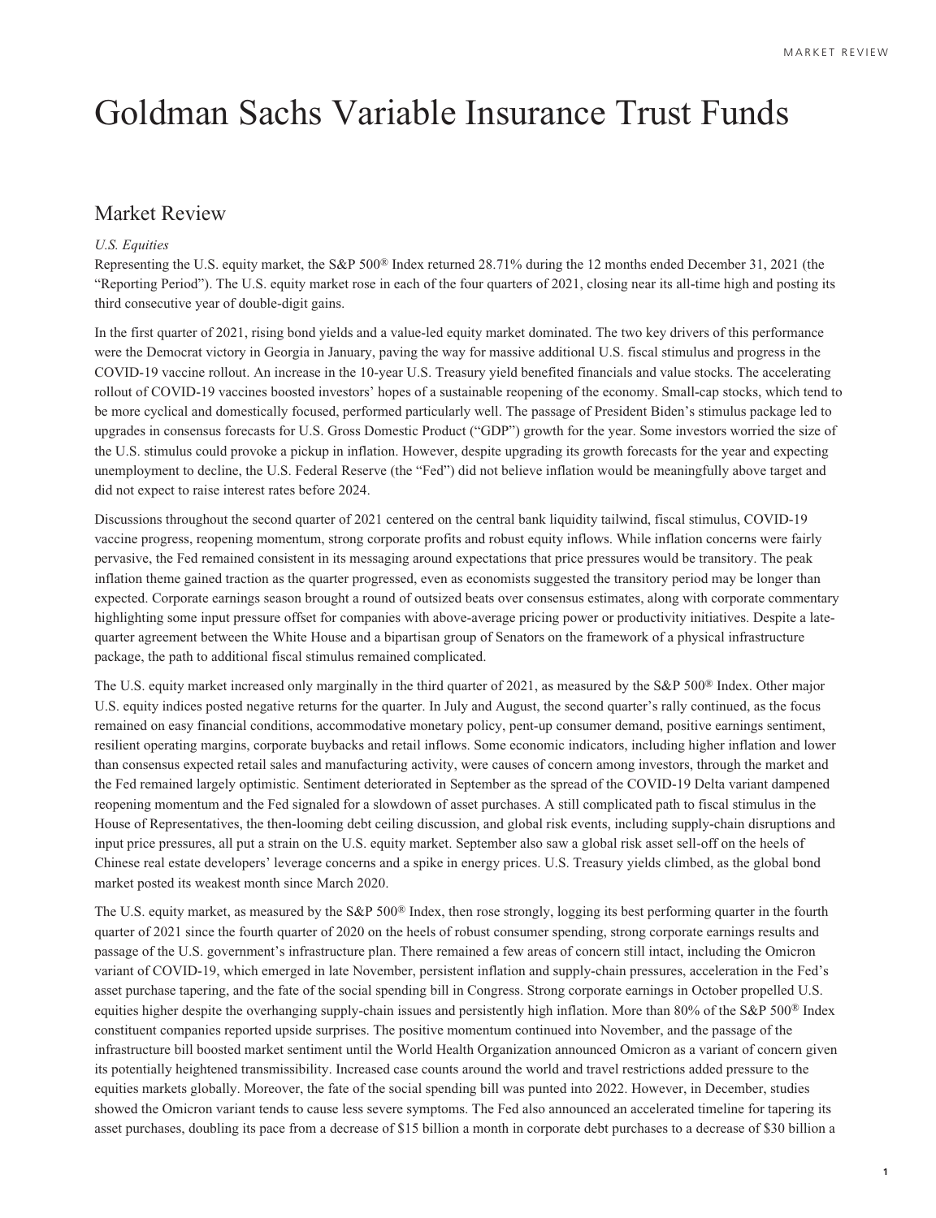# Goldman Sachs Variable Insurance Trust Funds

## Market Review

*U.S. Equities*

Representing the U.S. equity market, the S&P 500® Index returned 28.71% during the 12 months ended December 31, 2021 (the "Reporting Period"). The U.S. equity market rose in each of the four quarters of 2021, closing near its all-time high and posting its third consecutive year of double-digit gains.

In the first quarter of 2021, rising bond yields and a value-led equity market dominated. The two key drivers of this performance were the Democrat victory in Georgia in January, paving the way for massive additional U.S. fiscal stimulus and progress in the COVID-19 vaccine rollout. An increase in the 10-year U.S. Treasury yield benefited financials and value stocks. The accelerating rollout of COVID-19 vaccines boosted investors' hopes of a sustainable reopening of the economy. Small-cap stocks, which tend to be more cyclical and domestically focused, performed particularly well. The passage of President Biden's stimulus package led to upgrades in consensus forecasts for U.S. Gross Domestic Product ("GDP") growth for the year. Some investors worried the size of the U.S. stimulus could provoke a pickup in inflation. However, despite upgrading its growth forecasts for the year and expecting unemployment to decline, the U.S. Federal Reserve (the "Fed") did not believe inflation would be meaningfully above target and did not expect to raise interest rates before 2024.

Discussions throughout the second quarter of 2021 centered on the central bank liquidity tailwind, fiscal stimulus, COVID-19 vaccine progress, reopening momentum, strong corporate profits and robust equity inflows. While inflation concerns were fairly pervasive, the Fed remained consistent in its messaging around expectations that price pressures would be transitory. The peak inflation theme gained traction as the quarter progressed, even as economists suggested the transitory period may be longer than expected. Corporate earnings season brought a round of outsized beats over consensus estimates, along with corporate commentary highlighting some input pressure offset for companies with above-average pricing power or productivity initiatives. Despite a late-quarter agreement between the White House and a bipartisan group of Senators on the framework of a physical infrastructure package, the path to additional fiscal stimulus remained complicated.

The U.S. equity market increased only marginally in the third quarter of 2021, as measured by the S&P 500® Index. Other major U.S. equity indices posted negative returns for the quarter. In July and August, the second quarter's rally continued, as the focus remained on easy financial conditions, accommodative monetary policy, pent-up consumer demand, positive earnings sentiment, resilient operating margins, corporate buybacks and retail inflows. Some economic indicators, including higher inflation and lower than consensus expected retail sales and manufacturing activity, were causes of concern among investors, through the market and the Fed remained largely optimistic. Sentiment deteriorated in September as the spread of the COVID-19 Delta variant dampened reopening momentum and the Fed signaled for a slowdown of asset purchases. A still complicated path to fiscal stimulus in the House of Representatives, the then-looming debt ceiling discussion, and global risk events, including supply-chain disruptions and input price pressures, all put a strain on the U.S. equity market. September also saw a global risk asset sell-off on the heels of Chinese real estate developers' leverage concerns and a spike in energy prices. U.S. Treasury yields climbed, as the global bond market posted its weakest month since March 2020.

The U.S. equity market, as measured by the S&P 500® Index, then rose strongly, logging its best performing quarter in the fourth quarter of 2021 since the fourth quarter of 2020 on the heels of robust consumer spending, strong corporate earnings results and passage of the U.S. government's infrastructure plan. There remained a few areas of concern still intact, including the Omicron variant of COVID-19, which emerged in late November, persistent inflation and supply-chain pressures, acceleration in the Fed's asset purchase tapering, and the fate of the social spending bill in Congress. Strong corporate earnings in October propelled U.S. equities higher despite the overhanging supply-chain issues and persistently high inflation. More than 80% of the S&P 500® Index constituent companies reported upside surprises. The positive momentum continued into November, and the passage of the infrastructure bill boosted market sentiment until the World Health Organization announced Omicron as a variant of concern given its potentially heightened transmissibility. Increased case counts around the world and travel restrictions added pressure to the equities markets globally. Moreover, the fate of the social spending bill was punted into 2022. However, in December, studies showed the Omicron variant tends to cause less severe symptoms. The Fed also announced an accelerated timeline for tapering its asset purchases, doubling its pace from a decrease of $15 billion a month in corporate debt purchases to a decrease of $30 billion a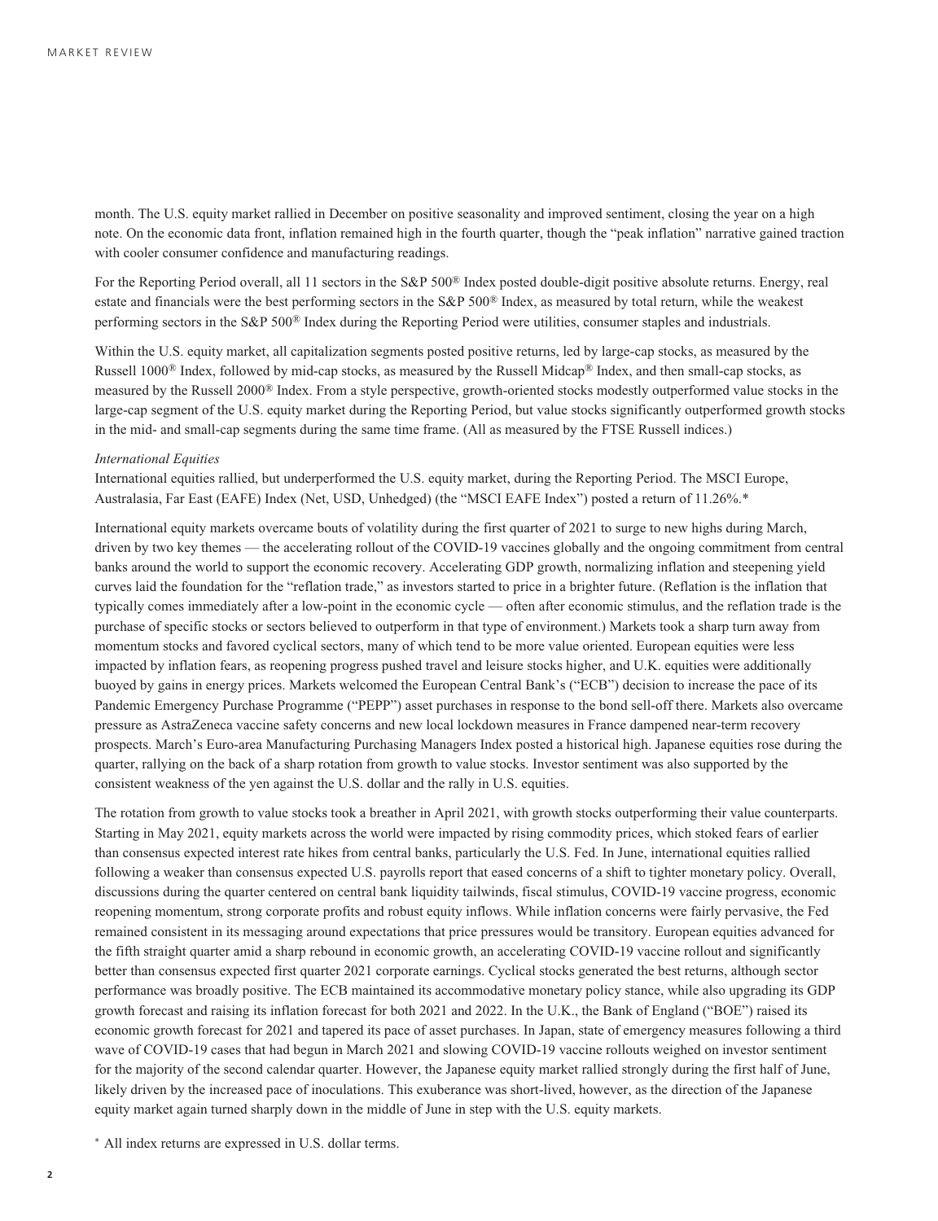month. The U.S. equity market rallied in December on positive seasonality and improved sentiment, closing the year on a high note. On the economic data front, inflation remained high in the fourth quarter, though the "peak inflation" narrative gained traction with cooler consumer confidence and manufacturing readings.

For the Reporting Period overall, all 11 sectors in the S&P 500® Index posted double-digit positive absolute returns. Energy, real estate and financials were the best performing sectors in the S&P 500® Index, as measured by total return, while the weakest performing sectors in the S&P 500® Index during the Reporting Period were utilities, consumer staples and industrials.

Within the U.S. equity market, all capitalization segments posted positive returns, led by large-cap stocks, as measured by the Russell 1000® Index, followed by mid-cap stocks, as measured by the Russell Midcap® Index, and then small-cap stocks, as measured by the Russell 2000® Index. From a style perspective, growth-oriented stocks modestly outperformed value stocks in the large-cap segment of the U.S. equity market during the Reporting Period, but value stocks significantly outperformed growth stocks in the mid- and small-cap segments during the same time frame. (All as measured by the FTSE Russell indices.)

*International Equities*

International equities rallied, but underperformed the U.S. equity market, during the Reporting Period. The MSCI Europe, Australasia, Far East (EAFE) Index (Net, USD, Unhedged) (the "MSCI EAFE Index") posted a return of 11.26%.*

International equity markets overcame bouts of volatility during the first quarter of 2021 to surge to new highs during March, driven by two key themes — the accelerating rollout of the COVID-19 vaccines globally and the ongoing commitment from central banks around the world to support the economic recovery. Accelerating GDP growth, normalizing inflation and steepening yield curves laid the foundation for the "reflation trade," as investors started to price in a brighter future. (Reflation is the inflation that typically comes immediately after a low-point in the economic cycle — often after economic stimulus, and the reflation trade is the purchase of specific stocks or sectors believed to outperform in that type of environment.) Markets took a sharp turn away from momentum stocks and favored cyclical sectors, many of which tend to be more value oriented. European equities were less impacted by inflation fears, as reopening progress pushed travel and leisure stocks higher, and U.K. equities were additionally buoyed by gains in energy prices. Markets welcomed the European Central Bank's ("ECB") decision to increase the pace of its Pandemic Emergency Purchase Programme ("PEPP") asset purchases in response to the bond sell-off there. Markets also overcame pressure as AstraZeneca vaccine safety concerns and new local lockdown measures in France dampened near-term recovery prospects. March's Euro-area Manufacturing Purchasing Managers Index posted a historical high. Japanese equities rose during the quarter, rallying on the back of a sharp rotation from growth to value stocks. Investor sentiment was also supported by the consistent weakness of the yen against the U.S. dollar and the rally in U.S. equities.

The rotation from growth to value stocks took a breather in April 2021, with growth stocks outperforming their value counterparts. Starting in May 2021, equity markets across the world were impacted by rising commodity prices, which stoked fears of earlier than consensus expected interest rate hikes from central banks, particularly the U.S. Fed. In June, international equities rallied following a weaker than consensus expected U.S. payrolls report that eased concerns of a shift to tighter monetary policy. Overall, discussions during the quarter centered on central bank liquidity tailwinds, fiscal stimulus, COVID-19 vaccine progress, economic reopening momentum, strong corporate profits and robust equity inflows. While inflation concerns were fairly pervasive, the Fed remained consistent in its messaging around expectations that price pressures would be transitory. European equities advanced for the fifth straight quarter amid a sharp rebound in economic growth, an accelerating COVID-19 vaccine rollout and significantly better than consensus expected first quarter 2021 corporate earnings. Cyclical stocks generated the best returns, although sector performance was broadly positive. The ECB maintained its accommodative monetary policy stance, while also upgrading its GDP growth forecast and raising its inflation forecast for both 2021 and 2022. In the U.K., the Bank of England ("BOE") raised its economic growth forecast for 2021 and tapered its pace of asset purchases. In Japan, state of emergency measures following a third wave of COVID-19 cases that had begun in March 2021 and slowing COVID-19 vaccine rollouts weighed on investor sentiment for the majority of the second calendar quarter. However, the Japanese equity market rallied strongly during the first half of June, likely driven by the increased pace of inoculations. This exuberance was short-lived, however, as the direction of the Japanese equity market again turned sharply down in the middle of June in step with the U.S. equity markets.

* All index returns are expressed in U.S. dollar terms.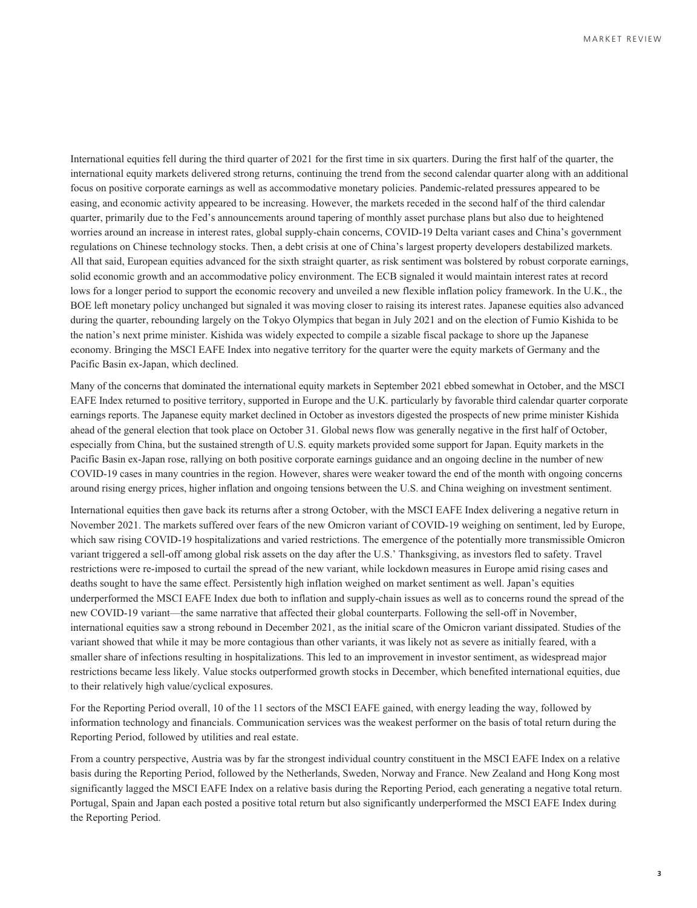International equities fell during the third quarter of 2021 for the first time in six quarters. During the first half of the quarter, the international equity markets delivered strong returns, continuing the trend from the second calendar quarter along with an additional focus on positive corporate earnings as well as accommodative monetary policies. Pandemic-related pressures appeared to be easing, and economic activity appeared to be increasing. However, the markets receded in the second half of the third calendar quarter, primarily due to the Fed's announcements around tapering of monthly asset purchase plans but also due to heightened worries around an increase in interest rates, global supply-chain concerns, COVID-19 Delta variant cases and China's government regulations on Chinese technology stocks. Then, a debt crisis at one of China's largest property developers destabilized markets. All that said, European equities advanced for the sixth straight quarter, as risk sentiment was bolstered by robust corporate earnings, solid economic growth and an accommodative policy environment. The ECB signaled it would maintain interest rates at record lows for a longer period to support the economic recovery and unveiled a new flexible inflation policy framework. In the U.K., the BOE left monetary policy unchanged but signaled it was moving closer to raising its interest rates. Japanese equities also advanced during the quarter, rebounding largely on the Tokyo Olympics that began in July 2021 and on the election of Fumio Kishida to be the nation's next prime minister. Kishida was widely expected to compile a sizable fiscal package to shore up the Japanese economy. Bringing the MSCI EAFE Index into negative territory for the quarter were the equity markets of Germany and the Pacific Basin ex-Japan, which declined.

Many of the concerns that dominated the international equity markets in September 2021 ebbed somewhat in October, and the MSCI EAFE Index returned to positive territory, supported in Europe and the U.K. particularly by favorable third calendar quarter corporate earnings reports. The Japanese equity market declined in October as investors digested the prospects of new prime minister Kishida ahead of the general election that took place on October 31. Global news flow was generally negative in the first half of October, especially from China, but the sustained strength of U.S. equity markets provided some support for Japan. Equity markets in the Pacific Basin ex-Japan rose, rallying on both positive corporate earnings guidance and an ongoing decline in the number of new COVID-19 cases in many countries in the region. However, shares were weaker toward the end of the month with ongoing concerns around rising energy prices, higher inflation and ongoing tensions between the U.S. and China weighing on investment sentiment.

International equities then gave back its returns after a strong October, with the MSCI EAFE Index delivering a negative return in November 2021. The markets suffered over fears of the new Omicron variant of COVID-19 weighing on sentiment, led by Europe, which saw rising COVID-19 hospitalizations and varied restrictions. The emergence of the potentially more transmissible Omicron variant triggered a sell-off among global risk assets on the day after the U.S.' Thanksgiving, as investors fled to safety. Travel restrictions were re-imposed to curtail the spread of the new variant, while lockdown measures in Europe amid rising cases and deaths sought to have the same effect. Persistently high inflation weighed on market sentiment as well. Japan's equities underperformed the MSCI EAFE Index due both to inflation and supply-chain issues as well as to concerns round the spread of the new COVID-19 variant—the same narrative that affected their global counterparts. Following the sell-off in November, international equities saw a strong rebound in December 2021, as the initial scare of the Omicron variant dissipated. Studies of the variant showed that while it may be more contagious than other variants, it was likely not as severe as initially feared, with a smaller share of infections resulting in hospitalizations. This led to an improvement in investor sentiment, as widespread major restrictions became less likely. Value stocks outperformed growth stocks in December, which benefited international equities, due to their relatively high value/cyclical exposures.

For the Reporting Period overall, 10 of the 11 sectors of the MSCI EAFE gained, with energy leading the way, followed by information technology and financials. Communication services was the weakest performer on the basis of total return during the Reporting Period, followed by utilities and real estate.

From a country perspective, Austria was by far the strongest individual country constituent in the MSCI EAFE Index on a relative basis during the Reporting Period, followed by the Netherlands, Sweden, Norway and France. New Zealand and Hong Kong most significantly lagged the MSCI EAFE Index on a relative basis during the Reporting Period, each generating a negative total return. Portugal, Spain and Japan each posted a positive total return but also significantly underperformed the MSCI EAFE Index during the Reporting Period.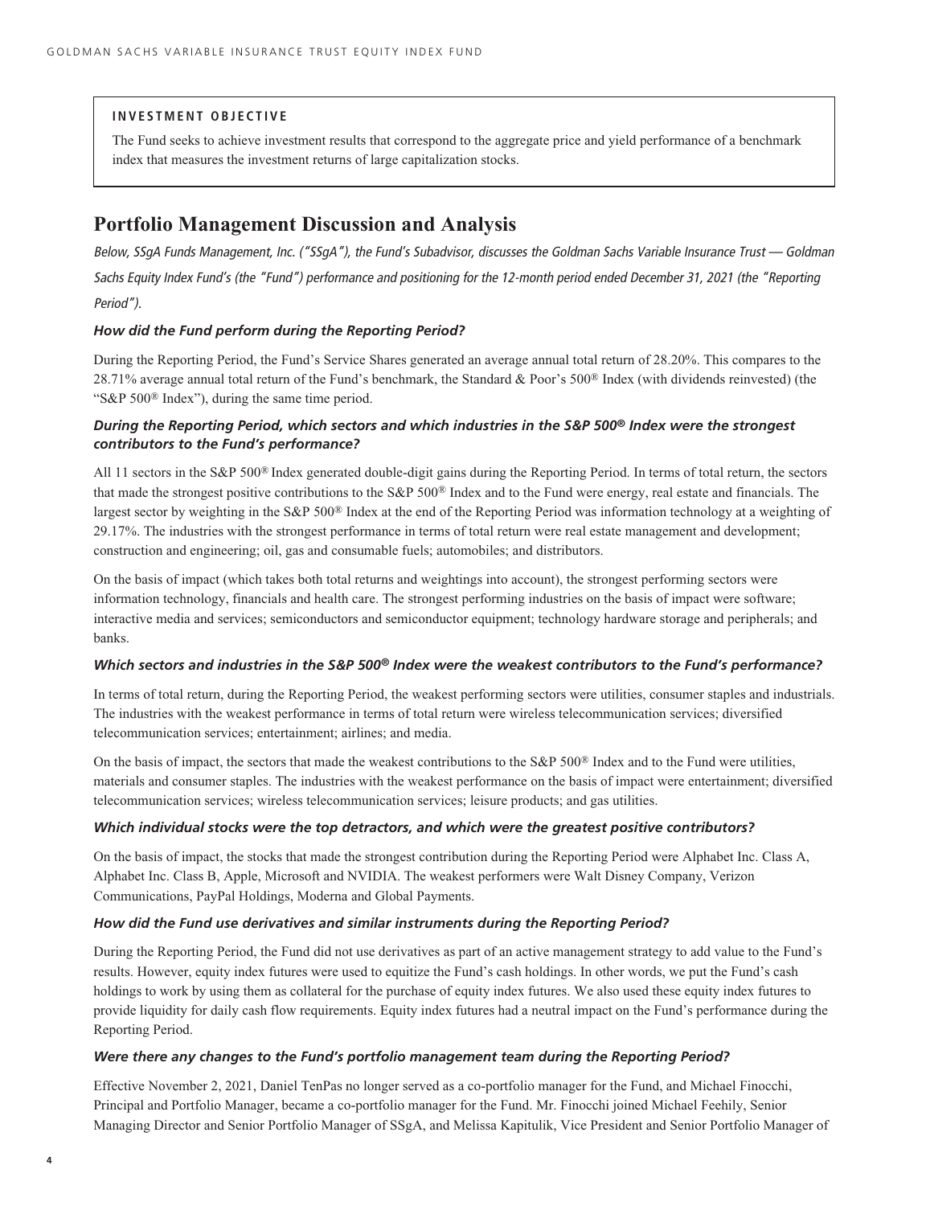**INVESTMENT OBJECTIVE**

The Fund seeks to achieve investment results that correspond to the aggregate price and yield performance of a benchmark index that measures the investment returns of large capitalization stocks.

## Portfolio Management Discussion and Analysis

*Below, SSgA Funds Management, Inc. ("SSgA"), the Fund's Subadvisor, discusses the Goldman Sachs Variable Insurance Trust — Goldman Sachs Equity Index Fund's (the "Fund") performance and positioning for the 12-month period ended December 31, 2021 (the "Reporting Period").*

***How did the Fund perform during the Reporting Period?***

During the Reporting Period, the Fund's Service Shares generated an average annual total return of 28.20%. This compares to the 28.71% average annual total return of the Fund's benchmark, the Standard & Poor's 500® Index (with dividends reinvested) (the "S&P 500® Index"), during the same time period.

***During the Reporting Period, which sectors and which industries in the S&P 500® Index were the strongest contributors to the Fund's performance?***

All 11 sectors in the S&P 500® Index generated double-digit gains during the Reporting Period. In terms of total return, the sectors that made the strongest positive contributions to the S&P 500® Index and to the Fund were energy, real estate and financials. The largest sector by weighting in the S&P 500® Index at the end of the Reporting Period was information technology at a weighting of 29.17%. The industries with the strongest performance in terms of total return were real estate management and development; construction and engineering; oil, gas and consumable fuels; automobiles; and distributors.

On the basis of impact (which takes both total returns and weightings into account), the strongest performing sectors were information technology, financials and health care. The strongest performing industries on the basis of impact were software; interactive media and services; semiconductors and semiconductor equipment; technology hardware storage and peripherals; and banks.

***Which sectors and industries in the S&P 500® Index were the weakest contributors to the Fund's performance?***

In terms of total return, during the Reporting Period, the weakest performing sectors were utilities, consumer staples and industrials. The industries with the weakest performance in terms of total return were wireless telecommunication services; diversified telecommunication services; entertainment; airlines; and media.

On the basis of impact, the sectors that made the weakest contributions to the S&P 500® Index and to the Fund were utilities, materials and consumer staples. The industries with the weakest performance on the basis of impact were entertainment; diversified telecommunication services; wireless telecommunication services; leisure products; and gas utilities.

***Which individual stocks were the top detractors, and which were the greatest positive contributors?***

On the basis of impact, the stocks that made the strongest contribution during the Reporting Period were Alphabet Inc. Class A, Alphabet Inc. Class B, Apple, Microsoft and NVIDIA. The weakest performers were Walt Disney Company, Verizon Communications, PayPal Holdings, Moderna and Global Payments.

***How did the Fund use derivatives and similar instruments during the Reporting Period?***

During the Reporting Period, the Fund did not use derivatives as part of an active management strategy to add value to the Fund's results. However, equity index futures were used to equitize the Fund's cash holdings. In other words, we put the Fund's cash holdings to work by using them as collateral for the purchase of equity index futures. We also used these equity index futures to provide liquidity for daily cash flow requirements. Equity index futures had a neutral impact on the Fund's performance during the Reporting Period.

***Were there any changes to the Fund's portfolio management team during the Reporting Period?***

Effective November 2, 2021, Daniel TenPas no longer served as a co-portfolio manager for the Fund, and Michael Finocchi, Principal and Portfolio Manager, became a co-portfolio manager for the Fund. Mr. Finocchi joined Michael Feehily, Senior Managing Director and Senior Portfolio Manager of SSgA, and Melissa Kapitulik, Vice President and Senior Portfolio Manager of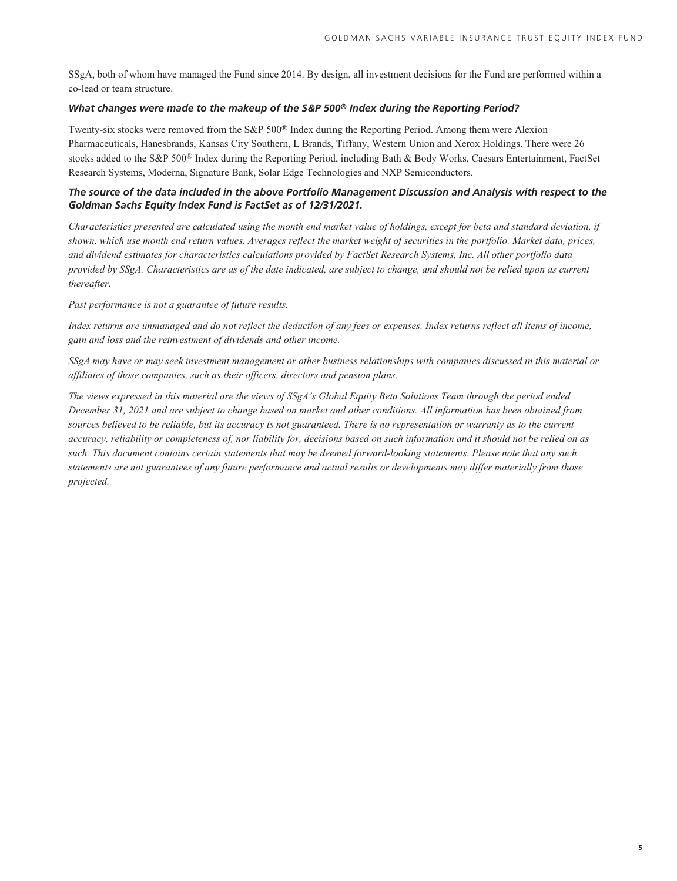SSgA, both of whom have managed the Fund since 2014. By design, all investment decisions for the Fund are performed within a co-lead or team structure.

***What changes were made to the makeup of the S&P 500® Index during the Reporting Period?***

Twenty-six stocks were removed from the S&P 500® Index during the Reporting Period. Among them were Alexion Pharmaceuticals, Hanesbrands, Kansas City Southern, L Brands, Tiffany, Western Union and Xerox Holdings. There were 26 stocks added to the S&P 500® Index during the Reporting Period, including Bath & Body Works, Caesars Entertainment, FactSet Research Systems, Moderna, Signature Bank, Solar Edge Technologies and NXP Semiconductors.

***The source of the data included in the above Portfolio Management Discussion and Analysis with respect to the Goldman Sachs Equity Index Fund is FactSet as of 12/31/2021.***

*Characteristics presented are calculated using the month end market value of holdings, except for beta and standard deviation, if shown, which use month end return values. Averages reflect the market weight of securities in the portfolio. Market data, prices, and dividend estimates for characteristics calculations provided by FactSet Research Systems, Inc. All other portfolio data provided by SSgA. Characteristics are as of the date indicated, are subject to change, and should not be relied upon as current thereafter.*

*Past performance is not a guarantee of future results.*

*Index returns are unmanaged and do not reflect the deduction of any fees or expenses. Index returns reflect all items of income, gain and loss and the reinvestment of dividends and other income.*

*SSgA may have or may seek investment management or other business relationships with companies discussed in this material or affiliates of those companies, such as their officers, directors and pension plans.*

*The views expressed in this material are the views of SSgA's Global Equity Beta Solutions Team through the period ended December 31, 2021 and are subject to change based on market and other conditions. All information has been obtained from sources believed to be reliable, but its accuracy is not guaranteed. There is no representation or warranty as to the current accuracy, reliability or completeness of, nor liability for, decisions based on such information and it should not be relied on as such. This document contains certain statements that may be deemed forward-looking statements. Please note that any such statements are not guarantees of any future performance and actual results or developments may differ materially from those projected.*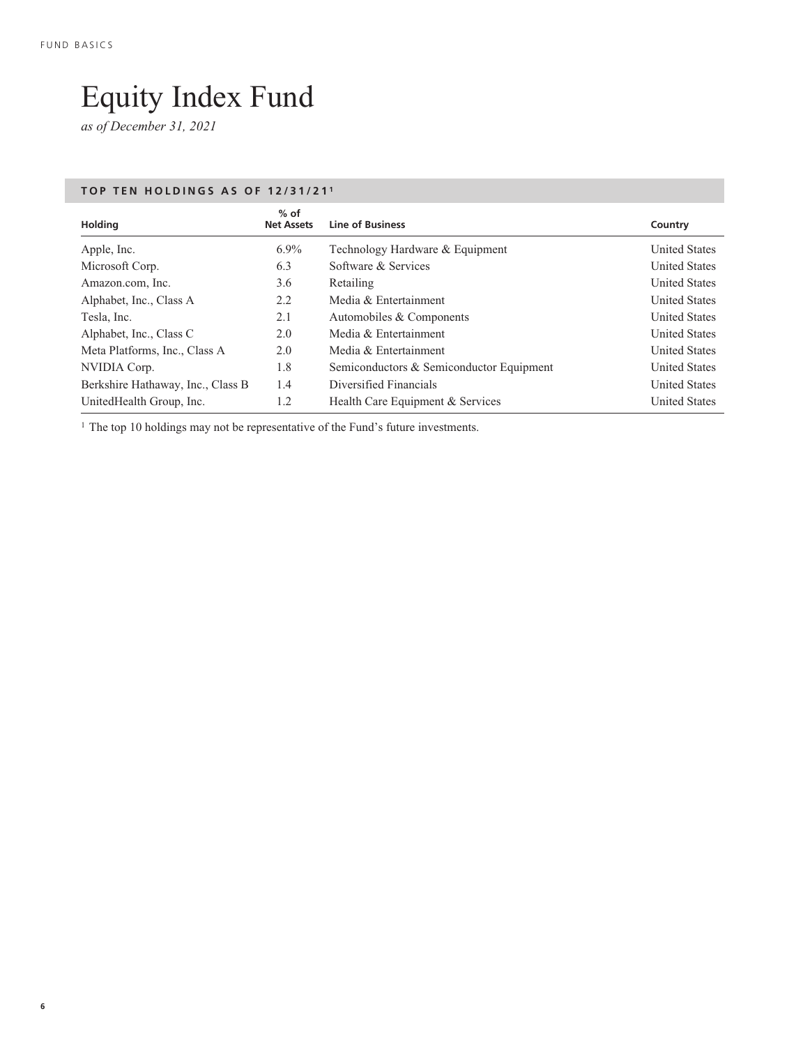# Equity Index Fund

*as of December 31, 2021*

## TOP TEN HOLDINGS AS OF 12/31/21[1]

| Holding | % of Net Assets | Line of Business | Country |
|---|---|---|---|
| Apple, Inc. | 6.9% | Technology Hardware & Equipment | United States |
| Microsoft Corp. | 6.3 | Software & Services | United States |
| Amazon.com, Inc. | 3.6 | Retailing | United States |
| Alphabet, Inc., Class A | 2.2 | Media & Entertainment | United States |
| Tesla, Inc. | 2.1 | Automobiles & Components | United States |
| Alphabet, Inc., Class C | 2.0 | Media & Entertainment | United States |
| Meta Platforms, Inc., Class A | 2.0 | Media & Entertainment | United States |
| NVIDIA Corp. | 1.8 | Semiconductors & Semiconductor Equipment | United States |
| Berkshire Hathaway, Inc., Class B | 1.4 | Diversified Financials | United States |
| UnitedHealth Group, Inc. | 1.2 | Health Care Equipment & Services | United States |

[1] The top 10 holdings may not be representative of the Fund's future investments.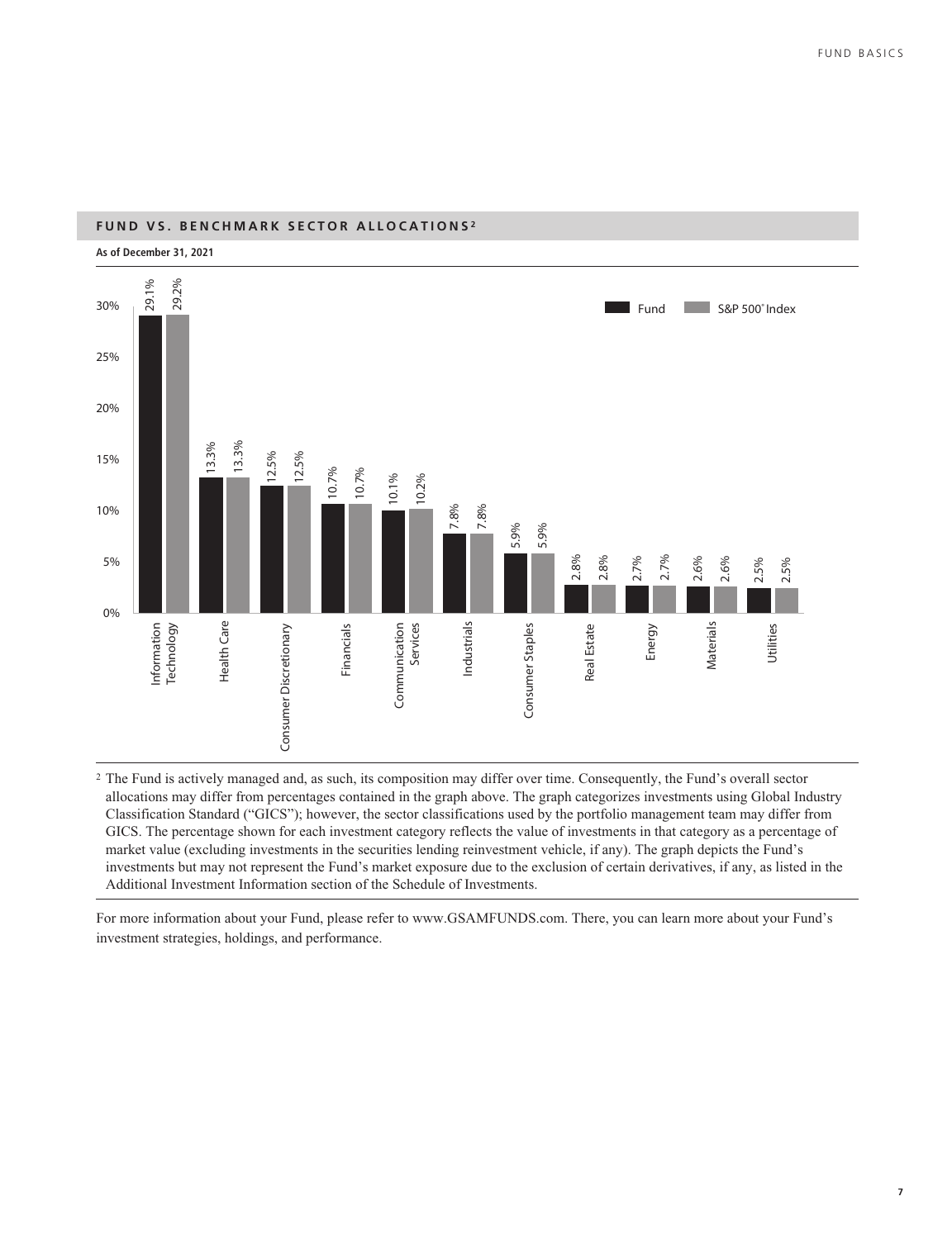## FUND VS. BENCHMARK SECTOR ALLOCATIONS[2]

**As of December 31, 2021**

| Sector | Fund | S&P 500® Index |
|---|---|---|
| Information Technology | 29.1% | 29.2% |
| Health Care | 13.3% | 13.3% |
| Consumer Discretionary | 12.5% | 12.5% |
| Financials | 10.7% | 10.7% |
| Communication Services | 10.1% | 10.2% |
| Industrials | 7.8% | 7.8% |
| Consumer Staples | 5.9% | 5.9% |
| Real Estate | 2.8% | 2.8% |
| Energy | 2.7% | 2.7% |
| Materials | 2.6% | 2.6% |
| Utilities | 2.5% | 2.5% |

[2] The Fund is actively managed and, as such, its composition may differ over time. Consequently, the Fund's overall sector allocations may differ from percentages contained in the graph above. The graph categorizes investments using Global Industry Classification Standard ("GICS"); however, the sector classifications used by the portfolio management team may differ from GICS. The percentage shown for each investment category reflects the value of investments in that category as a percentage of market value (excluding investments in the securities lending reinvestment vehicle, if any). The graph depicts the Fund's investments but may not represent the Fund's market exposure due to the exclusion of certain derivatives, if any, as listed in the Additional Investment Information section of the Schedule of Investments.

For more information about your Fund, please refer to www.GSAMFUNDS.com. There, you can learn more about your Fund's investment strategies, holdings, and performance.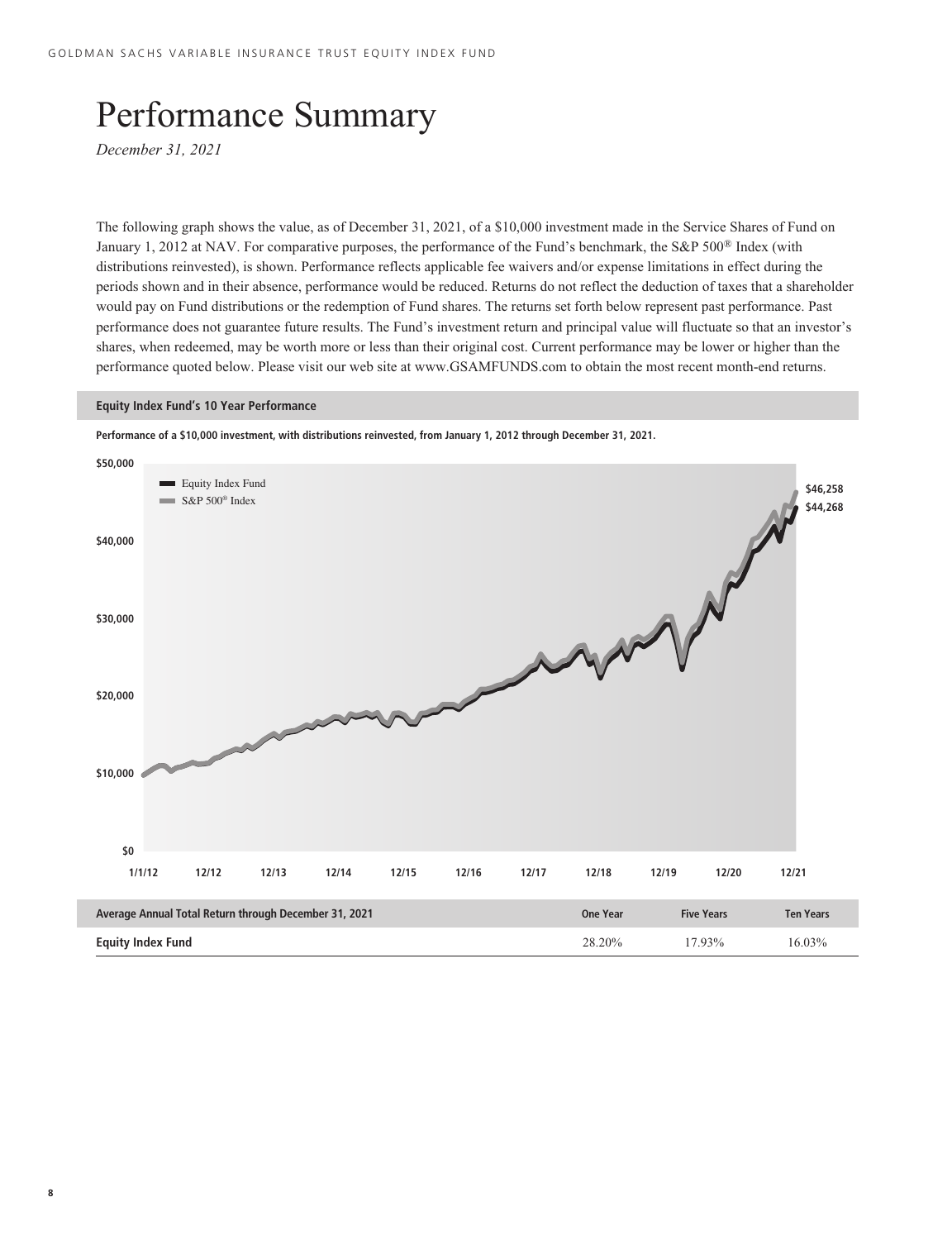# Performance Summary

*December 31, 2021*

The following graph shows the value, as of December 31, 2021, of a $10,000 investment made in the Service Shares of Fund on January 1, 2012 at NAV. For comparative purposes, the performance of the Fund's benchmark, the S&P 500® Index (with distributions reinvested), is shown. Performance reflects applicable fee waivers and/or expense limitations in effect during the periods shown and in their absence, performance would be reduced. Returns do not reflect the deduction of taxes that a shareholder would pay on Fund distributions or the redemption of Fund shares. The returns set forth below represent past performance. Past performance does not guarantee future results. The Fund's investment return and principal value will fluctuate so that an investor's shares, when redeemed, may be worth more or less than their original cost. Current performance may be lower or higher than the performance quoted below. Please visit our web site at www.GSAMFUNDS.com to obtain the most recent month-end returns.

**Equity Index Fund's 10 Year Performance**

**Performance of a $10,000 investment, with distributions reinvested, from January 1, 2012 through December 31, 2021.**

Equity Index Fund: $44,268

S&P 500® Index: $46,258

| Average Annual Total Return through December 31, 2021 | One Year | Five Years | Ten Years |
|---|---|---|---|
| **Equity Index Fund** | 28.20% | 17.93% | 16.03% |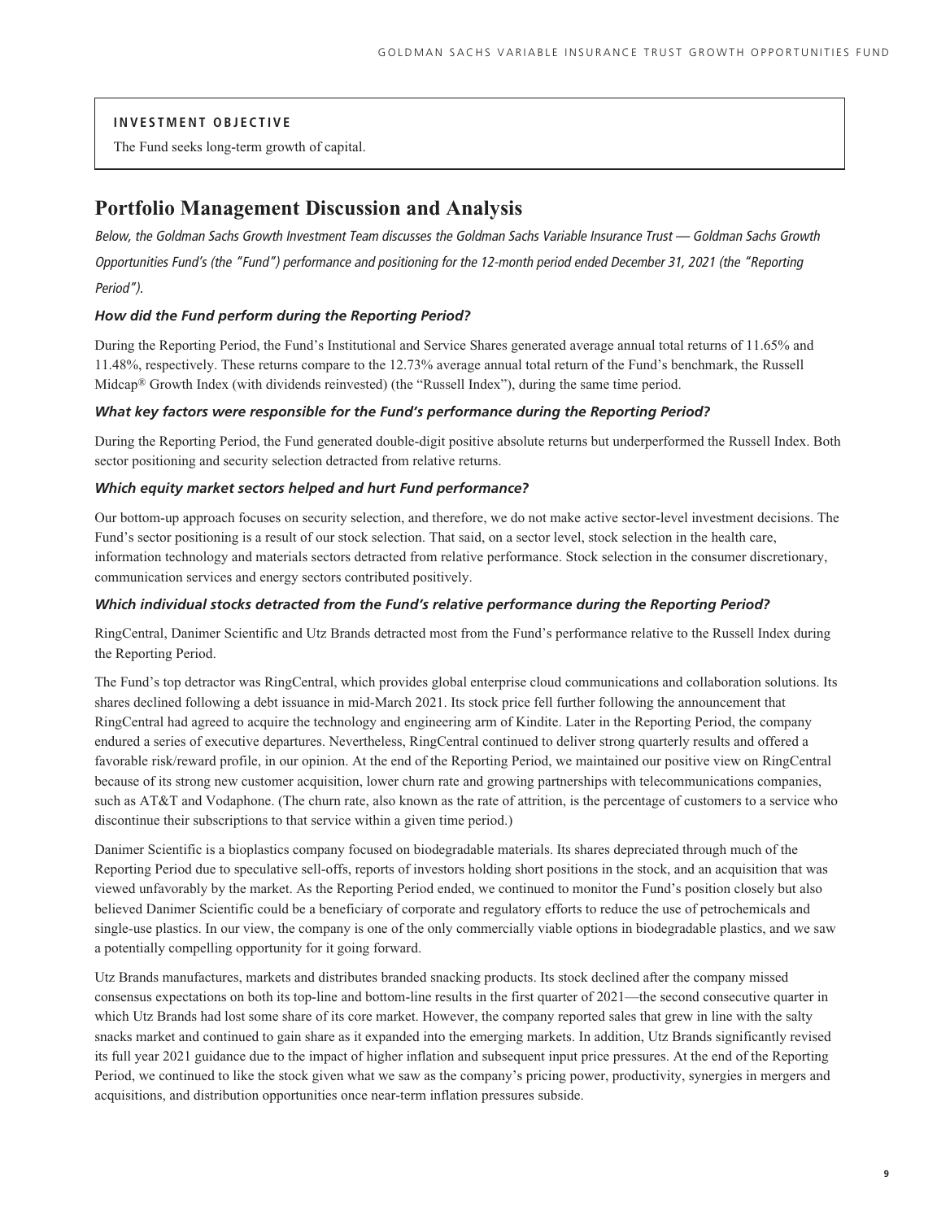**INVESTMENT OBJECTIVE**

The Fund seeks long-term growth of capital.

# Portfolio Management Discussion and Analysis

*Below, the Goldman Sachs Growth Investment Team discusses the Goldman Sachs Variable Insurance Trust — Goldman Sachs Growth Opportunities Fund's (the "Fund") performance and positioning for the 12-month period ended December 31, 2021 (the "Reporting Period").*

### *How did the Fund perform during the Reporting Period?*

During the Reporting Period, the Fund's Institutional and Service Shares generated average annual total returns of 11.65% and 11.48%, respectively. These returns compare to the 12.73% average annual total return of the Fund's benchmark, the Russell Midcap® Growth Index (with dividends reinvested) (the "Russell Index"), during the same time period.

### *What key factors were responsible for the Fund's performance during the Reporting Period?*

During the Reporting Period, the Fund generated double-digit positive absolute returns but underperformed the Russell Index. Both sector positioning and security selection detracted from relative returns.

### *Which equity market sectors helped and hurt Fund performance?*

Our bottom-up approach focuses on security selection, and therefore, we do not make active sector-level investment decisions. The Fund's sector positioning is a result of our stock selection. That said, on a sector level, stock selection in the health care, information technology and materials sectors detracted from relative performance. Stock selection in the consumer discretionary, communication services and energy sectors contributed positively.

### *Which individual stocks detracted from the Fund's relative performance during the Reporting Period?*

RingCentral, Danimer Scientific and Utz Brands detracted most from the Fund's performance relative to the Russell Index during the Reporting Period.

The Fund's top detractor was RingCentral, which provides global enterprise cloud communications and collaboration solutions. Its shares declined following a debt issuance in mid-March 2021. Its stock price fell further following the announcement that RingCentral had agreed to acquire the technology and engineering arm of Kindite. Later in the Reporting Period, the company endured a series of executive departures. Nevertheless, RingCentral continued to deliver strong quarterly results and offered a favorable risk/reward profile, in our opinion. At the end of the Reporting Period, we maintained our positive view on RingCentral because of its strong new customer acquisition, lower churn rate and growing partnerships with telecommunications companies, such as AT&T and Vodaphone. (The churn rate, also known as the rate of attrition, is the percentage of customers to a service who discontinue their subscriptions to that service within a given time period.)

Danimer Scientific is a bioplastics company focused on biodegradable materials. Its shares depreciated through much of the Reporting Period due to speculative sell-offs, reports of investors holding short positions in the stock, and an acquisition that was viewed unfavorably by the market. As the Reporting Period ended, we continued to monitor the Fund's position closely but also believed Danimer Scientific could be a beneficiary of corporate and regulatory efforts to reduce the use of petrochemicals and single-use plastics. In our view, the company is one of the only commercially viable options in biodegradable plastics, and we saw a potentially compelling opportunity for it going forward.

Utz Brands manufactures, markets and distributes branded snacking products. Its stock declined after the company missed consensus expectations on both its top-line and bottom-line results in the first quarter of 2021—the second consecutive quarter in which Utz Brands had lost some share of its core market. However, the company reported sales that grew in line with the salty snacks market and continued to gain share as it expanded into the emerging markets. In addition, Utz Brands significantly revised its full year 2021 guidance due to the impact of higher inflation and subsequent input price pressures. At the end of the Reporting Period, we continued to like the stock given what we saw as the company's pricing power, productivity, synergies in mergers and acquisitions, and distribution opportunities once near-term inflation pressures subside.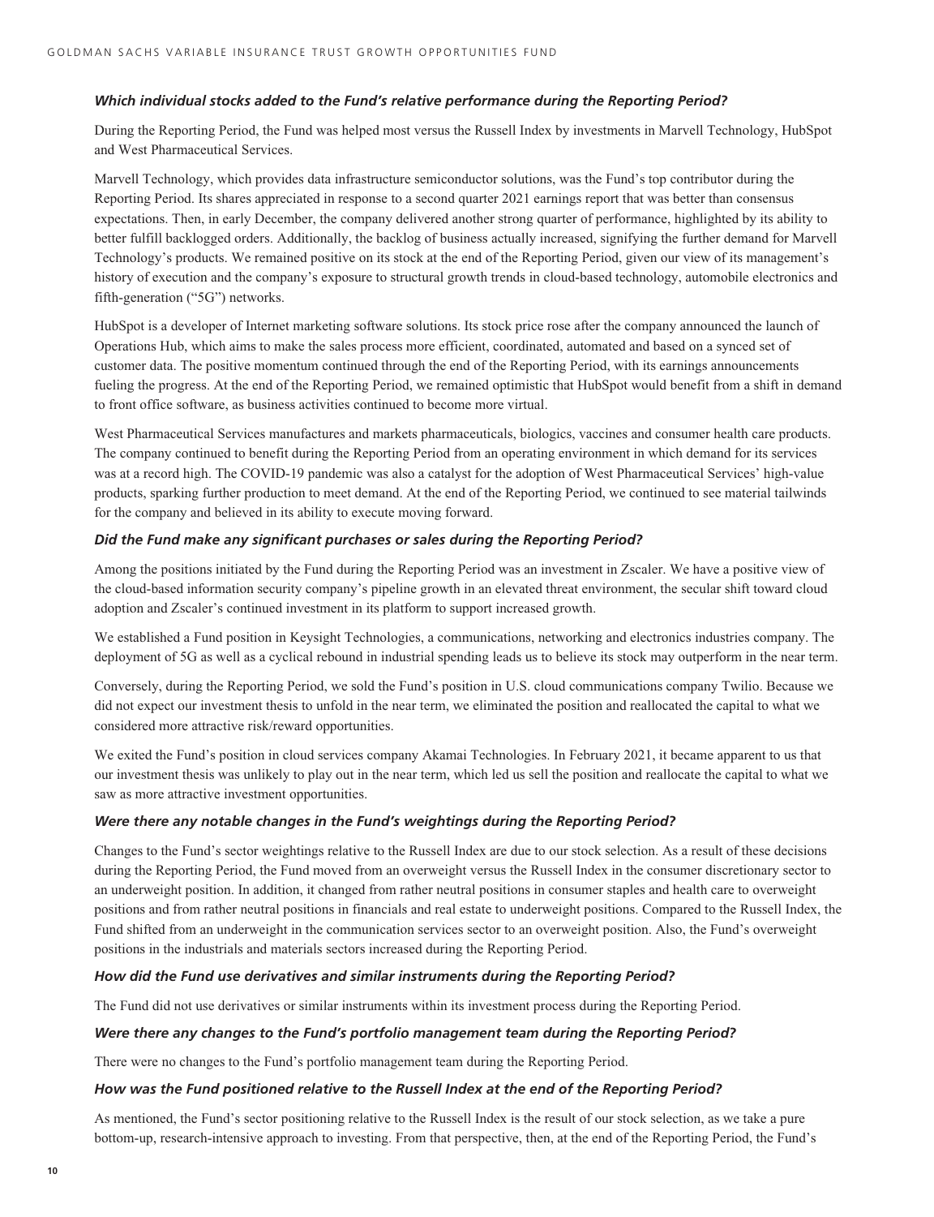***Which individual stocks added to the Fund's relative performance during the Reporting Period?***

During the Reporting Period, the Fund was helped most versus the Russell Index by investments in Marvell Technology, HubSpot and West Pharmaceutical Services.

Marvell Technology, which provides data infrastructure semiconductor solutions, was the Fund's top contributor during the Reporting Period. Its shares appreciated in response to a second quarter 2021 earnings report that was better than consensus expectations. Then, in early December, the company delivered another strong quarter of performance, highlighted by its ability to better fulfill backlogged orders. Additionally, the backlog of business actually increased, signifying the further demand for Marvell Technology's products. We remained positive on its stock at the end of the Reporting Period, given our view of its management's history of execution and the company's exposure to structural growth trends in cloud-based technology, automobile electronics and fifth-generation ("5G") networks.

HubSpot is a developer of Internet marketing software solutions. Its stock price rose after the company announced the launch of Operations Hub, which aims to make the sales process more efficient, coordinated, automated and based on a synced set of customer data. The positive momentum continued through the end of the Reporting Period, with its earnings announcements fueling the progress. At the end of the Reporting Period, we remained optimistic that HubSpot would benefit from a shift in demand to front office software, as business activities continued to become more virtual.

West Pharmaceutical Services manufactures and markets pharmaceuticals, biologics, vaccines and consumer health care products. The company continued to benefit during the Reporting Period from an operating environment in which demand for its services was at a record high. The COVID-19 pandemic was also a catalyst for the adoption of West Pharmaceutical Services' high-value products, sparking further production to meet demand. At the end of the Reporting Period, we continued to see material tailwinds for the company and believed in its ability to execute moving forward.

***Did the Fund make any significant purchases or sales during the Reporting Period?***

Among the positions initiated by the Fund during the Reporting Period was an investment in Zscaler. We have a positive view of the cloud-based information security company's pipeline growth in an elevated threat environment, the secular shift toward cloud adoption and Zscaler's continued investment in its platform to support increased growth.

We established a Fund position in Keysight Technologies, a communications, networking and electronics industries company. The deployment of 5G as well as a cyclical rebound in industrial spending leads us to believe its stock may outperform in the near term.

Conversely, during the Reporting Period, we sold the Fund's position in U.S. cloud communications company Twilio. Because we did not expect our investment thesis to unfold in the near term, we eliminated the position and reallocated the capital to what we considered more attractive risk/reward opportunities.

We exited the Fund's position in cloud services company Akamai Technologies. In February 2021, it became apparent to us that our investment thesis was unlikely to play out in the near term, which led us sell the position and reallocate the capital to what we saw as more attractive investment opportunities.

***Were there any notable changes in the Fund's weightings during the Reporting Period?***

Changes to the Fund's sector weightings relative to the Russell Index are due to our stock selection. As a result of these decisions during the Reporting Period, the Fund moved from an overweight versus the Russell Index in the consumer discretionary sector to an underweight position. In addition, it changed from rather neutral positions in consumer staples and health care to overweight positions and from rather neutral positions in financials and real estate to underweight positions. Compared to the Russell Index, the Fund shifted from an underweight in the communication services sector to an overweight position. Also, the Fund's overweight positions in the industrials and materials sectors increased during the Reporting Period.

***How did the Fund use derivatives and similar instruments during the Reporting Period?***

The Fund did not use derivatives or similar instruments within its investment process during the Reporting Period.

***Were there any changes to the Fund's portfolio management team during the Reporting Period?***

There were no changes to the Fund's portfolio management team during the Reporting Period.

***How was the Fund positioned relative to the Russell Index at the end of the Reporting Period?***

As mentioned, the Fund's sector positioning relative to the Russell Index is the result of our stock selection, as we take a pure bottom-up, research-intensive approach to investing. From that perspective, then, at the end of the Reporting Period, the Fund's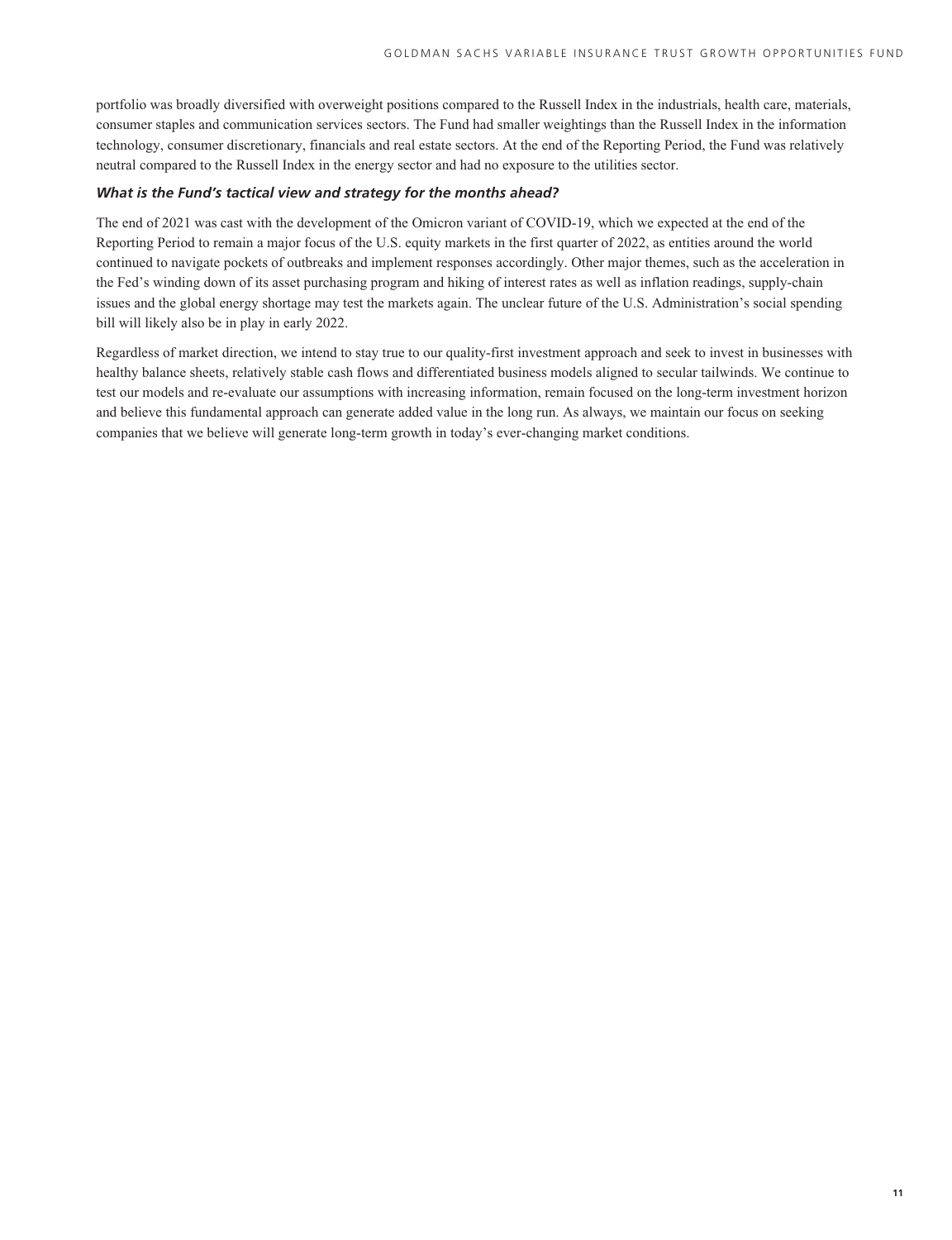portfolio was broadly diversified with overweight positions compared to the Russell Index in the industrials, health care, materials, consumer staples and communication services sectors. The Fund had smaller weightings than the Russell Index in the information technology, consumer discretionary, financials and real estate sectors. At the end of the Reporting Period, the Fund was relatively neutral compared to the Russell Index in the energy sector and had no exposure to the utilities sector.

### *What is the Fund's tactical view and strategy for the months ahead?*

The end of 2021 was cast with the development of the Omicron variant of COVID-19, which we expected at the end of the Reporting Period to remain a major focus of the U.S. equity markets in the first quarter of 2022, as entities around the world continued to navigate pockets of outbreaks and implement responses accordingly. Other major themes, such as the acceleration in the Fed's winding down of its asset purchasing program and hiking of interest rates as well as inflation readings, supply-chain issues and the global energy shortage may test the markets again. The unclear future of the U.S. Administration's social spending bill will likely also be in play in early 2022.

Regardless of market direction, we intend to stay true to our quality-first investment approach and seek to invest in businesses with healthy balance sheets, relatively stable cash flows and differentiated business models aligned to secular tailwinds. We continue to test our models and re-evaluate our assumptions with increasing information, remain focused on the long-term investment horizon and believe this fundamental approach can generate added value in the long run. As always, we maintain our focus on seeking companies that we believe will generate long-term growth in today's ever-changing market conditions.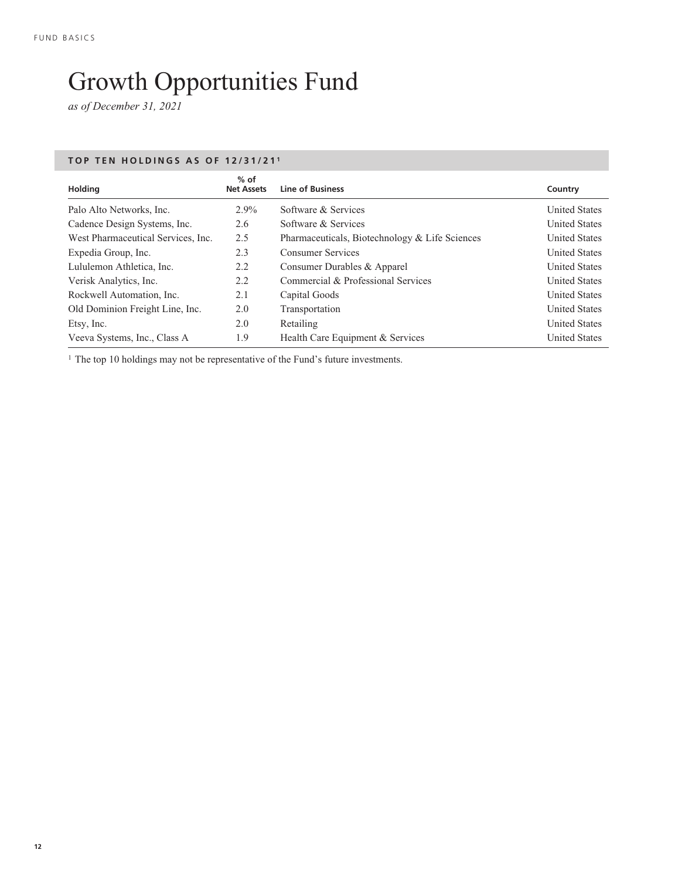# Growth Opportunities Fund

*as of December 31, 2021*

## TOP TEN HOLDINGS AS OF 12/31/21[1]

| Holding | % of Net Assets | Line of Business | Country |
|---|---|---|---|
| Palo Alto Networks, Inc. | 2.9% | Software & Services | United States |
| Cadence Design Systems, Inc. | 2.6 | Software & Services | United States |
| West Pharmaceutical Services, Inc. | 2.5 | Pharmaceuticals, Biotechnology & Life Sciences | United States |
| Expedia Group, Inc. | 2.3 | Consumer Services | United States |
| Lululemon Athletica, Inc. | 2.2 | Consumer Durables & Apparel | United States |
| Verisk Analytics, Inc. | 2.2 | Commercial & Professional Services | United States |
| Rockwell Automation, Inc. | 2.1 | Capital Goods | United States |
| Old Dominion Freight Line, Inc. | 2.0 | Transportation | United States |
| Etsy, Inc. | 2.0 | Retailing | United States |
| Veeva Systems, Inc., Class A | 1.9 | Health Care Equipment & Services | United States |

[1] The top 10 holdings may not be representative of the Fund's future investments.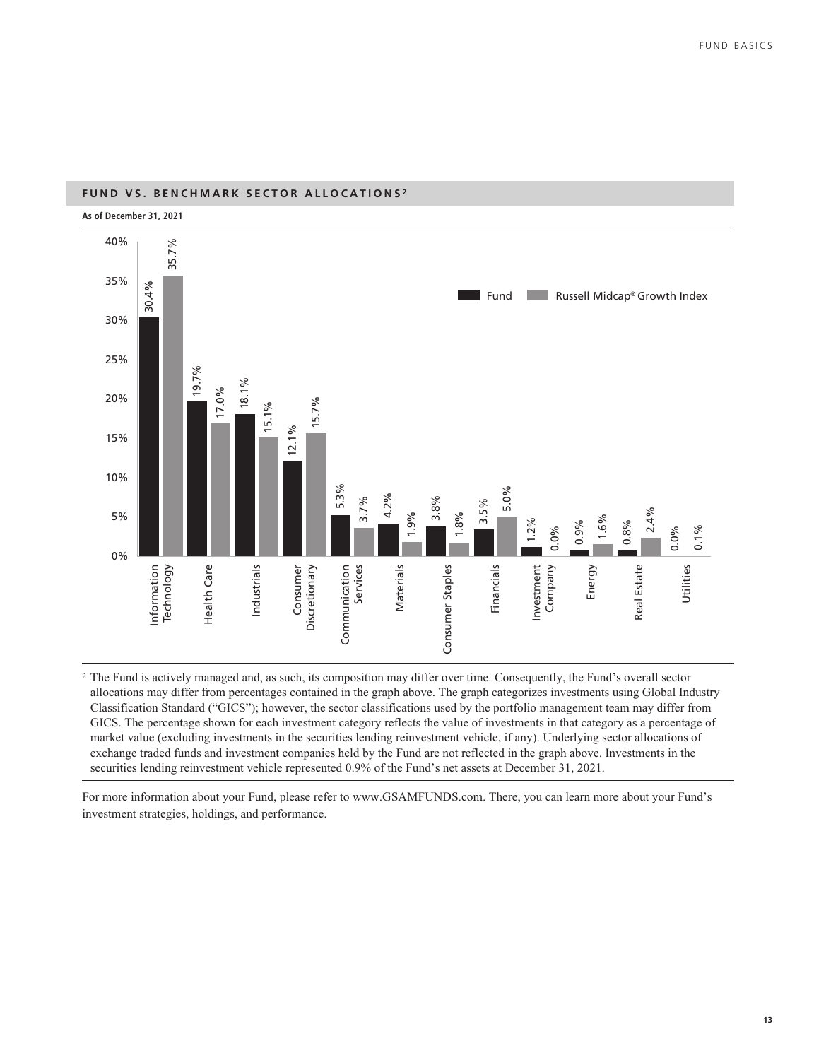## FUND VS. BENCHMARK SECTOR ALLOCATIONS[2]

**As of December 31, 2021**

| Sector | Fund | Russell Midcap® Growth Index |
|---|---|---|
| Information Technology | 30.4% | 35.7% |
| Health Care | 19.7% | 17.0% |
| Industrials | 18.1% | 15.1% |
| Consumer Discretionary | 12.1% | 15.7% |
| Communication Services | 5.3% | 3.7% |
| Materials | 4.2% | 1.9% |
| Consumer Staples | 3.8% | 1.8% |
| Financials | 3.5% | 5.0% |
| Investment Company | 1.2% | 0.0% |
| Energy | 0.9% | 1.6% |
| Real Estate | 0.8% | 2.4% |
| Utilities | 0.0% | 0.1% |

[2] The Fund is actively managed and, as such, its composition may differ over time. Consequently, the Fund's overall sector allocations may differ from percentages contained in the graph above. The graph categorizes investments using Global Industry Classification Standard ("GICS"); however, the sector classifications used by the portfolio management team may differ from GICS. The percentage shown for each investment category reflects the value of investments in that category as a percentage of market value (excluding investments in the securities lending reinvestment vehicle, if any). Underlying sector allocations of exchange traded funds and investment companies held by the Fund are not reflected in the graph above. Investments in the securities lending reinvestment vehicle represented 0.9% of the Fund's net assets at December 31, 2021.

For more information about your Fund, please refer to www.GSAMFUNDS.com. There, you can learn more about your Fund's investment strategies, holdings, and performance.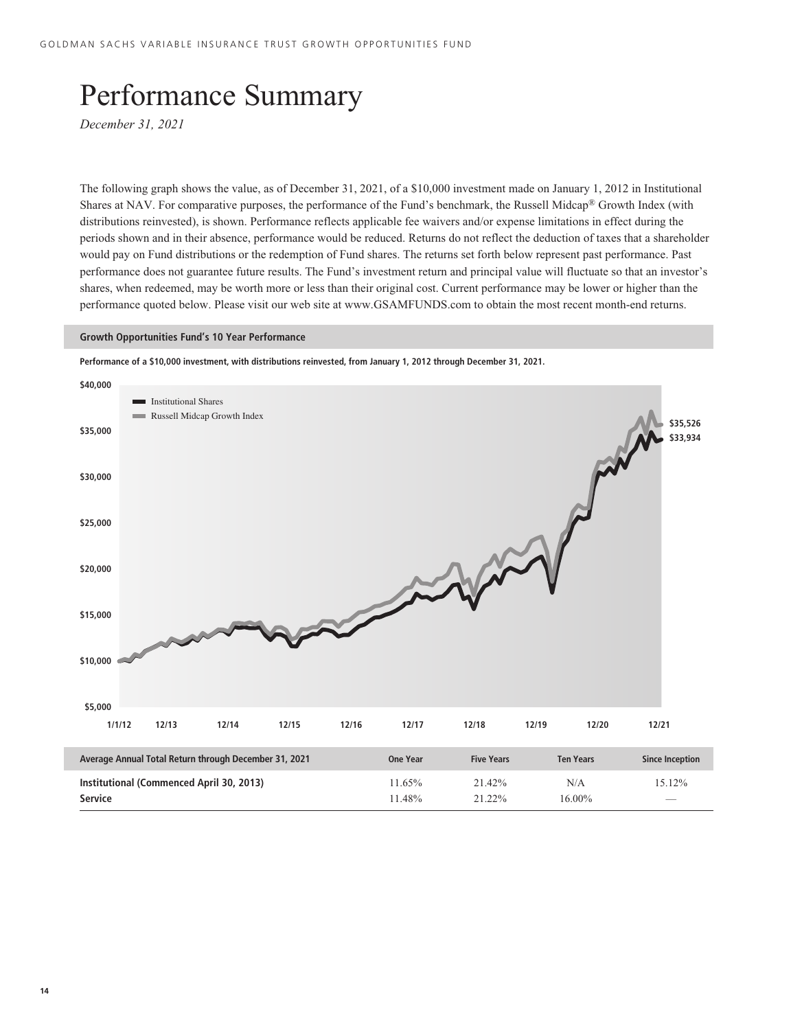# Performance Summary

*December 31, 2021*

The following graph shows the value, as of December 31, 2021, of a $10,000 investment made on January 1, 2012 in Institutional Shares at NAV. For comparative purposes, the performance of the Fund's benchmark, the Russell Midcap® Growth Index (with distributions reinvested), is shown. Performance reflects applicable fee waivers and/or expense limitations in effect during the periods shown and in their absence, performance would be reduced. Returns do not reflect the deduction of taxes that a shareholder would pay on Fund distributions or the redemption of Fund shares. The returns set forth below represent past performance. Past performance does not guarantee future results. The Fund's investment return and principal value will fluctuate so that an investor's shares, when redeemed, may be worth more or less than their original cost. Current performance may be lower or higher than the performance quoted below. Please visit our web site at www.GSAMFUNDS.com to obtain the most recent month-end returns.

**Growth Opportunities Fund's 10 Year Performance**

**Performance of a $10,000 investment, with distributions reinvested, from January 1, 2012 through December 31, 2021.**

Institutional Shares: $33,934
Russell Midcap Growth Index: $35,526

| Average Annual Total Return through December 31, 2021 | One Year | Five Years | Ten Years | Since Inception |
|---|---|---|---|---|
| **Institutional (Commenced April 30, 2013)** | 11.65% | 21.42% | N/A | 15.12% |
| **Service** | 11.48% | 21.22% | 16.00% | — |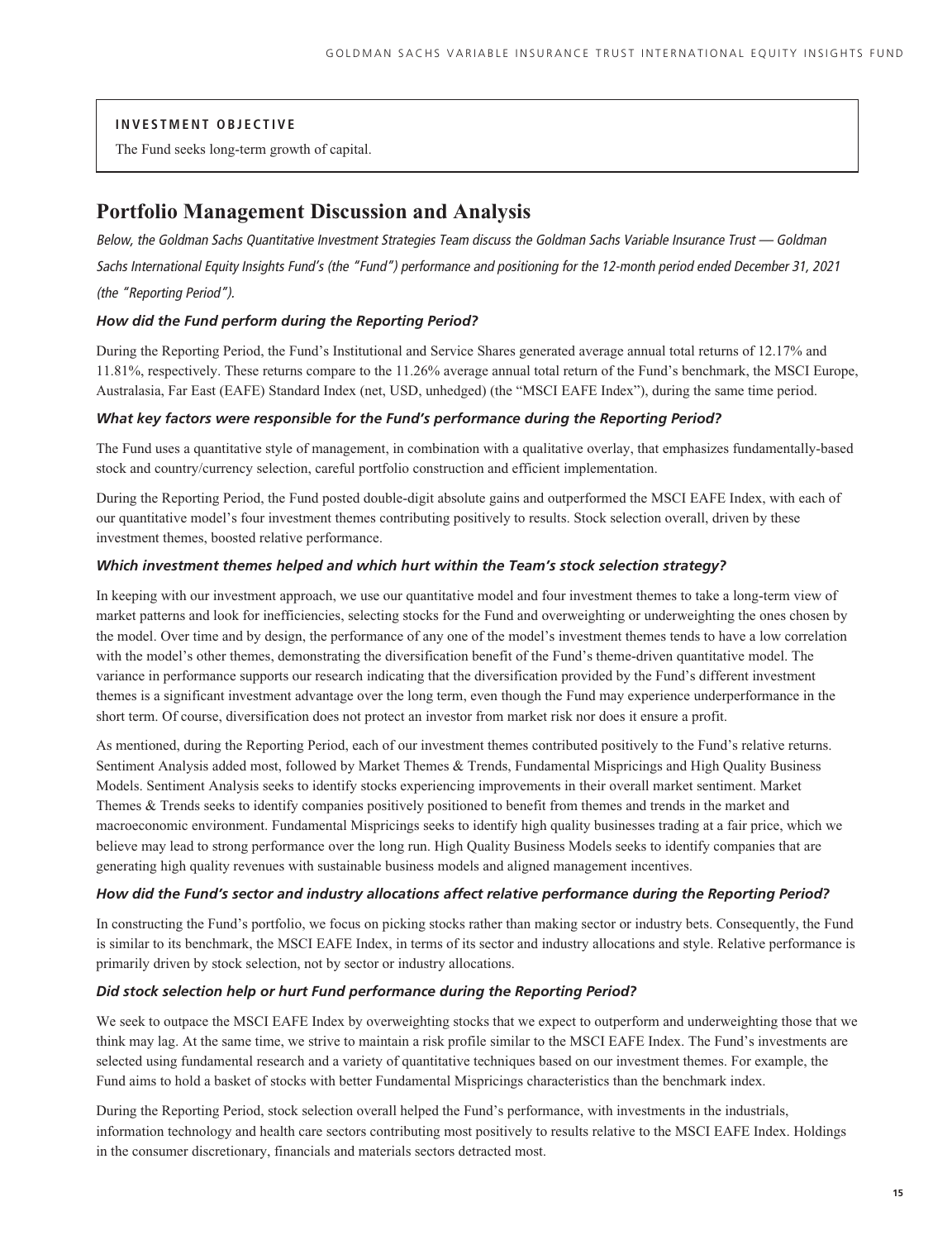**INVESTMENT OBJECTIVE**

The Fund seeks long-term growth of capital.

## Portfolio Management Discussion and Analysis

*Below, the Goldman Sachs Quantitative Investment Strategies Team discuss the Goldman Sachs Variable Insurance Trust — Goldman Sachs International Equity Insights Fund's (the "Fund") performance and positioning for the 12-month period ended December 31, 2021 (the "Reporting Period").*

### *How did the Fund perform during the Reporting Period?*

During the Reporting Period, the Fund's Institutional and Service Shares generated average annual total returns of 12.17% and 11.81%, respectively. These returns compare to the 11.26% average annual total return of the Fund's benchmark, the MSCI Europe, Australasia, Far East (EAFE) Standard Index (net, USD, unhedged) (the "MSCI EAFE Index"), during the same time period.

### *What key factors were responsible for the Fund's performance during the Reporting Period?*

The Fund uses a quantitative style of management, in combination with a qualitative overlay, that emphasizes fundamentally-based stock and country/currency selection, careful portfolio construction and efficient implementation.

During the Reporting Period, the Fund posted double-digit absolute gains and outperformed the MSCI EAFE Index, with each of our quantitative model's four investment themes contributing positively to results. Stock selection overall, driven by these investment themes, boosted relative performance.

### *Which investment themes helped and which hurt within the Team's stock selection strategy?*

In keeping with our investment approach, we use our quantitative model and four investment themes to take a long-term view of market patterns and look for inefficiencies, selecting stocks for the Fund and overweighting or underweighting the ones chosen by the model. Over time and by design, the performance of any one of the model's investment themes tends to have a low correlation with the model's other themes, demonstrating the diversification benefit of the Fund's theme-driven quantitative model. The variance in performance supports our research indicating that the diversification provided by the Fund's different investment themes is a significant investment advantage over the long term, even though the Fund may experience underperformance in the short term. Of course, diversification does not protect an investor from market risk nor does it ensure a profit.

As mentioned, during the Reporting Period, each of our investment themes contributed positively to the Fund's relative returns. Sentiment Analysis added most, followed by Market Themes & Trends, Fundamental Mispricings and High Quality Business Models. Sentiment Analysis seeks to identify stocks experiencing improvements in their overall market sentiment. Market Themes & Trends seeks to identify companies positively positioned to benefit from themes and trends in the market and macroeconomic environment. Fundamental Mispricings seeks to identify high quality businesses trading at a fair price, which we believe may lead to strong performance over the long run. High Quality Business Models seeks to identify companies that are generating high quality revenues with sustainable business models and aligned management incentives.

### *How did the Fund's sector and industry allocations affect relative performance during the Reporting Period?*

In constructing the Fund's portfolio, we focus on picking stocks rather than making sector or industry bets. Consequently, the Fund is similar to its benchmark, the MSCI EAFE Index, in terms of its sector and industry allocations and style. Relative performance is primarily driven by stock selection, not by sector or industry allocations.

### *Did stock selection help or hurt Fund performance during the Reporting Period?*

We seek to outpace the MSCI EAFE Index by overweighting stocks that we expect to outperform and underweighting those that we think may lag. At the same time, we strive to maintain a risk profile similar to the MSCI EAFE Index. The Fund's investments are selected using fundamental research and a variety of quantitative techniques based on our investment themes. For example, the Fund aims to hold a basket of stocks with better Fundamental Mispricings characteristics than the benchmark index.

During the Reporting Period, stock selection overall helped the Fund's performance, with investments in the industrials, information technology and health care sectors contributing most positively to results relative to the MSCI EAFE Index. Holdings in the consumer discretionary, financials and materials sectors detracted most.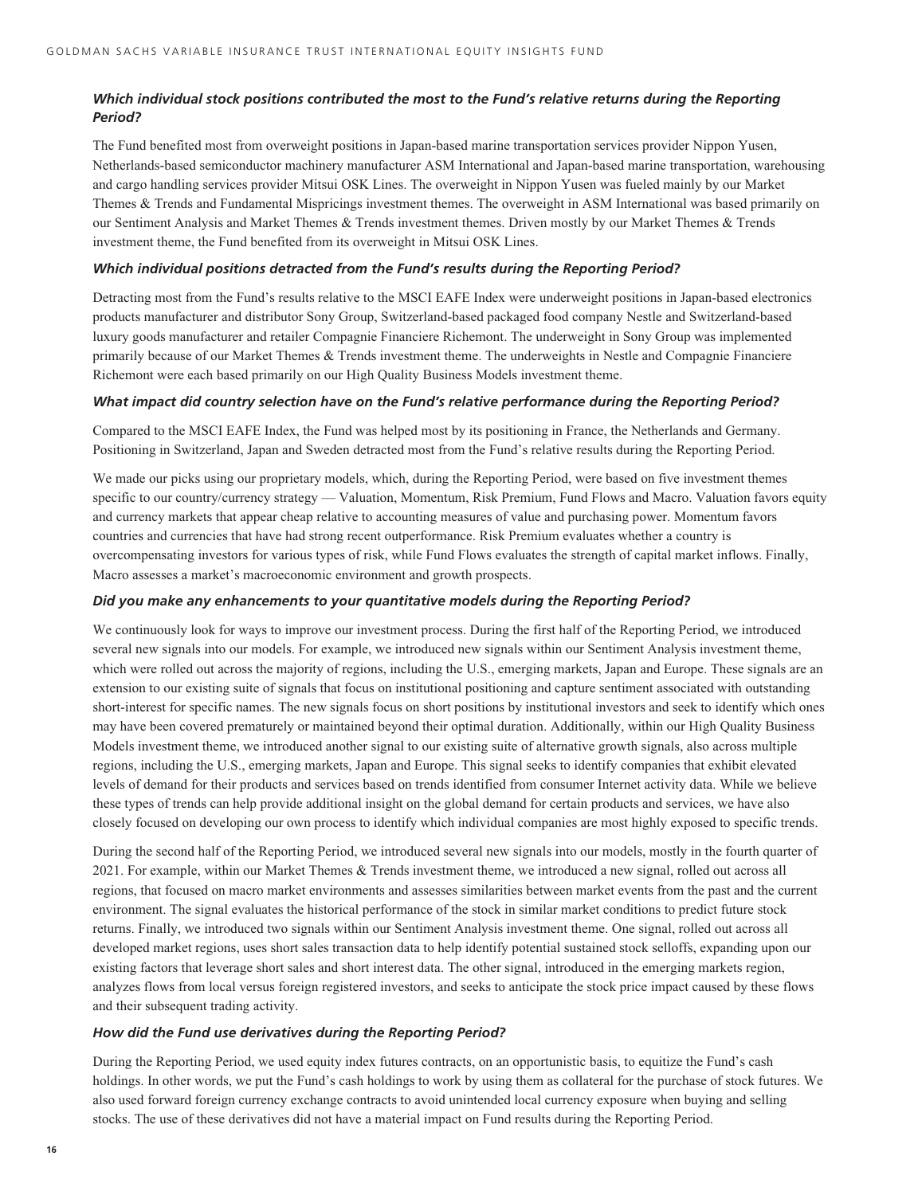### *Which individual stock positions contributed the most to the Fund's relative returns during the Reporting Period?*

The Fund benefited most from overweight positions in Japan-based marine transportation services provider Nippon Yusen, Netherlands-based semiconductor machinery manufacturer ASM International and Japan-based marine transportation, warehousing and cargo handling services provider Mitsui OSK Lines. The overweight in Nippon Yusen was fueled mainly by our Market Themes & Trends and Fundamental Mispricings investment themes. The overweight in ASM International was based primarily on our Sentiment Analysis and Market Themes & Trends investment themes. Driven mostly by our Market Themes & Trends investment theme, the Fund benefited from its overweight in Mitsui OSK Lines.

### *Which individual positions detracted from the Fund's results during the Reporting Period?*

Detracting most from the Fund's results relative to the MSCI EAFE Index were underweight positions in Japan-based electronics products manufacturer and distributor Sony Group, Switzerland-based packaged food company Nestle and Switzerland-based luxury goods manufacturer and retailer Compagnie Financiere Richemont. The underweight in Sony Group was implemented primarily because of our Market Themes & Trends investment theme. The underweights in Nestle and Compagnie Financiere Richemont were each based primarily on our High Quality Business Models investment theme.

### *What impact did country selection have on the Fund's relative performance during the Reporting Period?*

Compared to the MSCI EAFE Index, the Fund was helped most by its positioning in France, the Netherlands and Germany. Positioning in Switzerland, Japan and Sweden detracted most from the Fund's relative results during the Reporting Period.

We made our picks using our proprietary models, which, during the Reporting Period, were based on five investment themes specific to our country/currency strategy — Valuation, Momentum, Risk Premium, Fund Flows and Macro. Valuation favors equity and currency markets that appear cheap relative to accounting measures of value and purchasing power. Momentum favors countries and currencies that have had strong recent outperformance. Risk Premium evaluates whether a country is overcompensating investors for various types of risk, while Fund Flows evaluates the strength of capital market inflows. Finally, Macro assesses a market's macroeconomic environment and growth prospects.

### *Did you make any enhancements to your quantitative models during the Reporting Period?*

We continuously look for ways to improve our investment process. During the first half of the Reporting Period, we introduced several new signals into our models. For example, we introduced new signals within our Sentiment Analysis investment theme, which were rolled out across the majority of regions, including the U.S., emerging markets, Japan and Europe. These signals are an extension to our existing suite of signals that focus on institutional positioning and capture sentiment associated with outstanding short-interest for specific names. The new signals focus on short positions by institutional investors and seek to identify which ones may have been covered prematurely or maintained beyond their optimal duration. Additionally, within our High Quality Business Models investment theme, we introduced another signal to our existing suite of alternative growth signals, also across multiple regions, including the U.S., emerging markets, Japan and Europe. This signal seeks to identify companies that exhibit elevated levels of demand for their products and services based on trends identified from consumer Internet activity data. While we believe these types of trends can help provide additional insight on the global demand for certain products and services, we have also closely focused on developing our own process to identify which individual companies are most highly exposed to specific trends.

During the second half of the Reporting Period, we introduced several new signals into our models, mostly in the fourth quarter of 2021. For example, within our Market Themes & Trends investment theme, we introduced a new signal, rolled out across all regions, that focused on macro market environments and assesses similarities between market events from the past and the current environment. The signal evaluates the historical performance of the stock in similar market conditions to predict future stock returns. Finally, we introduced two signals within our Sentiment Analysis investment theme. One signal, rolled out across all developed market regions, uses short sales transaction data to help identify potential sustained stock selloffs, expanding upon our existing factors that leverage short sales and short interest data. The other signal, introduced in the emerging markets region, analyzes flows from local versus foreign registered investors, and seeks to anticipate the stock price impact caused by these flows and their subsequent trading activity.

### *How did the Fund use derivatives during the Reporting Period?*

During the Reporting Period, we used equity index futures contracts, on an opportunistic basis, to equitize the Fund's cash holdings. In other words, we put the Fund's cash holdings to work by using them as collateral for the purchase of stock futures. We also used forward foreign currency exchange contracts to avoid unintended local currency exposure when buying and selling stocks. The use of these derivatives did not have a material impact on Fund results during the Reporting Period.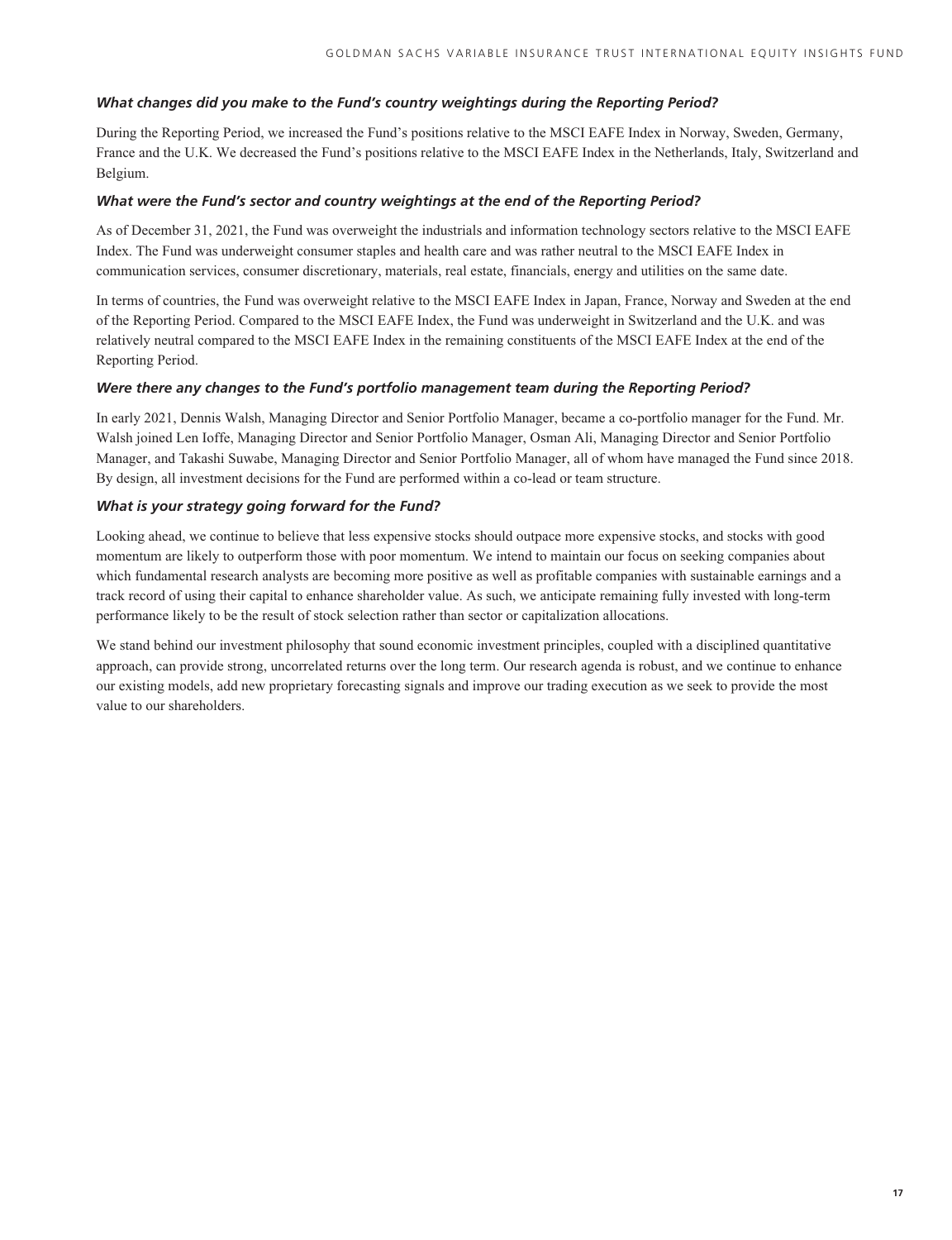*What changes did you make to the Fund's country weightings during the Reporting Period?*

During the Reporting Period, we increased the Fund's positions relative to the MSCI EAFE Index in Norway, Sweden, Germany, France and the U.K. We decreased the Fund's positions relative to the MSCI EAFE Index in the Netherlands, Italy, Switzerland and Belgium.

*What were the Fund's sector and country weightings at the end of the Reporting Period?*

As of December 31, 2021, the Fund was overweight the industrials and information technology sectors relative to the MSCI EAFE Index. The Fund was underweight consumer staples and health care and was rather neutral to the MSCI EAFE Index in communication services, consumer discretionary, materials, real estate, financials, energy and utilities on the same date.

In terms of countries, the Fund was overweight relative to the MSCI EAFE Index in Japan, France, Norway and Sweden at the end of the Reporting Period. Compared to the MSCI EAFE Index, the Fund was underweight in Switzerland and the U.K. and was relatively neutral compared to the MSCI EAFE Index in the remaining constituents of the MSCI EAFE Index at the end of the Reporting Period.

*Were there any changes to the Fund's portfolio management team during the Reporting Period?*

In early 2021, Dennis Walsh, Managing Director and Senior Portfolio Manager, became a co-portfolio manager for the Fund. Mr. Walsh joined Len Ioffe, Managing Director and Senior Portfolio Manager, Osman Ali, Managing Director and Senior Portfolio Manager, and Takashi Suwabe, Managing Director and Senior Portfolio Manager, all of whom have managed the Fund since 2018. By design, all investment decisions for the Fund are performed within a co-lead or team structure.

*What is your strategy going forward for the Fund?*

Looking ahead, we continue to believe that less expensive stocks should outpace more expensive stocks, and stocks with good momentum are likely to outperform those with poor momentum. We intend to maintain our focus on seeking companies about which fundamental research analysts are becoming more positive as well as profitable companies with sustainable earnings and a track record of using their capital to enhance shareholder value. As such, we anticipate remaining fully invested with long-term performance likely to be the result of stock selection rather than sector or capitalization allocations.

We stand behind our investment philosophy that sound economic investment principles, coupled with a disciplined quantitative approach, can provide strong, uncorrelated returns over the long term. Our research agenda is robust, and we continue to enhance our existing models, add new proprietary forecasting signals and improve our trading execution as we seek to provide the most value to our shareholders.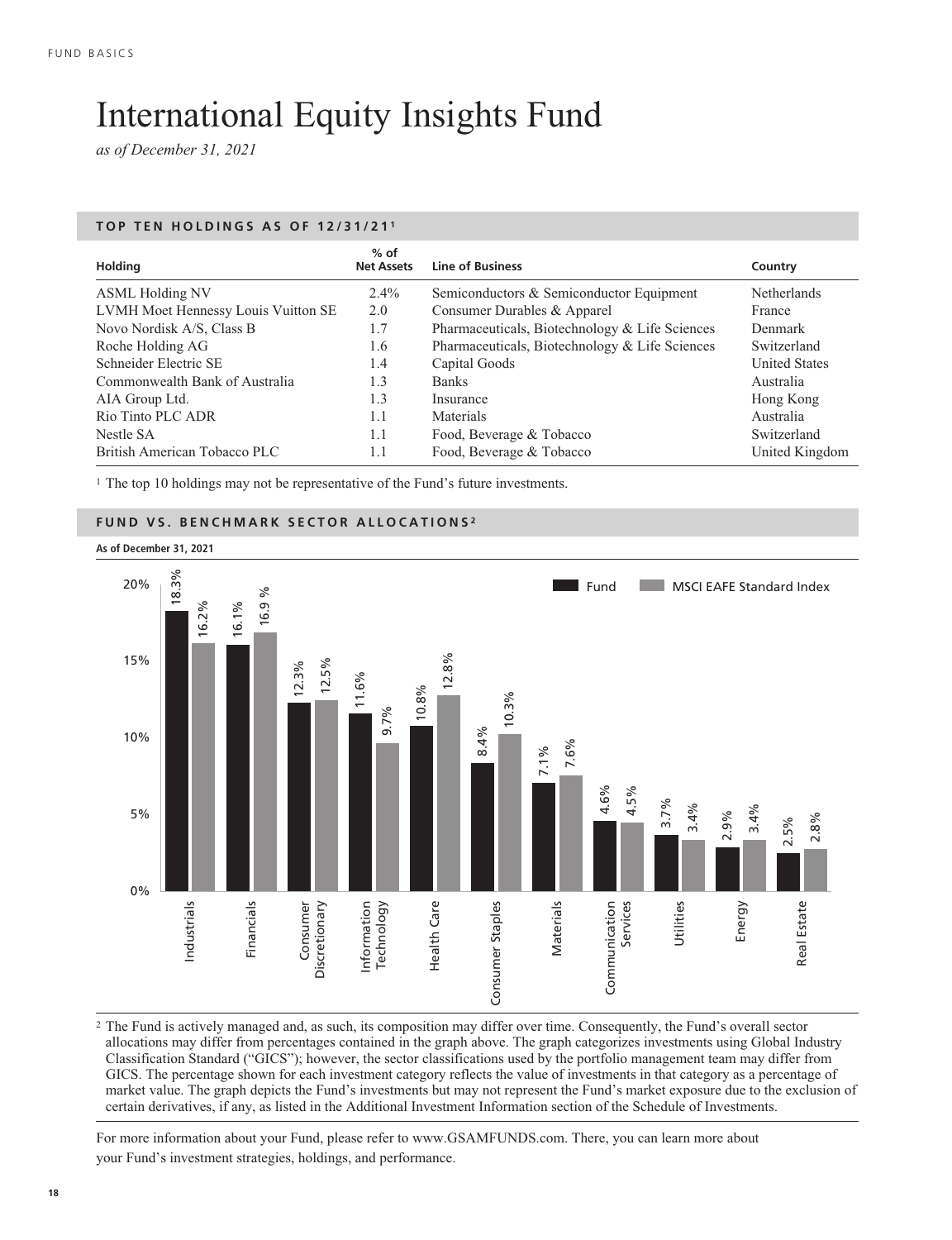# International Equity Insights Fund

*as of December 31, 2021*

## TOP TEN HOLDINGS AS OF 12/31/21[1]

| Holding | % of Net Assets | Line of Business | Country |
|---|---|---|---|
| ASML Holding NV | 2.4% | Semiconductors & Semiconductor Equipment | Netherlands |
| LVMH Moet Hennessy Louis Vuitton SE | 2.0 | Consumer Durables & Apparel | France |
| Novo Nordisk A/S, Class B | 1.7 | Pharmaceuticals, Biotechnology & Life Sciences | Denmark |
| Roche Holding AG | 1.6 | Pharmaceuticals, Biotechnology & Life Sciences | Switzerland |
| Schneider Electric SE | 1.4 | Capital Goods | United States |
| Commonwealth Bank of Australia | 1.3 | Banks | Australia |
| AIA Group Ltd. | 1.3 | Insurance | Hong Kong |
| Rio Tinto PLC ADR | 1.1 | Materials | Australia |
| Nestle SA | 1.1 | Food, Beverage & Tobacco | Switzerland |
| British American Tobacco PLC | 1.1 | Food, Beverage & Tobacco | United Kingdom |

[1] The top 10 holdings may not be representative of the Fund's future investments.

## FUND VS. BENCHMARK SECTOR ALLOCATIONS[2]

**As of December 31, 2021**

| Sector | Fund | MSCI EAFE Standard Index |
|---|---|---|
| Industrials | 18.3% | 16.2% |
| Financials | 16.1% | 16.9 % |
| Consumer Discretionary | 12.3% | 12.5% |
| Information Technology | 11.6% | 9.7% |
| Health Care | 10.8% | 12.8% |
| Consumer Staples | 8.4% | 10.3% |
| Materials | 7.1% | 7.6% |
| Communication Services | 4.6% | 4.5% |
| Utilities | 3.7% | 3.4% |
| Energy | 2.9% | 3.4% |
| Real Estate | 2.5% | 2.8% |

[2] The Fund is actively managed and, as such, its composition may differ over time. Consequently, the Fund's overall sector allocations may differ from percentages contained in the graph above. The graph categorizes investments using Global Industry Classification Standard ("GICS"); however, the sector classifications used by the portfolio management team may differ from GICS. The percentage shown for each investment category reflects the value of investments in that category as a percentage of market value. The graph depicts the Fund's investments but may not represent the Fund's market exposure due to the exclusion of certain derivatives, if any, as listed in the Additional Investment Information section of the Schedule of Investments.

For more information about your Fund, please refer to www.GSAMFUNDS.com. There, you can learn more about your Fund's investment strategies, holdings, and performance.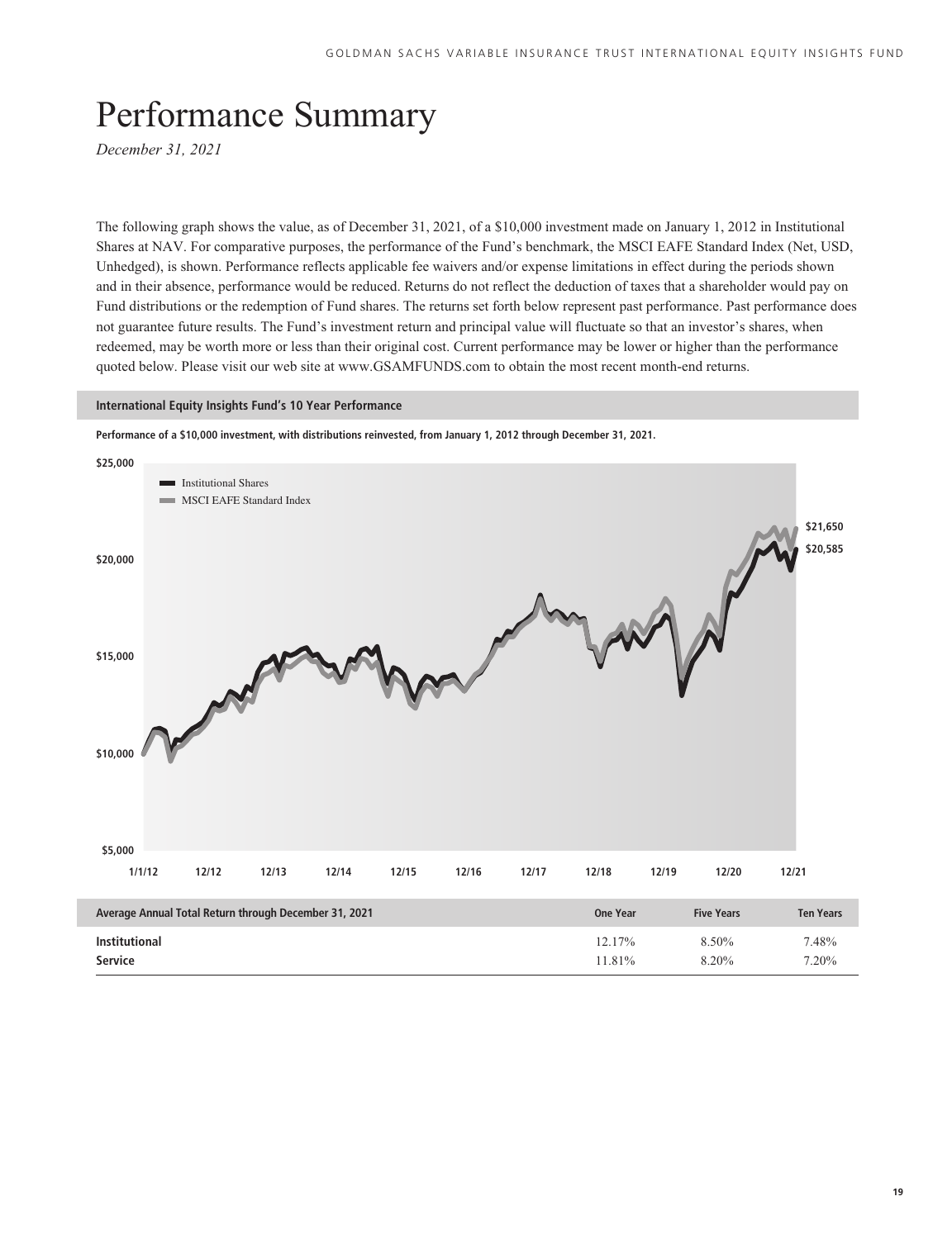# Performance Summary

*December 31, 2021*

The following graph shows the value, as of December 31, 2021, of a $10,000 investment made on January 1, 2012 in Institutional Shares at NAV. For comparative purposes, the performance of the Fund's benchmark, the MSCI EAFE Standard Index (Net, USD, Unhedged), is shown. Performance reflects applicable fee waivers and/or expense limitations in effect during the periods shown and in their absence, performance would be reduced. Returns do not reflect the deduction of taxes that a shareholder would pay on Fund distributions or the redemption of Fund shares. The returns set forth below represent past performance. Past performance does not guarantee future results. The Fund's investment return and principal value will fluctuate so that an investor's shares, when redeemed, may be worth more or less than their original cost. Current performance may be lower or higher than the performance quoted below. Please visit our web site at www.GSAMFUNDS.com to obtain the most recent month-end returns.

**International Equity Insights Fund's 10 Year Performance**

**Performance of a $10,000 investment, with distributions reinvested, from January 1, 2012 through December 31, 2021.**

Institutional Shares: $20,585

MSCI EAFE Standard Index: $21,650

| Average Annual Total Return through December 31, 2021 | One Year | Five Years | Ten Years |
|---|---|---|---|
| **Institutional** | 12.17% | 8.50% | 7.48% |
| **Service** | 11.81% | 8.20% | 7.20% |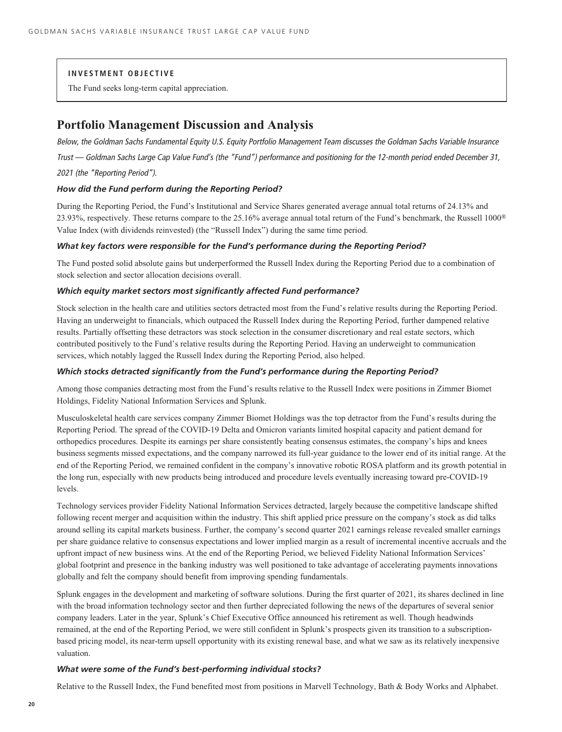**INVESTMENT OBJECTIVE**

The Fund seeks long-term capital appreciation.

# Portfolio Management Discussion and Analysis

*Below, the Goldman Sachs Fundamental Equity U.S. Equity Portfolio Management Team discusses the Goldman Sachs Variable Insurance Trust — Goldman Sachs Large Cap Value Fund's (the "Fund") performance and positioning for the 12-month period ended December 31, 2021 (the "Reporting Period").*

### *How did the Fund perform during the Reporting Period?*

During the Reporting Period, the Fund's Institutional and Service Shares generated average annual total returns of 24.13% and 23.93%, respectively. These returns compare to the 25.16% average annual total return of the Fund's benchmark, the Russell 1000® Value Index (with dividends reinvested) (the "Russell Index") during the same time period.

### *What key factors were responsible for the Fund's performance during the Reporting Period?*

The Fund posted solid absolute gains but underperformed the Russell Index during the Reporting Period due to a combination of stock selection and sector allocation decisions overall.

### *Which equity market sectors most significantly affected Fund performance?*

Stock selection in the health care and utilities sectors detracted most from the Fund's relative results during the Reporting Period. Having an underweight to financials, which outpaced the Russell Index during the Reporting Period, further dampened relative results. Partially offsetting these detractors was stock selection in the consumer discretionary and real estate sectors, which contributed positively to the Fund's relative results during the Reporting Period. Having an underweight to communication services, which notably lagged the Russell Index during the Reporting Period, also helped.

### *Which stocks detracted significantly from the Fund's performance during the Reporting Period?*

Among those companies detracting most from the Fund's results relative to the Russell Index were positions in Zimmer Biomet Holdings, Fidelity National Information Services and Splunk.

Musculoskeletal health care services company Zimmer Biomet Holdings was the top detractor from the Fund's results during the Reporting Period. The spread of the COVID-19 Delta and Omicron variants limited hospital capacity and patient demand for orthopedics procedures. Despite its earnings per share consistently beating consensus estimates, the company's hips and knees business segments missed expectations, and the company narrowed its full-year guidance to the lower end of its initial range. At the end of the Reporting Period, we remained confident in the company's innovative robotic ROSA platform and its growth potential in the long run, especially with new products being introduced and procedure levels eventually increasing toward pre-COVID-19 levels.

Technology services provider Fidelity National Information Services detracted, largely because the competitive landscape shifted following recent merger and acquisition within the industry. This shift applied price pressure on the company's stock as did talks around selling its capital markets business. Further, the company's second quarter 2021 earnings release revealed smaller earnings per share guidance relative to consensus expectations and lower implied margin as a result of incremental incentive accruals and the upfront impact of new business wins. At the end of the Reporting Period, we believed Fidelity National Information Services' global footprint and presence in the banking industry was well positioned to take advantage of accelerating payments innovations globally and felt the company should benefit from improving spending fundamentals.

Splunk engages in the development and marketing of software solutions. During the first quarter of 2021, its shares declined in line with the broad information technology sector and then further depreciated following the news of the departures of several senior company leaders. Later in the year, Splunk's Chief Executive Office announced his retirement as well. Though headwinds remained, at the end of the Reporting Period, we were still confident in Splunk's prospects given its transition to a subscription-based pricing model, its near-term upsell opportunity with its existing renewal base, and what we saw as its relatively inexpensive valuation.

### *What were some of the Fund's best-performing individual stocks?*

Relative to the Russell Index, the Fund benefited most from positions in Marvell Technology, Bath & Body Works and Alphabet.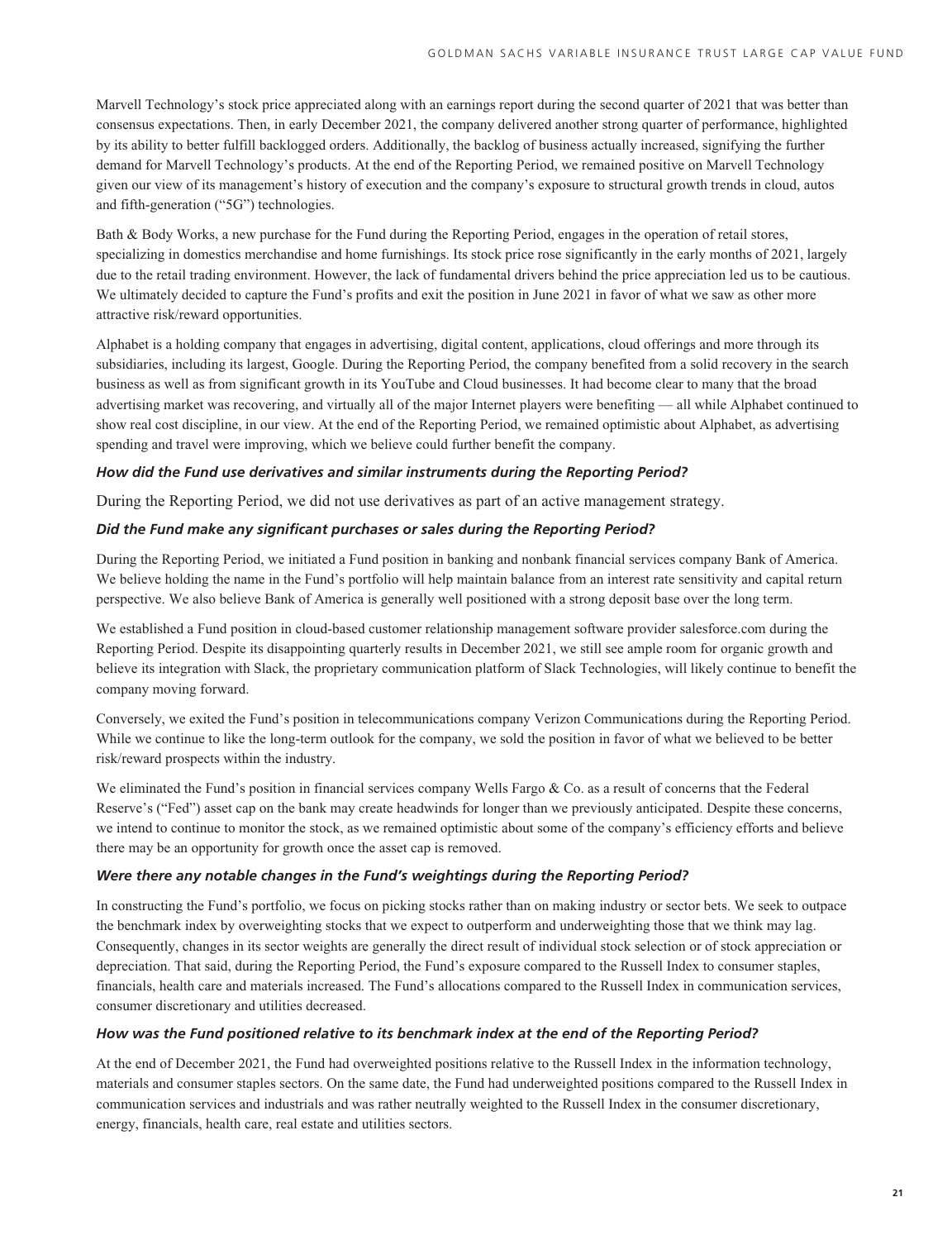Marvell Technology's stock price appreciated along with an earnings report during the second quarter of 2021 that was better than consensus expectations. Then, in early December 2021, the company delivered another strong quarter of performance, highlighted by its ability to better fulfill backlogged orders. Additionally, the backlog of business actually increased, signifying the further demand for Marvell Technology's products. At the end of the Reporting Period, we remained positive on Marvell Technology given our view of its management's history of execution and the company's exposure to structural growth trends in cloud, autos and fifth-generation ("5G") technologies.

Bath & Body Works, a new purchase for the Fund during the Reporting Period, engages in the operation of retail stores, specializing in domestics merchandise and home furnishings. Its stock price rose significantly in the early months of 2021, largely due to the retail trading environment. However, the lack of fundamental drivers behind the price appreciation led us to be cautious. We ultimately decided to capture the Fund's profits and exit the position in June 2021 in favor of what we saw as other more attractive risk/reward opportunities.

Alphabet is a holding company that engages in advertising, digital content, applications, cloud offerings and more through its subsidiaries, including its largest, Google. During the Reporting Period, the company benefited from a solid recovery in the search business as well as from significant growth in its YouTube and Cloud businesses. It had become clear to many that the broad advertising market was recovering, and virtually all of the major Internet players were benefiting — all while Alphabet continued to show real cost discipline, in our view. At the end of the Reporting Period, we remained optimistic about Alphabet, as advertising spending and travel were improving, which we believe could further benefit the company.

***How did the Fund use derivatives and similar instruments during the Reporting Period?***

During the Reporting Period, we did not use derivatives as part of an active management strategy.

***Did the Fund make any significant purchases or sales during the Reporting Period?***

During the Reporting Period, we initiated a Fund position in banking and nonbank financial services company Bank of America. We believe holding the name in the Fund's portfolio will help maintain balance from an interest rate sensitivity and capital return perspective. We also believe Bank of America is generally well positioned with a strong deposit base over the long term.

We established a Fund position in cloud-based customer relationship management software provider salesforce.com during the Reporting Period. Despite its disappointing quarterly results in December 2021, we still see ample room for organic growth and believe its integration with Slack, the proprietary communication platform of Slack Technologies, will likely continue to benefit the company moving forward.

Conversely, we exited the Fund's position in telecommunications company Verizon Communications during the Reporting Period. While we continue to like the long-term outlook for the company, we sold the position in favor of what we believed to be better risk/reward prospects within the industry.

We eliminated the Fund's position in financial services company Wells Fargo & Co. as a result of concerns that the Federal Reserve's ("Fed") asset cap on the bank may create headwinds for longer than we previously anticipated. Despite these concerns, we intend to continue to monitor the stock, as we remained optimistic about some of the company's efficiency efforts and believe there may be an opportunity for growth once the asset cap is removed.

***Were there any notable changes in the Fund's weightings during the Reporting Period?***

In constructing the Fund's portfolio, we focus on picking stocks rather than on making industry or sector bets. We seek to outpace the benchmark index by overweighting stocks that we expect to outperform and underweighting those that we think may lag. Consequently, changes in its sector weights are generally the direct result of individual stock selection or of stock appreciation or depreciation. That said, during the Reporting Period, the Fund's exposure compared to the Russell Index to consumer staples, financials, health care and materials increased. The Fund's allocations compared to the Russell Index in communication services, consumer discretionary and utilities decreased.

***How was the Fund positioned relative to its benchmark index at the end of the Reporting Period?***

At the end of December 2021, the Fund had overweighted positions relative to the Russell Index in the information technology, materials and consumer staples sectors. On the same date, the Fund had underweighted positions compared to the Russell Index in communication services and industrials and was rather neutrally weighted to the Russell Index in the consumer discretionary, energy, financials, health care, real estate and utilities sectors.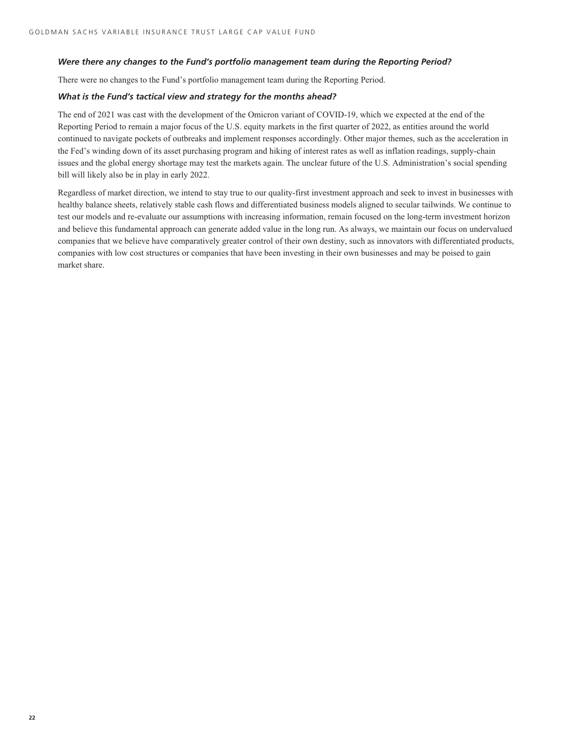***Were there any changes to the Fund's portfolio management team during the Reporting Period?***

There were no changes to the Fund's portfolio management team during the Reporting Period.

***What is the Fund's tactical view and strategy for the months ahead?***

The end of 2021 was cast with the development of the Omicron variant of COVID-19, which we expected at the end of the Reporting Period to remain a major focus of the U.S. equity markets in the first quarter of 2022, as entities around the world continued to navigate pockets of outbreaks and implement responses accordingly. Other major themes, such as the acceleration in the Fed's winding down of its asset purchasing program and hiking of interest rates as well as inflation readings, supply-chain issues and the global energy shortage may test the markets again. The unclear future of the U.S. Administration's social spending bill will likely also be in play in early 2022.

Regardless of market direction, we intend to stay true to our quality-first investment approach and seek to invest in businesses with healthy balance sheets, relatively stable cash flows and differentiated business models aligned to secular tailwinds. We continue to test our models and re-evaluate our assumptions with increasing information, remain focused on the long-term investment horizon and believe this fundamental approach can generate added value in the long run. As always, we maintain our focus on undervalued companies that we believe have comparatively greater control of their own destiny, such as innovators with differentiated products, companies with low cost structures or companies that have been investing in their own businesses and may be poised to gain market share.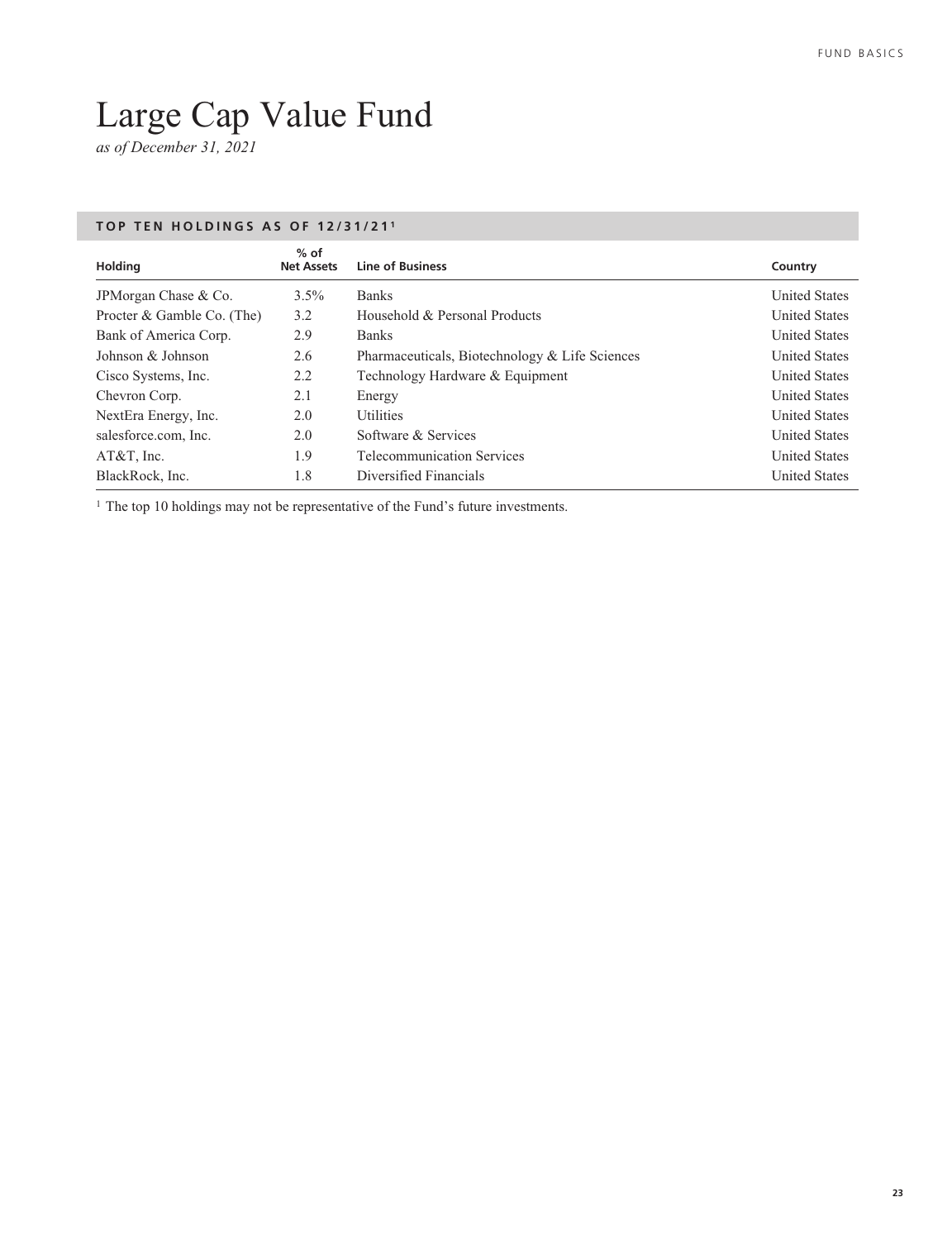# Large Cap Value Fund

*as of December 31, 2021*

**TOP TEN HOLDINGS AS OF 12/31/21[1]**

| Holding | % of Net Assets | Line of Business | Country |
|---|---|---|---|
| JPMorgan Chase & Co. | 3.5% | Banks | United States |
| Procter & Gamble Co. (The) | 3.2 | Household & Personal Products | United States |
| Bank of America Corp. | 2.9 | Banks | United States |
| Johnson & Johnson | 2.6 | Pharmaceuticals, Biotechnology & Life Sciences | United States |
| Cisco Systems, Inc. | 2.2 | Technology Hardware & Equipment | United States |
| Chevron Corp. | 2.1 | Energy | United States |
| NextEra Energy, Inc. | 2.0 | Utilities | United States |
| salesforce.com, Inc. | 2.0 | Software & Services | United States |
| AT&T, Inc. | 1.9 | Telecommunication Services | United States |
| BlackRock, Inc. | 1.8 | Diversified Financials | United States |

[1] The top 10 holdings may not be representative of the Fund's future investments.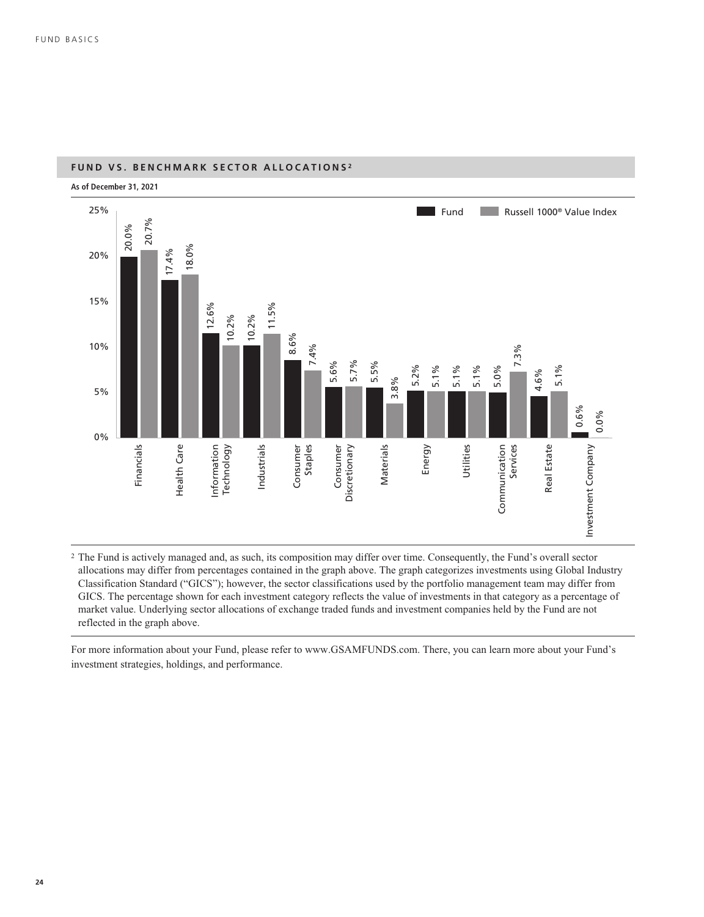## FUND VS. BENCHMARK SECTOR ALLOCATIONS[2]

**As of December 31, 2021**

| Sector | Fund | Russell 1000® Value Index |
|---|---|---|
| Financials | 20.0% | 20.7% |
| Health Care | 17.4% | 18.0% |
| Information Technology | 12.6% | 10.2% |
| Industrials | 10.2% | 11.5% |
| Consumer Staples | 8.6% | 7.4% |
| Consumer Discretionary | 5.6% | 5.7% |
| Materials | 5.5% | 3.8% |
| Energy | 5.2% | 5.1% |
| Utilities | 5.1% | 5.1% |
| Communication Services | 5.0% | 7.3% |
| Real Estate | 4.6% | 5.1% |
| Investment Company | 0.6% | 0.0% |

[2] The Fund is actively managed and, as such, its composition may differ over time. Consequently, the Fund's overall sector allocations may differ from percentages contained in the graph above. The graph categorizes investments using Global Industry Classification Standard ("GICS"); however, the sector classifications used by the portfolio management team may differ from GICS. The percentage shown for each investment category reflects the value of investments in that category as a percentage of market value. Underlying sector allocations of exchange traded funds and investment companies held by the Fund are not reflected in the graph above.

For more information about your Fund, please refer to www.GSAMFUNDS.com. There, you can learn more about your Fund's investment strategies, holdings, and performance.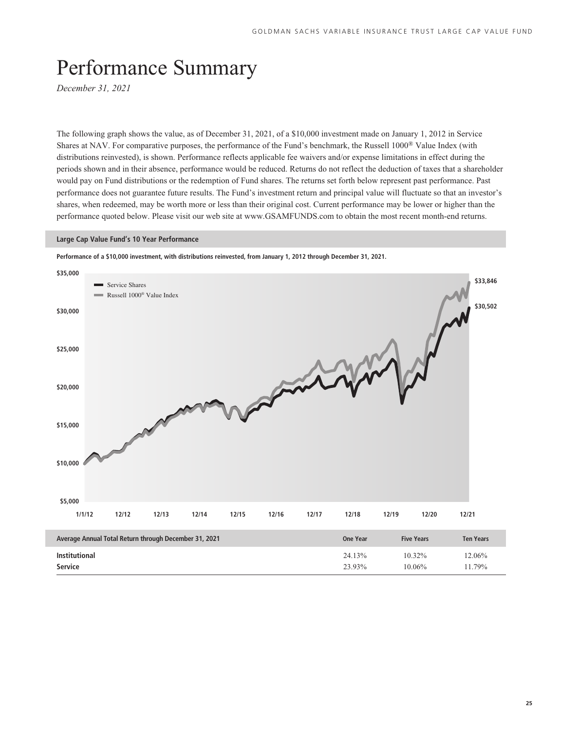# Performance Summary

*December 31, 2021*

The following graph shows the value, as of December 31, 2021, of a $10,000 investment made on January 1, 2012 in Service Shares at NAV. For comparative purposes, the performance of the Fund's benchmark, the Russell 1000® Value Index (with distributions reinvested), is shown. Performance reflects applicable fee waivers and/or expense limitations in effect during the periods shown and in their absence, performance would be reduced. Returns do not reflect the deduction of taxes that a shareholder would pay on Fund distributions or the redemption of Fund shares. The returns set forth below represent past performance. Past performance does not guarantee future results. The Fund's investment return and principal value will fluctuate so that an investor's shares, when redeemed, may be worth more or less than their original cost. Current performance may be lower or higher than the performance quoted below. Please visit our web site at www.GSAMFUNDS.com to obtain the most recent month-end returns.

**Large Cap Value Fund's 10 Year Performance**

**Performance of a $10,000 investment, with distributions reinvested, from January 1, 2012 through December 31, 2021.**

- Service Shares: $30,502
- Russell 1000® Value Index: $33,846

| Average Annual Total Return through December 31, 2021 | One Year | Five Years | Ten Years |
|---|---|---|---|
| **Institutional** | 24.13% | 10.32% | 12.06% |
| **Service** | 23.93% | 10.06% | 11.79% |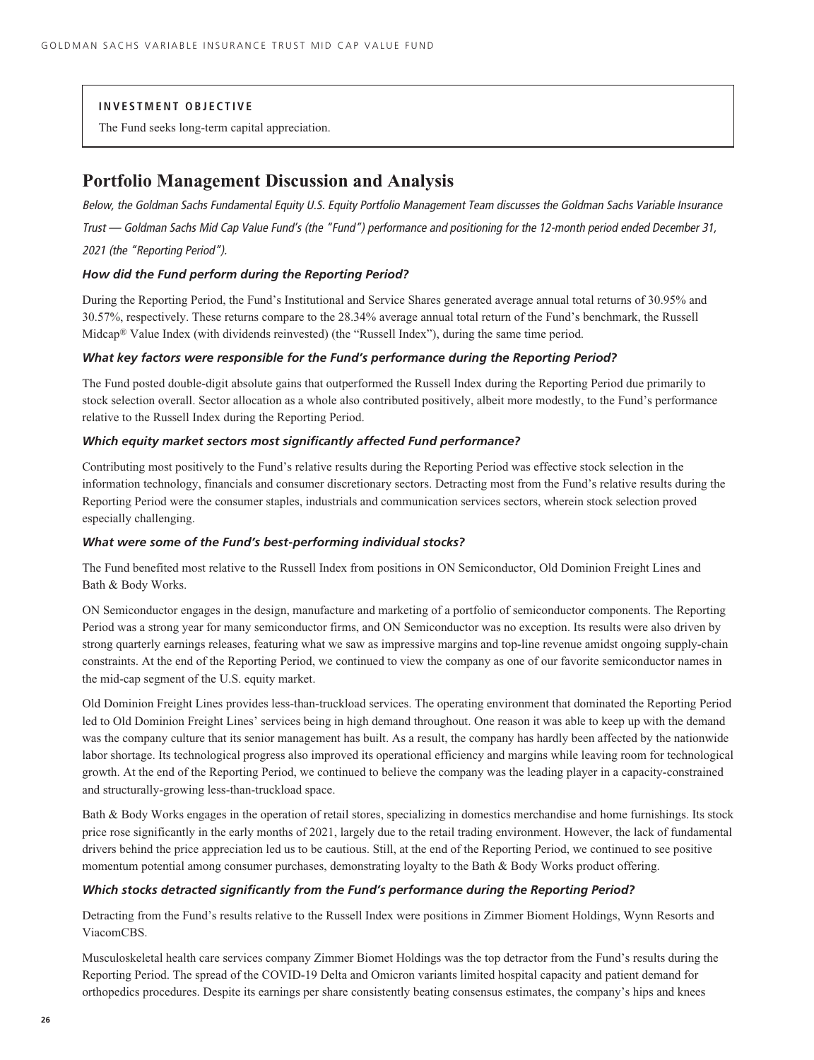**INVESTMENT OBJECTIVE**

The Fund seeks long-term capital appreciation.

# Portfolio Management Discussion and Analysis

*Below, the Goldman Sachs Fundamental Equity U.S. Equity Portfolio Management Team discusses the Goldman Sachs Variable Insurance Trust — Goldman Sachs Mid Cap Value Fund's (the "Fund") performance and positioning for the 12-month period ended December 31, 2021 (the "Reporting Period").*

### *How did the Fund perform during the Reporting Period?*

During the Reporting Period, the Fund's Institutional and Service Shares generated average annual total returns of 30.95% and 30.57%, respectively. These returns compare to the 28.34% average annual total return of the Fund's benchmark, the Russell Midcap® Value Index (with dividends reinvested) (the "Russell Index"), during the same time period.

### *What key factors were responsible for the Fund's performance during the Reporting Period?*

The Fund posted double-digit absolute gains that outperformed the Russell Index during the Reporting Period due primarily to stock selection overall. Sector allocation as a whole also contributed positively, albeit more modestly, to the Fund's performance relative to the Russell Index during the Reporting Period.

### *Which equity market sectors most significantly affected Fund performance?*

Contributing most positively to the Fund's relative results during the Reporting Period was effective stock selection in the information technology, financials and consumer discretionary sectors. Detracting most from the Fund's relative results during the Reporting Period were the consumer staples, industrials and communication services sectors, wherein stock selection proved especially challenging.

### *What were some of the Fund's best-performing individual stocks?*

The Fund benefited most relative to the Russell Index from positions in ON Semiconductor, Old Dominion Freight Lines and Bath & Body Works.

ON Semiconductor engages in the design, manufacture and marketing of a portfolio of semiconductor components. The Reporting Period was a strong year for many semiconductor firms, and ON Semiconductor was no exception. Its results were also driven by strong quarterly earnings releases, featuring what we saw as impressive margins and top-line revenue amidst ongoing supply-chain constraints. At the end of the Reporting Period, we continued to view the company as one of our favorite semiconductor names in the mid-cap segment of the U.S. equity market.

Old Dominion Freight Lines provides less-than-truckload services. The operating environment that dominated the Reporting Period led to Old Dominion Freight Lines' services being in high demand throughout. One reason it was able to keep up with the demand was the company culture that its senior management has built. As a result, the company has hardly been affected by the nationwide labor shortage. Its technological progress also improved its operational efficiency and margins while leaving room for technological growth. At the end of the Reporting Period, we continued to believe the company was the leading player in a capacity-constrained and structurally-growing less-than-truckload space.

Bath & Body Works engages in the operation of retail stores, specializing in domestics merchandise and home furnishings. Its stock price rose significantly in the early months of 2021, largely due to the retail trading environment. However, the lack of fundamental drivers behind the price appreciation led us to be cautious. Still, at the end of the Reporting Period, we continued to see positive momentum potential among consumer purchases, demonstrating loyalty to the Bath & Body Works product offering.

### *Which stocks detracted significantly from the Fund's performance during the Reporting Period?*

Detracting from the Fund's results relative to the Russell Index were positions in Zimmer Bioment Holdings, Wynn Resorts and ViacomCBS.

Musculoskeletal health care services company Zimmer Biomet Holdings was the top detractor from the Fund's results during the Reporting Period. The spread of the COVID-19 Delta and Omicron variants limited hospital capacity and patient demand for orthopedics procedures. Despite its earnings per share consistently beating consensus estimates, the company's hips and knees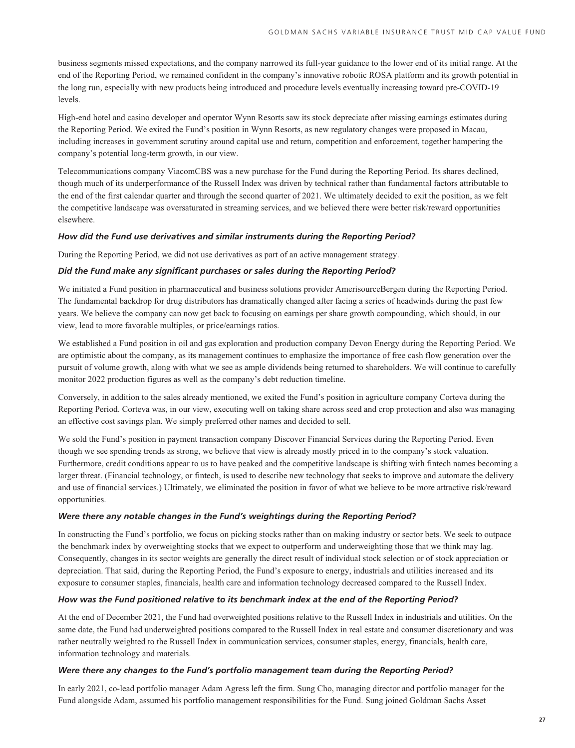business segments missed expectations, and the company narrowed its full-year guidance to the lower end of its initial range. At the end of the Reporting Period, we remained confident in the company's innovative robotic ROSA platform and its growth potential in the long run, especially with new products being introduced and procedure levels eventually increasing toward pre-COVID-19 levels.

High-end hotel and casino developer and operator Wynn Resorts saw its stock depreciate after missing earnings estimates during the Reporting Period. We exited the Fund's position in Wynn Resorts, as new regulatory changes were proposed in Macau, including increases in government scrutiny around capital use and return, competition and enforcement, together hampering the company's potential long-term growth, in our view.

Telecommunications company ViacomCBS was a new purchase for the Fund during the Reporting Period. Its shares declined, though much of its underperformance of the Russell Index was driven by technical rather than fundamental factors attributable to the end of the first calendar quarter and through the second quarter of 2021. We ultimately decided to exit the position, as we felt the competitive landscape was oversaturated in streaming services, and we believed there were better risk/reward opportunities elsewhere.

***How did the Fund use derivatives and similar instruments during the Reporting Period?***

During the Reporting Period, we did not use derivatives as part of an active management strategy.

***Did the Fund make any significant purchases or sales during the Reporting Period?***

We initiated a Fund position in pharmaceutical and business solutions provider AmerisourceBergen during the Reporting Period. The fundamental backdrop for drug distributors has dramatically changed after facing a series of headwinds during the past few years. We believe the company can now get back to focusing on earnings per share growth compounding, which should, in our view, lead to more favorable multiples, or price/earnings ratios.

We established a Fund position in oil and gas exploration and production company Devon Energy during the Reporting Period. We are optimistic about the company, as its management continues to emphasize the importance of free cash flow generation over the pursuit of volume growth, along with what we see as ample dividends being returned to shareholders. We will continue to carefully monitor 2022 production figures as well as the company's debt reduction timeline.

Conversely, in addition to the sales already mentioned, we exited the Fund's position in agriculture company Corteva during the Reporting Period. Corteva was, in our view, executing well on taking share across seed and crop protection and also was managing an effective cost savings plan. We simply preferred other names and decided to sell.

We sold the Fund's position in payment transaction company Discover Financial Services during the Reporting Period. Even though we see spending trends as strong, we believe that view is already mostly priced in to the company's stock valuation. Furthermore, credit conditions appear to us to have peaked and the competitive landscape is shifting with fintech names becoming a larger threat. (Financial technology, or fintech, is used to describe new technology that seeks to improve and automate the delivery and use of financial services.) Ultimately, we eliminated the position in favor of what we believe to be more attractive risk/reward opportunities.

***Were there any notable changes in the Fund's weightings during the Reporting Period?***

In constructing the Fund's portfolio, we focus on picking stocks rather than on making industry or sector bets. We seek to outpace the benchmark index by overweighting stocks that we expect to outperform and underweighting those that we think may lag. Consequently, changes in its sector weights are generally the direct result of individual stock selection or of stock appreciation or depreciation. That said, during the Reporting Period, the Fund's exposure to energy, industrials and utilities increased and its exposure to consumer staples, financials, health care and information technology decreased compared to the Russell Index.

***How was the Fund positioned relative to its benchmark index at the end of the Reporting Period?***

At the end of December 2021, the Fund had overweighted positions relative to the Russell Index in industrials and utilities. On the same date, the Fund had underweighted positions compared to the Russell Index in real estate and consumer discretionary and was rather neutrally weighted to the Russell Index in communication services, consumer staples, energy, financials, health care, information technology and materials.

***Were there any changes to the Fund's portfolio management team during the Reporting Period?***

In early 2021, co-lead portfolio manager Adam Agress left the firm. Sung Cho, managing director and portfolio manager for the Fund alongside Adam, assumed his portfolio management responsibilities for the Fund. Sung joined Goldman Sachs Asset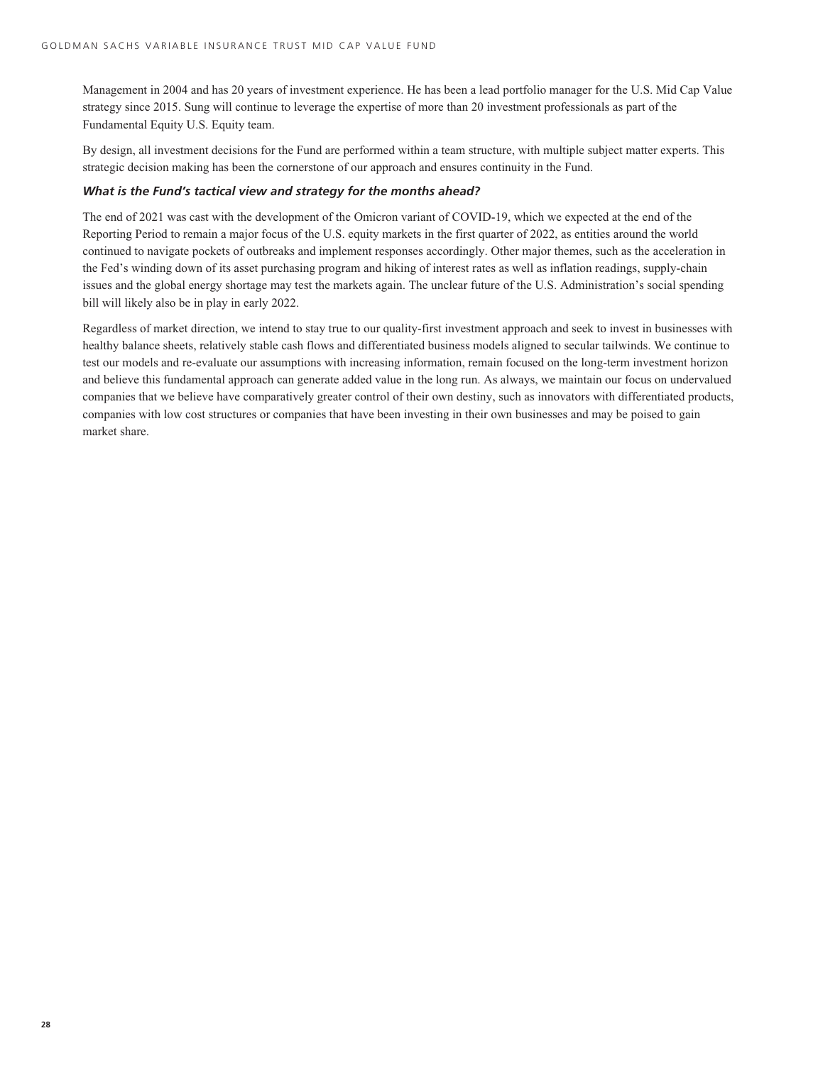Management in 2004 and has 20 years of investment experience. He has been a lead portfolio manager for the U.S. Mid Cap Value strategy since 2015. Sung will continue to leverage the expertise of more than 20 investment professionals as part of the Fundamental Equity U.S. Equity team.

By design, all investment decisions for the Fund are performed within a team structure, with multiple subject matter experts. This strategic decision making has been the cornerstone of our approach and ensures continuity in the Fund.

***What is the Fund's tactical view and strategy for the months ahead?***

The end of 2021 was cast with the development of the Omicron variant of COVID-19, which we expected at the end of the Reporting Period to remain a major focus of the U.S. equity markets in the first quarter of 2022, as entities around the world continued to navigate pockets of outbreaks and implement responses accordingly. Other major themes, such as the acceleration in the Fed's winding down of its asset purchasing program and hiking of interest rates as well as inflation readings, supply-chain issues and the global energy shortage may test the markets again. The unclear future of the U.S. Administration's social spending bill will likely also be in play in early 2022.

Regardless of market direction, we intend to stay true to our quality-first investment approach and seek to invest in businesses with healthy balance sheets, relatively stable cash flows and differentiated business models aligned to secular tailwinds. We continue to test our models and re-evaluate our assumptions with increasing information, remain focused on the long-term investment horizon and believe this fundamental approach can generate added value in the long run. As always, we maintain our focus on undervalued companies that we believe have comparatively greater control of their own destiny, such as innovators with differentiated products, companies with low cost structures or companies that have been investing in their own businesses and may be poised to gain market share.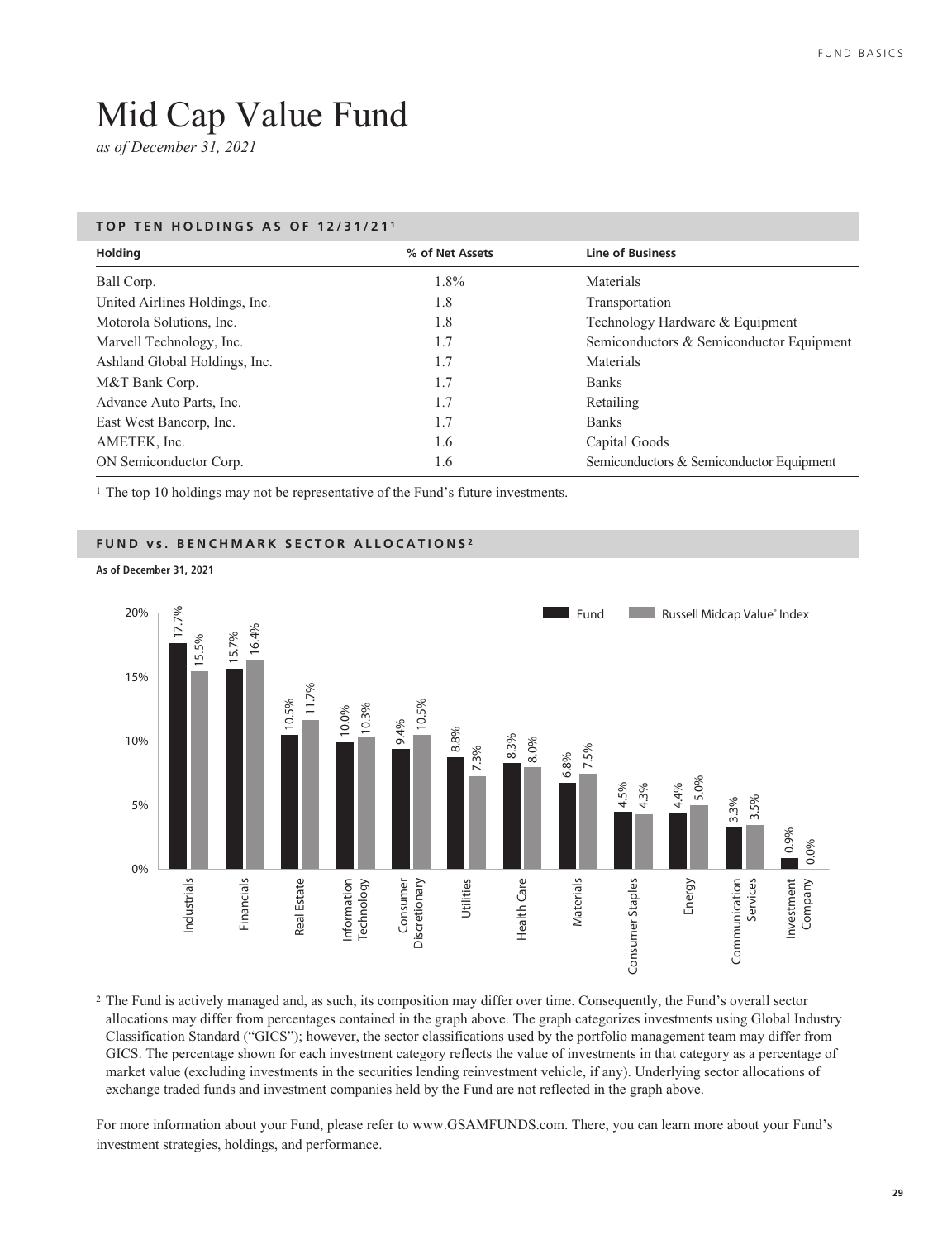# Mid Cap Value Fund

*as of December 31, 2021*

## TOP TEN HOLDINGS AS OF 12/31/21[1]

| Holding | % of Net Assets | Line of Business |
|---|---|---|
| Ball Corp. | 1.8% | Materials |
| United Airlines Holdings, Inc. | 1.8 | Transportation |
| Motorola Solutions, Inc. | 1.8 | Technology Hardware & Equipment |
| Marvell Technology, Inc. | 1.7 | Semiconductors & Semiconductor Equipment |
| Ashland Global Holdings, Inc. | 1.7 | Materials |
| M&T Bank Corp. | 1.7 | Banks |
| Advance Auto Parts, Inc. | 1.7 | Retailing |
| East West Bancorp, Inc. | 1.7 | Banks |
| AMETEK, Inc. | 1.6 | Capital Goods |
| ON Semiconductor Corp. | 1.6 | Semiconductors & Semiconductor Equipment |

[1] The top 10 holdings may not be representative of the Fund's future investments.

## FUND vs. BENCHMARK SECTOR ALLOCATIONS[2]

**As of December 31, 2021**

| Sector | Fund | Russell Midcap Value® Index |
|---|---|---|
| Industrials | 17.7% | 15.5% |
| Financials | 15.7% | 16.4% |
| Real Estate | 10.5% | 11.7% |
| Information Technology | 10.0% | 10.3% |
| Consumer Discretionary | 9.4% | 10.5% |
| Utilities | 8.8% | 7.3% |
| Health Care | 8.3% | 8.0% |
| Materials | 6.8% | 7.5% |
| Consumer Staples | 4.5% | 4.3% |
| Energy | 4.4% | 5.0% |
| Communication Services | 3.3% | 3.5% |
| Investment Company | 0.9% | 0.0% |

[2] The Fund is actively managed and, as such, its composition may differ over time. Consequently, the Fund's overall sector allocations may differ from percentages contained in the graph above. The graph categorizes investments using Global Industry Classification Standard ("GICS"); however, the sector classifications used by the portfolio management team may differ from GICS. The percentage shown for each investment category reflects the value of investments in that category as a percentage of market value (excluding investments in the securities lending reinvestment vehicle, if any). Underlying sector allocations of exchange traded funds and investment companies held by the Fund are not reflected in the graph above.

For more information about your Fund, please refer to www.GSAMFUNDS.com. There, you can learn more about your Fund's investment strategies, holdings, and performance.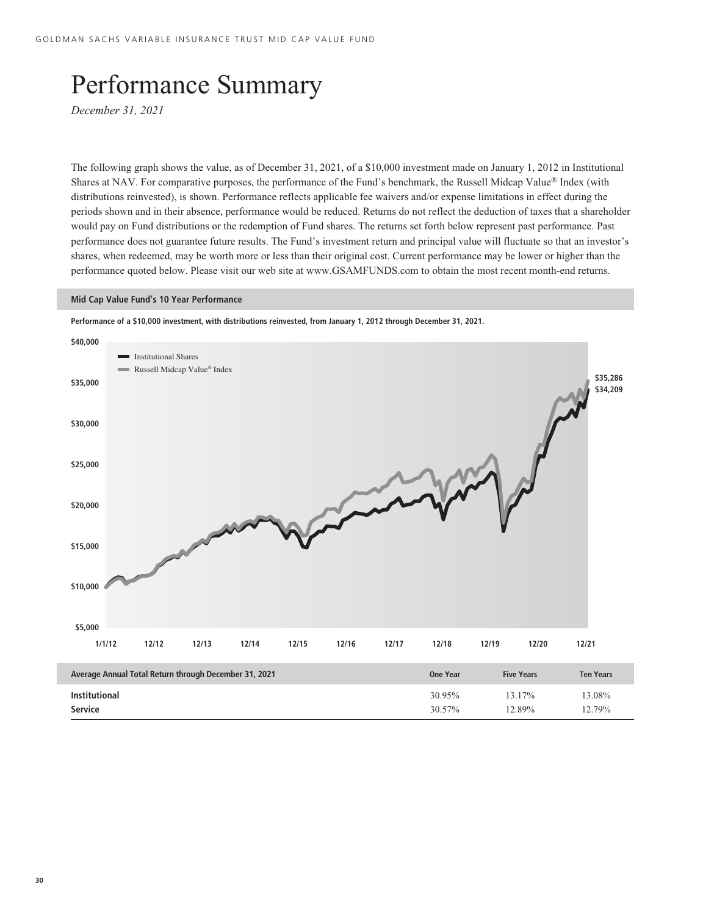# Performance Summary

*December 31, 2021*

The following graph shows the value, as of December 31, 2021, of a $10,000 investment made on January 1, 2012 in Institutional Shares at NAV. For comparative purposes, the performance of the Fund's benchmark, the Russell Midcap Value® Index (with distributions reinvested), is shown. Performance reflects applicable fee waivers and/or expense limitations in effect during the periods shown and in their absence, performance would be reduced. Returns do not reflect the deduction of taxes that a shareholder would pay on Fund distributions or the redemption of Fund shares. The returns set forth below represent past performance. Past performance does not guarantee future results. The Fund's investment return and principal value will fluctuate so that an investor's shares, when redeemed, may be worth more or less than their original cost. Current performance may be lower or higher than the performance quoted below. Please visit our web site at www.GSAMFUNDS.com to obtain the most recent month-end returns.

**Mid Cap Value Fund's 10 Year Performance**

**Performance of a $10,000 investment, with distributions reinvested, from January 1, 2012 through December 31, 2021.**

- Institutional Shares: $34,209
- Russell Midcap Value® Index: $35,286

| Average Annual Total Return through December 31, 2021 | One Year | Five Years | Ten Years |
|---|---|---|---|
| **Institutional** | 30.95% | 13.17% | 13.08% |
| **Service** | 30.57% | 12.89% | 12.79% |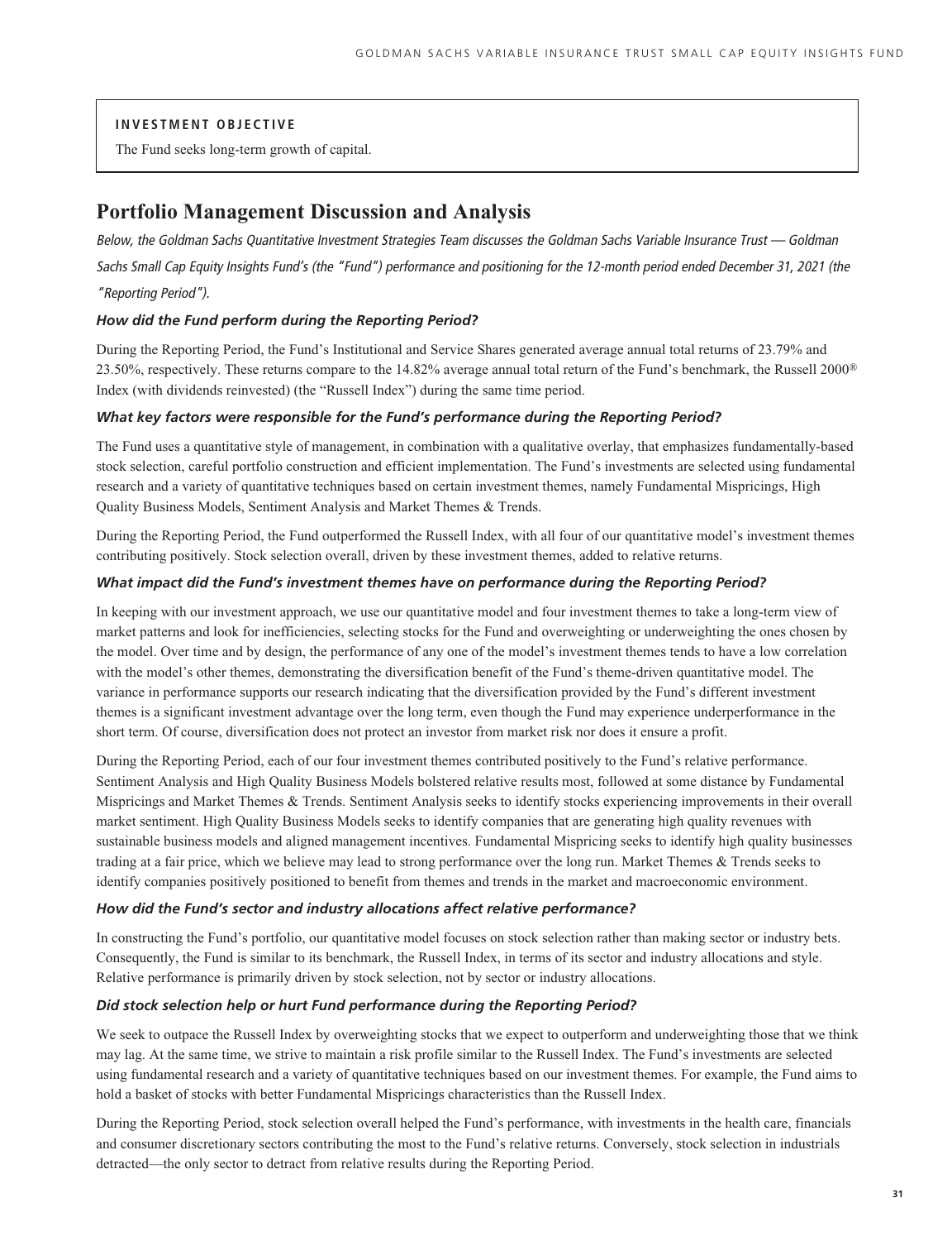**INVESTMENT OBJECTIVE**

The Fund seeks long-term growth of capital.

# Portfolio Management Discussion and Analysis

*Below, the Goldman Sachs Quantitative Investment Strategies Team discusses the Goldman Sachs Variable Insurance Trust — Goldman Sachs Small Cap Equity Insights Fund's (the "Fund") performance and positioning for the 12-month period ended December 31, 2021 (the "Reporting Period").*

### *How did the Fund perform during the Reporting Period?*

During the Reporting Period, the Fund's Institutional and Service Shares generated average annual total returns of 23.79% and 23.50%, respectively. These returns compare to the 14.82% average annual total return of the Fund's benchmark, the Russell 2000® Index (with dividends reinvested) (the "Russell Index") during the same time period.

### *What key factors were responsible for the Fund's performance during the Reporting Period?*

The Fund uses a quantitative style of management, in combination with a qualitative overlay, that emphasizes fundamentally-based stock selection, careful portfolio construction and efficient implementation. The Fund's investments are selected using fundamental research and a variety of quantitative techniques based on certain investment themes, namely Fundamental Mispricings, High Quality Business Models, Sentiment Analysis and Market Themes & Trends.

During the Reporting Period, the Fund outperformed the Russell Index, with all four of our quantitative model's investment themes contributing positively. Stock selection overall, driven by these investment themes, added to relative returns.

### *What impact did the Fund's investment themes have on performance during the Reporting Period?*

In keeping with our investment approach, we use our quantitative model and four investment themes to take a long-term view of market patterns and look for inefficiencies, selecting stocks for the Fund and overweighting or underweighting the ones chosen by the model. Over time and by design, the performance of any one of the model's investment themes tends to have a low correlation with the model's other themes, demonstrating the diversification benefit of the Fund's theme-driven quantitative model. The variance in performance supports our research indicating that the diversification provided by the Fund's different investment themes is a significant investment advantage over the long term, even though the Fund may experience underperformance in the short term. Of course, diversification does not protect an investor from market risk nor does it ensure a profit.

During the Reporting Period, each of our four investment themes contributed positively to the Fund's relative performance. Sentiment Analysis and High Quality Business Models bolstered relative results most, followed at some distance by Fundamental Mispricings and Market Themes & Trends. Sentiment Analysis seeks to identify stocks experiencing improvements in their overall market sentiment. High Quality Business Models seeks to identify companies that are generating high quality revenues with sustainable business models and aligned management incentives. Fundamental Mispricing seeks to identify high quality businesses trading at a fair price, which we believe may lead to strong performance over the long run. Market Themes & Trends seeks to identify companies positively positioned to benefit from themes and trends in the market and macroeconomic environment.

### *How did the Fund's sector and industry allocations affect relative performance?*

In constructing the Fund's portfolio, our quantitative model focuses on stock selection rather than making sector or industry bets. Consequently, the Fund is similar to its benchmark, the Russell Index, in terms of its sector and industry allocations and style. Relative performance is primarily driven by stock selection, not by sector or industry allocations.

### *Did stock selection help or hurt Fund performance during the Reporting Period?*

We seek to outpace the Russell Index by overweighting stocks that we expect to outperform and underweighting those that we think may lag. At the same time, we strive to maintain a risk profile similar to the Russell Index. The Fund's investments are selected using fundamental research and a variety of quantitative techniques based on our investment themes. For example, the Fund aims to hold a basket of stocks with better Fundamental Mispricings characteristics than the Russell Index.

During the Reporting Period, stock selection overall helped the Fund's performance, with investments in the health care, financials and consumer discretionary sectors contributing the most to the Fund's relative returns. Conversely, stock selection in industrials detracted—the only sector to detract from relative results during the Reporting Period.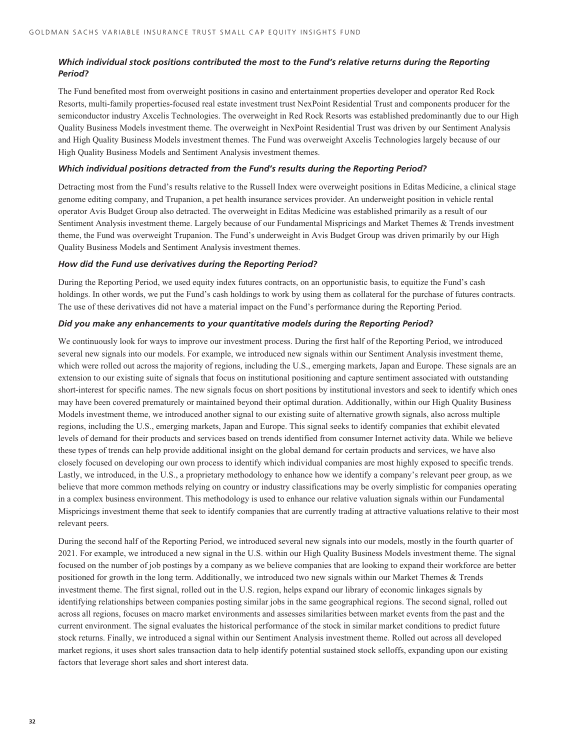***Which individual stock positions contributed the most to the Fund's relative returns during the Reporting Period?***

The Fund benefited most from overweight positions in casino and entertainment properties developer and operator Red Rock Resorts, multi-family properties-focused real estate investment trust NexPoint Residential Trust and components producer for the semiconductor industry Axcelis Technologies. The overweight in Red Rock Resorts was established predominantly due to our High Quality Business Models investment theme. The overweight in NexPoint Residential Trust was driven by our Sentiment Analysis and High Quality Business Models investment themes. The Fund was overweight Axcelis Technologies largely because of our High Quality Business Models and Sentiment Analysis investment themes.

***Which individual positions detracted from the Fund's results during the Reporting Period?***

Detracting most from the Fund's results relative to the Russell Index were overweight positions in Editas Medicine, a clinical stage genome editing company, and Trupanion, a pet health insurance services provider. An underweight position in vehicle rental operator Avis Budget Group also detracted. The overweight in Editas Medicine was established primarily as a result of our Sentiment Analysis investment theme. Largely because of our Fundamental Mispricings and Market Themes & Trends investment theme, the Fund was overweight Trupanion. The Fund's underweight in Avis Budget Group was driven primarily by our High Quality Business Models and Sentiment Analysis investment themes.

***How did the Fund use derivatives during the Reporting Period?***

During the Reporting Period, we used equity index futures contracts, on an opportunistic basis, to equitize the Fund's cash holdings. In other words, we put the Fund's cash holdings to work by using them as collateral for the purchase of futures contracts. The use of these derivatives did not have a material impact on the Fund's performance during the Reporting Period.

***Did you make any enhancements to your quantitative models during the Reporting Period?***

We continuously look for ways to improve our investment process. During the first half of the Reporting Period, we introduced several new signals into our models. For example, we introduced new signals within our Sentiment Analysis investment theme, which were rolled out across the majority of regions, including the U.S., emerging markets, Japan and Europe. These signals are an extension to our existing suite of signals that focus on institutional positioning and capture sentiment associated with outstanding short-interest for specific names. The new signals focus on short positions by institutional investors and seek to identify which ones may have been covered prematurely or maintained beyond their optimal duration. Additionally, within our High Quality Business Models investment theme, we introduced another signal to our existing suite of alternative growth signals, also across multiple regions, including the U.S., emerging markets, Japan and Europe. This signal seeks to identify companies that exhibit elevated levels of demand for their products and services based on trends identified from consumer Internet activity data. While we believe these types of trends can help provide additional insight on the global demand for certain products and services, we have also closely focused on developing our own process to identify which individual companies are most highly exposed to specific trends. Lastly, we introduced, in the U.S., a proprietary methodology to enhance how we identify a company's relevant peer group, as we believe that more common methods relying on country or industry classifications may be overly simplistic for companies operating in a complex business environment. This methodology is used to enhance our relative valuation signals within our Fundamental Mispricings investment theme that seek to identify companies that are currently trading at attractive valuations relative to their most relevant peers.

During the second half of the Reporting Period, we introduced several new signals into our models, mostly in the fourth quarter of 2021. For example, we introduced a new signal in the U.S. within our High Quality Business Models investment theme. The signal focused on the number of job postings by a company as we believe companies that are looking to expand their workforce are better positioned for growth in the long term. Additionally, we introduced two new signals within our Market Themes & Trends investment theme. The first signal, rolled out in the U.S. region, helps expand our library of economic linkages signals by identifying relationships between companies posting similar jobs in the same geographical regions. The second signal, rolled out across all regions, focuses on macro market environments and assesses similarities between market events from the past and the current environment. The signal evaluates the historical performance of the stock in similar market conditions to predict future stock returns. Finally, we introduced a signal within our Sentiment Analysis investment theme. Rolled out across all developed market regions, it uses short sales transaction data to help identify potential sustained stock selloffs, expanding upon our existing factors that leverage short sales and short interest data.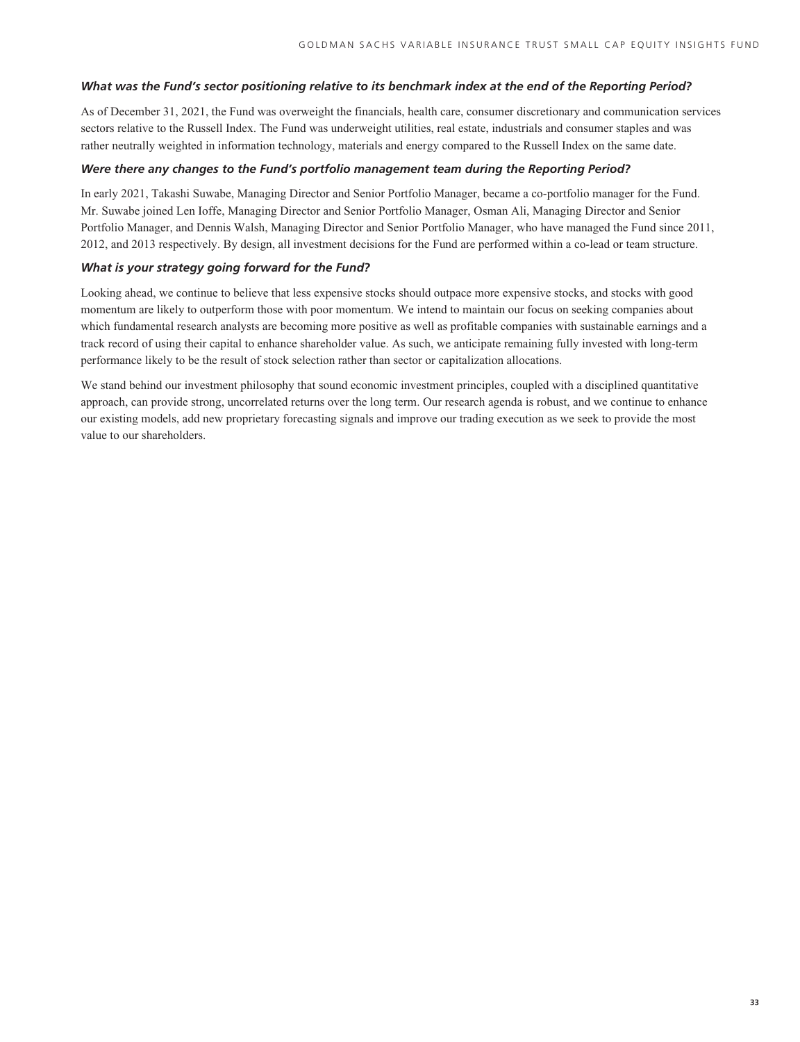### *What was the Fund's sector positioning relative to its benchmark index at the end of the Reporting Period?*

As of December 31, 2021, the Fund was overweight the financials, health care, consumer discretionary and communication services sectors relative to the Russell Index. The Fund was underweight utilities, real estate, industrials and consumer staples and was rather neutrally weighted in information technology, materials and energy compared to the Russell Index on the same date.

### *Were there any changes to the Fund's portfolio management team during the Reporting Period?*

In early 2021, Takashi Suwabe, Managing Director and Senior Portfolio Manager, became a co-portfolio manager for the Fund. Mr. Suwabe joined Len Ioffe, Managing Director and Senior Portfolio Manager, Osman Ali, Managing Director and Senior Portfolio Manager, and Dennis Walsh, Managing Director and Senior Portfolio Manager, who have managed the Fund since 2011, 2012, and 2013 respectively. By design, all investment decisions for the Fund are performed within a co-lead or team structure.

### *What is your strategy going forward for the Fund?*

Looking ahead, we continue to believe that less expensive stocks should outpace more expensive stocks, and stocks with good momentum are likely to outperform those with poor momentum. We intend to maintain our focus on seeking companies about which fundamental research analysts are becoming more positive as well as profitable companies with sustainable earnings and a track record of using their capital to enhance shareholder value. As such, we anticipate remaining fully invested with long-term performance likely to be the result of stock selection rather than sector or capitalization allocations.

We stand behind our investment philosophy that sound economic investment principles, coupled with a disciplined quantitative approach, can provide strong, uncorrelated returns over the long term. Our research agenda is robust, and we continue to enhance our existing models, add new proprietary forecasting signals and improve our trading execution as we seek to provide the most value to our shareholders.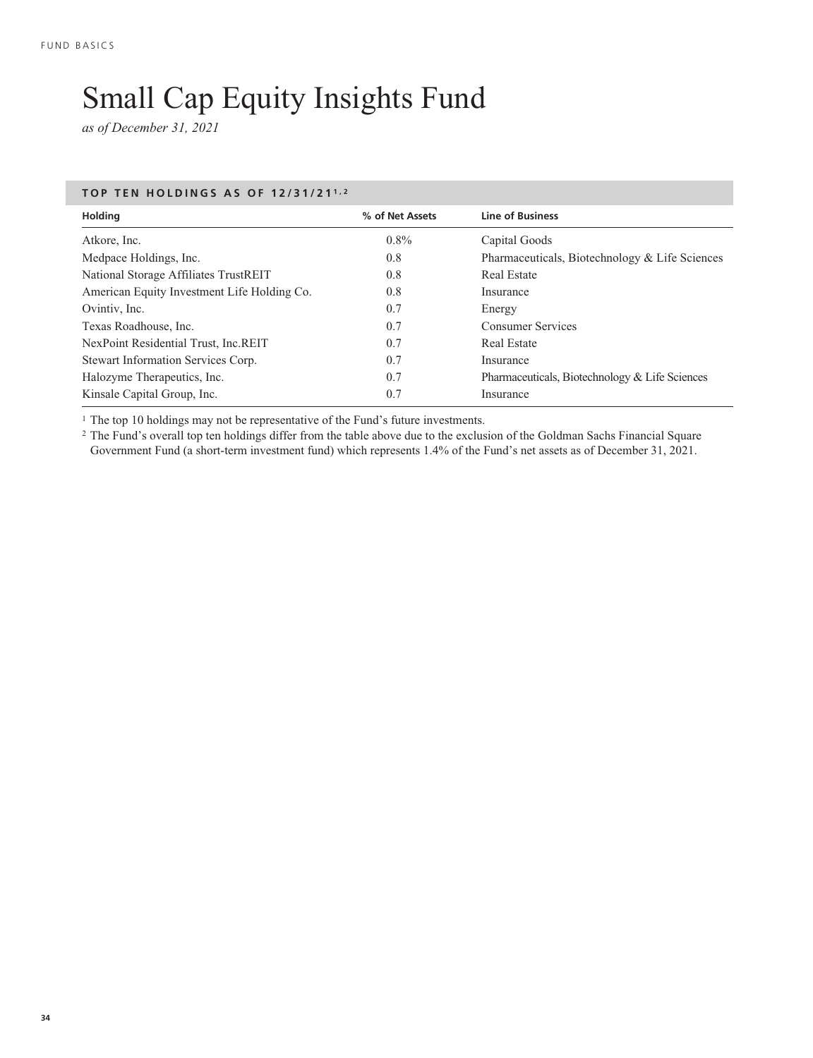# Small Cap Equity Insights Fund

*as of December 31, 2021*

**TOP TEN HOLDINGS AS OF 12/31/21[1,2]**

| Holding | % of Net Assets | Line of Business |
|---|---|---|
| Atkore, Inc. | 0.8% | Capital Goods |
| Medpace Holdings, Inc. | 0.8 | Pharmaceuticals, Biotechnology & Life Sciences |
| National Storage Affiliates TrustREIT | 0.8 | Real Estate |
| American Equity Investment Life Holding Co. | 0.8 | Insurance |
| Ovintiv, Inc. | 0.7 | Energy |
| Texas Roadhouse, Inc. | 0.7 | Consumer Services |
| NexPoint Residential Trust, Inc.REIT | 0.7 | Real Estate |
| Stewart Information Services Corp. | 0.7 | Insurance |
| Halozyme Therapeutics, Inc. | 0.7 | Pharmaceuticals, Biotechnology & Life Sciences |
| Kinsale Capital Group, Inc. | 0.7 | Insurance |

[1] The top 10 holdings may not be representative of the Fund's future investments.

[2] The Fund's overall top ten holdings differ from the table above due to the exclusion of the Goldman Sachs Financial Square Government Fund (a short-term investment fund) which represents 1.4% of the Fund's net assets as of December 31, 2021.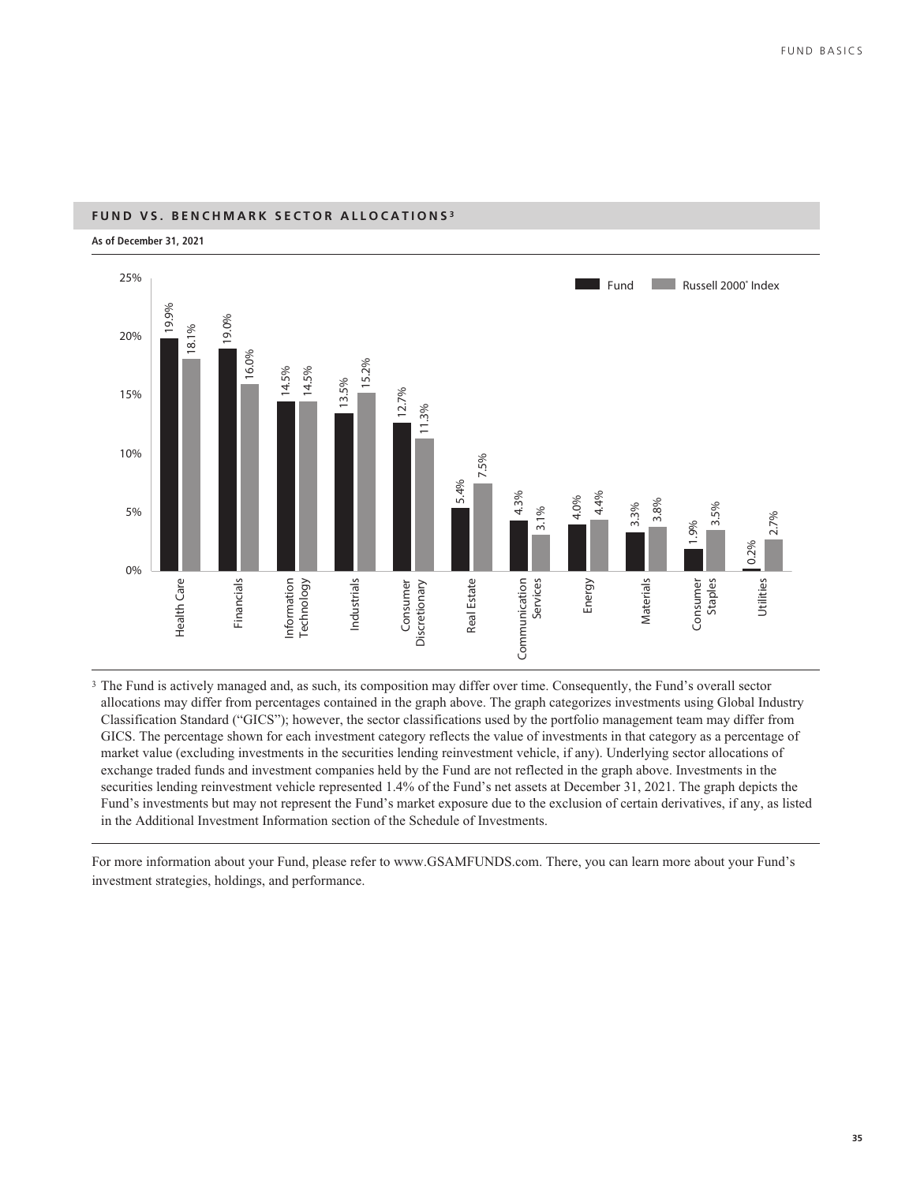## FUND VS. BENCHMARK SECTOR ALLOCATIONS[3]

**As of December 31, 2021**

| Sector | Fund | Russell 2000® Index |
| --- | --- | --- |
| Health Care | 19.9% | 18.1% |
| Financials | 19.0% | 16.0% |
| Information Technology | 14.5% | 14.5% |
| Industrials | 13.5% | 15.2% |
| Consumer Discretionary | 12.7% | 11.3% |
| Real Estate | 5.4% | 7.5% |
| Communication Services | 4.3% | 3.1% |
| Energy | 4.0% | 4.4% |
| Materials | 3.3% | 3.8% |
| Consumer Staples | 1.9% | 3.5% |
| Utilities | 0.2% | 2.7% |

[3] The Fund is actively managed and, as such, its composition may differ over time. Consequently, the Fund's overall sector allocations may differ from percentages contained in the graph above. The graph categorizes investments using Global Industry Classification Standard ("GICS"); however, the sector classifications used by the portfolio management team may differ from GICS. The percentage shown for each investment category reflects the value of investments in that category as a percentage of market value (excluding investments in the securities lending reinvestment vehicle, if any). Underlying sector allocations of exchange traded funds and investment companies held by the Fund are not reflected in the graph above. Investments in the securities lending reinvestment vehicle represented 1.4% of the Fund's net assets at December 31, 2021. The graph depicts the Fund's investments but may not represent the Fund's market exposure due to the exclusion of certain derivatives, if any, as listed in the Additional Investment Information section of the Schedule of Investments.

For more information about your Fund, please refer to www.GSAMFUNDS.com. There, you can learn more about your Fund's investment strategies, holdings, and performance.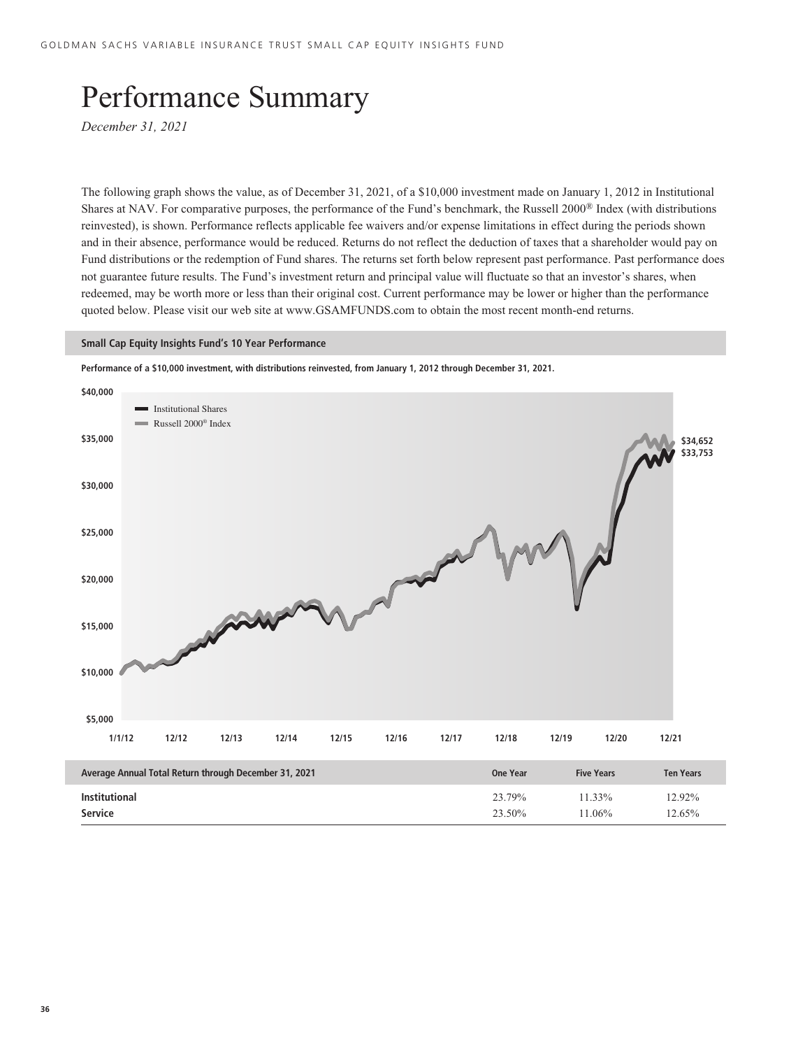# Performance Summary

*December 31, 2021*

The following graph shows the value, as of December 31, 2021, of a $10,000 investment made on January 1, 2012 in Institutional Shares at NAV. For comparative purposes, the performance of the Fund's benchmark, the Russell 2000® Index (with distributions reinvested), is shown. Performance reflects applicable fee waivers and/or expense limitations in effect during the periods shown and in their absence, performance would be reduced. Returns do not reflect the deduction of taxes that a shareholder would pay on Fund distributions or the redemption of Fund shares. The returns set forth below represent past performance. Past performance does not guarantee future results. The Fund's investment return and principal value will fluctuate so that an investor's shares, when redeemed, may be worth more or less than their original cost. Current performance may be lower or higher than the performance quoted below. Please visit our web site at www.GSAMFUNDS.com to obtain the most recent month-end returns.

**Small Cap Equity Insights Fund's 10 Year Performance**

**Performance of a $10,000 investment, with distributions reinvested, from January 1, 2012 through December 31, 2021.**

| Average Annual Total Return through December 31, 2021 | One Year | Five Years | Ten Years |
|---|---|---|---|
| **Institutional** | 23.79% | 11.33% | 12.92% |
| **Service** | 23.50% | 11.06% | 12.65% |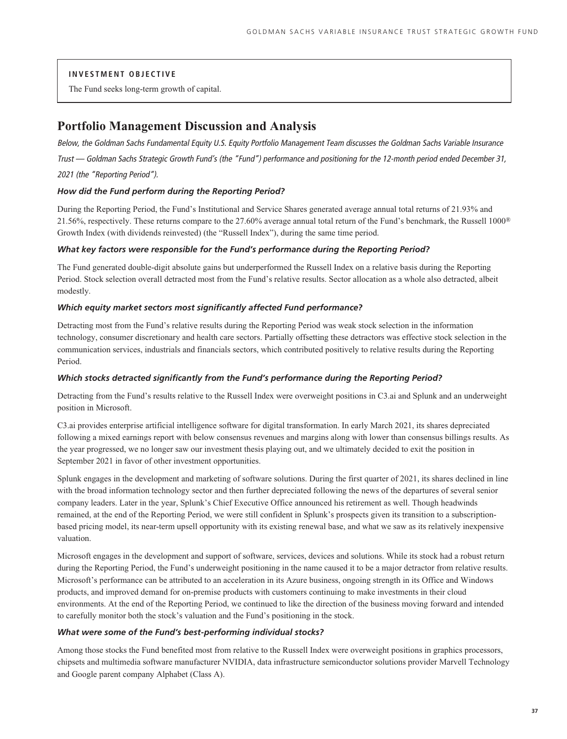**INVESTMENT OBJECTIVE**

The Fund seeks long-term growth of capital.

## Portfolio Management Discussion and Analysis

*Below, the Goldman Sachs Fundamental Equity U.S. Equity Portfolio Management Team discusses the Goldman Sachs Variable Insurance Trust — Goldman Sachs Strategic Growth Fund's (the "Fund") performance and positioning for the 12-month period ended December 31, 2021 (the "Reporting Period").*

### *How did the Fund perform during the Reporting Period?*

During the Reporting Period, the Fund's Institutional and Service Shares generated average annual total returns of 21.93% and 21.56%, respectively. These returns compare to the 27.60% average annual total return of the Fund's benchmark, the Russell 1000® Growth Index (with dividends reinvested) (the "Russell Index"), during the same time period.

### *What key factors were responsible for the Fund's performance during the Reporting Period?*

The Fund generated double-digit absolute gains but underperformed the Russell Index on a relative basis during the Reporting Period. Stock selection overall detracted most from the Fund's relative results. Sector allocation as a whole also detracted, albeit modestly.

### *Which equity market sectors most significantly affected Fund performance?*

Detracting most from the Fund's relative results during the Reporting Period was weak stock selection in the information technology, consumer discretionary and health care sectors. Partially offsetting these detractors was effective stock selection in the communication services, industrials and financials sectors, which contributed positively to relative results during the Reporting Period.

### *Which stocks detracted significantly from the Fund's performance during the Reporting Period?*

Detracting from the Fund's results relative to the Russell Index were overweight positions in C3.ai and Splunk and an underweight position in Microsoft.

C3.ai provides enterprise artificial intelligence software for digital transformation. In early March 2021, its shares depreciated following a mixed earnings report with below consensus revenues and margins along with lower than consensus billings results. As the year progressed, we no longer saw our investment thesis playing out, and we ultimately decided to exit the position in September 2021 in favor of other investment opportunities.

Splunk engages in the development and marketing of software solutions. During the first quarter of 2021, its shares declined in line with the broad information technology sector and then further depreciated following the news of the departures of several senior company leaders. Later in the year, Splunk's Chief Executive Office announced his retirement as well. Though headwinds remained, at the end of the Reporting Period, we were still confident in Splunk's prospects given its transition to a subscription-based pricing model, its near-term upsell opportunity with its existing renewal base, and what we saw as its relatively inexpensive valuation.

Microsoft engages in the development and support of software, services, devices and solutions. While its stock had a robust return during the Reporting Period, the Fund's underweight positioning in the name caused it to be a major detractor from relative results. Microsoft's performance can be attributed to an acceleration in its Azure business, ongoing strength in its Office and Windows products, and improved demand for on-premise products with customers continuing to make investments in their cloud environments. At the end of the Reporting Period, we continued to like the direction of the business moving forward and intended to carefully monitor both the stock's valuation and the Fund's positioning in the stock.

### *What were some of the Fund's best-performing individual stocks?*

Among those stocks the Fund benefited most from relative to the Russell Index were overweight positions in graphics processors, chipsets and multimedia software manufacturer NVIDIA, data infrastructure semiconductor solutions provider Marvell Technology and Google parent company Alphabet (Class A).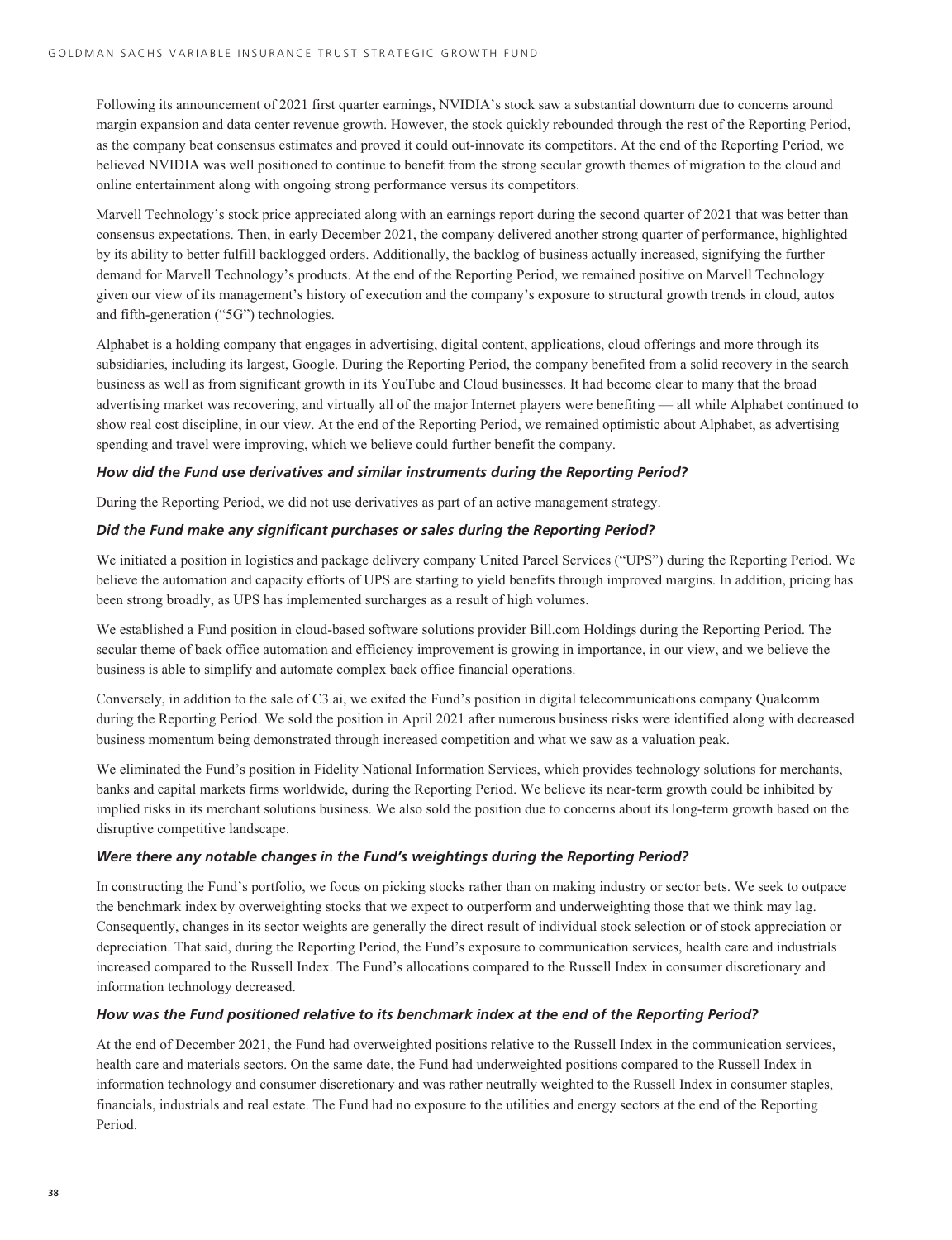Following its announcement of 2021 first quarter earnings, NVIDIA's stock saw a substantial downturn due to concerns around margin expansion and data center revenue growth. However, the stock quickly rebounded through the rest of the Reporting Period, as the company beat consensus estimates and proved it could out-innovate its competitors. At the end of the Reporting Period, we believed NVIDIA was well positioned to continue to benefit from the strong secular growth themes of migration to the cloud and online entertainment along with ongoing strong performance versus its competitors.

Marvell Technology's stock price appreciated along with an earnings report during the second quarter of 2021 that was better than consensus expectations. Then, in early December 2021, the company delivered another strong quarter of performance, highlighted by its ability to better fulfill backlogged orders. Additionally, the backlog of business actually increased, signifying the further demand for Marvell Technology's products. At the end of the Reporting Period, we remained positive on Marvell Technology given our view of its management's history of execution and the company's exposure to structural growth trends in cloud, autos and fifth-generation ("5G") technologies.

Alphabet is a holding company that engages in advertising, digital content, applications, cloud offerings and more through its subsidiaries, including its largest, Google. During the Reporting Period, the company benefited from a solid recovery in the search business as well as from significant growth in its YouTube and Cloud businesses. It had become clear to many that the broad advertising market was recovering, and virtually all of the major Internet players were benefiting — all while Alphabet continued to show real cost discipline, in our view. At the end of the Reporting Period, we remained optimistic about Alphabet, as advertising spending and travel were improving, which we believe could further benefit the company.

***How did the Fund use derivatives and similar instruments during the Reporting Period?***

During the Reporting Period, we did not use derivatives as part of an active management strategy.

***Did the Fund make any significant purchases or sales during the Reporting Period?***

We initiated a position in logistics and package delivery company United Parcel Services ("UPS") during the Reporting Period. We believe the automation and capacity efforts of UPS are starting to yield benefits through improved margins. In addition, pricing has been strong broadly, as UPS has implemented surcharges as a result of high volumes.

We established a Fund position in cloud-based software solutions provider Bill.com Holdings during the Reporting Period. The secular theme of back office automation and efficiency improvement is growing in importance, in our view, and we believe the business is able to simplify and automate complex back office financial operations.

Conversely, in addition to the sale of C3.ai, we exited the Fund's position in digital telecommunications company Qualcomm during the Reporting Period. We sold the position in April 2021 after numerous business risks were identified along with decreased business momentum being demonstrated through increased competition and what we saw as a valuation peak.

We eliminated the Fund's position in Fidelity National Information Services, which provides technology solutions for merchants, banks and capital markets firms worldwide, during the Reporting Period. We believe its near-term growth could be inhibited by implied risks in its merchant solutions business. We also sold the position due to concerns about its long-term growth based on the disruptive competitive landscape.

***Were there any notable changes in the Fund's weightings during the Reporting Period?***

In constructing the Fund's portfolio, we focus on picking stocks rather than on making industry or sector bets. We seek to outpace the benchmark index by overweighting stocks that we expect to outperform and underweighting those that we think may lag. Consequently, changes in its sector weights are generally the direct result of individual stock selection or of stock appreciation or depreciation. That said, during the Reporting Period, the Fund's exposure to communication services, health care and industrials increased compared to the Russell Index. The Fund's allocations compared to the Russell Index in consumer discretionary and information technology decreased.

***How was the Fund positioned relative to its benchmark index at the end of the Reporting Period?***

At the end of December 2021, the Fund had overweighted positions relative to the Russell Index in the communication services, health care and materials sectors. On the same date, the Fund had underweighted positions compared to the Russell Index in information technology and consumer discretionary and was rather neutrally weighted to the Russell Index in consumer staples, financials, industrials and real estate. The Fund had no exposure to the utilities and energy sectors at the end of the Reporting Period.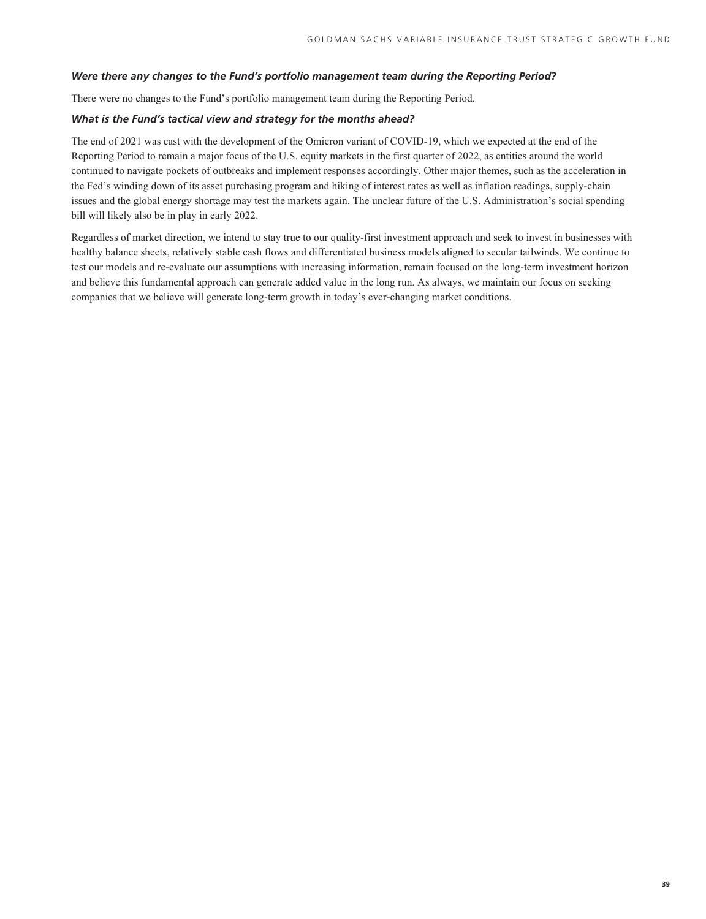***Were there any changes to the Fund's portfolio management team during the Reporting Period?***

There were no changes to the Fund's portfolio management team during the Reporting Period.

***What is the Fund's tactical view and strategy for the months ahead?***

The end of 2021 was cast with the development of the Omicron variant of COVID-19, which we expected at the end of the Reporting Period to remain a major focus of the U.S. equity markets in the first quarter of 2022, as entities around the world continued to navigate pockets of outbreaks and implement responses accordingly. Other major themes, such as the acceleration in the Fed's winding down of its asset purchasing program and hiking of interest rates as well as inflation readings, supply-chain issues and the global energy shortage may test the markets again. The unclear future of the U.S. Administration's social spending bill will likely also be in play in early 2022.

Regardless of market direction, we intend to stay true to our quality-first investment approach and seek to invest in businesses with healthy balance sheets, relatively stable cash flows and differentiated business models aligned to secular tailwinds. We continue to test our models and re-evaluate our assumptions with increasing information, remain focused on the long-term investment horizon and believe this fundamental approach can generate added value in the long run. As always, we maintain our focus on seeking companies that we believe will generate long-term growth in today's ever-changing market conditions.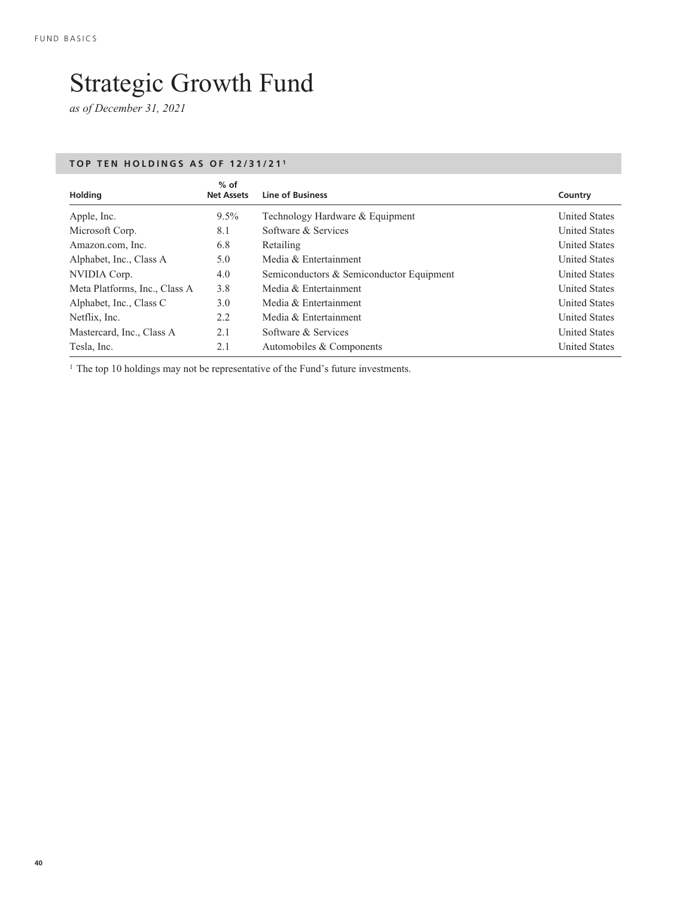# Strategic Growth Fund

*as of December 31, 2021*

## TOP TEN HOLDINGS AS OF 12/31/21[1]

| Holding | % of Net Assets | Line of Business | Country |
|---|---|---|---|
| Apple, Inc. | 9.5% | Technology Hardware & Equipment | United States |
| Microsoft Corp. | 8.1 | Software & Services | United States |
| Amazon.com, Inc. | 6.8 | Retailing | United States |
| Alphabet, Inc., Class A | 5.0 | Media & Entertainment | United States |
| NVIDIA Corp. | 4.0 | Semiconductors & Semiconductor Equipment | United States |
| Meta Platforms, Inc., Class A | 3.8 | Media & Entertainment | United States |
| Alphabet, Inc., Class C | 3.0 | Media & Entertainment | United States |
| Netflix, Inc. | 2.2 | Media & Entertainment | United States |
| Mastercard, Inc., Class A | 2.1 | Software & Services | United States |
| Tesla, Inc. | 2.1 | Automobiles & Components | United States |

[1] The top 10 holdings may not be representative of the Fund's future investments.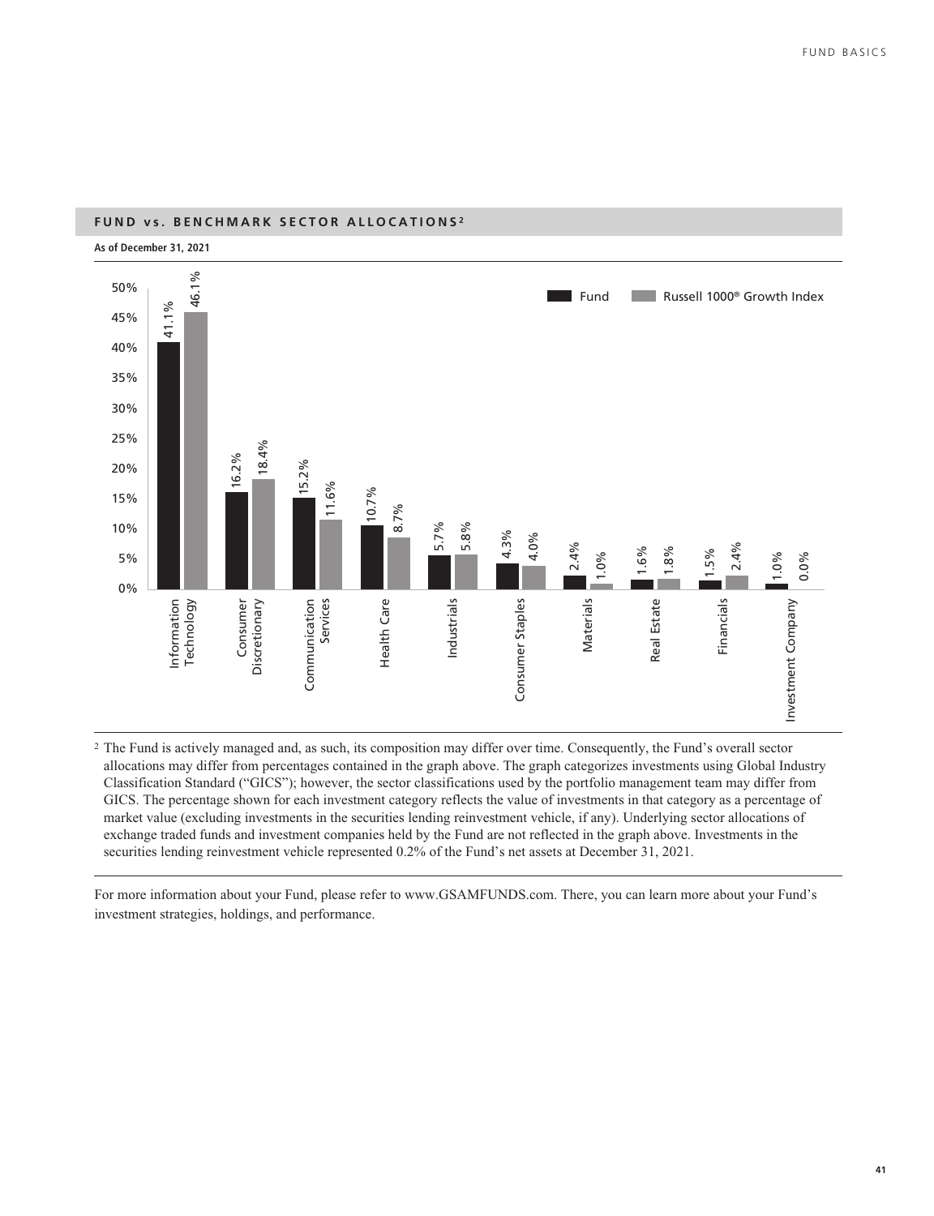## FUND vs. BENCHMARK SECTOR ALLOCATIONS[2]

**As of December 31, 2021**

| Sector | Fund | Russell 1000® Growth Index |
| --- | --- | --- |
| Information Technology | 41.1% | 46.1% |
| Consumer Discretionary | 16.2% | 18.4% |
| Communication Services | 15.2% | 11.6% |
| Health Care | 10.7% | 8.7% |
| Industrials | 5.7% | 5.8% |
| Consumer Staples | 4.3% | 4.0% |
| Materials | 2.4% | 1.0% |
| Real Estate | 1.6% | 1.8% |
| Financials | 1.5% | 2.4% |
| Investment Company | 1.0% | 0.0% |

[2] The Fund is actively managed and, as such, its composition may differ over time. Consequently, the Fund's overall sector allocations may differ from percentages contained in the graph above. The graph categorizes investments using Global Industry Classification Standard ("GICS"); however, the sector classifications used by the portfolio management team may differ from GICS. The percentage shown for each investment category reflects the value of investments in that category as a percentage of market value (excluding investments in the securities lending reinvestment vehicle, if any). Underlying sector allocations of exchange traded funds and investment companies held by the Fund are not reflected in the graph above. Investments in the securities lending reinvestment vehicle represented 0.2% of the Fund's net assets at December 31, 2021.

For more information about your Fund, please refer to www.GSAMFUNDS.com. There, you can learn more about your Fund's investment strategies, holdings, and performance.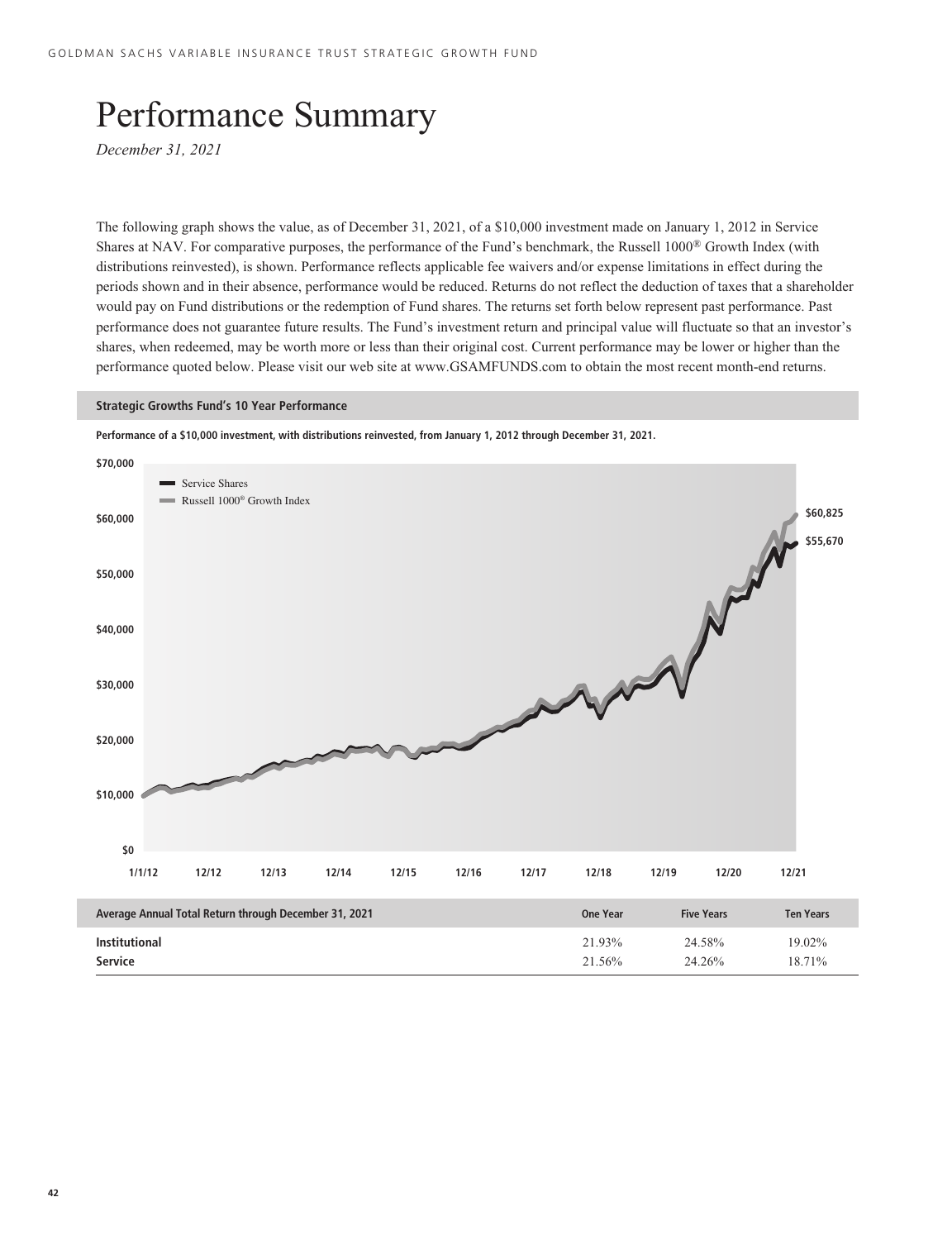# Performance Summary

*December 31, 2021*

The following graph shows the value, as of December 31, 2021, of a $10,000 investment made on January 1, 2012 in Service Shares at NAV. For comparative purposes, the performance of the Fund's benchmark, the Russell 1000® Growth Index (with distributions reinvested), is shown. Performance reflects applicable fee waivers and/or expense limitations in effect during the periods shown and in their absence, performance would be reduced. Returns do not reflect the deduction of taxes that a shareholder would pay on Fund distributions or the redemption of Fund shares. The returns set forth below represent past performance. Past performance does not guarantee future results. The Fund's investment return and principal value will fluctuate so that an investor's shares, when redeemed, may be worth more or less than their original cost. Current performance may be lower or higher than the performance quoted below. Please visit our web site at www.GSAMFUNDS.com to obtain the most recent month-end returns.

**Strategic Growths Fund's 10 Year Performance**

**Performance of a $10,000 investment, with distributions reinvested, from January 1, 2012 through December 31, 2021.**

Service Shares: $55,670

Russell 1000® Growth Index: $60,825

| Average Annual Total Return through December 31, 2021 | One Year | Five Years | Ten Years |
|---|---|---|---|
| **Institutional** | 21.93% | 24.58% | 19.02% |
| **Service** | 21.56% | 24.26% | 18.71% |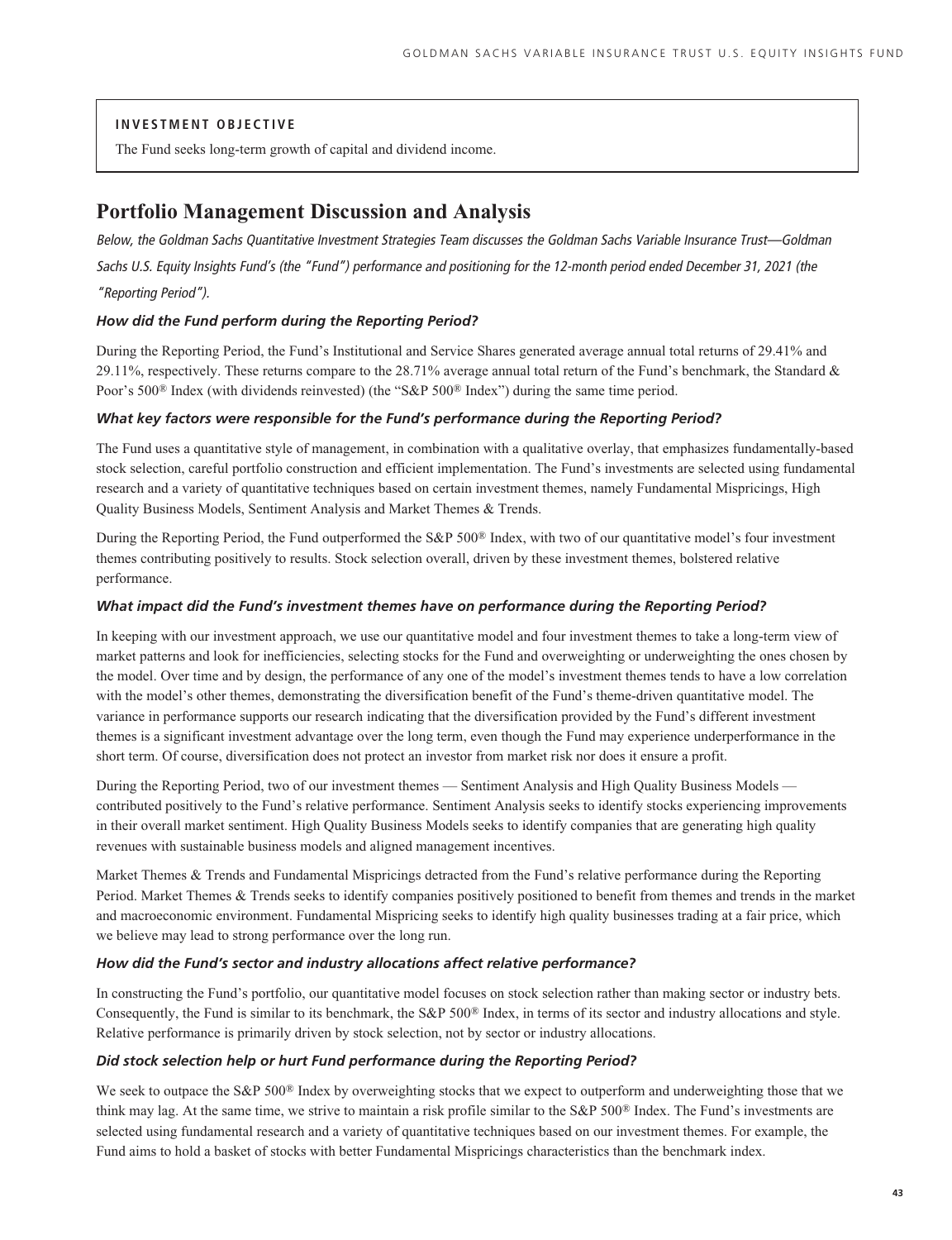**INVESTMENT OBJECTIVE**

The Fund seeks long-term growth of capital and dividend income.

# Portfolio Management Discussion and Analysis

*Below, the Goldman Sachs Quantitative Investment Strategies Team discusses the Goldman Sachs Variable Insurance Trust—Goldman Sachs U.S. Equity Insights Fund's (the "Fund") performance and positioning for the 12-month period ended December 31, 2021 (the "Reporting Period").*

### *How did the Fund perform during the Reporting Period?*

During the Reporting Period, the Fund's Institutional and Service Shares generated average annual total returns of 29.41% and 29.11%, respectively. These returns compare to the 28.71% average annual total return of the Fund's benchmark, the Standard & Poor's 500® Index (with dividends reinvested) (the "S&P 500® Index") during the same time period.

### *What key factors were responsible for the Fund's performance during the Reporting Period?*

The Fund uses a quantitative style of management, in combination with a qualitative overlay, that emphasizes fundamentally-based stock selection, careful portfolio construction and efficient implementation. The Fund's investments are selected using fundamental research and a variety of quantitative techniques based on certain investment themes, namely Fundamental Mispricings, High Quality Business Models, Sentiment Analysis and Market Themes & Trends.

During the Reporting Period, the Fund outperformed the S&P 500® Index, with two of our quantitative model's four investment themes contributing positively to results. Stock selection overall, driven by these investment themes, bolstered relative performance.

### *What impact did the Fund's investment themes have on performance during the Reporting Period?*

In keeping with our investment approach, we use our quantitative model and four investment themes to take a long-term view of market patterns and look for inefficiencies, selecting stocks for the Fund and overweighting or underweighting the ones chosen by the model. Over time and by design, the performance of any one of the model's investment themes tends to have a low correlation with the model's other themes, demonstrating the diversification benefit of the Fund's theme-driven quantitative model. The variance in performance supports our research indicating that the diversification provided by the Fund's different investment themes is a significant investment advantage over the long term, even though the Fund may experience underperformance in the short term. Of course, diversification does not protect an investor from market risk nor does it ensure a profit.

During the Reporting Period, two of our investment themes — Sentiment Analysis and High Quality Business Models — contributed positively to the Fund's relative performance. Sentiment Analysis seeks to identify stocks experiencing improvements in their overall market sentiment. High Quality Business Models seeks to identify companies that are generating high quality revenues with sustainable business models and aligned management incentives.

Market Themes & Trends and Fundamental Mispricings detracted from the Fund's relative performance during the Reporting Period. Market Themes & Trends seeks to identify companies positively positioned to benefit from themes and trends in the market and macroeconomic environment. Fundamental Mispricing seeks to identify high quality businesses trading at a fair price, which we believe may lead to strong performance over the long run.

### *How did the Fund's sector and industry allocations affect relative performance?*

In constructing the Fund's portfolio, our quantitative model focuses on stock selection rather than making sector or industry bets. Consequently, the Fund is similar to its benchmark, the S&P 500® Index, in terms of its sector and industry allocations and style. Relative performance is primarily driven by stock selection, not by sector or industry allocations.

### *Did stock selection help or hurt Fund performance during the Reporting Period?*

We seek to outpace the S&P 500® Index by overweighting stocks that we expect to outperform and underweighting those that we think may lag. At the same time, we strive to maintain a risk profile similar to the S&P 500® Index. The Fund's investments are selected using fundamental research and a variety of quantitative techniques based on our investment themes. For example, the Fund aims to hold a basket of stocks with better Fundamental Mispricings characteristics than the benchmark index.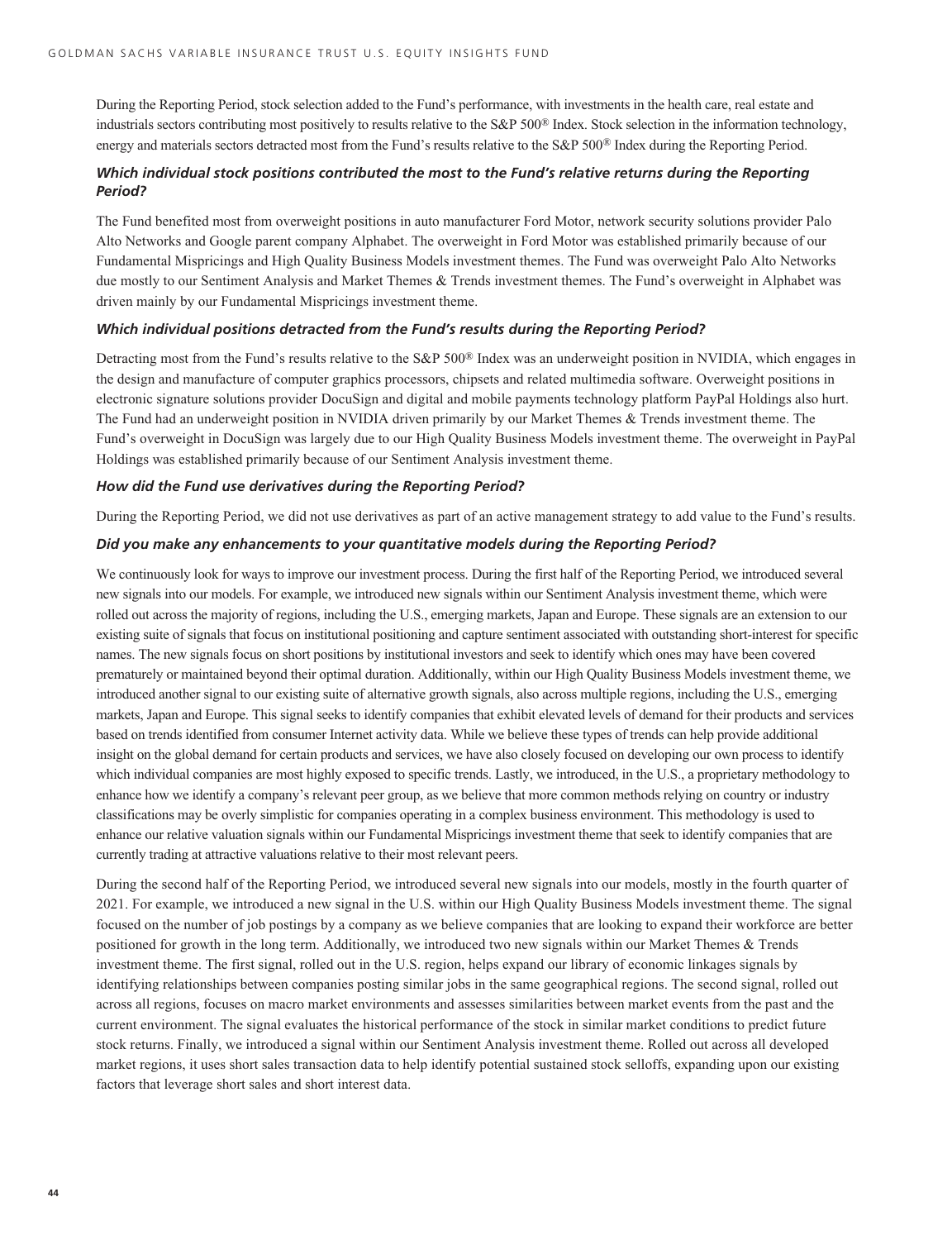During the Reporting Period, stock selection added to the Fund's performance, with investments in the health care, real estate and industrials sectors contributing most positively to results relative to the S&P 500® Index. Stock selection in the information technology, energy and materials sectors detracted most from the Fund's results relative to the S&P 500® Index during the Reporting Period.

***Which individual stock positions contributed the most to the Fund's relative returns during the Reporting Period?***

The Fund benefited most from overweight positions in auto manufacturer Ford Motor, network security solutions provider Palo Alto Networks and Google parent company Alphabet. The overweight in Ford Motor was established primarily because of our Fundamental Mispricings and High Quality Business Models investment themes. The Fund was overweight Palo Alto Networks due mostly to our Sentiment Analysis and Market Themes & Trends investment themes. The Fund's overweight in Alphabet was driven mainly by our Fundamental Mispricings investment theme.

***Which individual positions detracted from the Fund's results during the Reporting Period?***

Detracting most from the Fund's results relative to the S&P 500® Index was an underweight position in NVIDIA, which engages in the design and manufacture of computer graphics processors, chipsets and related multimedia software. Overweight positions in electronic signature solutions provider DocuSign and digital and mobile payments technology platform PayPal Holdings also hurt. The Fund had an underweight position in NVIDIA driven primarily by our Market Themes & Trends investment theme. The Fund's overweight in DocuSign was largely due to our High Quality Business Models investment theme. The overweight in PayPal Holdings was established primarily because of our Sentiment Analysis investment theme.

***How did the Fund use derivatives during the Reporting Period?***

During the Reporting Period, we did not use derivatives as part of an active management strategy to add value to the Fund's results.

***Did you make any enhancements to your quantitative models during the Reporting Period?***

We continuously look for ways to improve our investment process. During the first half of the Reporting Period, we introduced several new signals into our models. For example, we introduced new signals within our Sentiment Analysis investment theme, which were rolled out across the majority of regions, including the U.S., emerging markets, Japan and Europe. These signals are an extension to our existing suite of signals that focus on institutional positioning and capture sentiment associated with outstanding short-interest for specific names. The new signals focus on short positions by institutional investors and seek to identify which ones may have been covered prematurely or maintained beyond their optimal duration. Additionally, within our High Quality Business Models investment theme, we introduced another signal to our existing suite of alternative growth signals, also across multiple regions, including the U.S., emerging markets, Japan and Europe. This signal seeks to identify companies that exhibit elevated levels of demand for their products and services based on trends identified from consumer Internet activity data. While we believe these types of trends can help provide additional insight on the global demand for certain products and services, we have also closely focused on developing our own process to identify which individual companies are most highly exposed to specific trends. Lastly, we introduced, in the U.S., a proprietary methodology to enhance how we identify a company's relevant peer group, as we believe that more common methods relying on country or industry classifications may be overly simplistic for companies operating in a complex business environment. This methodology is used to enhance our relative valuation signals within our Fundamental Mispricings investment theme that seek to identify companies that are currently trading at attractive valuations relative to their most relevant peers.

During the second half of the Reporting Period, we introduced several new signals into our models, mostly in the fourth quarter of 2021. For example, we introduced a new signal in the U.S. within our High Quality Business Models investment theme. The signal focused on the number of job postings by a company as we believe companies that are looking to expand their workforce are better positioned for growth in the long term. Additionally, we introduced two new signals within our Market Themes & Trends investment theme. The first signal, rolled out in the U.S. region, helps expand our library of economic linkages signals by identifying relationships between companies posting similar jobs in the same geographical regions. The second signal, rolled out across all regions, focuses on macro market environments and assesses similarities between market events from the past and the current environment. The signal evaluates the historical performance of the stock in similar market conditions to predict future stock returns. Finally, we introduced a signal within our Sentiment Analysis investment theme. Rolled out across all developed market regions, it uses short sales transaction data to help identify potential sustained stock selloffs, expanding upon our existing factors that leverage short sales and short interest data.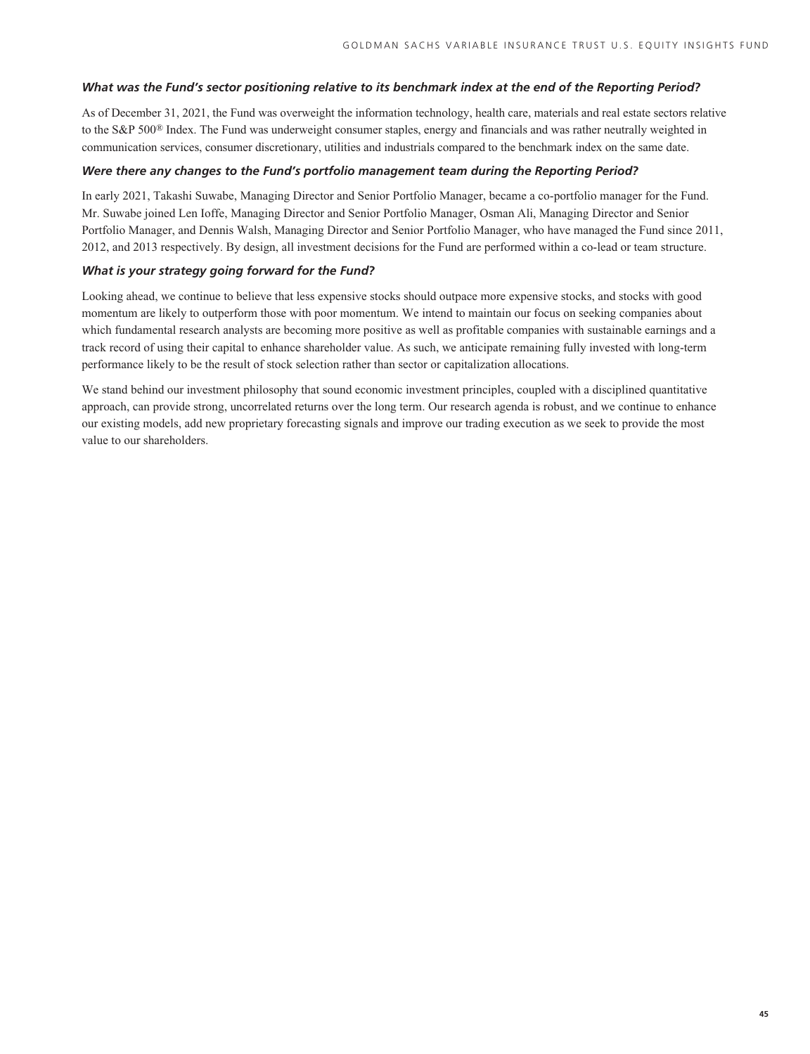***What was the Fund's sector positioning relative to its benchmark index at the end of the Reporting Period?***

As of December 31, 2021, the Fund was overweight the information technology, health care, materials and real estate sectors relative to the S&P 500® Index. The Fund was underweight consumer staples, energy and financials and was rather neutrally weighted in communication services, consumer discretionary, utilities and industrials compared to the benchmark index on the same date.

***Were there any changes to the Fund's portfolio management team during the Reporting Period?***

In early 2021, Takashi Suwabe, Managing Director and Senior Portfolio Manager, became a co-portfolio manager for the Fund. Mr. Suwabe joined Len Ioffe, Managing Director and Senior Portfolio Manager, Osman Ali, Managing Director and Senior Portfolio Manager, and Dennis Walsh, Managing Director and Senior Portfolio Manager, who have managed the Fund since 2011, 2012, and 2013 respectively. By design, all investment decisions for the Fund are performed within a co-lead or team structure.

***What is your strategy going forward for the Fund?***

Looking ahead, we continue to believe that less expensive stocks should outpace more expensive stocks, and stocks with good momentum are likely to outperform those with poor momentum. We intend to maintain our focus on seeking companies about which fundamental research analysts are becoming more positive as well as profitable companies with sustainable earnings and a track record of using their capital to enhance shareholder value. As such, we anticipate remaining fully invested with long-term performance likely to be the result of stock selection rather than sector or capitalization allocations.

We stand behind our investment philosophy that sound economic investment principles, coupled with a disciplined quantitative approach, can provide strong, uncorrelated returns over the long term. Our research agenda is robust, and we continue to enhance our existing models, add new proprietary forecasting signals and improve our trading execution as we seek to provide the most value to our shareholders.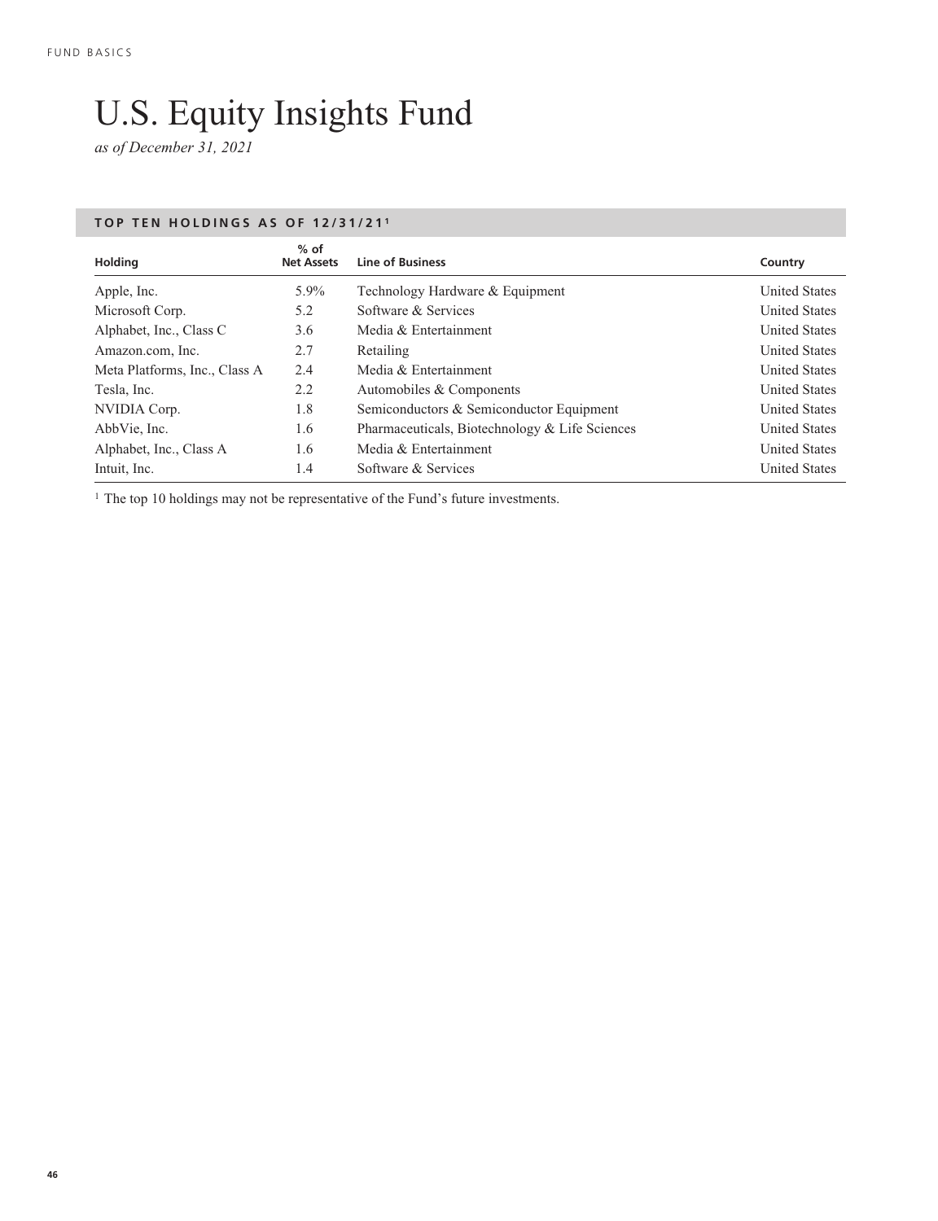# U.S. Equity Insights Fund

*as of December 31, 2021*

## TOP TEN HOLDINGS AS OF 12/31/21[1]

| Holding | % of Net Assets | Line of Business | Country |
|---|---|---|---|
| Apple, Inc. | 5.9% | Technology Hardware & Equipment | United States |
| Microsoft Corp. | 5.2 | Software & Services | United States |
| Alphabet, Inc., Class C | 3.6 | Media & Entertainment | United States |
| Amazon.com, Inc. | 2.7 | Retailing | United States |
| Meta Platforms, Inc., Class A | 2.4 | Media & Entertainment | United States |
| Tesla, Inc. | 2.2 | Automobiles & Components | United States |
| NVIDIA Corp. | 1.8 | Semiconductors & Semiconductor Equipment | United States |
| AbbVie, Inc. | 1.6 | Pharmaceuticals, Biotechnology & Life Sciences | United States |
| Alphabet, Inc., Class A | 1.6 | Media & Entertainment | United States |
| Intuit, Inc. | 1.4 | Software & Services | United States |

[1] The top 10 holdings may not be representative of the Fund's future investments.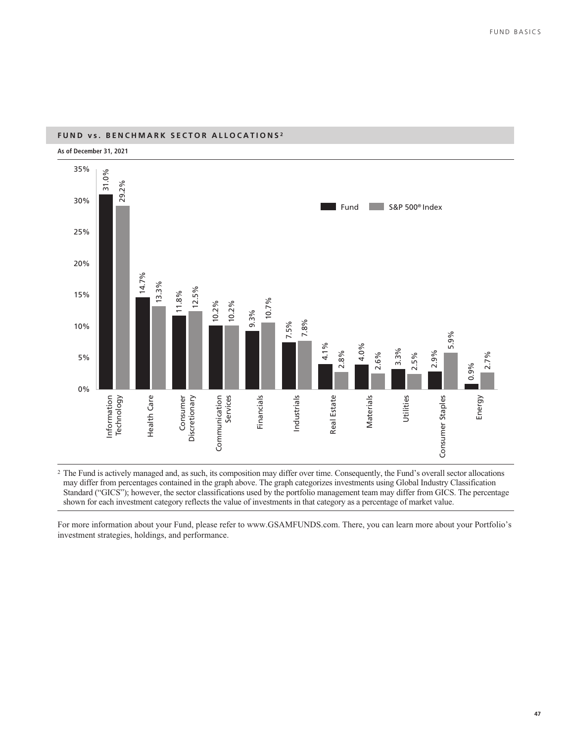## FUND vs. BENCHMARK SECTOR ALLOCATIONS[2]

**As of December 31, 2021**

| Sector | Fund | S&P 500® Index |
| --- | --- | --- |
| Information Technology | 31.0% | 29.2% |
| Health Care | 14.7% | 13.3% |
| Consumer Discretionary | 11.8% | 12.5% |
| Communication Services | 10.2% | 10.2% |
| Financials | 9.3% | 10.7% |
| Industrials | 7.5% | 7.8% |
| Real Estate | 4.1% | 2.8% |
| Materials | 4.0% | 2.6% |
| Utilities | 3.3% | 2.5% |
| Consumer Staples | 2.9% | 5.9% |
| Energy | 0.9% | 2.7% |

[2] The Fund is actively managed and, as such, its composition may differ over time. Consequently, the Fund's overall sector allocations may differ from percentages contained in the graph above. The graph categorizes investments using Global Industry Classification Standard ("GICS"); however, the sector classifications used by the portfolio management team may differ from GICS. The percentage shown for each investment category reflects the value of investments in that category as a percentage of market value.

For more information about your Fund, please refer to www.GSAMFUNDS.com. There, you can learn more about your Portfolio's investment strategies, holdings, and performance.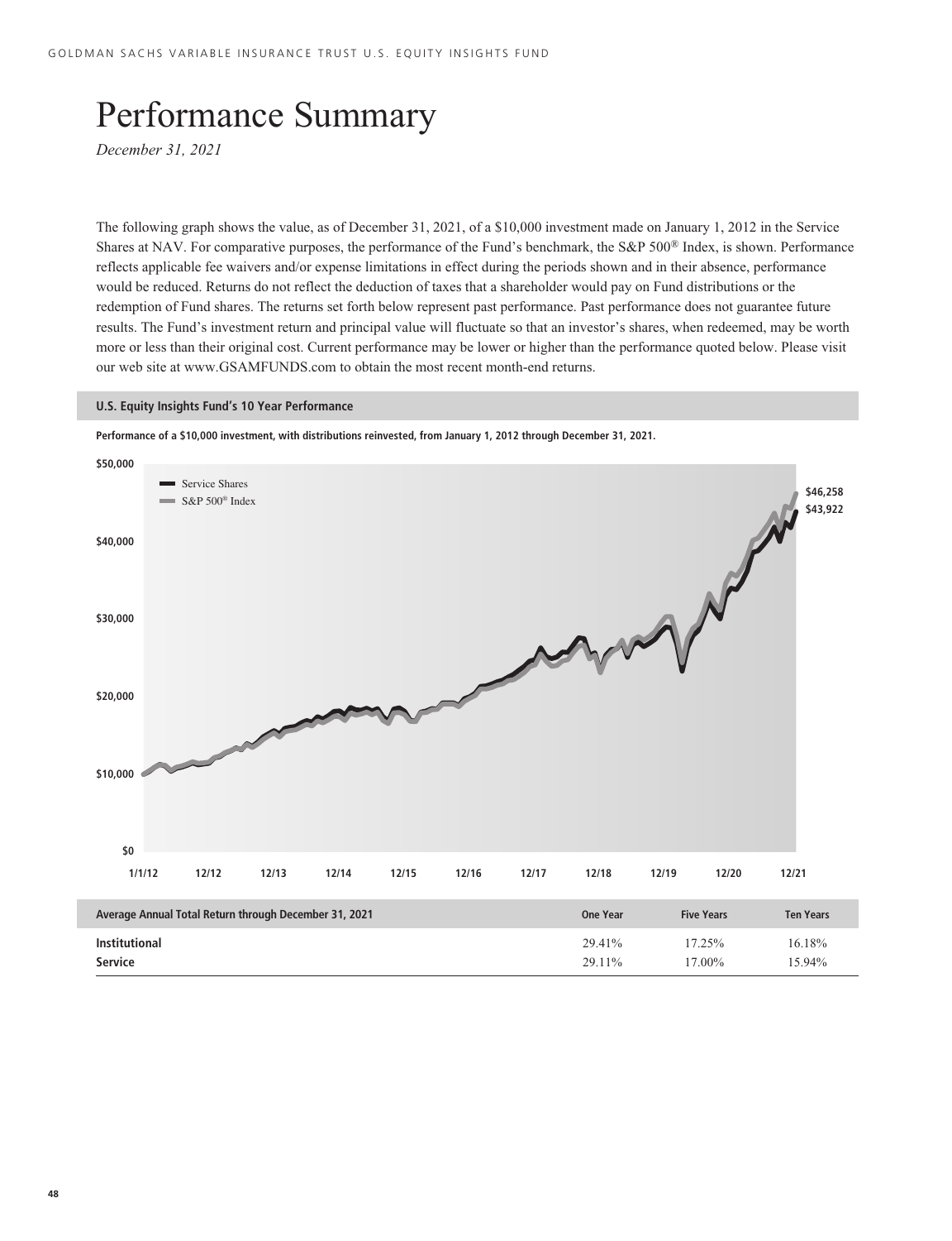# Performance Summary

*December 31, 2021*

The following graph shows the value, as of December 31, 2021, of a $10,000 investment made on January 1, 2012 in the Service Shares at NAV. For comparative purposes, the performance of the Fund's benchmark, the S&P 500® Index, is shown. Performance reflects applicable fee waivers and/or expense limitations in effect during the periods shown and in their absence, performance would be reduced. Returns do not reflect the deduction of taxes that a shareholder would pay on Fund distributions or the redemption of Fund shares. The returns set forth below represent past performance. Past performance does not guarantee future results. The Fund's investment return and principal value will fluctuate so that an investor's shares, when redeemed, may be worth more or less than their original cost. Current performance may be lower or higher than the performance quoted below. Please visit our web site at www.GSAMFUNDS.com to obtain the most recent month-end returns.

**U.S. Equity Insights Fund's 10 Year Performance**

**Performance of a $10,000 investment, with distributions reinvested, from January 1, 2012 through December 31, 2021.**

- Service Shares: $43,922
- S&P 500® Index: $46,258

| Average Annual Total Return through December 31, 2021 | One Year | Five Years | Ten Years |
|---|---|---|---|
| **Institutional** | 29.41% | 17.25% | 16.18% |
| **Service** | 29.11% | 17.00% | 15.94% |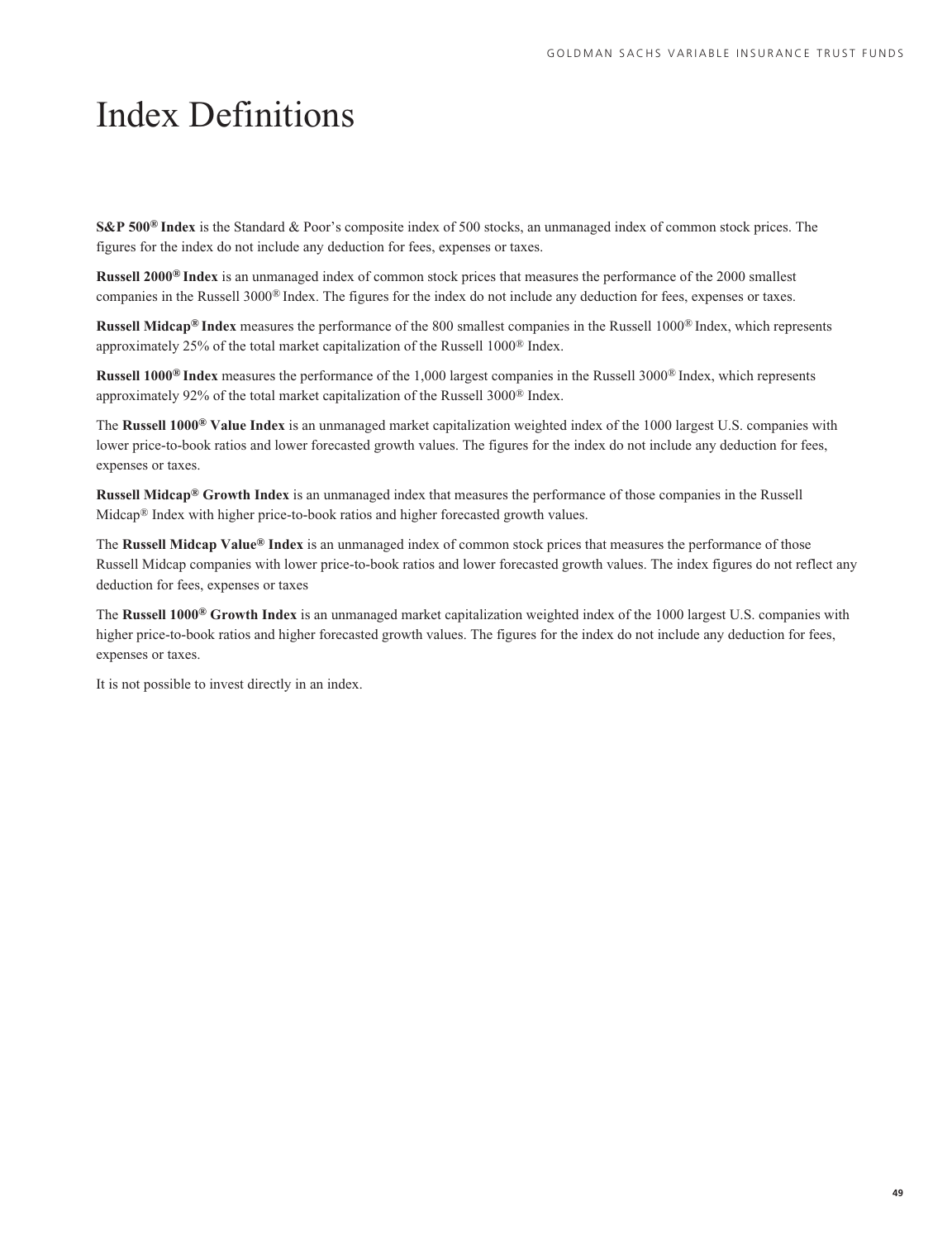# Index Definitions

**S&P 500® Index** is the Standard & Poor's composite index of 500 stocks, an unmanaged index of common stock prices. The figures for the index do not include any deduction for fees, expenses or taxes.

**Russell 2000® Index** is an unmanaged index of common stock prices that measures the performance of the 2000 smallest companies in the Russell 3000® Index. The figures for the index do not include any deduction for fees, expenses or taxes.

**Russell Midcap® Index** measures the performance of the 800 smallest companies in the Russell 1000® Index, which represents approximately 25% of the total market capitalization of the Russell 1000® Index.

**Russell 1000® Index** measures the performance of the 1,000 largest companies in the Russell 3000® Index, which represents approximately 92% of the total market capitalization of the Russell 3000® Index.

The **Russell 1000® Value Index** is an unmanaged market capitalization weighted index of the 1000 largest U.S. companies with lower price-to-book ratios and lower forecasted growth values. The figures for the index do not include any deduction for fees, expenses or taxes.

**Russell Midcap® Growth Index** is an unmanaged index that measures the performance of those companies in the Russell Midcap® Index with higher price-to-book ratios and higher forecasted growth values.

The **Russell Midcap Value® Index** is an unmanaged index of common stock prices that measures the performance of those Russell Midcap companies with lower price-to-book ratios and lower forecasted growth values. The index figures do not reflect any deduction for fees, expenses or taxes

The **Russell 1000® Growth Index** is an unmanaged market capitalization weighted index of the 1000 largest U.S. companies with higher price-to-book ratios and higher forecasted growth values. The figures for the index do not include any deduction for fees, expenses or taxes.

It is not possible to invest directly in an index.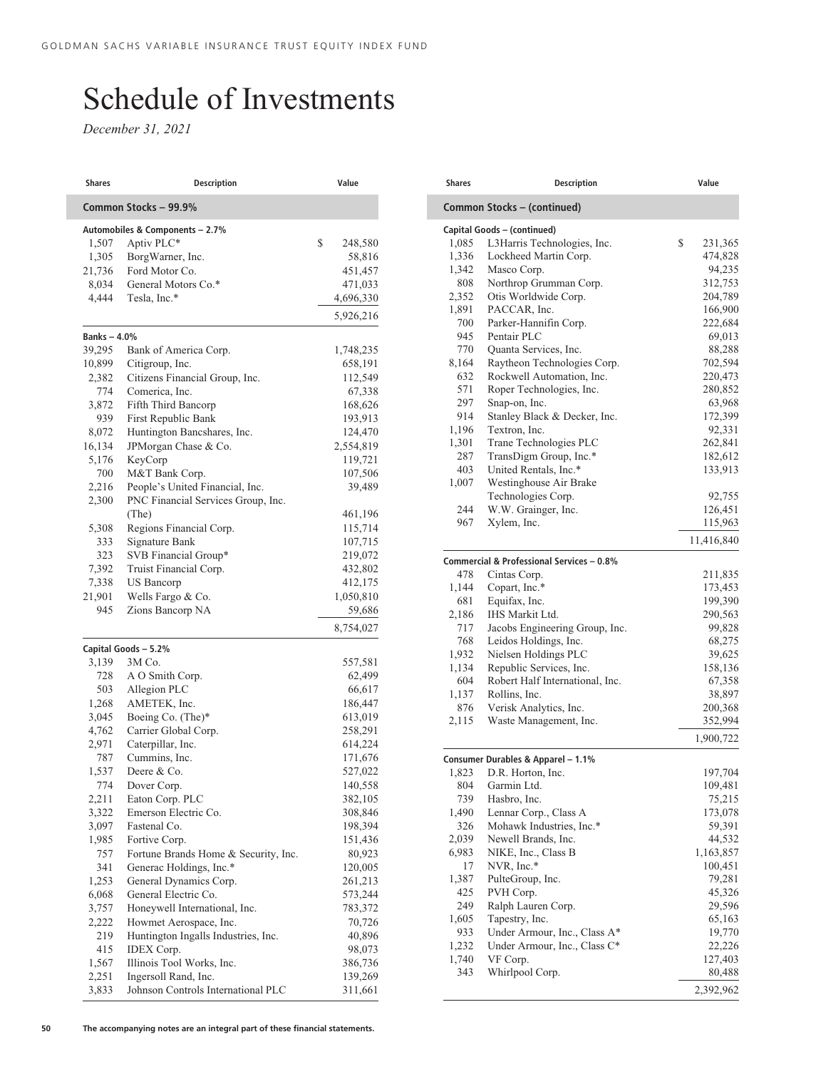# Schedule of Investments

*December 31, 2021*

| Shares | Description | Value |
|---|---|---|
| **Common Stocks – 99.9%** | | |
| **Automobiles & Components – 2.7%** | | |
| 1,507 | Aptiv PLC* | $ 248,580 |
| 1,305 | BorgWarner, Inc. | 58,816 |
| 21,736 | Ford Motor Co. | 451,457 |
| 8,034 | General Motors Co.* | 471,033 |
| 4,444 | Tesla, Inc.* | 4,696,330 |
| | | 5,926,216 |
| **Banks – 4.0%** | | |
| 39,295 | Bank of America Corp. | 1,748,235 |
| 10,899 | Citigroup, Inc. | 658,191 |
| 2,382 | Citizens Financial Group, Inc. | 112,549 |
| 774 | Comerica, Inc. | 67,338 |
| 3,872 | Fifth Third Bancorp | 168,626 |
| 939 | First Republic Bank | 193,913 |
| 8,072 | Huntington Bancshares, Inc. | 124,470 |
| 16,134 | JPMorgan Chase & Co. | 2,554,819 |
| 5,176 | KeyCorp | 119,721 |
| 700 | M&T Bank Corp. | 107,506 |
| 2,216 | People's United Financial, Inc. | 39,489 |
| 2,300 | PNC Financial Services Group, Inc. (The) | 461,196 |
| 5,308 | Regions Financial Corp. | 115,714 |
| 333 | Signature Bank | 107,715 |
| 323 | SVB Financial Group* | 219,072 |
| 7,392 | Truist Financial Corp. | 432,802 |
| 7,338 | US Bancorp | 412,175 |
| 21,901 | Wells Fargo & Co. | 1,050,810 |
| 945 | Zions Bancorp NA | 59,686 |
| | | 8,754,027 |
| **Capital Goods – 5.2%** | | |
| 3,139 | 3M Co. | 557,581 |
| 728 | A O Smith Corp. | 62,499 |
| 503 | Allegion PLC | 66,617 |
| 1,268 | AMETEK, Inc. | 186,447 |
| 3,045 | Boeing Co. (The)* | 613,019 |
| 4,762 | Carrier Global Corp. | 258,291 |
| 2,971 | Caterpillar, Inc. | 614,224 |
| 787 | Cummins, Inc. | 171,676 |
| 1,537 | Deere & Co. | 527,022 |
| 774 | Dover Corp. | 140,558 |
| 2,211 | Eaton Corp. PLC | 382,105 |
| 3,322 | Emerson Electric Co. | 308,846 |
| 3,097 | Fastenal Co. | 198,394 |
| 1,985 | Fortive Corp. | 151,436 |
| 757 | Fortune Brands Home & Security, Inc. | 80,923 |
| 341 | Generac Holdings, Inc.* | 120,005 |
| 1,253 | General Dynamics Corp. | 261,213 |
| 6,068 | General Electric Co. | 573,244 |
| 3,757 | Honeywell International, Inc. | 783,372 |
| 2,222 | Howmet Aerospace, Inc. | 70,726 |
| 219 | Huntington Ingalls Industries, Inc. | 40,896 |
| 415 | IDEX Corp. | 98,073 |
| 1,567 | Illinois Tool Works, Inc. | 386,736 |
| 2,251 | Ingersoll Rand, Inc. | 139,269 |
| 3,833 | Johnson Controls International PLC | 311,661 |
| **Common Stocks – (continued)** | | |
| **Capital Goods – (continued)** | | |
| 1,085 | L3Harris Technologies, Inc. | $ 231,365 |
| 1,336 | Lockheed Martin Corp. | 474,828 |
| 1,342 | Masco Corp. | 94,235 |
| 808 | Northrop Grumman Corp. | 312,753 |
| 2,352 | Otis Worldwide Corp. | 204,789 |
| 1,891 | PACCAR, Inc. | 166,900 |
| 700 | Parker-Hannifin Corp. | 222,684 |
| 945 | Pentair PLC | 69,013 |
| 770 | Quanta Services, Inc. | 88,288 |
| 8,164 | Raytheon Technologies Corp. | 702,594 |
| 632 | Rockwell Automation, Inc. | 220,473 |
| 571 | Roper Technologies, Inc. | 280,852 |
| 297 | Snap-on, Inc. | 63,968 |
| 914 | Stanley Black & Decker, Inc. | 172,399 |
| 1,196 | Textron, Inc. | 92,331 |
| 1,301 | Trane Technologies PLC | 262,841 |
| 287 | TransDigm Group, Inc.* | 182,612 |
| 403 | United Rentals, Inc.* | 133,913 |
| 1,007 | Westinghouse Air Brake Technologies Corp. | 92,755 |
| 244 | W.W. Grainger, Inc. | 126,451 |
| 967 | Xylem, Inc. | 115,963 |
| | | 11,416,840 |
| **Commercial & Professional Services – 0.8%** | | |
| 478 | Cintas Corp. | 211,835 |
| 1,144 | Copart, Inc.* | 173,453 |
| 681 | Equifax, Inc. | 199,390 |
| 2,186 | IHS Markit Ltd. | 290,563 |
| 717 | Jacobs Engineering Group, Inc. | 99,828 |
| 768 | Leidos Holdings, Inc. | 68,275 |
| 1,932 | Nielsen Holdings PLC | 39,625 |
| 1,134 | Republic Services, Inc. | 158,136 |
| 604 | Robert Half International, Inc. | 67,358 |
| 1,137 | Rollins, Inc. | 38,897 |
| 876 | Verisk Analytics, Inc. | 200,368 |
| 2,115 | Waste Management, Inc. | 352,994 |
| | | 1,900,722 |
| **Consumer Durables & Apparel – 1.1%** | | |
| 1,823 | D.R. Horton, Inc. | 197,704 |
| 804 | Garmin Ltd. | 109,481 |
| 739 | Hasbro, Inc. | 75,215 |
| 1,490 | Lennar Corp., Class A | 173,078 |
| 326 | Mohawk Industries, Inc.* | 59,391 |
| 2,039 | Newell Brands, Inc. | 44,532 |
| 6,983 | NIKE, Inc., Class B | 1,163,857 |
| 17 | NVR, Inc.* | 100,451 |
| 1,387 | PulteGroup, Inc. | 79,281 |
| 425 | PVH Corp. | 45,326 |
| 249 | Ralph Lauren Corp. | 29,596 |
| 1,605 | Tapestry, Inc. | 65,163 |
| 933 | Under Armour, Inc., Class A* | 19,770 |
| 1,232 | Under Armour, Inc., Class C* | 22,226 |
| 1,740 | VF Corp. | 127,403 |
| 343 | Whirlpool Corp. | 80,488 |
| | | 2,392,962 |

The accompanying notes are an integral part of these financial statements.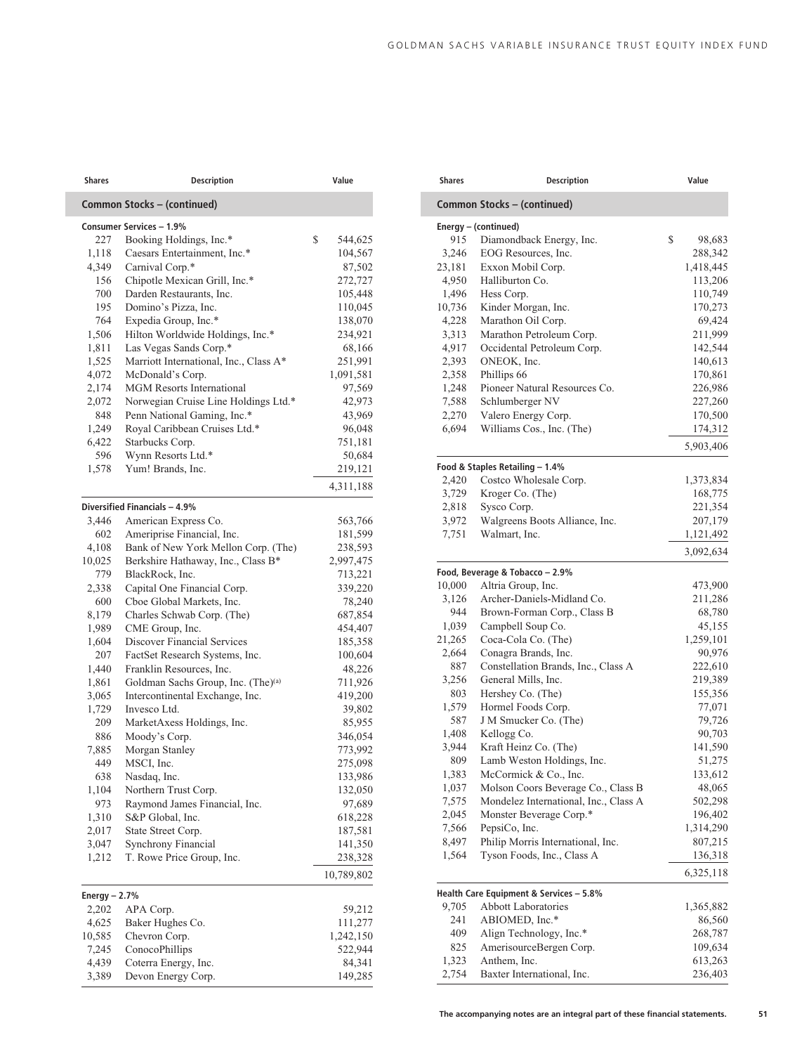| Shares | Description | Value |
|---|---|---|
| **Common Stocks – (continued)** | | |
| **Consumer Services – 1.9%** | | |
| 227 | Booking Holdings, Inc.* | $ 544,625 |
| 1,118 | Caesars Entertainment, Inc.* | 104,567 |
| 4,349 | Carnival Corp.* | 87,502 |
| 156 | Chipotle Mexican Grill, Inc.* | 272,727 |
| 700 | Darden Restaurants, Inc. | 105,448 |
| 195 | Domino's Pizza, Inc. | 110,045 |
| 764 | Expedia Group, Inc.* | 138,070 |
| 1,506 | Hilton Worldwide Holdings, Inc.* | 234,921 |
| 1,811 | Las Vegas Sands Corp.* | 68,166 |
| 1,525 | Marriott International, Inc., Class A* | 251,991 |
| 4,072 | McDonald's Corp. | 1,091,581 |
| 2,174 | MGM Resorts International | 97,569 |
| 2,072 | Norwegian Cruise Line Holdings Ltd.* | 42,973 |
| 848 | Penn National Gaming, Inc.* | 43,969 |
| 1,249 | Royal Caribbean Cruises Ltd.* | 96,048 |
| 6,422 | Starbucks Corp. | 751,181 |
| 596 | Wynn Resorts Ltd.* | 50,684 |
| 1,578 | Yum! Brands, Inc. | 219,121 |
| | | 4,311,188 |
| **Diversified Financials – 4.9%** | | |
| 3,446 | American Express Co. | 563,766 |
| 602 | Ameriprise Financial, Inc. | 181,599 |
| 4,108 | Bank of New York Mellon Corp. (The) | 238,593 |
| 10,025 | Berkshire Hathaway, Inc., Class B* | 2,997,475 |
| 779 | BlackRock, Inc. | 713,221 |
| 2,338 | Capital One Financial Corp. | 339,220 |
| 600 | Cboe Global Markets, Inc. | 78,240 |
| 8,179 | Charles Schwab Corp. (The) | 687,854 |
| 1,989 | CME Group, Inc. | 454,407 |
| 1,604 | Discover Financial Services | 185,358 |
| 207 | FactSet Research Systems, Inc. | 100,604 |
| 1,440 | Franklin Resources, Inc. | 48,226 |
| 1,861 | Goldman Sachs Group, Inc. (The)[(a)] | 711,926 |
| 3,065 | Intercontinental Exchange, Inc. | 419,200 |
| 1,729 | Invesco Ltd. | 39,802 |
| 209 | MarketAxess Holdings, Inc. | 85,955 |
| 886 | Moody's Corp. | 346,054 |
| 7,885 | Morgan Stanley | 773,992 |
| 449 | MSCI, Inc. | 275,098 |
| 638 | Nasdaq, Inc. | 133,986 |
| 1,104 | Northern Trust Corp. | 132,050 |
| 973 | Raymond James Financial, Inc. | 97,689 |
| 1,310 | S&P Global, Inc. | 618,228 |
| 2,017 | State Street Corp. | 187,581 |
| 3,047 | Synchrony Financial | 141,350 |
| 1,212 | T. Rowe Price Group, Inc. | 238,328 |
| | | 10,789,802 |
| **Energy – 2.7%** | | |
| 2,202 | APA Corp. | 59,212 |
| 4,625 | Baker Hughes Co. | 111,277 |
| 10,585 | Chevron Corp. | 1,242,150 |
| 7,245 | ConocoPhillips | 522,944 |
| 4,439 | Coterra Energy, Inc. | 84,341 |
| 3,389 | Devon Energy Corp. | 149,285 |
| **Energy – (continued)** | | |
| 915 | Diamondback Energy, Inc. | $ 98,683 |
| 3,246 | EOG Resources, Inc. | 288,342 |
| 23,181 | Exxon Mobil Corp. | 1,418,445 |
| 4,950 | Halliburton Co. | 113,206 |
| 1,496 | Hess Corp. | 110,749 |
| 10,736 | Kinder Morgan, Inc. | 170,273 |
| 4,228 | Marathon Oil Corp. | 69,424 |
| 3,313 | Marathon Petroleum Corp. | 211,999 |
| 4,917 | Occidental Petroleum Corp. | 142,544 |
| 2,393 | ONEOK, Inc. | 140,613 |
| 2,358 | Phillips 66 | 170,861 |
| 1,248 | Pioneer Natural Resources Co. | 226,986 |
| 7,588 | Schlumberger NV | 227,260 |
| 2,270 | Valero Energy Corp. | 170,500 |
| 6,694 | Williams Cos., Inc. (The) | 174,312 |
| | | 5,903,406 |
| **Food & Staples Retailing – 1.4%** | | |
| 2,420 | Costco Wholesale Corp. | 1,373,834 |
| 3,729 | Kroger Co. (The) | 168,775 |
| 2,818 | Sysco Corp. | 221,354 |
| 3,972 | Walgreens Boots Alliance, Inc. | 207,179 |
| 7,751 | Walmart, Inc. | 1,121,492 |
| | | 3,092,634 |
| **Food, Beverage & Tobacco – 2.9%** | | |
| 10,000 | Altria Group, Inc. | 473,900 |
| 3,126 | Archer-Daniels-Midland Co. | 211,286 |
| 944 | Brown-Forman Corp., Class B | 68,780 |
| 1,039 | Campbell Soup Co. | 45,155 |
| 21,265 | Coca-Cola Co. (The) | 1,259,101 |
| 2,664 | Conagra Brands, Inc. | 90,976 |
| 887 | Constellation Brands, Inc., Class A | 222,610 |
| 3,256 | General Mills, Inc. | 219,389 |
| 803 | Hershey Co. (The) | 155,356 |
| 1,579 | Hormel Foods Corp. | 77,071 |
| 587 | J M Smucker Co. (The) | 79,726 |
| 1,408 | Kellogg Co. | 90,703 |
| 3,944 | Kraft Heinz Co. (The) | 141,590 |
| 809 | Lamb Weston Holdings, Inc. | 51,275 |
| 1,383 | McCormick & Co., Inc. | 133,612 |
| 1,037 | Molson Coors Beverage Co., Class B | 48,065 |
| 7,575 | Mondelez International, Inc., Class A | 502,298 |
| 2,045 | Monster Beverage Corp.* | 196,402 |
| 7,566 | PepsiCo, Inc. | 1,314,290 |
| 8,497 | Philip Morris International, Inc. | 807,215 |
| 1,564 | Tyson Foods, Inc., Class A | 136,318 |
| | | 6,325,118 |
| **Health Care Equipment & Services – 5.8%** | | |
| 9,705 | Abbott Laboratories | 1,365,882 |
| 241 | ABIOMED, Inc.* | 86,560 |
| 409 | Align Technology, Inc.* | 268,787 |
| 825 | AmerisourceBergen Corp. | 109,634 |
| 1,323 | Anthem, Inc. | 613,263 |
| 2,754 | Baxter International, Inc. | 236,403 |

**The accompanying notes are an integral part of these financial statements.**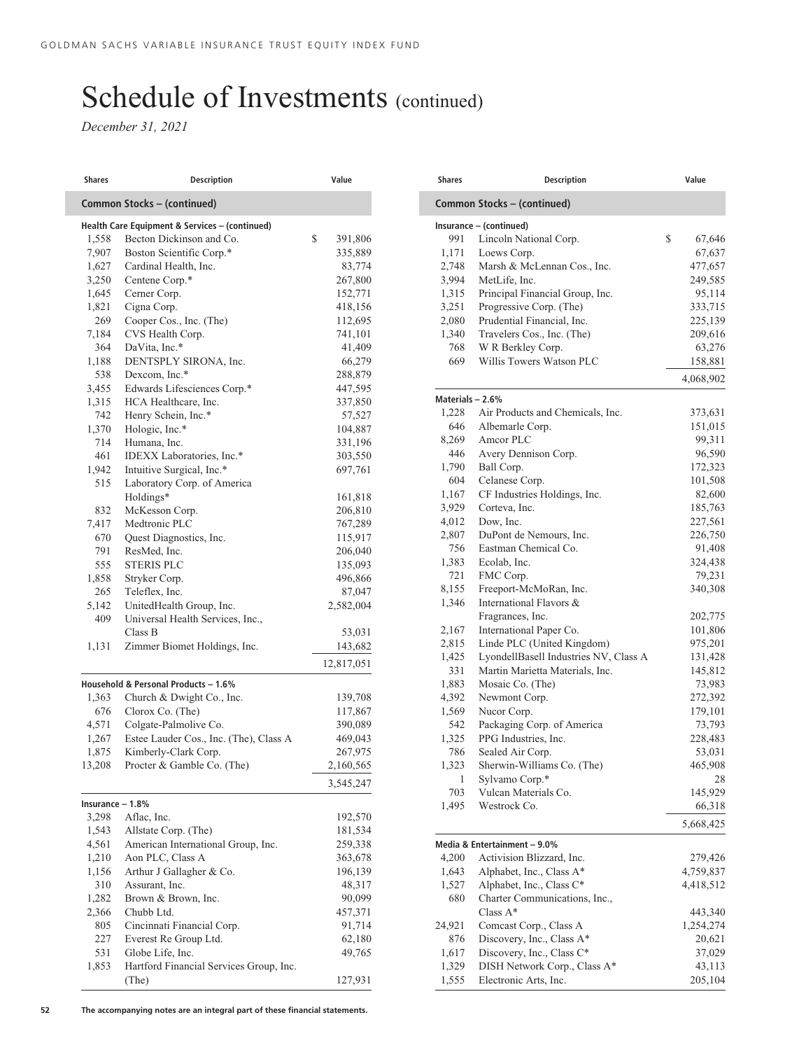# Schedule of Investments (continued)

*December 31, 2021*

| Shares | Description | Value |
|---|---|---|
| **Common Stocks – (continued)** | | |
| **Health Care Equipment & Services – (continued)** | | |
| 1,558 | Becton Dickinson and Co. | $ 391,806 |
| 7,907 | Boston Scientific Corp.* | 335,889 |
| 1,627 | Cardinal Health, Inc. | 83,774 |
| 3,250 | Centene Corp.* | 267,800 |
| 1,645 | Cerner Corp. | 152,771 |
| 1,821 | Cigna Corp. | 418,156 |
| 269 | Cooper Cos., Inc. (The) | 112,695 |
| 7,184 | CVS Health Corp. | 741,101 |
| 364 | DaVita, Inc.* | 41,409 |
| 1,188 | DENTSPLY SIRONA, Inc. | 66,279 |
| 538 | Dexcom, Inc.* | 288,879 |
| 3,455 | Edwards Lifesciences Corp.* | 447,595 |
| 1,315 | HCA Healthcare, Inc. | 337,850 |
| 742 | Henry Schein, Inc.* | 57,527 |
| 1,370 | Hologic, Inc.* | 104,887 |
| 714 | Humana, Inc. | 331,196 |
| 461 | IDEXX Laboratories, Inc.* | 303,550 |
| 1,942 | Intuitive Surgical, Inc.* | 697,761 |
| 515 | Laboratory Corp. of America Holdings* | 161,818 |
| 832 | McKesson Corp. | 206,810 |
| 7,417 | Medtronic PLC | 767,289 |
| 670 | Quest Diagnostics, Inc. | 115,917 |
| 791 | ResMed, Inc. | 206,040 |
| 555 | STERIS PLC | 135,093 |
| 1,858 | Stryker Corp. | 496,866 |
| 265 | Teleflex, Inc. | 87,047 |
| 5,142 | UnitedHealth Group, Inc. | 2,582,004 |
| 409 | Universal Health Services, Inc., Class B | 53,031 |
| 1,131 | Zimmer Biomet Holdings, Inc. | 143,682 |
| | | 12,817,051 |
| **Household & Personal Products – 1.6%** | | |
| 1,363 | Church & Dwight Co., Inc. | 139,708 |
| 676 | Clorox Co. (The) | 117,867 |
| 4,571 | Colgate-Palmolive Co. | 390,089 |
| 1,267 | Estee Lauder Cos., Inc. (The), Class A | 469,043 |
| 1,875 | Kimberly-Clark Corp. | 267,975 |
| 13,208 | Procter & Gamble Co. (The) | 2,160,565 |
| | | 3,545,247 |
| **Insurance – 1.8%** | | |
| 3,298 | Aflac, Inc. | 192,570 |
| 1,543 | Allstate Corp. (The) | 181,534 |
| 4,561 | American International Group, Inc. | 259,338 |
| 1,210 | Aon PLC, Class A | 363,678 |
| 1,156 | Arthur J Gallagher & Co. | 196,139 |
| 310 | Assurant, Inc. | 48,317 |
| 1,282 | Brown & Brown, Inc. | 90,099 |
| 2,366 | Chubb Ltd. | 457,371 |
| 805 | Cincinnati Financial Corp. | 91,714 |
| 227 | Everest Re Group Ltd. | 62,180 |
| 531 | Globe Life, Inc. | 49,765 |
| 1,853 | Hartford Financial Services Group, Inc. (The) | 127,931 |
| **Insurance – (continued)** | | |
| 991 | Lincoln National Corp. | $ 67,646 |
| 1,171 | Loews Corp. | 67,637 |
| 2,748 | Marsh & McLennan Cos., Inc. | 477,657 |
| 3,994 | MetLife, Inc. | 249,585 |
| 1,315 | Principal Financial Group, Inc. | 95,114 |
| 3,251 | Progressive Corp. (The) | 333,715 |
| 2,080 | Prudential Financial, Inc. | 225,139 |
| 1,340 | Travelers Cos., Inc. (The) | 209,616 |
| 768 | W R Berkley Corp. | 63,276 |
| 669 | Willis Towers Watson PLC | 158,881 |
| | | 4,068,902 |
| **Materials – 2.6%** | | |
| 1,228 | Air Products and Chemicals, Inc. | 373,631 |
| 646 | Albemarle Corp. | 151,015 |
| 8,269 | Amcor PLC | 99,311 |
| 446 | Avery Dennison Corp. | 96,590 |
| 1,790 | Ball Corp. | 172,323 |
| 604 | Celanese Corp. | 101,508 |
| 1,167 | CF Industries Holdings, Inc. | 82,600 |
| 3,929 | Corteva, Inc. | 185,763 |
| 4,012 | Dow, Inc. | 227,561 |
| 2,807 | DuPont de Nemours, Inc. | 226,750 |
| 756 | Eastman Chemical Co. | 91,408 |
| 1,383 | Ecolab, Inc. | 324,438 |
| 721 | FMC Corp. | 79,231 |
| 8,155 | Freeport-McMoRan, Inc. | 340,308 |
| 1,346 | International Flavors & Fragrances, Inc. | 202,775 |
| 2,167 | International Paper Co. | 101,806 |
| 2,815 | Linde PLC (United Kingdom) | 975,201 |
| 1,425 | LyondellBasell Industries NV, Class A | 131,428 |
| 331 | Martin Marietta Materials, Inc. | 145,812 |
| 1,883 | Mosaic Co. (The) | 73,983 |
| 4,392 | Newmont Corp. | 272,392 |
| 1,569 | Nucor Corp. | 179,101 |
| 542 | Packaging Corp. of America | 73,793 |
| 1,325 | PPG Industries, Inc. | 228,483 |
| 786 | Sealed Air Corp. | 53,031 |
| 1,323 | Sherwin-Williams Co. (The) | 465,908 |
| 1 | Sylvamo Corp.* | 28 |
| 703 | Vulcan Materials Co. | 145,929 |
| 1,495 | Westrock Co. | 66,318 |
| | | 5,668,425 |
| **Media & Entertainment – 9.0%** | | |
| 4,200 | Activision Blizzard, Inc. | 279,426 |
| 1,643 | Alphabet, Inc., Class A* | 4,759,837 |
| 1,527 | Alphabet, Inc., Class C* | 4,418,512 |
| 680 | Charter Communications, Inc., Class A* | 443,340 |
| 24,921 | Comcast Corp., Class A | 1,254,274 |
| 876 | Discovery, Inc., Class A* | 20,621 |
| 1,617 | Discovery, Inc., Class C* | 37,029 |
| 1,329 | DISH Network Corp., Class A* | 43,113 |
| 1,555 | Electronic Arts, Inc. | 205,104 |

The accompanying notes are an integral part of these financial statements.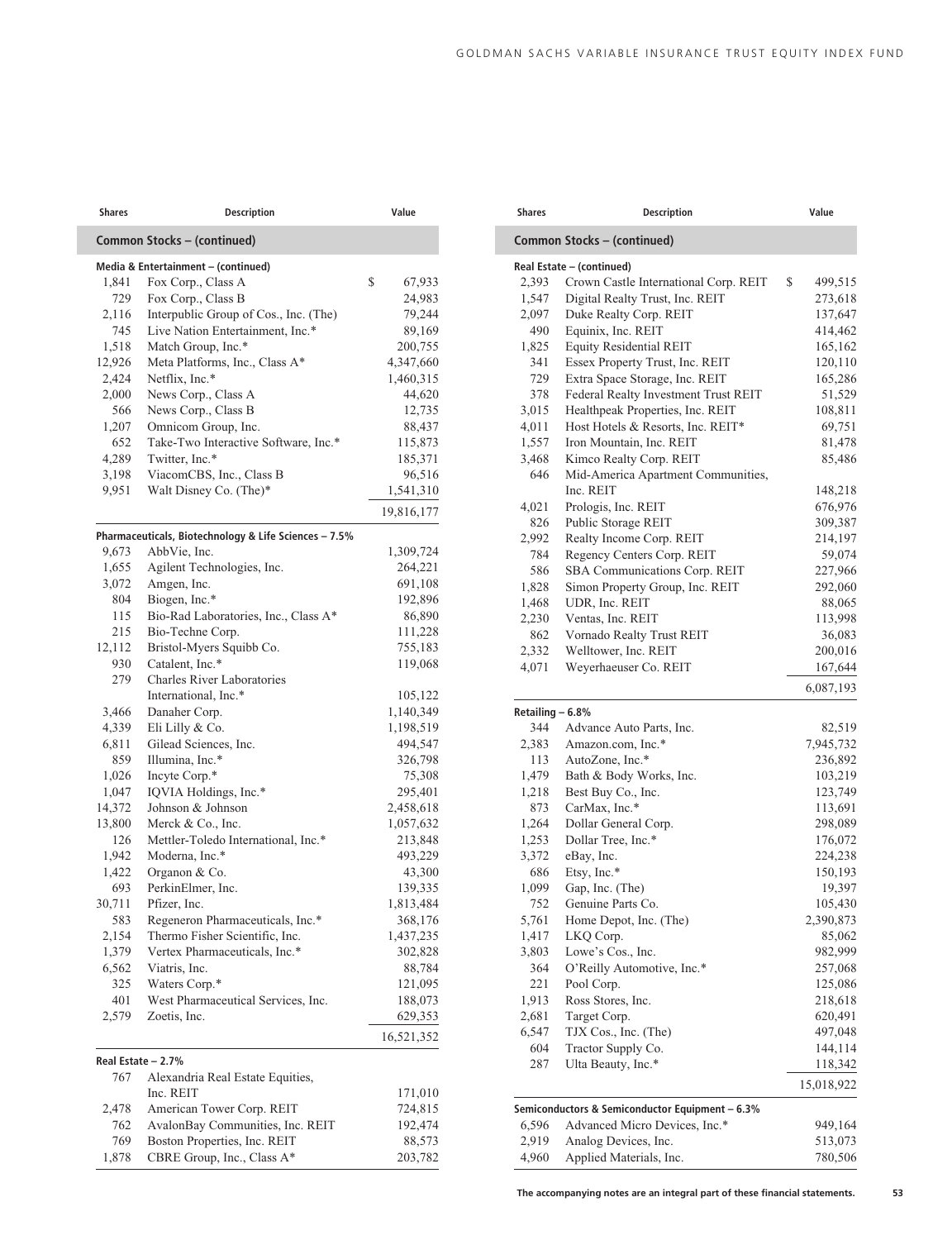| Shares | Description | Value |
|---|---|---|
| **Common Stocks – (continued)** | | |
| **Media & Entertainment – (continued)** | | |
| 1,841 | Fox Corp., Class A | $ 67,933 |
| 729 | Fox Corp., Class B | 24,983 |
| 2,116 | Interpublic Group of Cos., Inc. (The) | 79,244 |
| 745 | Live Nation Entertainment, Inc.* | 89,169 |
| 1,518 | Match Group, Inc.* | 200,755 |
| 12,926 | Meta Platforms, Inc., Class A* | 4,347,660 |
| 2,424 | Netflix, Inc.* | 1,460,315 |
| 2,000 | News Corp., Class A | 44,620 |
| 566 | News Corp., Class B | 12,735 |
| 1,207 | Omnicom Group, Inc. | 88,437 |
| 652 | Take-Two Interactive Software, Inc.* | 115,873 |
| 4,289 | Twitter, Inc.* | 185,371 |
| 3,198 | ViacomCBS, Inc., Class B | 96,516 |
| 9,951 | Walt Disney Co. (The)* | 1,541,310 |
| | | 19,816,177 |
| **Pharmaceuticals, Biotechnology & Life Sciences – 7.5%** | | |
| 9,673 | AbbVie, Inc. | 1,309,724 |
| 1,655 | Agilent Technologies, Inc. | 264,221 |
| 3,072 | Amgen, Inc. | 691,108 |
| 804 | Biogen, Inc.* | 192,896 |
| 115 | Bio-Rad Laboratories, Inc., Class A* | 86,890 |
| 215 | Bio-Techne Corp. | 111,228 |
| 12,112 | Bristol-Myers Squibb Co. | 755,183 |
| 930 | Catalent, Inc.* | 119,068 |
| 279 | Charles River Laboratories International, Inc.* | 105,122 |
| 3,466 | Danaher Corp. | 1,140,349 |
| 4,339 | Eli Lilly & Co. | 1,198,519 |
| 6,811 | Gilead Sciences, Inc. | 494,547 |
| 859 | Illumina, Inc.* | 326,798 |
| 1,026 | Incyte Corp.* | 75,308 |
| 1,047 | IQVIA Holdings, Inc.* | 295,401 |
| 14,372 | Johnson & Johnson | 2,458,618 |
| 13,800 | Merck & Co., Inc. | 1,057,632 |
| 126 | Mettler-Toledo International, Inc.* | 213,848 |
| 1,942 | Moderna, Inc.* | 493,229 |
| 1,422 | Organon & Co. | 43,300 |
| 693 | PerkinElmer, Inc. | 139,335 |
| 30,711 | Pfizer, Inc. | 1,813,484 |
| 583 | Regeneron Pharmaceuticals, Inc.* | 368,176 |
| 2,154 | Thermo Fisher Scientific, Inc. | 1,437,235 |
| 1,379 | Vertex Pharmaceuticals, Inc.* | 302,828 |
| 6,562 | Viatris, Inc. | 88,784 |
| 325 | Waters Corp.* | 121,095 |
| 401 | West Pharmaceutical Services, Inc. | 188,073 |
| 2,579 | Zoetis, Inc. | 629,353 |
| | | 16,521,352 |
| **Real Estate – 2.7%** | | |
| 767 | Alexandria Real Estate Equities, Inc. REIT | 171,010 |
| 2,478 | American Tower Corp. REIT | 724,815 |
| 762 | AvalonBay Communities, Inc. REIT | 192,474 |
| 769 | Boston Properties, Inc. REIT | 88,573 |
| 1,878 | CBRE Group, Inc., Class A* | 203,782 |
| 2,393 | Crown Castle International Corp. REIT | $ 499,515 |
| 1,547 | Digital Realty Trust, Inc. REIT | 273,618 |
| 2,097 | Duke Realty Corp. REIT | 137,647 |
| 490 | Equinix, Inc. REIT | 414,462 |
| 1,825 | Equity Residential REIT | 165,162 |
| 341 | Essex Property Trust, Inc. REIT | 120,110 |
| 729 | Extra Space Storage, Inc. REIT | 165,286 |
| 378 | Federal Realty Investment Trust REIT | 51,529 |
| 3,015 | Healthpeak Properties, Inc. REIT | 108,811 |
| 4,011 | Host Hotels & Resorts, Inc. REIT* | 69,751 |
| 1,557 | Iron Mountain, Inc. REIT | 81,478 |
| 3,468 | Kimco Realty Corp. REIT | 85,486 |
| 646 | Mid-America Apartment Communities, Inc. REIT | 148,218 |
| 4,021 | Prologis, Inc. REIT | 676,976 |
| 826 | Public Storage REIT | 309,387 |
| 2,992 | Realty Income Corp. REIT | 214,197 |
| 784 | Regency Centers Corp. REIT | 59,074 |
| 586 | SBA Communications Corp. REIT | 227,966 |
| 1,828 | Simon Property Group, Inc. REIT | 292,060 |
| 1,468 | UDR, Inc. REIT | 88,065 |
| 2,230 | Ventas, Inc. REIT | 113,998 |
| 862 | Vornado Realty Trust REIT | 36,083 |
| 2,332 | Welltower, Inc. REIT | 200,016 |
| 4,071 | Weyerhaeuser Co. REIT | 167,644 |
| | | 6,087,193 |
| **Retailing – 6.8%** | | |
| 344 | Advance Auto Parts, Inc. | 82,519 |
| 2,383 | Amazon.com, Inc.* | 7,945,732 |
| 113 | AutoZone, Inc.* | 236,892 |
| 1,479 | Bath & Body Works, Inc. | 103,219 |
| 1,218 | Best Buy Co., Inc. | 123,749 |
| 873 | CarMax, Inc.* | 113,691 |
| 1,264 | Dollar General Corp. | 298,089 |
| 1,253 | Dollar Tree, Inc.* | 176,072 |
| 3,372 | eBay, Inc. | 224,238 |
| 686 | Etsy, Inc.* | 150,193 |
| 1,099 | Gap, Inc. (The) | 19,397 |
| 752 | Genuine Parts Co. | 105,430 |
| 5,761 | Home Depot, Inc. (The) | 2,390,873 |
| 1,417 | LKQ Corp. | 85,062 |
| 3,803 | Lowe's Cos., Inc. | 982,999 |
| 364 | O'Reilly Automotive, Inc.* | 257,068 |
| 221 | Pool Corp. | 125,086 |
| 1,913 | Ross Stores, Inc. | 218,618 |
| 2,681 | Target Corp. | 620,491 |
| 6,547 | TJX Cos., Inc. (The) | 497,048 |
| 604 | Tractor Supply Co. | 144,114 |
| 287 | Ulta Beauty, Inc.* | 118,342 |
| | | 15,018,922 |
| **Semiconductors & Semiconductor Equipment – 6.3%** | | |
| 6,596 | Advanced Micro Devices, Inc.* | 949,164 |
| 2,919 | Analog Devices, Inc. | 513,073 |
| 4,960 | Applied Materials, Inc. | 780,506 |

**The accompanying notes are an integral part of these financial statements.**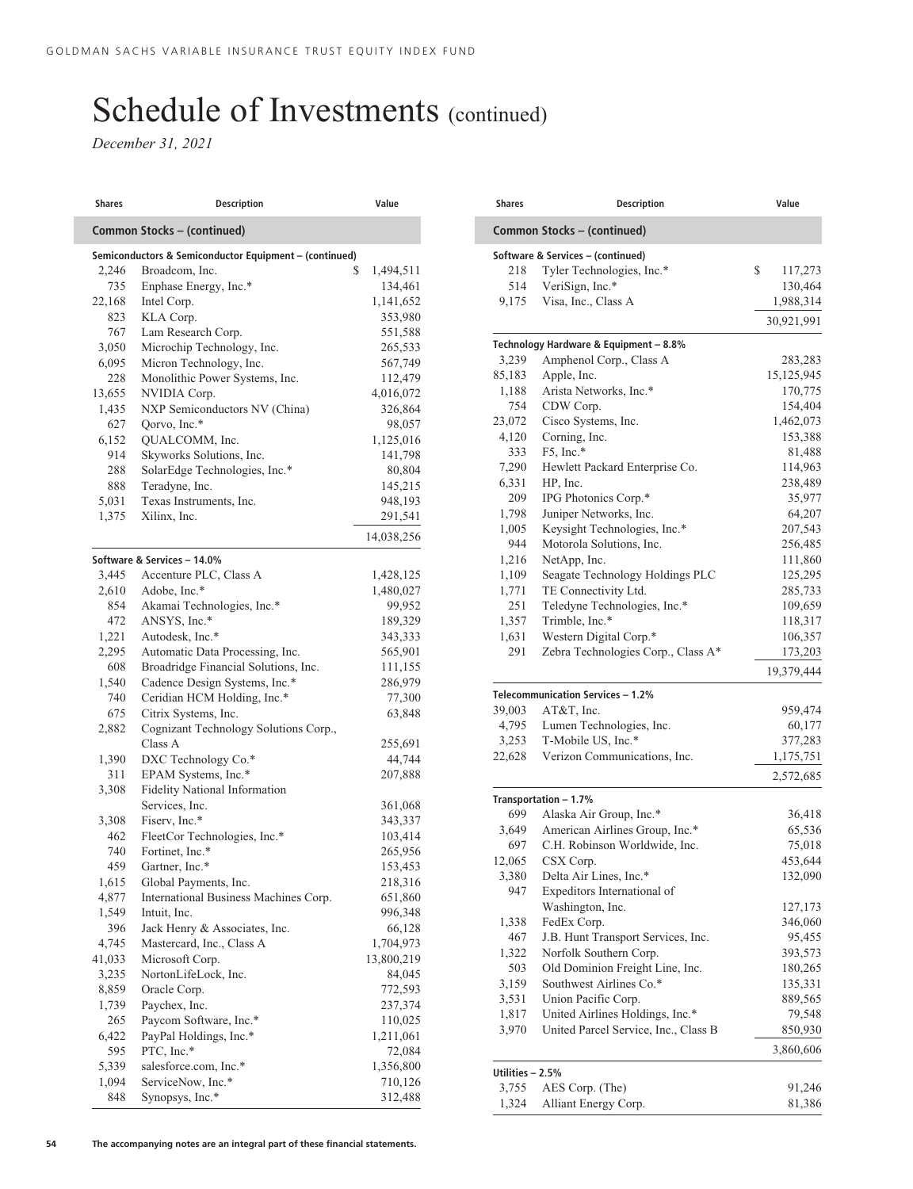# Schedule of Investments (continued)

*December 31, 2021*

| Shares | Description | Value |
|---|---|---|
| **Common Stocks – (continued)** | | |
| **Semiconductors & Semiconductor Equipment – (continued)** | | |
| 2,246 | Broadcom, Inc. | $ 1,494,511 |
| 735 | Enphase Energy, Inc.* | 134,461 |
| 22,168 | Intel Corp. | 1,141,652 |
| 823 | KLA Corp. | 353,980 |
| 767 | Lam Research Corp. | 551,588 |
| 3,050 | Microchip Technology, Inc. | 265,533 |
| 6,095 | Micron Technology, Inc. | 567,749 |
| 228 | Monolithic Power Systems, Inc. | 112,479 |
| 13,655 | NVIDIA Corp. | 4,016,072 |
| 1,435 | NXP Semiconductors NV (China) | 326,864 |
| 627 | Qorvo, Inc.* | 98,057 |
| 6,152 | QUALCOMM, Inc. | 1,125,016 |
| 914 | Skyworks Solutions, Inc. | 141,798 |
| 288 | SolarEdge Technologies, Inc.* | 80,804 |
| 888 | Teradyne, Inc. | 145,215 |
| 5,031 | Texas Instruments, Inc. | 948,193 |
| 1,375 | Xilinx, Inc. | 291,541 |
| | | 14,038,256 |
| **Software & Services – 14.0%** | | |
| 3,445 | Accenture PLC, Class A | 1,428,125 |
| 2,610 | Adobe, Inc.* | 1,480,027 |
| 854 | Akamai Technologies, Inc.* | 99,952 |
| 472 | ANSYS, Inc.* | 189,329 |
| 1,221 | Autodesk, Inc.* | 343,333 |
| 2,295 | Automatic Data Processing, Inc. | 565,901 |
| 608 | Broadridge Financial Solutions, Inc. | 111,155 |
| 1,540 | Cadence Design Systems, Inc.* | 286,979 |
| 740 | Ceridian HCM Holding, Inc.* | 77,300 |
| 675 | Citrix Systems, Inc. | 63,848 |
| 2,882 | Cognizant Technology Solutions Corp., Class A | 255,691 |
| 1,390 | DXC Technology Co.* | 44,744 |
| 311 | EPAM Systems, Inc.* | 207,888 |
| 3,308 | Fidelity National Information Services, Inc. | 361,068 |
| 3,308 | Fiserv, Inc.* | 343,337 |
| 462 | FleetCor Technologies, Inc.* | 103,414 |
| 740 | Fortinet, Inc.* | 265,956 |
| 459 | Gartner, Inc.* | 153,453 |
| 1,615 | Global Payments, Inc. | 218,316 |
| 4,877 | International Business Machines Corp. | 651,860 |
| 1,549 | Intuit, Inc. | 996,348 |
| 396 | Jack Henry & Associates, Inc. | 66,128 |
| 4,745 | Mastercard, Inc., Class A | 1,704,973 |
| 41,033 | Microsoft Corp. | 13,800,219 |
| 3,235 | NortonLifeLock, Inc. | 84,045 |
| 8,859 | Oracle Corp. | 772,593 |
| 1,739 | Paychex, Inc. | 237,374 |
| 265 | Paycom Software, Inc.* | 110,025 |
| 6,422 | PayPal Holdings, Inc.* | 1,211,061 |
| 595 | PTC, Inc.* | 72,084 |
| 5,339 | salesforce.com, Inc.* | 1,356,800 |
| 1,094 | ServiceNow, Inc.* | 710,126 |
| 848 | Synopsys, Inc.* | 312,488 |
| 218 | Tyler Technologies, Inc.* | $ 117,273 |
| 514 | VeriSign, Inc.* | 130,464 |
| 9,175 | Visa, Inc., Class A | 1,988,314 |
| | | 30,921,991 |
| **Technology Hardware & Equipment – 8.8%** | | |
| 3,239 | Amphenol Corp., Class A | 283,283 |
| 85,183 | Apple, Inc. | 15,125,945 |
| 1,188 | Arista Networks, Inc.* | 170,775 |
| 754 | CDW Corp. | 154,404 |
| 23,072 | Cisco Systems, Inc. | 1,462,073 |
| 4,120 | Corning, Inc. | 153,388 |
| 333 | F5, Inc.* | 81,488 |
| 7,290 | Hewlett Packard Enterprise Co. | 114,963 |
| 6,331 | HP, Inc. | 238,489 |
| 209 | IPG Photonics Corp.* | 35,977 |
| 1,798 | Juniper Networks, Inc. | 64,207 |
| 1,005 | Keysight Technologies, Inc.* | 207,543 |
| 944 | Motorola Solutions, Inc. | 256,485 |
| 1,216 | NetApp, Inc. | 111,860 |
| 1,109 | Seagate Technology Holdings PLC | 125,295 |
| 1,771 | TE Connectivity Ltd. | 285,733 |
| 251 | Teledyne Technologies, Inc.* | 109,659 |
| 1,357 | Trimble, Inc.* | 118,317 |
| 1,631 | Western Digital Corp.* | 106,357 |
| 291 | Zebra Technologies Corp., Class A* | 173,203 |
| | | 19,379,444 |
| **Telecommunication Services – 1.2%** | | |
| 39,003 | AT&T, Inc. | 959,474 |
| 4,795 | Lumen Technologies, Inc. | 60,177 |
| 3,253 | T-Mobile US, Inc.* | 377,283 |
| 22,628 | Verizon Communications, Inc. | 1,175,751 |
| | | 2,572,685 |
| **Transportation – 1.7%** | | |
| 699 | Alaska Air Group, Inc.* | 36,418 |
| 3,649 | American Airlines Group, Inc.* | 65,536 |
| 697 | C.H. Robinson Worldwide, Inc. | 75,018 |
| 12,065 | CSX Corp. | 453,644 |
| 3,380 | Delta Air Lines, Inc.* | 132,090 |
| 947 | Expeditors International of Washington, Inc. | 127,173 |
| 1,338 | FedEx Corp. | 346,060 |
| 467 | J.B. Hunt Transport Services, Inc. | 95,455 |
| 1,322 | Norfolk Southern Corp. | 393,573 |
| 503 | Old Dominion Freight Line, Inc. | 180,265 |
| 3,159 | Southwest Airlines Co.* | 135,331 |
| 3,531 | Union Pacific Corp. | 889,565 |
| 1,817 | United Airlines Holdings, Inc.* | 79,548 |
| 3,970 | United Parcel Service, Inc., Class B | 850,930 |
| | | 3,860,606 |
| **Utilities – 2.5%** | | |
| 3,755 | AES Corp. (The) | 91,246 |
| 1,324 | Alliant Energy Corp. | 81,386 |

The accompanying notes are an integral part of these financial statements.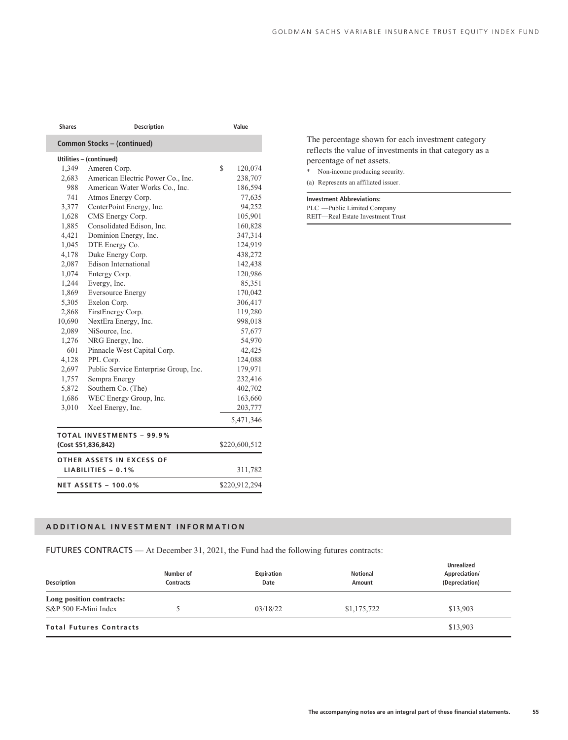| Shares | Description | Value |
|---|---|---|
| **Common Stocks – (continued)** | | |
| **Utilities – (continued)** | | |
| 1,349 | Ameren Corp. | $ 120,074 |
| 2,683 | American Electric Power Co., Inc. | 238,707 |
| 988 | American Water Works Co., Inc. | 186,594 |
| 741 | Atmos Energy Corp. | 77,635 |
| 3,377 | CenterPoint Energy, Inc. | 94,252 |
| 1,628 | CMS Energy Corp. | 105,901 |
| 1,885 | Consolidated Edison, Inc. | 160,828 |
| 4,421 | Dominion Energy, Inc. | 347,314 |
| 1,045 | DTE Energy Co. | 124,919 |
| 4,178 | Duke Energy Corp. | 438,272 |
| 2,087 | Edison International | 142,438 |
| 1,074 | Entergy Corp. | 120,986 |
| 1,244 | Evergy, Inc. | 85,351 |
| 1,869 | Eversource Energy | 170,042 |
| 5,305 | Exelon Corp. | 306,417 |
| 2,868 | FirstEnergy Corp. | 119,280 |
| 10,690 | NextEra Energy, Inc. | 998,018 |
| 2,089 | NiSource, Inc. | 57,677 |
| 1,276 | NRG Energy, Inc. | 54,970 |
| 601 | Pinnacle West Capital Corp. | 42,425 |
| 4,128 | PPL Corp. | 124,088 |
| 2,697 | Public Service Enterprise Group, Inc. | 179,971 |
| 1,757 | Sempra Energy | 232,416 |
| 5,872 | Southern Co. (The) | 402,702 |
| 1,686 | WEC Energy Group, Inc. | 163,660 |
| 3,010 | Xcel Energy, Inc. | 203,777 |
| | | 5,471,346 |
| **TOTAL INVESTMENTS – 99.9% (Cost $51,836,842)** | | $220,600,512 |
| **OTHER ASSETS IN EXCESS OF LIABILITIES – 0.1%** | | 311,782 |
| **NET ASSETS – 100.0%** | | $220,912,294 |

The percentage shown for each investment category reflects the value of investments in that category as a percentage of net assets.

\* Non-income producing security.

(a) Represents an affiliated issuer.

**Investment Abbreviations:**

PLC —Public Limited Company

REIT—Real Estate Investment Trust

## ADDITIONAL INVESTMENT INFORMATION

FUTURES CONTRACTS — At December 31, 2021, the Fund had the following futures contracts:

| Description | Number of Contracts | Expiration Date | Notional Amount | Unrealized Appreciation/ (Depreciation) |
|---|---|---|---|---|
| **Long position contracts:** | | | | |
| S&P 500 E-Mini Index | 5 | 03/18/22 | $1,175,722 | $13,903 |
| **Total Futures Contracts** | | | | $13,903 |

The accompanying notes are an integral part of these financial statements.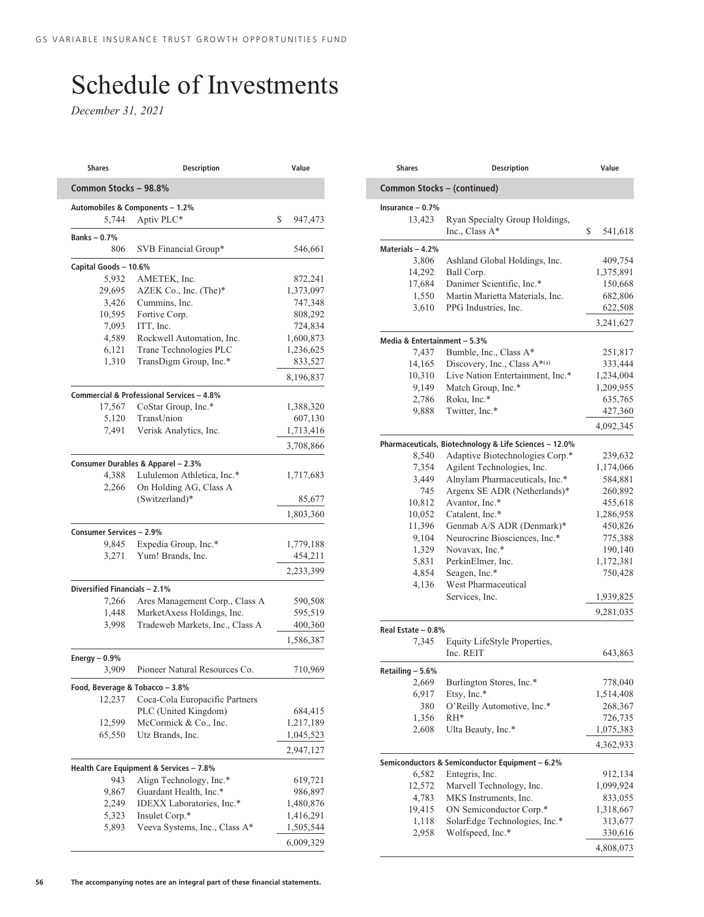# Schedule of Investments

*December 31, 2021*

| Shares | Description | Value |
|---|---|---|
| **Common Stocks – 98.8%** | | |
| **Automobiles & Components – 1.2%** | | |
| 5,744 | Aptiv PLC* | $ 947,473 |
| **Banks – 0.7%** | | |
| 806 | SVB Financial Group* | 546,661 |
| **Capital Goods – 10.6%** | | |
| 5,932 | AMETEK, Inc. | 872,241 |
| 29,695 | AZEK Co., Inc. (The)* | 1,373,097 |
| 3,426 | Cummins, Inc. | 747,348 |
| 10,595 | Fortive Corp. | 808,292 |
| 7,093 | ITT, Inc. | 724,834 |
| 4,589 | Rockwell Automation, Inc. | 1,600,873 |
| 6,121 | Trane Technologies PLC | 1,236,625 |
| 1,310 | TransDigm Group, Inc.* | 833,527 |
| | | 8,196,837 |
| **Commercial & Professional Services – 4.8%** | | |
| 17,567 | CoStar Group, Inc.* | 1,388,320 |
| 5,120 | TransUnion | 607,130 |
| 7,491 | Verisk Analytics, Inc. | 1,713,416 |
| | | 3,708,866 |
| **Consumer Durables & Apparel – 2.3%** | | |
| 4,388 | Lululemon Athletica, Inc.* | 1,717,683 |
| 2,266 | On Holding AG, Class A (Switzerland)* | 85,677 |
| | | 1,803,360 |
| **Consumer Services – 2.9%** | | |
| 9,845 | Expedia Group, Inc.* | 1,779,188 |
| 3,271 | Yum! Brands, Inc. | 454,211 |
| | | 2,233,399 |
| **Diversified Financials – 2.1%** | | |
| 7,266 | Ares Management Corp., Class A | 590,508 |
| 1,448 | MarketAxess Holdings, Inc. | 595,519 |
| 3,998 | Tradeweb Markets, Inc., Class A | 400,360 |
| | | 1,586,387 |
| **Energy – 0.9%** | | |
| 3,909 | Pioneer Natural Resources Co. | 710,969 |
| **Food, Beverage & Tobacco – 3.8%** | | |
| 12,237 | Coca-Cola Europacific Partners PLC (United Kingdom) | 684,415 |
| 12,599 | McCormick & Co., Inc. | 1,217,189 |
| 65,550 | Utz Brands, Inc. | 1,045,523 |
| | | 2,947,127 |
| **Health Care Equipment & Services – 7.8%** | | |
| 943 | Align Technology, Inc.* | 619,721 |
| 9,867 | Guardant Health, Inc.* | 986,897 |
| 2,249 | IDEXX Laboratories, Inc.* | 1,480,876 |
| 5,323 | Insulet Corp.* | 1,416,291 |
| 5,893 | Veeva Systems, Inc., Class A* | 1,505,544 |
| | | 6,009,329 |
| **Common Stocks – (continued)** | | |
| **Insurance – 0.7%** | | |
| 13,423 | Ryan Specialty Group Holdings, Inc., Class A* | $ 541,618 |
| **Materials – 4.2%** | | |
| 3,806 | Ashland Global Holdings, Inc. | 409,754 |
| 14,292 | Ball Corp. | 1,375,891 |
| 17,684 | Danimer Scientific, Inc.* | 150,668 |
| 1,550 | Martin Marietta Materials, Inc. | 682,806 |
| 3,610 | PPG Industries, Inc. | 622,508 |
| | | 3,241,627 |
| **Media & Entertainment – 5.3%** | | |
| 7,437 | Bumble, Inc., Class A* | 251,817 |
| 14,165 | Discovery, Inc., Class A*(a) | 333,444 |
| 10,310 | Live Nation Entertainment, Inc.* | 1,234,004 |
| 9,149 | Match Group, Inc.* | 1,209,955 |
| 2,786 | Roku, Inc.* | 635,765 |
| 9,888 | Twitter, Inc.* | 427,360 |
| | | 4,092,345 |
| **Pharmaceuticals, Biotechnology & Life Sciences – 12.0%** | | |
| 8,540 | Adaptive Biotechnologies Corp.* | 239,632 |
| 7,354 | Agilent Technologies, Inc. | 1,174,066 |
| 3,449 | Alnylam Pharmaceuticals, Inc.* | 584,881 |
| 745 | Argenx SE ADR (Netherlands)* | 260,892 |
| 10,812 | Avantor, Inc.* | 455,618 |
| 10,052 | Catalent, Inc.* | 1,286,958 |
| 11,396 | Genmab A/S ADR (Denmark)* | 450,826 |
| 9,104 | Neurocrine Biosciences, Inc.* | 775,388 |
| 1,329 | Novavax, Inc.* | 190,140 |
| 5,831 | PerkinElmer, Inc. | 1,172,381 |
| 4,854 | Seagen, Inc.* | 750,428 |
| 4,136 | West Pharmaceutical Services, Inc. | 1,939,825 |
| | | 9,281,035 |
| **Real Estate – 0.8%** | | |
| 7,345 | Equity LifeStyle Properties, Inc. REIT | 643,863 |
| **Retailing – 5.6%** | | |
| 2,669 | Burlington Stores, Inc.* | 778,040 |
| 6,917 | Etsy, Inc.* | 1,514,408 |
| 380 | O'Reilly Automotive, Inc.* | 268,367 |
| 1,356 | RH* | 726,735 |
| 2,608 | Ulta Beauty, Inc.* | 1,075,383 |
| | | 4,362,933 |
| **Semiconductors & Semiconductor Equipment – 6.2%** | | |
| 6,582 | Entegris, Inc. | 912,134 |
| 12,572 | Marvell Technology, Inc. | 1,099,924 |
| 4,783 | MKS Instruments, Inc. | 833,055 |
| 19,415 | ON Semiconductor Corp.* | 1,318,667 |
| 1,118 | SolarEdge Technologies, Inc.* | 313,677 |
| 2,958 | Wolfspeed, Inc.* | 330,616 |
| | | 4,808,073 |

The accompanying notes are an integral part of these financial statements.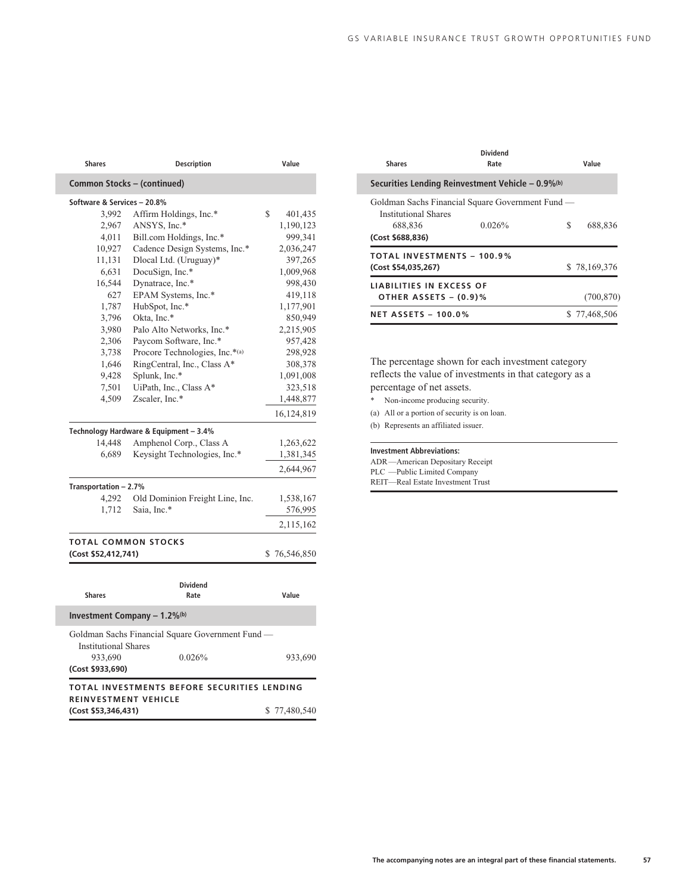| Shares | Description | Value |
|---|---|---|
| **Common Stocks – (continued)** | | |
| **Software & Services – 20.8%** | | |
| 3,992 | Affirm Holdings, Inc.* | $ 401,435 |
| 2,967 | ANSYS, Inc.* | 1,190,123 |
| 4,011 | Bill.com Holdings, Inc.* | 999,341 |
| 10,927 | Cadence Design Systems, Inc.* | 2,036,247 |
| 11,131 | Dlocal Ltd. (Uruguay)* | 397,265 |
| 6,631 | DocuSign, Inc.* | 1,009,968 |
| 16,544 | Dynatrace, Inc.* | 998,430 |
| 627 | EPAM Systems, Inc.* | 419,118 |
| 1,787 | HubSpot, Inc.* | 1,177,901 |
| 3,796 | Okta, Inc.* | 850,949 |
| 3,980 | Palo Alto Networks, Inc.* | 2,215,905 |
| 2,306 | Paycom Software, Inc.* | 957,428 |
| 3,738 | Procore Technologies, Inc.*(a) | 298,928 |
| 1,646 | RingCentral, Inc., Class A* | 308,378 |
| 9,428 | Splunk, Inc.* | 1,091,008 |
| 7,501 | UiPath, Inc., Class A* | 323,518 |
| 4,509 | Zscaler, Inc.* | 1,448,877 |
| | | 16,124,819 |
| **Technology Hardware & Equipment – 3.4%** | | |
| 14,448 | Amphenol Corp., Class A | 1,263,622 |
| 6,689 | Keysight Technologies, Inc.* | 1,381,345 |
| | | 2,644,967 |
| **Transportation – 2.7%** | | |
| 4,292 | Old Dominion Freight Line, Inc. | 1,538,167 |
| 1,712 | Saia, Inc.* | 576,995 |
| | | 2,115,162 |
| **TOTAL COMMON STOCKS** **(Cost $52,412,741)** | | $ 76,546,850 |

| Shares | Dividend Rate | Value |
|---|---|---|
| **Investment Company – 1.2%(b)** | | |
| Goldman Sachs Financial Square Government Fund — Institutional Shares | | |
| 933,690 | 0.026% | 933,690 |
| **(Cost $933,690)** | | |
| **TOTAL INVESTMENTS BEFORE SECURITIES LENDING REINVESTMENT VEHICLE** **(Cost $53,346,431)** | | $ 77,480,540 |

| Shares | Dividend Rate | Value |
|---|---|---|
| **Securities Lending Reinvestment Vehicle – 0.9%(b)** | | |
| Goldman Sachs Financial Square Government Fund — Institutional Shares | | |
| 688,836 | 0.026% | $ 688,836 |
| **(Cost $688,836)** | | |
| **TOTAL INVESTMENTS – 100.9%** **(Cost $54,035,267)** | | $ 78,169,376 |
| **LIABILITIES IN EXCESS OF OTHER ASSETS – (0.9)%** | | (700,870) |
| **NET ASSETS – 100.0%** | | $ 77,468,506 |

The percentage shown for each investment category reflects the value of investments in that category as a percentage of net assets.

\* Non-income producing security.

(a) All or a portion of security is on loan.

(b) Represents an affiliated issuer.

**Investment Abbreviations:**

ADR —American Depositary Receipt
PLC —Public Limited Company
REIT—Real Estate Investment Trust

The accompanying notes are an integral part of these financial statements.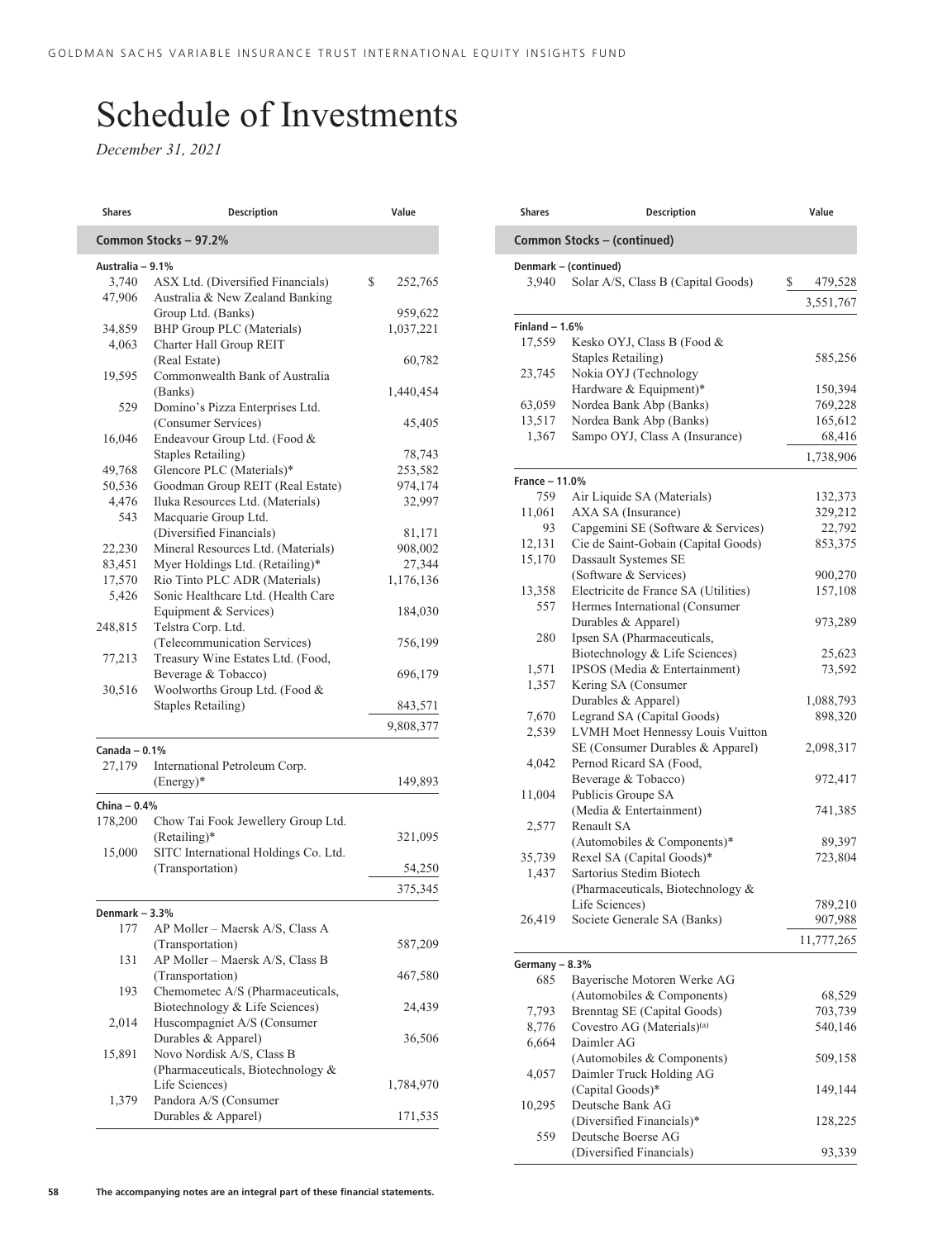# Schedule of Investments

*December 31, 2021*

| Shares | Description | Value |
|---|---|---|
| **Common Stocks – 97.2%** | | |
| **Australia – 9.1%** | | |
| 3,740 | ASX Ltd. (Diversified Financials) | $ 252,765 |
| 47,906 | Australia & New Zealand Banking Group Ltd. (Banks) | 959,622 |
| 34,859 | BHP Group PLC (Materials) | 1,037,221 |
| 4,063 | Charter Hall Group REIT (Real Estate) | 60,782 |
| 19,595 | Commonwealth Bank of Australia (Banks) | 1,440,454 |
| 529 | Domino's Pizza Enterprises Ltd. (Consumer Services) | 45,405 |
| 16,046 | Endeavour Group Ltd. (Food & Staples Retailing) | 78,743 |
| 49,768 | Glencore PLC (Materials)* | 253,582 |
| 50,536 | Goodman Group REIT (Real Estate) | 974,174 |
| 4,476 | Iluka Resources Ltd. (Materials) | 32,997 |
| 543 | Macquarie Group Ltd. (Diversified Financials) | 81,171 |
| 22,230 | Mineral Resources Ltd. (Materials) | 908,002 |
| 83,451 | Myer Holdings Ltd. (Retailing)* | 27,344 |
| 17,570 | Rio Tinto PLC ADR (Materials) | 1,176,136 |
| 5,426 | Sonic Healthcare Ltd. (Health Care Equipment & Services) | 184,030 |
| 248,815 | Telstra Corp. Ltd. (Telecommunication Services) | 756,199 |
| 77,213 | Treasury Wine Estates Ltd. (Food, Beverage & Tobacco) | 696,179 |
| 30,516 | Woolworths Group Ltd. (Food & Staples Retailing) | 843,571 |
| | | 9,808,377 |
| **Canada – 0.1%** | | |
| 27,179 | International Petroleum Corp. (Energy)* | 149,893 |
| **China – 0.4%** | | |
| 178,200 | Chow Tai Fook Jewellery Group Ltd. (Retailing)* | 321,095 |
| 15,000 | SITC International Holdings Co. Ltd. (Transportation) | 54,250 |
| | | 375,345 |
| **Denmark – 3.3%** | | |
| 177 | AP Moller – Maersk A/S, Class A (Transportation) | 587,209 |
| 131 | AP Moller – Maersk A/S, Class B (Transportation) | 467,580 |
| 193 | Chemometec A/S (Pharmaceuticals, Biotechnology & Life Sciences) | 24,439 |
| 2,014 | Huscompagniet A/S (Consumer Durables & Apparel) | 36,506 |
| 15,891 | Novo Nordisk A/S, Class B (Pharmaceuticals, Biotechnology & Life Sciences) | 1,784,970 |
| 1,379 | Pandora A/S (Consumer Durables & Apparel) | 171,535 |
| **Common Stocks – (continued)** | | |
| **Denmark – (continued)** | | |
| 3,940 | Solar A/S, Class B (Capital Goods) | $ 479,528 |
| | | 3,551,767 |
| **Finland – 1.6%** | | |
| 17,559 | Kesko OYJ, Class B (Food & Staples Retailing) | 585,256 |
| 23,745 | Nokia OYJ (Technology Hardware & Equipment)* | 150,394 |
| 63,059 | Nordea Bank Abp (Banks) | 769,228 |
| 13,517 | Nordea Bank Abp (Banks) | 165,612 |
| 1,367 | Sampo OYJ, Class A (Insurance) | 68,416 |
| | | 1,738,906 |
| **France – 11.0%** | | |
| 759 | Air Liquide SA (Materials) | 132,373 |
| 11,061 | AXA SA (Insurance) | 329,212 |
| 93 | Capgemini SE (Software & Services) | 22,792 |
| 12,131 | Cie de Saint-Gobain (Capital Goods) | 853,375 |
| 15,170 | Dassault Systemes SE (Software & Services) | 900,270 |
| 13,358 | Electricite de France SA (Utilities) | 157,108 |
| 557 | Hermes International (Consumer Durables & Apparel) | 973,289 |
| 280 | Ipsen SA (Pharmaceuticals, Biotechnology & Life Sciences) | 25,623 |
| 1,571 | IPSOS (Media & Entertainment) | 73,592 |
| 1,357 | Kering SA (Consumer Durables & Apparel) | 1,088,793 |
| 7,670 | Legrand SA (Capital Goods) | 898,320 |
| 2,539 | LVMH Moet Hennessy Louis Vuitton SE (Consumer Durables & Apparel) | 2,098,317 |
| 4,042 | Pernod Ricard SA (Food, Beverage & Tobacco) | 972,417 |
| 11,004 | Publicis Groupe SA (Media & Entertainment) | 741,385 |
| 2,577 | Renault SA (Automobiles & Components)* | 89,397 |
| 35,739 | Rexel SA (Capital Goods)* | 723,804 |
| 1,437 | Sartorius Stedim Biotech (Pharmaceuticals, Biotechnology & Life Sciences) | 789,210 |
| 26,419 | Societe Generale SA (Banks) | 907,988 |
| | | 11,777,265 |
| **Germany – 8.3%** | | |
| 685 | Bayerische Motoren Werke AG (Automobiles & Components) | 68,529 |
| 7,793 | Brenntag SE (Capital Goods) | 703,739 |
| 8,776 | Covestro AG (Materials)[(a)] | 540,146 |
| 6,664 | Daimler AG (Automobiles & Components) | 509,158 |
| 4,057 | Daimler Truck Holding AG (Capital Goods)* | 149,144 |
| 10,295 | Deutsche Bank AG (Diversified Financials)* | 128,225 |
| 559 | Deutsche Boerse AG (Diversified Financials) | 93,339 |

The accompanying notes are an integral part of these financial statements.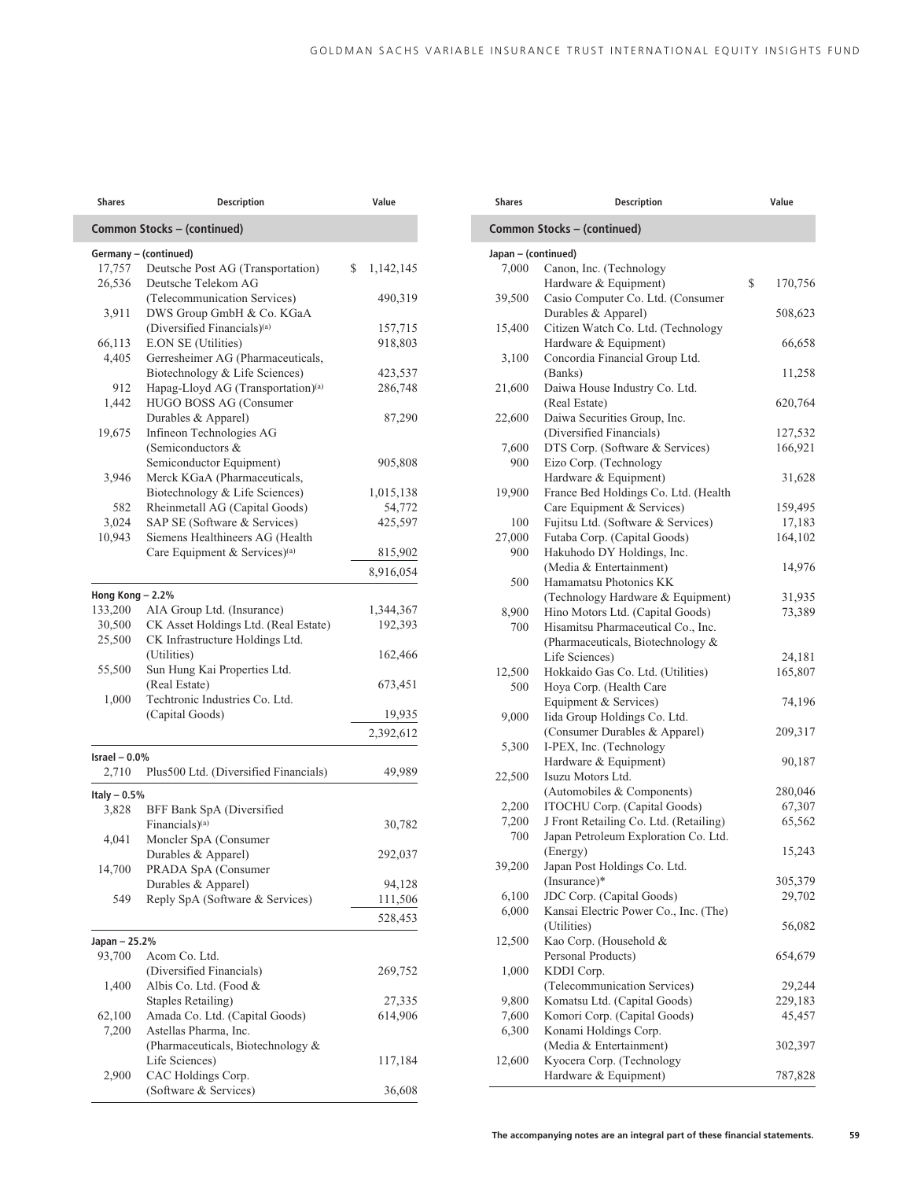| Shares | Description | Value |
|---|---|---|
| **Common Stocks – (continued)** | | |
| **Germany – (continued)** | | |
| 17,757 | Deutsche Post AG (Transportation) | $ 1,142,145 |
| 26,536 | Deutsche Telekom AG (Telecommunication Services) | 490,319 |
| 3,911 | DWS Group GmbH & Co. KGaA (Diversified Financials)[(a)] | 157,715 |
| 66,113 | E.ON SE (Utilities) | 918,803 |
| 4,405 | Gerresheimer AG (Pharmaceuticals, Biotechnology & Life Sciences) | 423,537 |
| 912 | Hapag-Lloyd AG (Transportation)[(a)] | 286,748 |
| 1,442 | HUGO BOSS AG (Consumer Durables & Apparel) | 87,290 |
| 19,675 | Infineon Technologies AG (Semiconductors & Semiconductor Equipment) | 905,808 |
| 3,946 | Merck KGaA (Pharmaceuticals, Biotechnology & Life Sciences) | 1,015,138 |
| 582 | Rheinmetall AG (Capital Goods) | 54,772 |
| 3,024 | SAP SE (Software & Services) | 425,597 |
| 10,943 | Siemens Healthineers AG (Health Care Equipment & Services)[(a)] | 815,902 |
| | | 8,916,054 |
| **Hong Kong – 2.2%** | | |
| 133,200 | AIA Group Ltd. (Insurance) | 1,344,367 |
| 30,500 | CK Asset Holdings Ltd. (Real Estate) | 192,393 |
| 25,500 | CK Infrastructure Holdings Ltd. (Utilities) | 162,466 |
| 55,500 | Sun Hung Kai Properties Ltd. (Real Estate) | 673,451 |
| 1,000 | Techtronic Industries Co. Ltd. (Capital Goods) | 19,935 |
| | | 2,392,612 |
| **Israel – 0.0%** | | |
| 2,710 | Plus500 Ltd. (Diversified Financials) | 49,989 |
| **Italy – 0.5%** | | |
| 3,828 | BFF Bank SpA (Diversified Financials)[(a)] | 30,782 |
| 4,041 | Moncler SpA (Consumer Durables & Apparel) | 292,037 |
| 14,700 | PRADA SpA (Consumer Durables & Apparel) | 94,128 |
| 549 | Reply SpA (Software & Services) | 111,506 |
| | | 528,453 |
| **Japan – 25.2%** | | |
| 93,700 | Acom Co. Ltd. (Diversified Financials) | 269,752 |
| 1,400 | Albis Co. Ltd. (Food & Staples Retailing) | 27,335 |
| 62,100 | Amada Co. Ltd. (Capital Goods) | 614,906 |
| 7,200 | Astellas Pharma, Inc. (Pharmaceuticals, Biotechnology & Life Sciences) | 117,184 |
| 2,900 | CAC Holdings Corp. (Software & Services) | 36,608 |

| Shares | Description | Value |
|---|---|---|
| **Common Stocks – (continued)** | | |
| **Japan – (continued)** | | |
| 7,000 | Canon, Inc. (Technology Hardware & Equipment) | $ 170,756 |
| 39,500 | Casio Computer Co. Ltd. (Consumer Durables & Apparel) | 508,623 |
| 15,400 | Citizen Watch Co. Ltd. (Technology Hardware & Equipment) | 66,658 |
| 3,100 | Concordia Financial Group Ltd. (Banks) | 11,258 |
| 21,600 | Daiwa House Industry Co. Ltd. (Real Estate) | 620,764 |
| 22,600 | Daiwa Securities Group, Inc. (Diversified Financials) | 127,532 |
| 7,600 | DTS Corp. (Software & Services) | 166,921 |
| 900 | Eizo Corp. (Technology Hardware & Equipment) | 31,628 |
| 19,900 | France Bed Holdings Co. Ltd. (Health Care Equipment & Services) | 159,495 |
| 100 | Fujitsu Ltd. (Software & Services) | 17,183 |
| 27,000 | Futaba Corp. (Capital Goods) | 164,102 |
| 900 | Hakuhodo DY Holdings, Inc. (Media & Entertainment) | 14,976 |
| 500 | Hamamatsu Photonics KK (Technology Hardware & Equipment) | 31,935 |
| 8,900 | Hino Motors Ltd. (Capital Goods) | 73,389 |
| 700 | Hisamitsu Pharmaceutical Co., Inc. (Pharmaceuticals, Biotechnology & Life Sciences) | 24,181 |
| 12,500 | Hokkaido Gas Co. Ltd. (Utilities) | 165,807 |
| 500 | Hoya Corp. (Health Care Equipment & Services) | 74,196 |
| 9,000 | Iida Group Holdings Co. Ltd. (Consumer Durables & Apparel) | 209,317 |
| 5,300 | I-PEX, Inc. (Technology Hardware & Equipment) | 90,187 |
| 22,500 | Isuzu Motors Ltd. (Automobiles & Components) | 280,046 |
| 2,200 | ITOCHU Corp. (Capital Goods) | 67,307 |
| 7,200 | J Front Retailing Co. Ltd. (Retailing) | 65,562 |
| 700 | Japan Petroleum Exploration Co. Ltd. (Energy) | 15,243 |
| 39,200 | Japan Post Holdings Co. Ltd. (Insurance)* | 305,379 |
| 6,100 | JDC Corp. (Capital Goods) | 29,702 |
| 6,000 | Kansai Electric Power Co., Inc. (The) (Utilities) | 56,082 |
| 12,500 | Kao Corp. (Household & Personal Products) | 654,679 |
| 1,000 | KDDI Corp. (Telecommunication Services) | 29,244 |
| 9,800 | Komatsu Ltd. (Capital Goods) | 229,183 |
| 7,600 | Komori Corp. (Capital Goods) | 45,457 |
| 6,300 | Konami Holdings Corp. (Media & Entertainment) | 302,397 |
| 12,600 | Kyocera Corp. (Technology Hardware & Equipment) | 787,828 |

The accompanying notes are an integral part of these financial statements.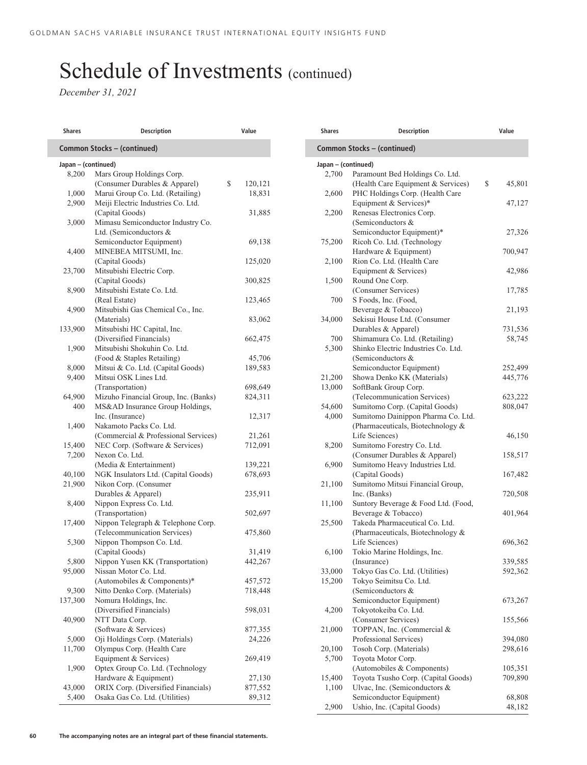# Schedule of Investments (continued)

*December 31, 2021*

| Shares | Description | Value |
|---|---|---|
| **Common Stocks – (continued)** | | |
| **Japan – (continued)** | | |
| 8,200 | Mars Group Holdings Corp. (Consumer Durables & Apparel) | $ 120,121 |
| 1,000 | Marui Group Co. Ltd. (Retailing) | 18,831 |
| 2,900 | Meiji Electric Industries Co. Ltd. (Capital Goods) | 31,885 |
| 3,000 | Mimasu Semiconductor Industry Co. Ltd. (Semiconductors & Semiconductor Equipment) | 69,138 |
| 4,400 | MINEBEA MITSUMI, Inc. (Capital Goods) | 125,020 |
| 23,700 | Mitsubishi Electric Corp. (Capital Goods) | 300,825 |
| 8,900 | Mitsubishi Estate Co. Ltd. (Real Estate) | 123,465 |
| 4,900 | Mitsubishi Gas Chemical Co., Inc. (Materials) | 83,062 |
| 133,900 | Mitsubishi HC Capital, Inc. (Diversified Financials) | 662,475 |
| 1,900 | Mitsubishi Shokuhin Co. Ltd. (Food & Staples Retailing) | 45,706 |
| 8,000 | Mitsui & Co. Ltd. (Capital Goods) | 189,583 |
| 9,400 | Mitsui OSK Lines Ltd. (Transportation) | 698,649 |
| 64,900 | Mizuho Financial Group, Inc. (Banks) | 824,311 |
| 400 | MS&AD Insurance Group Holdings, Inc. (Insurance) | 12,317 |
| 1,400 | Nakamoto Packs Co. Ltd. (Commercial & Professional Services) | 21,261 |
| 15,400 | NEC Corp. (Software & Services) | 712,091 |
| 7,200 | Nexon Co. Ltd. (Media & Entertainment) | 139,221 |
| 40,100 | NGK Insulators Ltd. (Capital Goods) | 678,693 |
| 21,900 | Nikon Corp. (Consumer Durables & Apparel) | 235,911 |
| 8,400 | Nippon Express Co. Ltd. (Transportation) | 502,697 |
| 17,400 | Nippon Telegraph & Telephone Corp. (Telecommunication Services) | 475,860 |
| 5,300 | Nippon Thompson Co. Ltd. (Capital Goods) | 31,419 |
| 5,800 | Nippon Yusen KK (Transportation) | 442,267 |
| 95,000 | Nissan Motor Co. Ltd. (Automobiles & Components)* | 457,572 |
| 9,300 | Nitto Denko Corp. (Materials) | 718,448 |
| 137,300 | Nomura Holdings, Inc. (Diversified Financials) | 598,031 |
| 40,900 | NTT Data Corp. (Software & Services) | 877,355 |
| 5,000 | Oji Holdings Corp. (Materials) | 24,226 |
| 11,700 | Olympus Corp. (Health Care Equipment & Services) | 269,419 |
| 1,900 | Optex Group Co. Ltd. (Technology Hardware & Equipment) | 27,130 |
| 43,000 | ORIX Corp. (Diversified Financials) | 877,552 |
| 5,400 | Osaka Gas Co. Ltd. (Utilities) | 89,312 |
| 2,700 | Paramount Bed Holdings Co. Ltd. (Health Care Equipment & Services) | $ 45,801 |
| 2,600 | PHC Holdings Corp. (Health Care Equipment & Services)* | 47,127 |
| 2,200 | Renesas Electronics Corp. (Semiconductors & Semiconductor Equipment)* | 27,326 |
| 75,200 | Ricoh Co. Ltd. (Technology Hardware & Equipment) | 700,947 |
| 2,100 | Rion Co. Ltd. (Health Care Equipment & Services) | 42,986 |
| 1,500 | Round One Corp. (Consumer Services) | 17,785 |
| 700 | S Foods, Inc. (Food, Beverage & Tobacco) | 21,193 |
| 34,000 | Sekisui House Ltd. (Consumer Durables & Apparel) | 731,536 |
| 700 | Shimamura Co. Ltd. (Retailing) | 58,745 |
| 5,300 | Shinko Electric Industries Co. Ltd. (Semiconductors & Semiconductor Equipment) | 252,499 |
| 21,200 | Showa Denko KK (Materials) | 445,776 |
| 13,000 | SoftBank Group Corp. (Telecommunication Services) | 623,222 |
| 54,600 | Sumitomo Corp. (Capital Goods) | 808,047 |
| 4,000 | Sumitomo Dainippon Pharma Co. Ltd. (Pharmaceuticals, Biotechnology & Life Sciences) | 46,150 |
| 8,200 | Sumitomo Forestry Co. Ltd. (Consumer Durables & Apparel) | 158,517 |
| 6,900 | Sumitomo Heavy Industries Ltd. (Capital Goods) | 167,482 |
| 21,100 | Sumitomo Mitsui Financial Group, Inc. (Banks) | 720,508 |
| 11,100 | Suntory Beverage & Food Ltd. (Food, Beverage & Tobacco) | 401,964 |
| 25,500 | Takeda Pharmaceutical Co. Ltd. (Pharmaceuticals, Biotechnology & Life Sciences) | 696,362 |
| 6,100 | Tokio Marine Holdings, Inc. (Insurance) | 339,585 |
| 33,000 | Tokyo Gas Co. Ltd. (Utilities) | 592,362 |
| 15,200 | Tokyo Seimitsu Co. Ltd. (Semiconductors & Semiconductor Equipment) | 673,267 |
| 4,200 | Tokyotokeiba Co. Ltd. (Consumer Services) | 155,566 |
| 21,000 | TOPPAN, Inc. (Commercial & Professional Services) | 394,080 |
| 20,100 | Tosoh Corp. (Materials) | 298,616 |
| 5,700 | Toyota Motor Corp. (Automobiles & Components) | 105,351 |
| 15,400 | Toyota Tsusho Corp. (Capital Goods) | 709,890 |
| 1,100 | Ulvac, Inc. (Semiconductors & Semiconductor Equipment) | 68,808 |
| 2,900 | Ushio, Inc. (Capital Goods) | 48,182 |

The accompanying notes are an integral part of these financial statements.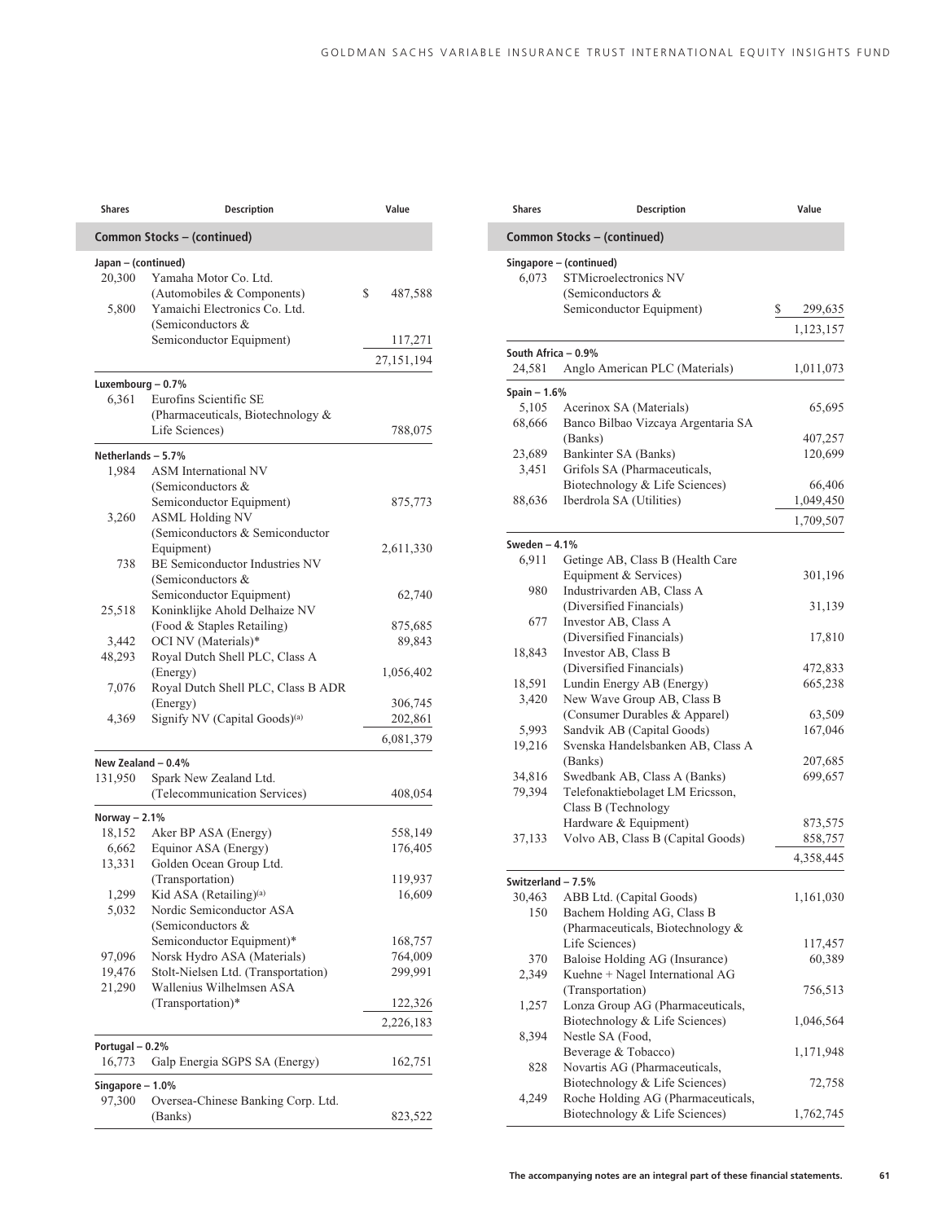| Shares | Description | Value |
|---|---|---|
| **Common Stocks – (continued)** | | |
| **Japan – (continued)** | | |
| 20,300 | Yamaha Motor Co. Ltd. (Automobiles & Components) | $ 487,588 |
| 5,800 | Yamaichi Electronics Co. Ltd. (Semiconductors & Semiconductor Equipment) | 117,271 |
| | | 27,151,194 |
| **Luxembourg – 0.7%** | | |
| 6,361 | Eurofins Scientific SE (Pharmaceuticals, Biotechnology & Life Sciences) | 788,075 |
| **Netherlands – 5.7%** | | |
| 1,984 | ASM International NV (Semiconductors & Semiconductor Equipment) | 875,773 |
| 3,260 | ASML Holding NV (Semiconductors & Semiconductor Equipment) | 2,611,330 |
| 738 | BE Semiconductor Industries NV (Semiconductors & Semiconductor Equipment) | 62,740 |
| 25,518 | Koninklijke Ahold Delhaize NV (Food & Staples Retailing) | 875,685 |
| 3,442 | OCI NV (Materials)* | 89,843 |
| 48,293 | Royal Dutch Shell PLC, Class A (Energy) | 1,056,402 |
| 7,076 | Royal Dutch Shell PLC, Class B ADR (Energy) | 306,745 |
| 4,369 | Signify NV (Capital Goods)[(a)] | 202,861 |
| | | 6,081,379 |
| **New Zealand – 0.4%** | | |
| 131,950 | Spark New Zealand Ltd. (Telecommunication Services) | 408,054 |
| **Norway – 2.1%** | | |
| 18,152 | Aker BP ASA (Energy) | 558,149 |
| 6,662 | Equinor ASA (Energy) | 176,405 |
| 13,331 | Golden Ocean Group Ltd. (Transportation) | 119,937 |
| 1,299 | Kid ASA (Retailing)[(a)] | 16,609 |
| 5,032 | Nordic Semiconductor ASA (Semiconductors & Semiconductor Equipment)* | 168,757 |
| 97,096 | Norsk Hydro ASA (Materials) | 764,009 |
| 19,476 | Stolt-Nielsen Ltd. (Transportation) | 299,991 |
| 21,290 | Wallenius Wilhelmsen ASA (Transportation)* | 122,326 |
| | | 2,226,183 |
| **Portugal – 0.2%** | | |
| 16,773 | Galp Energia SGPS SA (Energy) | 162,751 |
| **Singapore – 1.0%** | | |
| 97,300 | Oversea-Chinese Banking Corp. Ltd. (Banks) | 823,522 |
| 6,073 | STMicroelectronics NV (Semiconductors & Semiconductor Equipment) | $ 299,635 |
| | | 1,123,157 |
| **South Africa – 0.9%** | | |
| 24,581 | Anglo American PLC (Materials) | 1,011,073 |
| **Spain – 1.6%** | | |
| 5,105 | Acerinox SA (Materials) | 65,695 |
| 68,666 | Banco Bilbao Vizcaya Argentaria SA (Banks) | 407,257 |
| 23,689 | Bankinter SA (Banks) | 120,699 |
| 3,451 | Grifols SA (Pharmaceuticals, Biotechnology & Life Sciences) | 66,406 |
| 88,636 | Iberdrola SA (Utilities) | 1,049,450 |
| | | 1,709,507 |
| **Sweden – 4.1%** | | |
| 6,911 | Getinge AB, Class B (Health Care Equipment & Services) | 301,196 |
| 980 | Industrivarden AB, Class A (Diversified Financials) | 31,139 |
| 677 | Investor AB, Class A (Diversified Financials) | 17,810 |
| 18,843 | Investor AB, Class B (Diversified Financials) | 472,833 |
| 18,591 | Lundin Energy AB (Energy) | 665,238 |
| 3,420 | New Wave Group AB, Class B (Consumer Durables & Apparel) | 63,509 |
| 5,993 | Sandvik AB (Capital Goods) | 167,046 |
| 19,216 | Svenska Handelsbanken AB, Class A (Banks) | 207,685 |
| 34,816 | Swedbank AB, Class A (Banks) | 699,657 |
| 79,394 | Telefonaktiebolaget LM Ericsson, Class B (Technology Hardware & Equipment) | 873,575 |
| 37,133 | Volvo AB, Class B (Capital Goods) | 858,757 |
| | | 4,358,445 |
| **Switzerland – 7.5%** | | |
| 30,463 | ABB Ltd. (Capital Goods) | 1,161,030 |
| 150 | Bachem Holding AG, Class B (Pharmaceuticals, Biotechnology & Life Sciences) | 117,457 |
| 370 | Baloise Holding AG (Insurance) | 60,389 |
| 2,349 | Kuehne + Nagel International AG (Transportation) | 756,513 |
| 1,257 | Lonza Group AG (Pharmaceuticals, Biotechnology & Life Sciences) | 1,046,564 |
| 8,394 | Nestle SA (Food, Beverage & Tobacco) | 1,171,948 |
| 828 | Novartis AG (Pharmaceuticals, Biotechnology & Life Sciences) | 72,758 |
| 4,249 | Roche Holding AG (Pharmaceuticals, Biotechnology & Life Sciences) | 1,762,745 |

**The accompanying notes are an integral part of these financial statements.**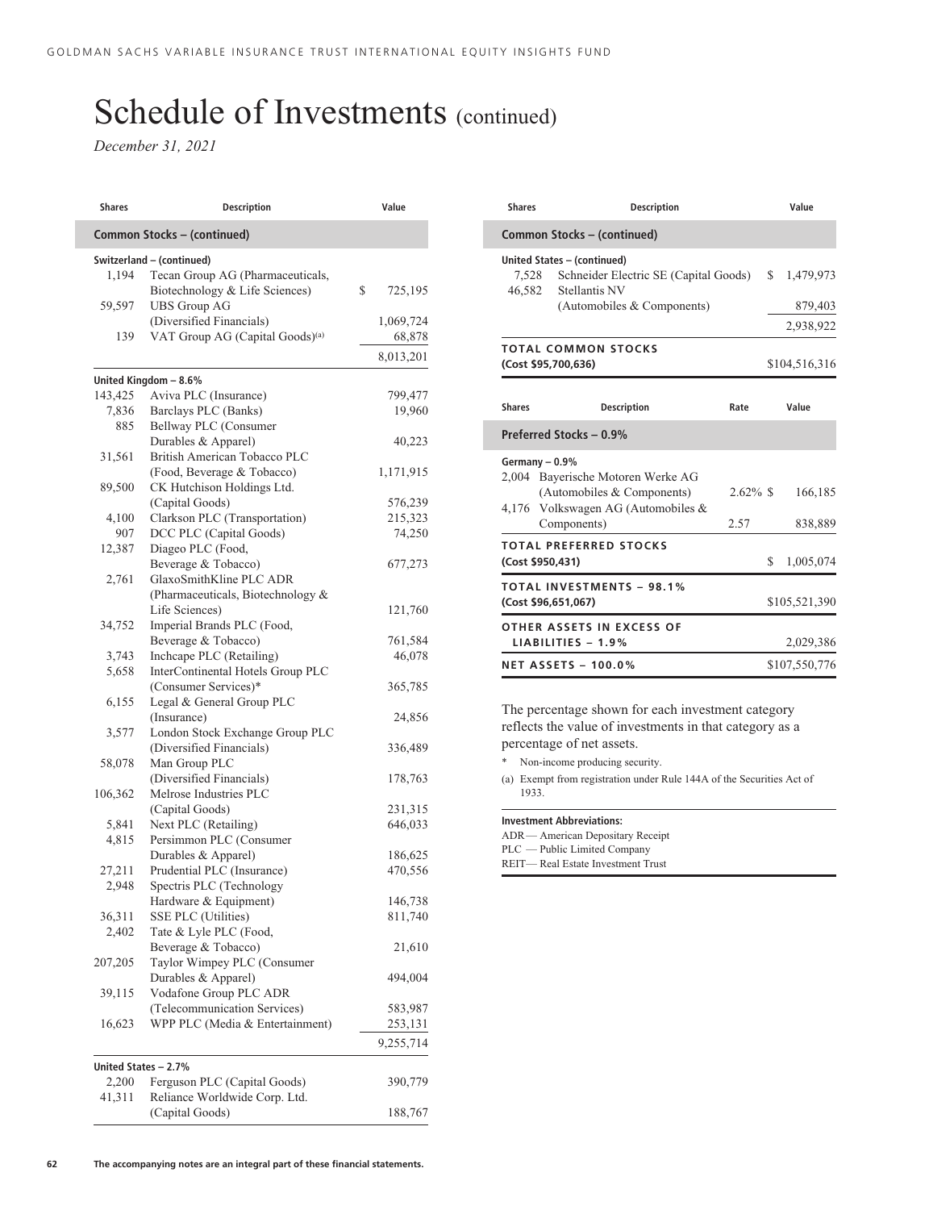# Schedule of Investments (continued)

*December 31, 2021*

| Shares | Description | Value |
|---|---|---|
| **Common Stocks – (continued)** | | |
| **Switzerland – (continued)** | | |
| 1,194 | Tecan Group AG (Pharmaceuticals, Biotechnology & Life Sciences) | $ 725,195 |
| 59,597 | UBS Group AG (Diversified Financials) | 1,069,724 |
| 139 | VAT Group AG (Capital Goods)[(a)] | 68,878 |
| | | 8,013,201 |
| **United Kingdom – 8.6%** | | |
| 143,425 | Aviva PLC (Insurance) | 799,477 |
| 7,836 | Barclays PLC (Banks) | 19,960 |
| 885 | Bellway PLC (Consumer Durables & Apparel) | 40,223 |
| 31,561 | British American Tobacco PLC (Food, Beverage & Tobacco) | 1,171,915 |
| 89,500 | CK Hutchison Holdings Ltd. (Capital Goods) | 576,239 |
| 4,100 | Clarkson PLC (Transportation) | 215,323 |
| 907 | DCC PLC (Capital Goods) | 74,250 |
| 12,387 | Diageo PLC (Food, Beverage & Tobacco) | 677,273 |
| 2,761 | GlaxoSmithKline PLC ADR (Pharmaceuticals, Biotechnology & Life Sciences) | 121,760 |
| 34,752 | Imperial Brands PLC (Food, Beverage & Tobacco) | 761,584 |
| 3,743 | Inchcape PLC (Retailing) | 46,078 |
| 5,658 | InterContinental Hotels Group PLC (Consumer Services)* | 365,785 |
| 6,155 | Legal & General Group PLC (Insurance) | 24,856 |
| 3,577 | London Stock Exchange Group PLC (Diversified Financials) | 336,489 |
| 58,078 | Man Group PLC (Diversified Financials) | 178,763 |
| 106,362 | Melrose Industries PLC (Capital Goods) | 231,315 |
| 5,841 | Next PLC (Retailing) | 646,033 |
| 4,815 | Persimmon PLC (Consumer Durables & Apparel) | 186,625 |
| 27,211 | Prudential PLC (Insurance) | 470,556 |
| 2,948 | Spectris PLC (Technology Hardware & Equipment) | 146,738 |
| 36,311 | SSE PLC (Utilities) | 811,740 |
| 2,402 | Tate & Lyle PLC (Food, Beverage & Tobacco) | 21,610 |
| 207,205 | Taylor Wimpey PLC (Consumer Durables & Apparel) | 494,004 |
| 39,115 | Vodafone Group PLC ADR (Telecommunication Services) | 583,987 |
| 16,623 | WPP PLC (Media & Entertainment) | 253,131 |
| | | 9,255,714 |
| **United States – 2.7%** | | |
| 2,200 | Ferguson PLC (Capital Goods) | 390,779 |
| 41,311 | Reliance Worldwide Corp. Ltd. (Capital Goods) | 188,767 |
| 7,528 | Schneider Electric SE (Capital Goods) | $ 1,479,973 |
| 46,582 | Stellantis NV (Automobiles & Components) | 879,403 |
| | | 2,938,922 |
| **TOTAL COMMON STOCKS (Cost $95,700,636)** | | $104,516,316 |

| Shares | Description | Rate | Value |
|---|---|---|---|
| **Preferred Stocks – 0.9%** | | | |
| **Germany – 0.9%** | | | |
| 2,004 | Bayerische Motoren Werke AG (Automobiles & Components) | 2.62% | $ 166,185 |
| 4,176 | Volkswagen AG (Automobiles & Components) | 2.57 | 838,889 |
| **TOTAL PREFERRED STOCKS (Cost $950,431)** | | | $ 1,005,074 |
| **TOTAL INVESTMENTS – 98.1% (Cost $96,651,067)** | | | $105,521,390 |
| **OTHER ASSETS IN EXCESS OF LIABILITIES – 1.9%** | | | 2,029,386 |
| **NET ASSETS – 100.0%** | | | $107,550,776 |

The percentage shown for each investment category reflects the value of investments in that category as a percentage of net assets.

\* Non-income producing security.

(a) Exempt from registration under Rule 144A of the Securities Act of 1933.

**Investment Abbreviations:**

ADR — American Depositary Receipt

PLC — Public Limited Company

REIT— Real Estate Investment Trust

The accompanying notes are an integral part of these financial statements.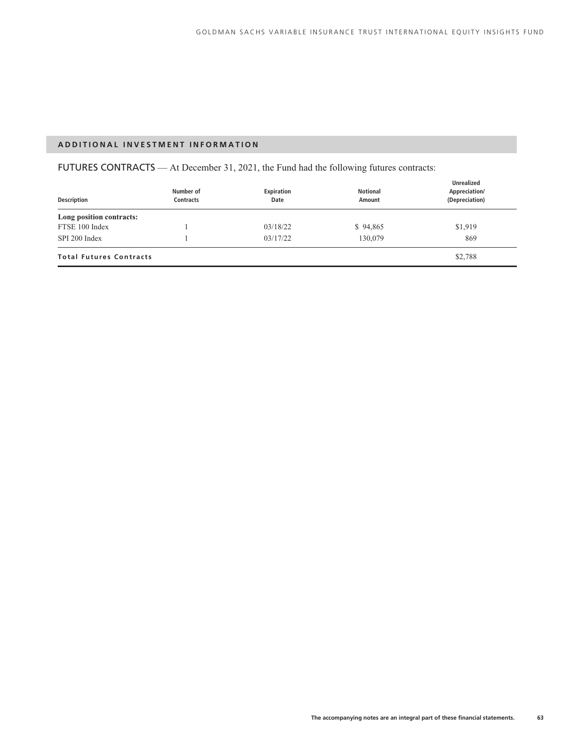## ADDITIONAL INVESTMENT INFORMATION

FUTURES CONTRACTS — At December 31, 2021, the Fund had the following futures contracts:

| Description | Number of Contracts | Expiration Date | Notional Amount | Unrealized Appreciation/ (Depreciation) |
|---|---|---|---|---|
| **Long position contracts:** | | | | |
| FTSE 100 Index | 1 | 03/18/22 | $ 94,865 | $1,919 |
| SPI 200 Index | 1 | 03/17/22 | 130,079 | 869 |
| **Total Futures Contracts** | | | | $2,788 |

The accompanying notes are an integral part of these financial statements.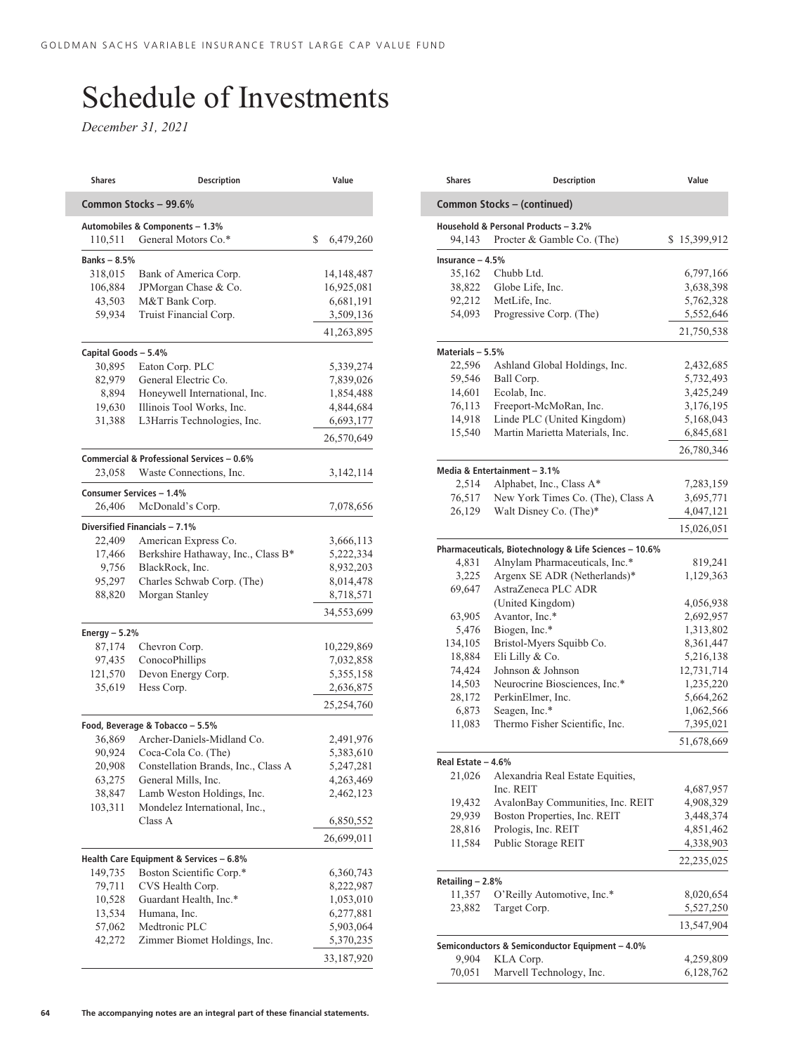# Schedule of Investments

*December 31, 2021*

| Shares | Description | Value |
|---|---|---|
| **Common Stocks – 99.6%** | | |
| **Automobiles & Components – 1.3%** | | |
| 110,511 | General Motors Co.* | $ 6,479,260 |
| **Banks – 8.5%** | | |
| 318,015 | Bank of America Corp. | 14,148,487 |
| 106,884 | JPMorgan Chase & Co. | 16,925,081 |
| 43,503 | M&T Bank Corp. | 6,681,191 |
| 59,934 | Truist Financial Corp. | 3,509,136 |
| | | 41,263,895 |
| **Capital Goods – 5.4%** | | |
| 30,895 | Eaton Corp. PLC | 5,339,274 |
| 82,979 | General Electric Co. | 7,839,026 |
| 8,894 | Honeywell International, Inc. | 1,854,488 |
| 19,630 | Illinois Tool Works, Inc. | 4,844,684 |
| 31,388 | L3Harris Technologies, Inc. | 6,693,177 |
| | | 26,570,649 |
| **Commercial & Professional Services – 0.6%** | | |
| 23,058 | Waste Connections, Inc. | 3,142,114 |
| **Consumer Services – 1.4%** | | |
| 26,406 | McDonald's Corp. | 7,078,656 |
| **Diversified Financials – 7.1%** | | |
| 22,409 | American Express Co. | 3,666,113 |
| 17,466 | Berkshire Hathaway, Inc., Class B* | 5,222,334 |
| 9,756 | BlackRock, Inc. | 8,932,203 |
| 95,297 | Charles Schwab Corp. (The) | 8,014,478 |
| 88,820 | Morgan Stanley | 8,718,571 |
| | | 34,553,699 |
| **Energy – 5.2%** | | |
| 87,174 | Chevron Corp. | 10,229,869 |
| 97,435 | ConocoPhillips | 7,032,858 |
| 121,570 | Devon Energy Corp. | 5,355,158 |
| 35,619 | Hess Corp. | 2,636,875 |
| | | 25,254,760 |
| **Food, Beverage & Tobacco – 5.5%** | | |
| 36,869 | Archer-Daniels-Midland Co. | 2,491,976 |
| 90,924 | Coca-Cola Co. (The) | 5,383,610 |
| 20,908 | Constellation Brands, Inc., Class A | 5,247,281 |
| 63,275 | General Mills, Inc. | 4,263,469 |
| 38,847 | Lamb Weston Holdings, Inc. | 2,462,123 |
| 103,311 | Mondelez International, Inc., Class A | 6,850,552 |
| | | 26,699,011 |
| **Health Care Equipment & Services – 6.8%** | | |
| 149,735 | Boston Scientific Corp.* | 6,360,743 |
| 79,711 | CVS Health Corp. | 8,222,987 |
| 10,528 | Guardant Health, Inc.* | 1,053,010 |
| 13,534 | Humana, Inc. | 6,277,881 |
| 57,062 | Medtronic PLC | 5,903,064 |
| 42,272 | Zimmer Biomet Holdings, Inc. | 5,370,235 |
| | | 33,187,920 |
| **Common Stocks – (continued)** | | |
| **Household & Personal Products – 3.2%** | | |
| 94,143 | Procter & Gamble Co. (The) | $ 15,399,912 |
| **Insurance – 4.5%** | | |
| 35,162 | Chubb Ltd. | 6,797,166 |
| 38,822 | Globe Life, Inc. | 3,638,398 |
| 92,212 | MetLife, Inc. | 5,762,328 |
| 54,093 | Progressive Corp. (The) | 5,552,646 |
| | | 21,750,538 |
| **Materials – 5.5%** | | |
| 22,596 | Ashland Global Holdings, Inc. | 2,432,685 |
| 59,546 | Ball Corp. | 5,732,493 |
| 14,601 | Ecolab, Inc. | 3,425,249 |
| 76,113 | Freeport-McMoRan, Inc. | 3,176,195 |
| 14,918 | Linde PLC (United Kingdom) | 5,168,043 |
| 15,540 | Martin Marietta Materials, Inc. | 6,845,681 |
| | | 26,780,346 |
| **Media & Entertainment – 3.1%** | | |
| 2,514 | Alphabet, Inc., Class A* | 7,283,159 |
| 76,517 | New York Times Co. (The), Class A | 3,695,771 |
| 26,129 | Walt Disney Co. (The)* | 4,047,121 |
| | | 15,026,051 |
| **Pharmaceuticals, Biotechnology & Life Sciences – 10.6%** | | |
| 4,831 | Alnylam Pharmaceuticals, Inc.* | 819,241 |
| 3,225 | Argenx SE ADR (Netherlands)* | 1,129,363 |
| 69,647 | AstraZeneca PLC ADR (United Kingdom) | 4,056,938 |
| 63,905 | Avantor, Inc.* | 2,692,957 |
| 5,476 | Biogen, Inc.* | 1,313,802 |
| 134,105 | Bristol-Myers Squibb Co. | 8,361,447 |
| 18,884 | Eli Lilly & Co. | 5,216,138 |
| 74,424 | Johnson & Johnson | 12,731,714 |
| 14,503 | Neurocrine Biosciences, Inc.* | 1,235,220 |
| 28,172 | PerkinElmer, Inc. | 5,664,262 |
| 6,873 | Seagen, Inc.* | 1,062,566 |
| 11,083 | Thermo Fisher Scientific, Inc. | 7,395,021 |
| | | 51,678,669 |
| **Real Estate – 4.6%** | | |
| 21,026 | Alexandria Real Estate Equities, Inc. REIT | 4,687,957 |
| 19,432 | AvalonBay Communities, Inc. REIT | 4,908,329 |
| 29,939 | Boston Properties, Inc. REIT | 3,448,374 |
| 28,816 | Prologis, Inc. REIT | 4,851,462 |
| 11,584 | Public Storage REIT | 4,338,903 |
| | | 22,235,025 |
| **Retailing – 2.8%** | | |
| 11,357 | O'Reilly Automotive, Inc.* | 8,020,654 |
| 23,882 | Target Corp. | 5,527,250 |
| | | 13,547,904 |
| **Semiconductors & Semiconductor Equipment – 4.0%** | | |
| 9,904 | KLA Corp. | 4,259,809 |
| 70,051 | Marvell Technology, Inc. | 6,128,762 |

The accompanying notes are an integral part of these financial statements.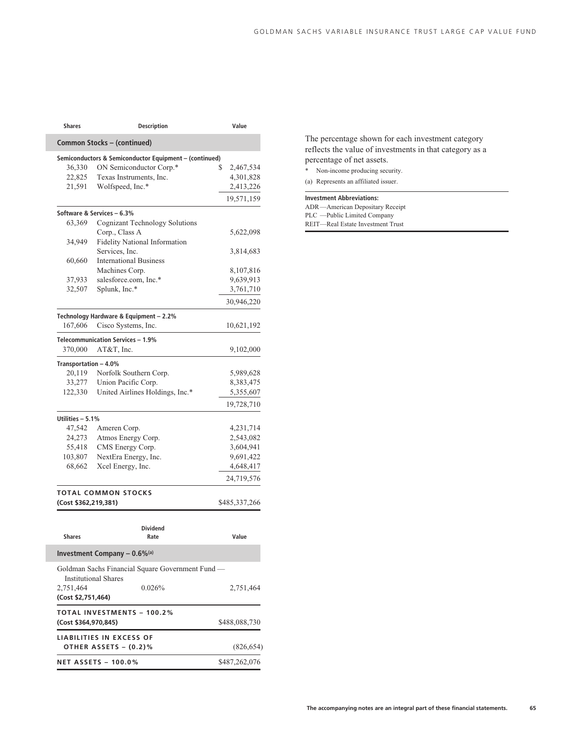| Shares | Description | Value |
|---|---|---|
| **Common Stocks – (continued)** | | |
| **Semiconductors & Semiconductor Equipment – (continued)** | | |
| 36,330 | ON Semiconductor Corp.* | $ 2,467,534 |
| 22,825 | Texas Instruments, Inc. | 4,301,828 |
| 21,591 | Wolfspeed, Inc.* | 2,413,226 |
| | | 19,571,159 |
| **Software & Services – 6.3%** | | |
| 63,369 | Cognizant Technology Solutions Corp., Class A | 5,622,098 |
| 34,949 | Fidelity National Information Services, Inc. | 3,814,683 |
| 60,660 | International Business Machines Corp. | 8,107,816 |
| 37,933 | salesforce.com, Inc.* | 9,639,913 |
| 32,507 | Splunk, Inc.* | 3,761,710 |
| | | 30,946,220 |
| **Technology Hardware & Equipment – 2.2%** | | |
| 167,606 | Cisco Systems, Inc. | 10,621,192 |
| **Telecommunication Services – 1.9%** | | |
| 370,000 | AT&T, Inc. | 9,102,000 |
| **Transportation – 4.0%** | | |
| 20,119 | Norfolk Southern Corp. | 5,989,628 |
| 33,277 | Union Pacific Corp. | 8,383,475 |
| 122,330 | United Airlines Holdings, Inc.* | 5,355,607 |
| | | 19,728,710 |
| **Utilities – 5.1%** | | |
| 47,542 | Ameren Corp. | 4,231,714 |
| 24,273 | Atmos Energy Corp. | 2,543,082 |
| 55,418 | CMS Energy Corp. | 3,604,941 |
| 103,807 | NextEra Energy, Inc. | 9,691,422 |
| 68,662 | Xcel Energy, Inc. | 4,648,417 |
| | | 24,719,576 |
| **TOTAL COMMON STOCKS (Cost $362,219,381)** | | $485,337,266 |

| Shares | Dividend Rate | Value |
|---|---|---|
| **Investment Company – 0.6%(a)** | | |
| Goldman Sachs Financial Square Government Fund — Institutional Shares | | |
| 2,751,464 | 0.026% | 2,751,464 |
| **(Cost $2,751,464)** | | |
| **TOTAL INVESTMENTS – 100.2% (Cost $364,970,845)** | | $488,088,730 |
| **LIABILITIES IN EXCESS OF OTHER ASSETS – (0.2)%** | | (826,654) |
| **NET ASSETS – 100.0%** | | $487,262,076 |

The percentage shown for each investment category reflects the value of investments in that category as a percentage of net assets.

\* Non-income producing security.

(a) Represents an affiliated issuer.

**Investment Abbreviations:**

ADR —American Depositary Receipt
PLC —Public Limited Company
REIT—Real Estate Investment Trust

The accompanying notes are an integral part of these financial statements.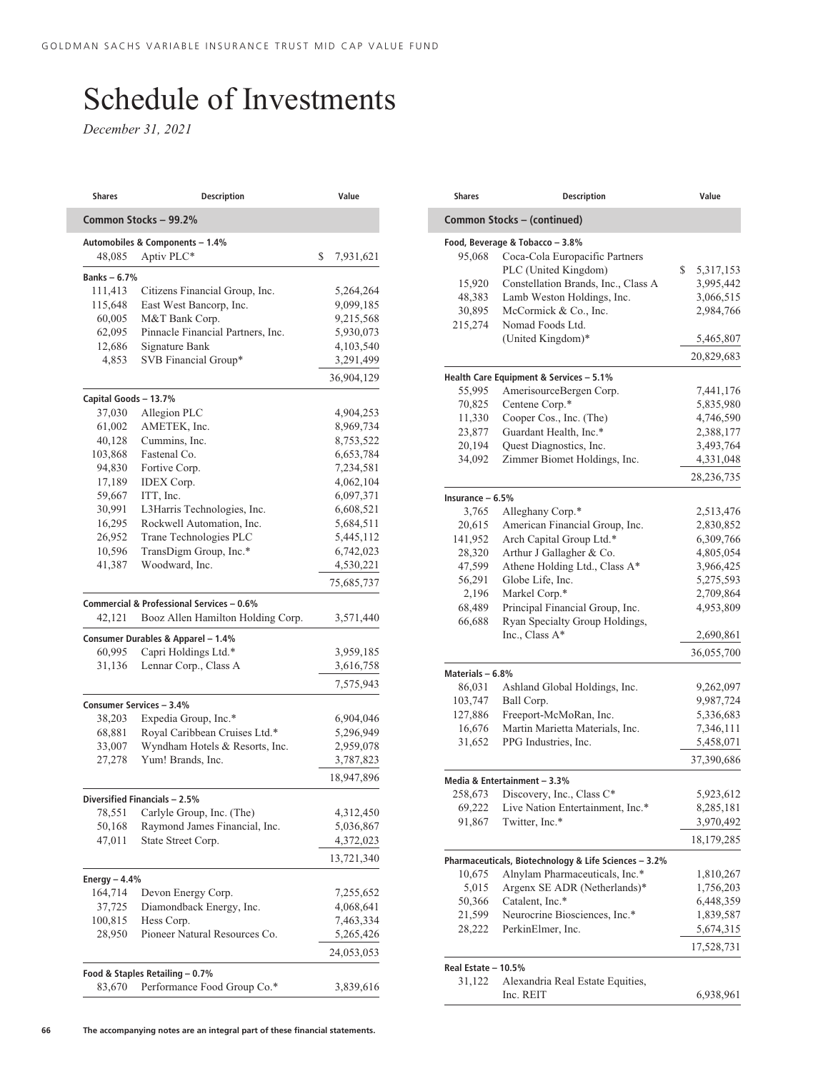# Schedule of Investments

*December 31, 2021*

| Shares | Description | Value |
|---|---|---|
| **Common Stocks – 99.2%** | | |
| **Automobiles & Components – 1.4%** | | |
| 48,085 | Aptiv PLC* | $ 7,931,621 |
| **Banks – 6.7%** | | |
| 111,413 | Citizens Financial Group, Inc. | 5,264,264 |
| 115,648 | East West Bancorp, Inc. | 9,099,185 |
| 60,005 | M&T Bank Corp. | 9,215,568 |
| 62,095 | Pinnacle Financial Partners, Inc. | 5,930,073 |
| 12,686 | Signature Bank | 4,103,540 |
| 4,853 | SVB Financial Group* | 3,291,499 |
| | | 36,904,129 |
| **Capital Goods – 13.7%** | | |
| 37,030 | Allegion PLC | 4,904,253 |
| 61,002 | AMETEK, Inc. | 8,969,734 |
| 40,128 | Cummins, Inc. | 8,753,522 |
| 103,868 | Fastenal Co. | 6,653,784 |
| 94,830 | Fortive Corp. | 7,234,581 |
| 17,189 | IDEX Corp. | 4,062,104 |
| 59,667 | ITT, Inc. | 6,097,371 |
| 30,991 | L3Harris Technologies, Inc. | 6,608,521 |
| 16,295 | Rockwell Automation, Inc. | 5,684,511 |
| 26,952 | Trane Technologies PLC | 5,445,112 |
| 10,596 | TransDigm Group, Inc.* | 6,742,023 |
| 41,387 | Woodward, Inc. | 4,530,221 |
| | | 75,685,737 |
| **Commercial & Professional Services – 0.6%** | | |
| 42,121 | Booz Allen Hamilton Holding Corp. | 3,571,440 |
| **Consumer Durables & Apparel – 1.4%** | | |
| 60,995 | Capri Holdings Ltd.* | 3,959,185 |
| 31,136 | Lennar Corp., Class A | 3,616,758 |
| | | 7,575,943 |
| **Consumer Services – 3.4%** | | |
| 38,203 | Expedia Group, Inc.* | 6,904,046 |
| 68,881 | Royal Caribbean Cruises Ltd.* | 5,296,949 |
| 33,007 | Wyndham Hotels & Resorts, Inc. | 2,959,078 |
| 27,278 | Yum! Brands, Inc. | 3,787,823 |
| | | 18,947,896 |
| **Diversified Financials – 2.5%** | | |
| 78,551 | Carlyle Group, Inc. (The) | 4,312,450 |
| 50,168 | Raymond James Financial, Inc. | 5,036,867 |
| 47,011 | State Street Corp. | 4,372,023 |
| | | 13,721,340 |
| **Energy – 4.4%** | | |
| 164,714 | Devon Energy Corp. | 7,255,652 |
| 37,725 | Diamondback Energy, Inc. | 4,068,641 |
| 100,815 | Hess Corp. | 7,463,334 |
| 28,950 | Pioneer Natural Resources Co. | 5,265,426 |
| | | 24,053,053 |
| **Food & Staples Retailing – 0.7%** | | |
| 83,670 | Performance Food Group Co.* | 3,839,616 |

| Shares | Description | Value |
|---|---|---|
| **Common Stocks – (continued)** | | |
| **Food, Beverage & Tobacco – 3.8%** | | |
| 95,068 | Coca-Cola Europacific Partners PLC (United Kingdom) | $ 5,317,153 |
| 15,920 | Constellation Brands, Inc., Class A | 3,995,442 |
| 48,383 | Lamb Weston Holdings, Inc. | 3,066,515 |
| 30,895 | McCormick & Co., Inc. | 2,984,766 |
| 215,274 | Nomad Foods Ltd. (United Kingdom)* | 5,465,807 |
| | | 20,829,683 |
| **Health Care Equipment & Services – 5.1%** | | |
| 55,995 | AmerisourceBergen Corp. | 7,441,176 |
| 70,825 | Centene Corp.* | 5,835,980 |
| 11,330 | Cooper Cos., Inc. (The) | 4,746,590 |
| 23,877 | Guardant Health, Inc.* | 2,388,177 |
| 20,194 | Quest Diagnostics, Inc. | 3,493,764 |
| 34,092 | Zimmer Biomet Holdings, Inc. | 4,331,048 |
| | | 28,236,735 |
| **Insurance – 6.5%** | | |
| 3,765 | Alleghany Corp.* | 2,513,476 |
| 20,615 | American Financial Group, Inc. | 2,830,852 |
| 141,952 | Arch Capital Group Ltd.* | 6,309,766 |
| 28,320 | Arthur J Gallagher & Co. | 4,805,054 |
| 47,599 | Athene Holding Ltd., Class A* | 3,966,425 |
| 56,291 | Globe Life, Inc. | 5,275,593 |
| 2,196 | Markel Corp.* | 2,709,864 |
| 68,489 | Principal Financial Group, Inc. | 4,953,809 |
| 66,688 | Ryan Specialty Group Holdings, Inc., Class A* | 2,690,861 |
| | | 36,055,700 |
| **Materials – 6.8%** | | |
| 86,031 | Ashland Global Holdings, Inc. | 9,262,097 |
| 103,747 | Ball Corp. | 9,987,724 |
| 127,886 | Freeport-McMoRan, Inc. | 5,336,683 |
| 16,676 | Martin Marietta Materials, Inc. | 7,346,111 |
| 31,652 | PPG Industries, Inc. | 5,458,071 |
| | | 37,390,686 |
| **Media & Entertainment – 3.3%** | | |
| 258,673 | Discovery, Inc., Class C* | 5,923,612 |
| 69,222 | Live Nation Entertainment, Inc.* | 8,285,181 |
| 91,867 | Twitter, Inc.* | 3,970,492 |
| | | 18,179,285 |
| **Pharmaceuticals, Biotechnology & Life Sciences – 3.2%** | | |
| 10,675 | Alnylam Pharmaceuticals, Inc.* | 1,810,267 |
| 5,015 | Argenx SE ADR (Netherlands)* | 1,756,203 |
| 50,366 | Catalent, Inc.* | 6,448,359 |
| 21,599 | Neurocrine Biosciences, Inc.* | 1,839,587 |
| 28,222 | PerkinElmer, Inc. | 5,674,315 |
| | | 17,528,731 |
| **Real Estate – 10.5%** | | |
| 31,122 | Alexandria Real Estate Equities, Inc. REIT | 6,938,961 |

The accompanying notes are an integral part of these financial statements.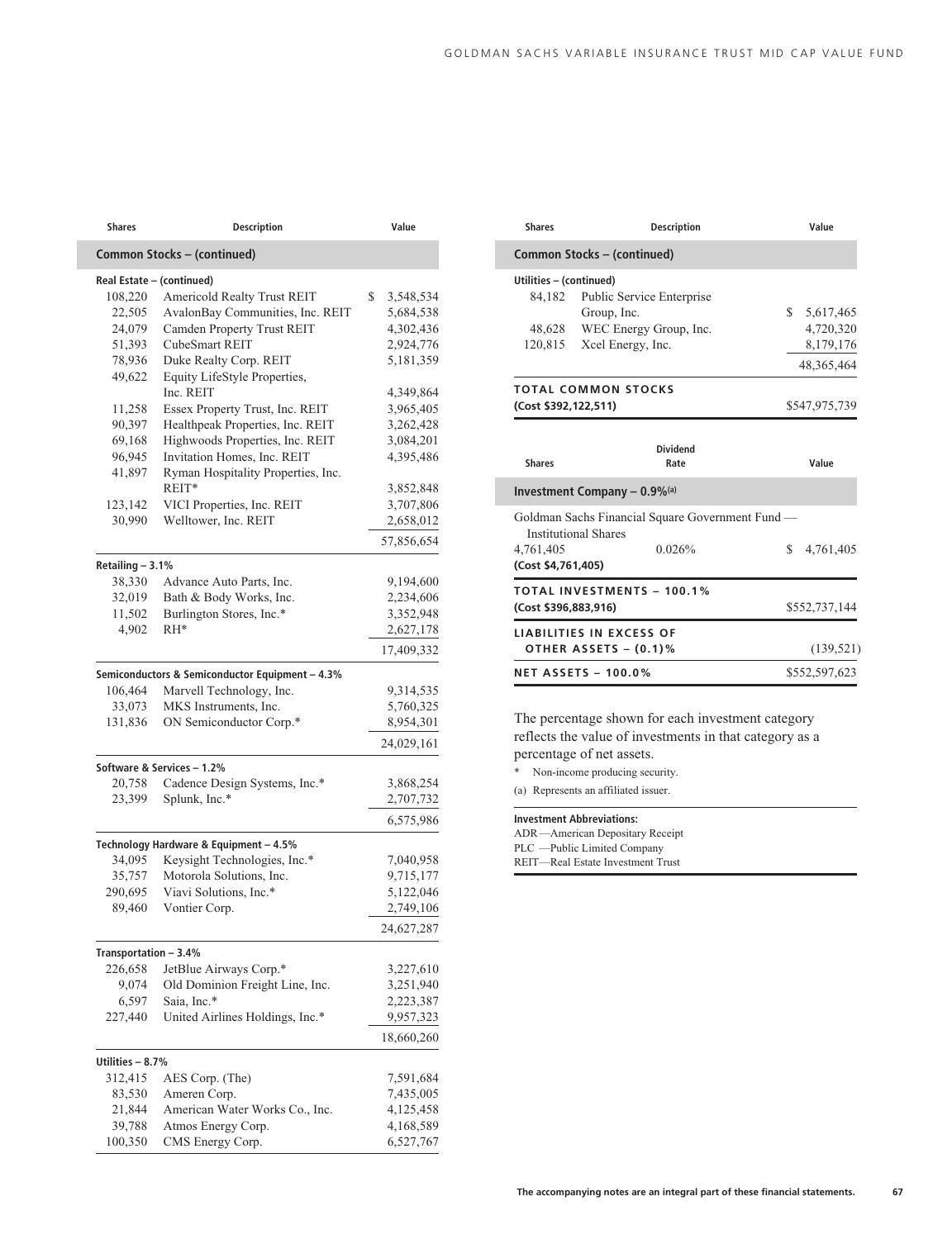| Shares | Description | Value |
|---|---|---|
| **Common Stocks – (continued)** | | |
| **Real Estate – (continued)** | | |
| 108,220 | Americold Realty Trust REIT | $ 3,548,534 |
| 22,505 | AvalonBay Communities, Inc. REIT | 5,684,538 |
| 24,079 | Camden Property Trust REIT | 4,302,436 |
| 51,393 | CubeSmart REIT | 2,924,776 |
| 78,936 | Duke Realty Corp. REIT | 5,181,359 |
| 49,622 | Equity LifeStyle Properties, Inc. REIT | 4,349,864 |
| 11,258 | Essex Property Trust, Inc. REIT | 3,965,405 |
| 90,397 | Healthpeak Properties, Inc. REIT | 3,262,428 |
| 69,168 | Highwoods Properties, Inc. REIT | 3,084,201 |
| 96,945 | Invitation Homes, Inc. REIT | 4,395,486 |
| 41,897 | Ryman Hospitality Properties, Inc. REIT* | 3,852,848 |
| 123,142 | VICI Properties, Inc. REIT | 3,707,806 |
| 30,990 | Welltower, Inc. REIT | 2,658,012 |
| | | 57,856,654 |
| **Retailing – 3.1%** | | |
| 38,330 | Advance Auto Parts, Inc. | 9,194,600 |
| 32,019 | Bath & Body Works, Inc. | 2,234,606 |
| 11,502 | Burlington Stores, Inc.* | 3,352,948 |
| 4,902 | RH* | 2,627,178 |
| | | 17,409,332 |
| **Semiconductors & Semiconductor Equipment – 4.3%** | | |
| 106,464 | Marvell Technology, Inc. | 9,314,535 |
| 33,073 | MKS Instruments, Inc. | 5,760,325 |
| 131,836 | ON Semiconductor Corp.* | 8,954,301 |
| | | 24,029,161 |
| **Software & Services – 1.2%** | | |
| 20,758 | Cadence Design Systems, Inc.* | 3,868,254 |
| 23,399 | Splunk, Inc.* | 2,707,732 |
| | | 6,575,986 |
| **Technology Hardware & Equipment – 4.5%** | | |
| 34,095 | Keysight Technologies, Inc.* | 7,040,958 |
| 35,757 | Motorola Solutions, Inc. | 9,715,177 |
| 290,695 | Viavi Solutions, Inc.* | 5,122,046 |
| 89,460 | Vontier Corp. | 2,749,106 |
| | | 24,627,287 |
| **Transportation – 3.4%** | | |
| 226,658 | JetBlue Airways Corp.* | 3,227,610 |
| 9,074 | Old Dominion Freight Line, Inc. | 3,251,940 |
| 6,597 | Saia, Inc.* | 2,223,387 |
| 227,440 | United Airlines Holdings, Inc.* | 9,957,323 |
| | | 18,660,260 |
| **Utilities – 8.7%** | | |
| 312,415 | AES Corp. (The) | 7,591,684 |
| 83,530 | Ameren Corp. | 7,435,005 |
| 21,844 | American Water Works Co., Inc. | 4,125,458 |
| 39,788 | Atmos Energy Corp. | 4,168,589 |
| 100,350 | CMS Energy Corp. | 6,527,767 |
| 84,182 | Public Service Enterprise Group, Inc. | $ 5,617,465 |
| 48,628 | WEC Energy Group, Inc. | 4,720,320 |
| 120,815 | Xcel Energy, Inc. | 8,179,176 |
| | | 48,365,464 |
| **TOTAL COMMON STOCKS (Cost $392,122,511)** | | $547,975,739 |

| Shares | Dividend Rate | Value |
|---|---|---|
| **Investment Company – 0.9%(a)** | | |
| Goldman Sachs Financial Square Government Fund — Institutional Shares | | |
| 4,761,405 | 0.026% | $ 4,761,405 |
| **(Cost $4,761,405)** | | |
| **TOTAL INVESTMENTS – 100.1% (Cost $396,883,916)** | | $552,737,144 |
| **LIABILITIES IN EXCESS OF OTHER ASSETS – (0.1)%** | | (139,521) |
| **NET ASSETS – 100.0%** | | $552,597,623 |

The percentage shown for each investment category reflects the value of investments in that category as a percentage of net assets.

\* Non-income producing security.

(a) Represents an affiliated issuer.

**Investment Abbreviations:**

ADR —American Depositary Receipt
PLC —Public Limited Company
REIT—Real Estate Investment Trust

The accompanying notes are an integral part of these financial statements.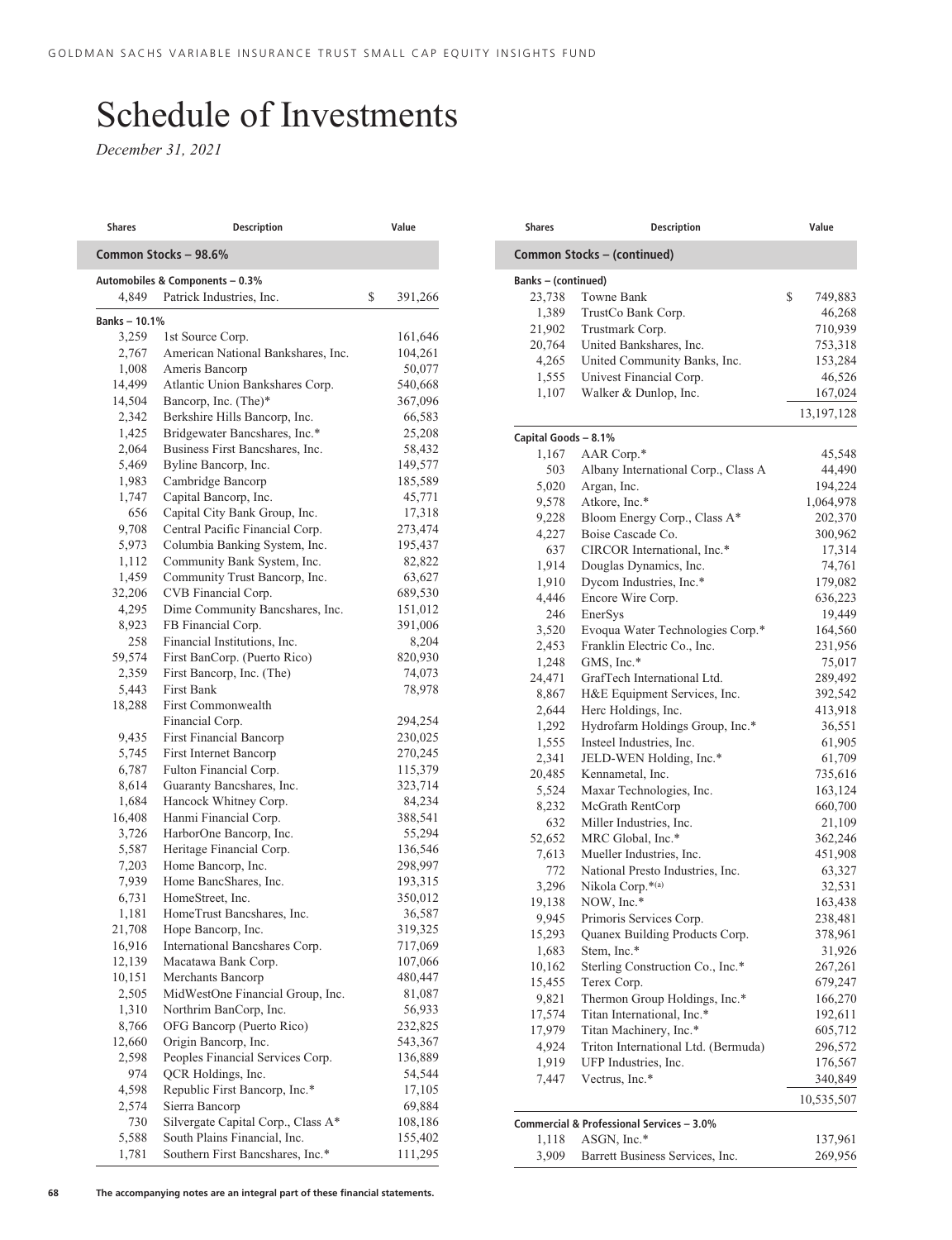# Schedule of Investments

*December 31, 2021*

| Shares | Description | Value |
|---|---|---|
| **Common Stocks – 98.6%** | | |
| **Automobiles & Components – 0.3%** | | |
| 4,849 | Patrick Industries, Inc. | $ 391,266 |
| **Banks – 10.1%** | | |
| 3,259 | 1st Source Corp. | 161,646 |
| 2,767 | American National Bankshares, Inc. | 104,261 |
| 1,008 | Ameris Bancorp | 50,077 |
| 14,499 | Atlantic Union Bankshares Corp. | 540,668 |
| 14,504 | Bancorp, Inc. (The)* | 367,096 |
| 2,342 | Berkshire Hills Bancorp, Inc. | 66,583 |
| 1,425 | Bridgewater Bancshares, Inc.* | 25,208 |
| 2,064 | Business First Bancshares, Inc. | 58,432 |
| 5,469 | Byline Bancorp, Inc. | 149,577 |
| 1,983 | Cambridge Bancorp | 185,589 |
| 1,747 | Capital Bancorp, Inc. | 45,771 |
| 656 | Capital City Bank Group, Inc. | 17,318 |
| 9,708 | Central Pacific Financial Corp. | 273,474 |
| 5,973 | Columbia Banking System, Inc. | 195,437 |
| 1,112 | Community Bank System, Inc. | 82,822 |
| 1,459 | Community Trust Bancorp, Inc. | 63,627 |
| 32,206 | CVB Financial Corp. | 689,530 |
| 4,295 | Dime Community Bancshares, Inc. | 151,012 |
| 8,923 | FB Financial Corp. | 391,006 |
| 258 | Financial Institutions, Inc. | 8,204 |
| 59,574 | First BanCorp. (Puerto Rico) | 820,930 |
| 2,359 | First Bancorp, Inc. (The) | 74,073 |
| 5,443 | First Bank | 78,978 |
| 18,288 | First Commonwealth Financial Corp. | 294,254 |
| 9,435 | First Financial Bancorp | 230,025 |
| 5,745 | First Internet Bancorp | 270,245 |
| 6,787 | Fulton Financial Corp. | 115,379 |
| 8,614 | Guaranty Bancshares, Inc. | 323,714 |
| 1,684 | Hancock Whitney Corp. | 84,234 |
| 16,408 | Hanmi Financial Corp. | 388,541 |
| 3,726 | HarborOne Bancorp, Inc. | 55,294 |
| 5,587 | Heritage Financial Corp. | 136,546 |
| 7,203 | Home Bancorp, Inc. | 298,997 |
| 7,939 | Home BancShares, Inc. | 193,315 |
| 6,731 | HomeStreet, Inc. | 350,012 |
| 1,181 | HomeTrust Bancshares, Inc. | 36,587 |
| 21,708 | Hope Bancorp, Inc. | 319,325 |
| 16,916 | International Bancshares Corp. | 717,069 |
| 12,139 | Macatawa Bank Corp. | 107,066 |
| 10,151 | Merchants Bancorp | 480,447 |
| 2,505 | MidWestOne Financial Group, Inc. | 81,087 |
| 1,310 | Northrim BanCorp, Inc. | 56,933 |
| 8,766 | OFG Bancorp (Puerto Rico) | 232,825 |
| 12,660 | Origin Bancorp, Inc. | 543,367 |
| 2,598 | Peoples Financial Services Corp. | 136,889 |
| 974 | QCR Holdings, Inc. | 54,544 |
| 4,598 | Republic First Bancorp, Inc.* | 17,105 |
| 2,574 | Sierra Bancorp | 69,884 |
| 730 | Silvergate Capital Corp., Class A* | 108,186 |
| 5,588 | South Plains Financial, Inc. | 155,402 |
| 1,781 | Southern First Bancshares, Inc.* | 111,295 |
| **Common Stocks – (continued)** | | |
| **Banks – (continued)** | | |
| 23,738 | Towne Bank | $ 749,883 |
| 1,389 | TrustCo Bank Corp. | 46,268 |
| 21,902 | Trustmark Corp. | 710,939 |
| 20,764 | United Bankshares, Inc. | 753,318 |
| 4,265 | United Community Banks, Inc. | 153,284 |
| 1,555 | Univest Financial Corp. | 46,526 |
| 1,107 | Walker & Dunlop, Inc. | 167,024 |
| | | 13,197,128 |
| **Capital Goods – 8.1%** | | |
| 1,167 | AAR Corp.* | 45,548 |
| 503 | Albany International Corp., Class A | 44,490 |
| 5,020 | Argan, Inc. | 194,224 |
| 9,578 | Atkore, Inc.* | 1,064,978 |
| 9,228 | Bloom Energy Corp., Class A* | 202,370 |
| 4,227 | Boise Cascade Co. | 300,962 |
| 637 | CIRCOR International, Inc.* | 17,314 |
| 1,914 | Douglas Dynamics, Inc. | 74,761 |
| 1,910 | Dycom Industries, Inc.* | 179,082 |
| 4,446 | Encore Wire Corp. | 636,223 |
| 246 | EnerSys | 19,449 |
| 3,520 | Evoqua Water Technologies Corp.* | 164,560 |
| 2,453 | Franklin Electric Co., Inc. | 231,956 |
| 1,248 | GMS, Inc.* | 75,017 |
| 24,471 | GrafTech International Ltd. | 289,492 |
| 8,867 | H&E Equipment Services, Inc. | 392,542 |
| 2,644 | Herc Holdings, Inc. | 413,918 |
| 1,292 | Hydrofarm Holdings Group, Inc.* | 36,551 |
| 1,555 | Insteel Industries, Inc. | 61,905 |
| 2,341 | JELD-WEN Holding, Inc.* | 61,709 |
| 20,485 | Kennametal, Inc. | 735,616 |
| 5,524 | Maxar Technologies, Inc. | 163,124 |
| 8,232 | McGrath RentCorp | 660,700 |
| 632 | Miller Industries, Inc. | 21,109 |
| 52,652 | MRC Global, Inc.* | 362,246 |
| 7,613 | Mueller Industries, Inc. | 451,908 |
| 772 | National Presto Industries, Inc. | 63,327 |
| 3,296 | Nikola Corp.*(a) | 32,531 |
| 19,138 | NOW, Inc.* | 163,438 |
| 9,945 | Primoris Services Corp. | 238,481 |
| 15,293 | Quanex Building Products Corp. | 378,961 |
| 1,683 | Stem, Inc.* | 31,926 |
| 10,162 | Sterling Construction Co., Inc.* | 267,261 |
| 15,455 | Terex Corp. | 679,247 |
| 9,821 | Thermon Group Holdings, Inc.* | 166,270 |
| 17,574 | Titan International, Inc.* | 192,611 |
| 17,979 | Titan Machinery, Inc.* | 605,712 |
| 4,924 | Triton International Ltd. (Bermuda) | 296,572 |
| 1,919 | UFP Industries, Inc. | 176,567 |
| 7,447 | Vectrus, Inc.* | 340,849 |
| | | 10,535,507 |
| **Commercial & Professional Services – 3.0%** | | |
| 1,118 | ASGN, Inc.* | 137,961 |
| 3,909 | Barrett Business Services, Inc. | 269,956 |

**The accompanying notes are an integral part of these financial statements.**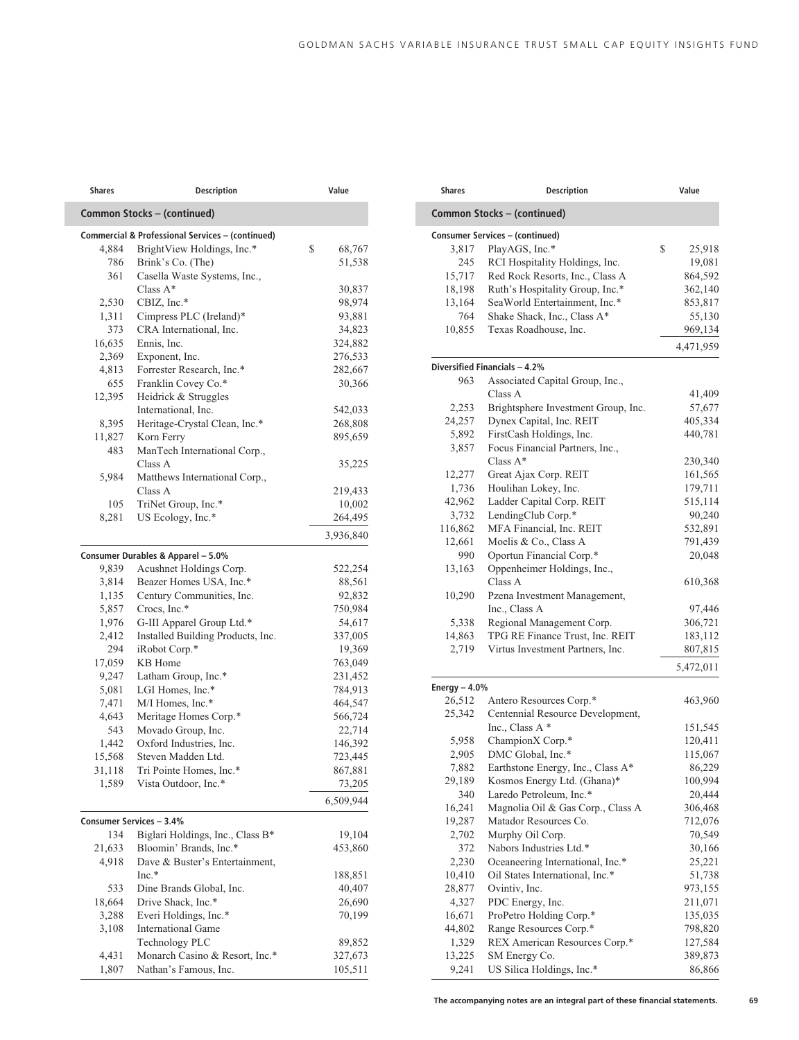| Shares | Description | Value |
|---|---|---|
| **Common Stocks – (continued)** | | |
| **Commercial & Professional Services – (continued)** | | |
| 4,884 | BrightView Holdings, Inc.* | $ 68,767 |
| 786 | Brink's Co. (The) | 51,538 |
| 361 | Casella Waste Systems, Inc., Class A* | 30,837 |
| 2,530 | CBIZ, Inc.* | 98,974 |
| 1,311 | Cimpress PLC (Ireland)* | 93,881 |
| 373 | CRA International, Inc. | 34,823 |
| 16,635 | Ennis, Inc. | 324,882 |
| 2,369 | Exponent, Inc. | 276,533 |
| 4,813 | Forrester Research, Inc.* | 282,667 |
| 655 | Franklin Covey Co.* | 30,366 |
| 12,395 | Heidrick & Struggles International, Inc. | 542,033 |
| 8,395 | Heritage-Crystal Clean, Inc.* | 268,808 |
| 11,827 | Korn Ferry | 895,659 |
| 483 | ManTech International Corp., Class A | 35,225 |
| 5,984 | Matthews International Corp., Class A | 219,433 |
| 105 | TriNet Group, Inc.* | 10,002 |
| 8,281 | US Ecology, Inc.* | 264,495 |
| | | 3,936,840 |
| **Consumer Durables & Apparel – 5.0%** | | |
| 9,839 | Acushnet Holdings Corp. | 522,254 |
| 3,814 | Beazer Homes USA, Inc.* | 88,561 |
| 1,135 | Century Communities, Inc. | 92,832 |
| 5,857 | Crocs, Inc.* | 750,984 |
| 1,976 | G-III Apparel Group Ltd.* | 54,617 |
| 2,412 | Installed Building Products, Inc. | 337,005 |
| 294 | iRobot Corp.* | 19,369 |
| 17,059 | KB Home | 763,049 |
| 9,247 | Latham Group, Inc.* | 231,452 |
| 5,081 | LGI Homes, Inc.* | 784,913 |
| 7,471 | M/I Homes, Inc.* | 464,547 |
| 4,643 | Meritage Homes Corp.* | 566,724 |
| 543 | Movado Group, Inc. | 22,714 |
| 1,442 | Oxford Industries, Inc. | 146,392 |
| 15,568 | Steven Madden Ltd. | 723,445 |
| 31,118 | Tri Pointe Homes, Inc.* | 867,881 |
| 1,589 | Vista Outdoor, Inc.* | 73,205 |
| | | 6,509,944 |
| **Consumer Services – 3.4%** | | |
| 134 | Biglari Holdings, Inc., Class B* | 19,104 |
| 21,633 | Bloomin' Brands, Inc.* | 453,860 |
| 4,918 | Dave & Buster's Entertainment, Inc.* | 188,851 |
| 533 | Dine Brands Global, Inc. | 40,407 |
| 18,664 | Drive Shack, Inc.* | 26,690 |
| 3,288 | Everi Holdings, Inc.* | 70,199 |
| 3,108 | International Game Technology PLC | 89,852 |
| 4,431 | Monarch Casino & Resort, Inc.* | 327,673 |
| 1,807 | Nathan's Famous, Inc. | 105,511 |
| **Consumer Services – (continued)** | | |
| 3,817 | PlayAGS, Inc.* | $ 25,918 |
| 245 | RCI Hospitality Holdings, Inc. | 19,081 |
| 15,717 | Red Rock Resorts, Inc., Class A | 864,592 |
| 18,198 | Ruth's Hospitality Group, Inc.* | 362,140 |
| 13,164 | SeaWorld Entertainment, Inc.* | 853,817 |
| 764 | Shake Shack, Inc., Class A* | 55,130 |
| 10,855 | Texas Roadhouse, Inc. | 969,134 |
| | | 4,471,959 |
| **Diversified Financials – 4.2%** | | |
| 963 | Associated Capital Group, Inc., Class A | 41,409 |
| 2,253 | Brightsphere Investment Group, Inc. | 57,677 |
| 24,257 | Dynex Capital, Inc. REIT | 405,334 |
| 5,892 | FirstCash Holdings, Inc. | 440,781 |
| 3,857 | Focus Financial Partners, Inc., Class A* | 230,340 |
| 12,277 | Great Ajax Corp. REIT | 161,565 |
| 1,736 | Houlihan Lokey, Inc. | 179,711 |
| 42,962 | Ladder Capital Corp. REIT | 515,114 |
| 3,732 | LendingClub Corp.* | 90,240 |
| 116,862 | MFA Financial, Inc. REIT | 532,891 |
| 12,661 | Moelis & Co., Class A | 791,439 |
| 990 | Oportun Financial Corp.* | 20,048 |
| 13,163 | Oppenheimer Holdings, Inc., Class A | 610,368 |
| 10,290 | Pzena Investment Management, Inc., Class A | 97,446 |
| 5,338 | Regional Management Corp. | 306,721 |
| 14,863 | TPG RE Finance Trust, Inc. REIT | 183,112 |
| 2,719 | Virtus Investment Partners, Inc. | 807,815 |
| | | 5,472,011 |
| **Energy – 4.0%** | | |
| 26,512 | Antero Resources Corp.* | 463,960 |
| 25,342 | Centennial Resource Development, Inc., Class A * | 151,545 |
| 5,958 | ChampionX Corp.* | 120,411 |
| 2,905 | DMC Global, Inc.* | 115,067 |
| 7,882 | Earthstone Energy, Inc., Class A* | 86,229 |
| 29,189 | Kosmos Energy Ltd. (Ghana)* | 100,994 |
| 340 | Laredo Petroleum, Inc.* | 20,444 |
| 16,241 | Magnolia Oil & Gas Corp., Class A | 306,468 |
| 19,287 | Matador Resources Co. | 712,076 |
| 2,702 | Murphy Oil Corp. | 70,549 |
| 372 | Nabors Industries Ltd.* | 30,166 |
| 2,230 | Oceaneering International, Inc.* | 25,221 |
| 10,410 | Oil States International, Inc.* | 51,738 |
| 28,877 | Ovintiv, Inc. | 973,155 |
| 4,327 | PDC Energy, Inc. | 211,071 |
| 16,671 | ProPetro Holding Corp.* | 135,035 |
| 44,802 | Range Resources Corp.* | 798,820 |
| 1,329 | REX American Resources Corp.* | 127,584 |
| 13,225 | SM Energy Co. | 389,873 |
| 9,241 | US Silica Holdings, Inc.* | 86,866 |

**The accompanying notes are an integral part of these financial statements.**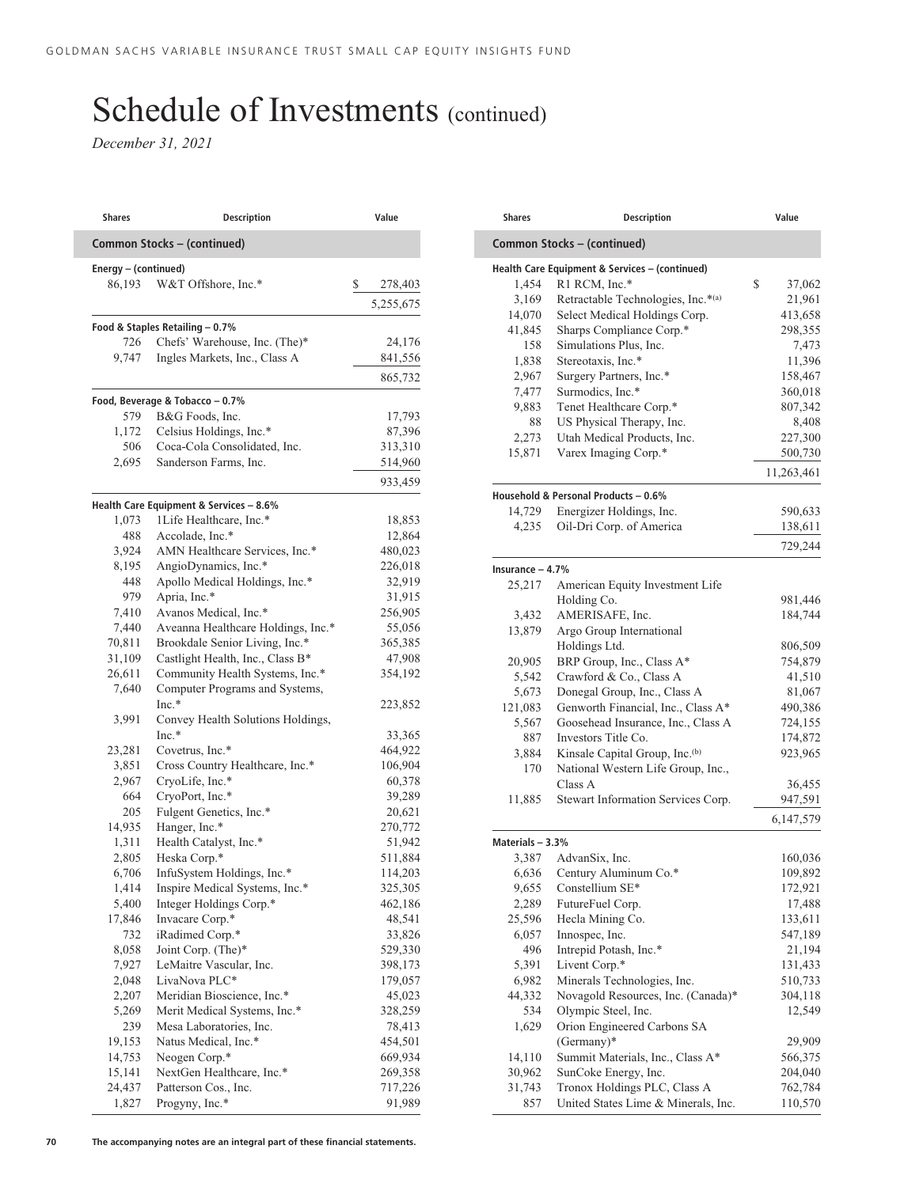# Schedule of Investments (continued)

*December 31, 2021*

| Shares | Description | Value |
|---|---|---|
| **Common Stocks – (continued)** | | |
| **Energy – (continued)** | | |
| 86,193 | W&T Offshore, Inc.* | $ 278,403 |
| | | 5,255,675 |
| **Food & Staples Retailing – 0.7%** | | |
| 726 | Chefs' Warehouse, Inc. (The)* | 24,176 |
| 9,747 | Ingles Markets, Inc., Class A | 841,556 |
| | | 865,732 |
| **Food, Beverage & Tobacco – 0.7%** | | |
| 579 | B&G Foods, Inc. | 17,793 |
| 1,172 | Celsius Holdings, Inc.* | 87,396 |
| 506 | Coca-Cola Consolidated, Inc. | 313,310 |
| 2,695 | Sanderson Farms, Inc. | 514,960 |
| | | 933,459 |
| **Health Care Equipment & Services – 8.6%** | | |
| 1,073 | 1Life Healthcare, Inc.* | 18,853 |
| 488 | Accolade, Inc.* | 12,864 |
| 3,924 | AMN Healthcare Services, Inc.* | 480,023 |
| 8,195 | AngioDynamics, Inc.* | 226,018 |
| 448 | Apollo Medical Holdings, Inc.* | 32,919 |
| 979 | Apria, Inc.* | 31,915 |
| 7,410 | Avanos Medical, Inc.* | 256,905 |
| 7,440 | Aveanna Healthcare Holdings, Inc.* | 55,056 |
| 70,811 | Brookdale Senior Living, Inc.* | 365,385 |
| 31,109 | Castlight Health, Inc., Class B* | 47,908 |
| 26,611 | Community Health Systems, Inc.* | 354,192 |
| 7,640 | Computer Programs and Systems, Inc.* | 223,852 |
| 3,991 | Convey Health Solutions Holdings, Inc.* | 33,365 |
| 23,281 | Covetrus, Inc.* | 464,922 |
| 3,851 | Cross Country Healthcare, Inc.* | 106,904 |
| 2,967 | CryoLife, Inc.* | 60,378 |
| 664 | CryoPort, Inc.* | 39,289 |
| 205 | Fulgent Genetics, Inc.* | 20,621 |
| 14,935 | Hanger, Inc.* | 270,772 |
| 1,311 | Health Catalyst, Inc.* | 51,942 |
| 2,805 | Heska Corp.* | 511,884 |
| 6,706 | InfuSystem Holdings, Inc.* | 114,203 |
| 1,414 | Inspire Medical Systems, Inc.* | 325,305 |
| 5,400 | Integer Holdings Corp.* | 462,186 |
| 17,846 | Invacare Corp.* | 48,541 |
| 732 | iRadimed Corp.* | 33,826 |
| 8,058 | Joint Corp. (The)* | 529,330 |
| 7,927 | LeMaitre Vascular, Inc. | 398,173 |
| 2,048 | LivaNova PLC* | 179,057 |
| 2,207 | Meridian Bioscience, Inc.* | 45,023 |
| 5,269 | Merit Medical Systems, Inc.* | 328,259 |
| 239 | Mesa Laboratories, Inc. | 78,413 |
| 19,153 | Natus Medical, Inc.* | 454,501 |
| 14,753 | Neogen Corp.* | 669,934 |
| 15,141 | NextGen Healthcare, Inc.* | 269,358 |
| 24,437 | Patterson Cos., Inc. | 717,226 |
| 1,827 | Progyny, Inc.* | 91,989 |
| 1,454 | R1 RCM, Inc.* | $ 37,062 |
| 3,169 | Retractable Technologies, Inc.*(a) | 21,961 |
| 14,070 | Select Medical Holdings Corp. | 413,658 |
| 41,845 | Sharps Compliance Corp.* | 298,355 |
| 158 | Simulations Plus, Inc. | 7,473 |
| 1,838 | Stereotaxis, Inc.* | 11,396 |
| 2,967 | Surgery Partners, Inc.* | 158,467 |
| 7,477 | Surmodics, Inc.* | 360,018 |
| 9,883 | Tenet Healthcare Corp.* | 807,342 |
| 88 | US Physical Therapy, Inc. | 8,408 |
| 2,273 | Utah Medical Products, Inc. | 227,300 |
| 15,871 | Varex Imaging Corp.* | 500,730 |
| | | 11,263,461 |
| **Household & Personal Products – 0.6%** | | |
| 14,729 | Energizer Holdings, Inc. | 590,633 |
| 4,235 | Oil-Dri Corp. of America | 138,611 |
| | | 729,244 |
| **Insurance – 4.7%** | | |
| 25,217 | American Equity Investment Life Holding Co. | 981,446 |
| 3,432 | AMERISAFE, Inc. | 184,744 |
| 13,879 | Argo Group International Holdings Ltd. | 806,509 |
| 20,905 | BRP Group, Inc., Class A* | 754,879 |
| 5,542 | Crawford & Co., Class A | 41,510 |
| 5,673 | Donegal Group, Inc., Class A | 81,067 |
| 121,083 | Genworth Financial, Inc., Class A* | 490,386 |
| 5,567 | Goosehead Insurance, Inc., Class A | 724,155 |
| 887 | Investors Title Co. | 174,872 |
| 3,884 | Kinsale Capital Group, Inc.(b) | 923,965 |
| 170 | National Western Life Group, Inc., Class A | 36,455 |
| 11,885 | Stewart Information Services Corp. | 947,591 |
| | | 6,147,579 |
| **Materials – 3.3%** | | |
| 3,387 | AdvanSix, Inc. | 160,036 |
| 6,636 | Century Aluminum Co.* | 109,892 |
| 9,655 | Constellium SE* | 172,921 |
| 2,289 | FutureFuel Corp. | 17,488 |
| 25,596 | Hecla Mining Co. | 133,611 |
| 6,057 | Innospec, Inc. | 547,189 |
| 496 | Intrepid Potash, Inc.* | 21,194 |
| 5,391 | Livent Corp.* | 131,433 |
| 6,982 | Minerals Technologies, Inc. | 510,733 |
| 44,332 | Novagold Resources, Inc. (Canada)* | 304,118 |
| 534 | Olympic Steel, Inc. | 12,549 |
| 1,629 | Orion Engineered Carbons SA (Germany)* | 29,909 |
| 14,110 | Summit Materials, Inc., Class A* | 566,375 |
| 30,962 | SunCoke Energy, Inc. | 204,040 |
| 31,743 | Tronox Holdings PLC, Class A | 762,784 |
| 857 | United States Lime & Minerals, Inc. | 110,570 |

The accompanying notes are an integral part of these financial statements.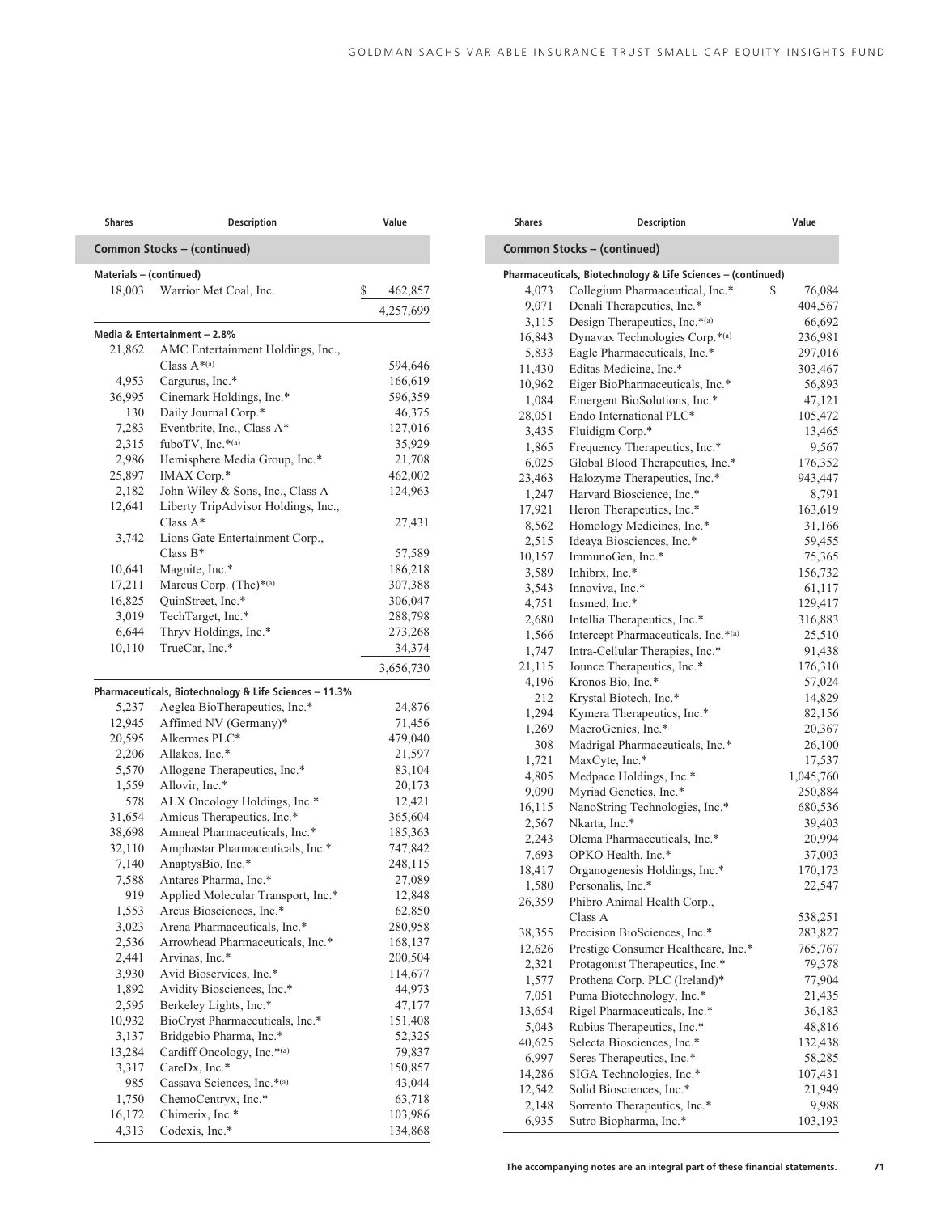| Shares | Description | Value |
|---|---|---|
| **Common Stocks – (continued)** | | |
| **Materials – (continued)** | | |
| 18,003 | Warrior Met Coal, Inc. | $ 462,857 |
| | | 4,257,699 |
| **Media & Entertainment – 2.8%** | | |
| 21,862 | AMC Entertainment Holdings, Inc., Class A*(a) | 594,646 |
| 4,953 | Cargurus, Inc.* | 166,619 |
| 36,995 | Cinemark Holdings, Inc.* | 596,359 |
| 130 | Daily Journal Corp.* | 46,375 |
| 7,283 | Eventbrite, Inc., Class A* | 127,016 |
| 2,315 | fuboTV, Inc.*(a) | 35,929 |
| 2,986 | Hemisphere Media Group, Inc.* | 21,708 |
| 25,897 | IMAX Corp.* | 462,002 |
| 2,182 | John Wiley & Sons, Inc., Class A | 124,963 |
| 12,641 | Liberty TripAdvisor Holdings, Inc., Class A* | 27,431 |
| 3,742 | Lions Gate Entertainment Corp., Class B* | 57,589 |
| 10,641 | Magnite, Inc.* | 186,218 |
| 17,211 | Marcus Corp. (The)*(a) | 307,388 |
| 16,825 | QuinStreet, Inc.* | 306,047 |
| 3,019 | TechTarget, Inc.* | 288,798 |
| 6,644 | Thryv Holdings, Inc.* | 273,268 |
| 10,110 | TrueCar, Inc.* | 34,374 |
| | | 3,656,730 |
| **Pharmaceuticals, Biotechnology & Life Sciences – 11.3%** | | |
| 5,237 | Aeglea BioTherapeutics, Inc.* | 24,876 |
| 12,945 | Affimed NV (Germany)* | 71,456 |
| 20,595 | Alkermes PLC* | 479,040 |
| 2,206 | Allakos, Inc.* | 21,597 |
| 5,570 | Allogene Therapeutics, Inc.* | 83,104 |
| 1,559 | Allovir, Inc.* | 20,173 |
| 578 | ALX Oncology Holdings, Inc.* | 12,421 |
| 31,654 | Amicus Therapeutics, Inc.* | 365,604 |
| 38,698 | Amneal Pharmaceuticals, Inc.* | 185,363 |
| 32,110 | Amphastar Pharmaceuticals, Inc.* | 747,842 |
| 7,140 | AnaptysBio, Inc.* | 248,115 |
| 7,588 | Antares Pharma, Inc.* | 27,089 |
| 919 | Applied Molecular Transport, Inc.* | 12,848 |
| 1,553 | Arcus Biosciences, Inc.* | 62,850 |
| 3,023 | Arena Pharmaceuticals, Inc.* | 280,958 |
| 2,536 | Arrowhead Pharmaceuticals, Inc.* | 168,137 |
| 2,441 | Arvinas, Inc.* | 200,504 |
| 3,930 | Avid Bioservices, Inc.* | 114,677 |
| 1,892 | Avidity Biosciences, Inc.* | 44,973 |
| 2,595 | Berkeley Lights, Inc.* | 47,177 |
| 10,932 | BioCryst Pharmaceuticals, Inc.* | 151,408 |
| 3,137 | Bridgebio Pharma, Inc.* | 52,325 |
| 13,284 | Cardiff Oncology, Inc.*(a) | 79,837 |
| 3,317 | CareDx, Inc.* | 150,857 |
| 985 | Cassava Sciences, Inc.*(a) | 43,044 |
| 1,750 | ChemoCentryx, Inc.* | 63,718 |
| 16,172 | Chimerix, Inc.* | 103,986 |
| 4,313 | Codexis, Inc.* | 134,868 |
| 4,073 | Collegium Pharmaceutical, Inc.* | $ 76,084 |
| 9,071 | Denali Therapeutics, Inc.* | 404,567 |
| 3,115 | Design Therapeutics, Inc.*(a) | 66,692 |
| 16,843 | Dynavax Technologies Corp.*(a) | 236,981 |
| 5,833 | Eagle Pharmaceuticals, Inc.* | 297,016 |
| 11,430 | Editas Medicine, Inc.* | 303,467 |
| 10,962 | Eiger BioPharmaceuticals, Inc.* | 56,893 |
| 1,084 | Emergent BioSolutions, Inc.* | 47,121 |
| 28,051 | Endo International PLC* | 105,472 |
| 3,435 | Fluidigm Corp.* | 13,465 |
| 1,865 | Frequency Therapeutics, Inc.* | 9,567 |
| 6,025 | Global Blood Therapeutics, Inc.* | 176,352 |
| 23,463 | Halozyme Therapeutics, Inc.* | 943,447 |
| 1,247 | Harvard Bioscience, Inc.* | 8,791 |
| 17,921 | Heron Therapeutics, Inc.* | 163,619 |
| 8,562 | Homology Medicines, Inc.* | 31,166 |
| 2,515 | Ideaya Biosciences, Inc.* | 59,455 |
| 10,157 | ImmunoGen, Inc.* | 75,365 |
| 3,589 | Inhibrx, Inc.* | 156,732 |
| 3,543 | Innoviva, Inc.* | 61,117 |
| 4,751 | Insmed, Inc.* | 129,417 |
| 2,680 | Intellia Therapeutics, Inc.* | 316,883 |
| 1,566 | Intercept Pharmaceuticals, Inc.*(a) | 25,510 |
| 1,747 | Intra-Cellular Therapies, Inc.* | 91,438 |
| 21,115 | Jounce Therapeutics, Inc.* | 176,310 |
| 4,196 | Kronos Bio, Inc.* | 57,024 |
| 212 | Krystal Biotech, Inc.* | 14,829 |
| 1,294 | Kymera Therapeutics, Inc.* | 82,156 |
| 1,269 | MacroGenics, Inc.* | 20,367 |
| 308 | Madrigal Pharmaceuticals, Inc.* | 26,100 |
| 1,721 | MaxCyte, Inc.* | 17,537 |
| 4,805 | Medpace Holdings, Inc.* | 1,045,760 |
| 9,090 | Myriad Genetics, Inc.* | 250,884 |
| 16,115 | NanoString Technologies, Inc.* | 680,536 |
| 2,567 | Nkarta, Inc.* | 39,403 |
| 2,243 | Olema Pharmaceuticals, Inc.* | 20,994 |
| 7,693 | OPKO Health, Inc.* | 37,003 |
| 18,417 | Organogenesis Holdings, Inc.* | 170,173 |
| 1,580 | Personalis, Inc.* | 22,547 |
| 26,359 | Phibro Animal Health Corp., Class A | 538,251 |
| 38,355 | Precision BioSciences, Inc.* | 283,827 |
| 12,626 | Prestige Consumer Healthcare, Inc.* | 765,767 |
| 2,321 | Protagonist Therapeutics, Inc.* | 79,378 |
| 1,577 | Prothena Corp. PLC (Ireland)* | 77,904 |
| 7,051 | Puma Biotechnology, Inc.* | 21,435 |
| 13,654 | Rigel Pharmaceuticals, Inc.* | 36,183 |
| 5,043 | Rubius Therapeutics, Inc.* | 48,816 |
| 40,625 | Selecta Biosciences, Inc.* | 132,438 |
| 6,997 | Seres Therapeutics, Inc.* | 58,285 |
| 14,286 | SIGA Technologies, Inc.* | 107,431 |
| 12,542 | Solid Biosciences, Inc.* | 21,949 |
| 2,148 | Sorrento Therapeutics, Inc.* | 9,988 |
| 6,935 | Sutro Biopharma, Inc.* | 103,193 |

The accompanying notes are an integral part of these financial statements.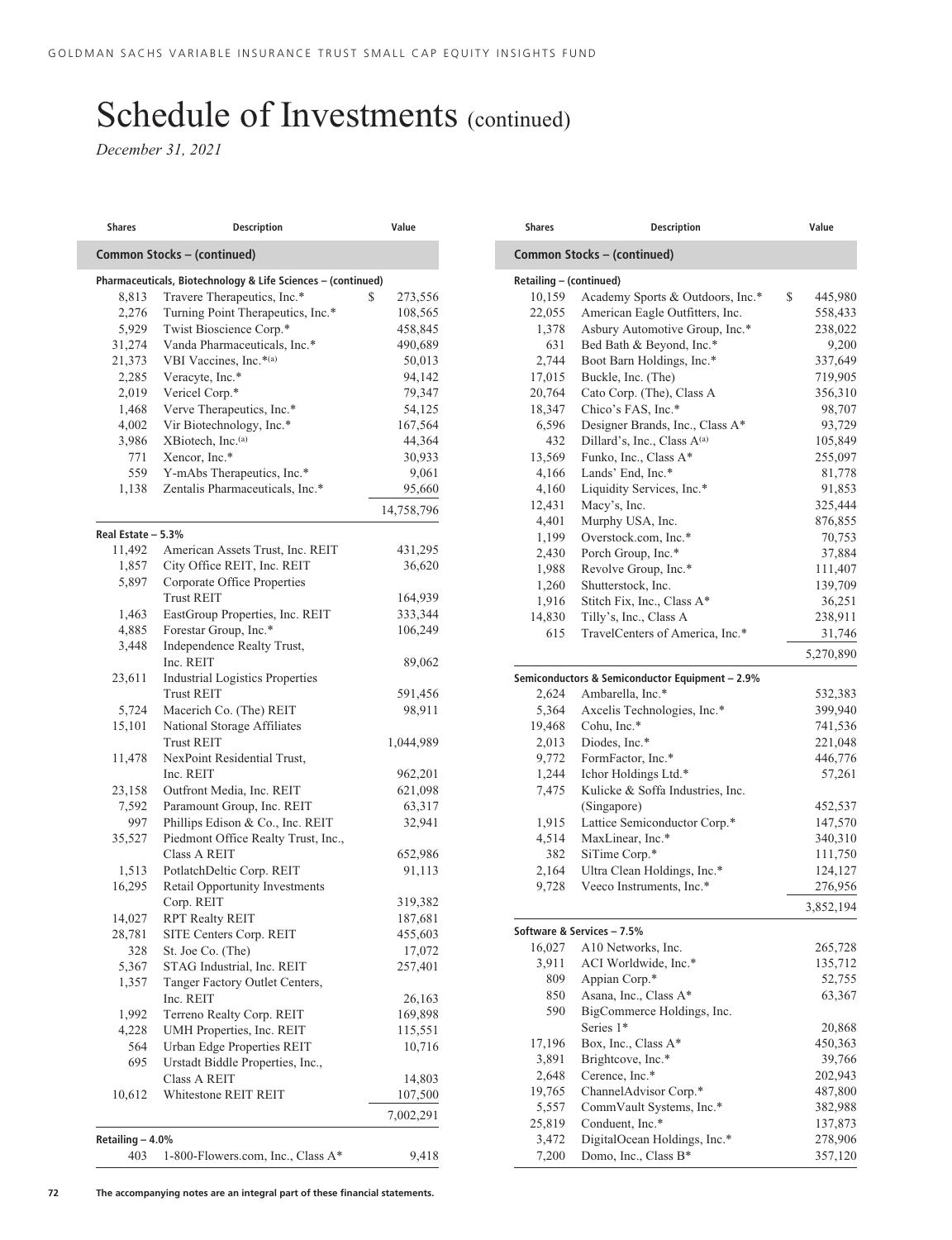# Schedule of Investments (continued)

*December 31, 2021*

| Shares | Description | Value |
|---|---|---|
| **Common Stocks – (continued)** | | |
| **Pharmaceuticals, Biotechnology & Life Sciences – (continued)** | | |
| 8,813 | Travere Therapeutics, Inc.* | $ 273,556 |
| 2,276 | Turning Point Therapeutics, Inc.* | 108,565 |
| 5,929 | Twist Bioscience Corp.* | 458,845 |
| 31,274 | Vanda Pharmaceuticals, Inc.* | 490,689 |
| 21,373 | VBI Vaccines, Inc.*(a) | 50,013 |
| 2,285 | Veracyte, Inc.* | 94,142 |
| 2,019 | Vericel Corp.* | 79,347 |
| 1,468 | Verve Therapeutics, Inc.* | 54,125 |
| 4,002 | Vir Biotechnology, Inc.* | 167,564 |
| 3,986 | XBiotech, Inc.(a) | 44,364 |
| 771 | Xencor, Inc.* | 30,933 |
| 559 | Y-mAbs Therapeutics, Inc.* | 9,061 |
| 1,138 | Zentalis Pharmaceuticals, Inc.* | 95,660 |
| | | 14,758,796 |
| **Real Estate – 5.3%** | | |
| 11,492 | American Assets Trust, Inc. REIT | 431,295 |
| 1,857 | City Office REIT, Inc. REIT | 36,620 |
| 5,897 | Corporate Office Properties Trust REIT | 164,939 |
| 1,463 | EastGroup Properties, Inc. REIT | 333,344 |
| 4,885 | Forestar Group, Inc.* | 106,249 |
| 3,448 | Independence Realty Trust, Inc. REIT | 89,062 |
| 23,611 | Industrial Logistics Properties Trust REIT | 591,456 |
| 5,724 | Macerich Co. (The) REIT | 98,911 |
| 15,101 | National Storage Affiliates Trust REIT | 1,044,989 |
| 11,478 | NexPoint Residential Trust, Inc. REIT | 962,201 |
| 23,158 | Outfront Media, Inc. REIT | 621,098 |
| 7,592 | Paramount Group, Inc. REIT | 63,317 |
| 997 | Phillips Edison & Co., Inc. REIT | 32,941 |
| 35,527 | Piedmont Office Realty Trust, Inc., Class A REIT | 652,986 |
| 1,513 | PotlatchDeltic Corp. REIT | 91,113 |
| 16,295 | Retail Opportunity Investments Corp. REIT | 319,382 |
| 14,027 | RPT Realty REIT | 187,681 |
| 28,781 | SITE Centers Corp. REIT | 455,603 |
| 328 | St. Joe Co. (The) | 17,072 |
| 5,367 | STAG Industrial, Inc. REIT | 257,401 |
| 1,357 | Tanger Factory Outlet Centers, Inc. REIT | 26,163 |
| 1,992 | Terreno Realty Corp. REIT | 169,898 |
| 4,228 | UMH Properties, Inc. REIT | 115,551 |
| 564 | Urban Edge Properties REIT | 10,716 |
| 695 | Urstadt Biddle Properties, Inc., Class A REIT | 14,803 |
| 10,612 | Whitestone REIT REIT | 107,500 |
| | | 7,002,291 |
| **Retailing – 4.0%** | | |
| 403 | 1-800-Flowers.com, Inc., Class A* | 9,418 |
| 10,159 | Academy Sports & Outdoors, Inc.* | $ 445,980 |
| 22,055 | American Eagle Outfitters, Inc. | 558,433 |
| 1,378 | Asbury Automotive Group, Inc.* | 238,022 |
| 631 | Bed Bath & Beyond, Inc.* | 9,200 |
| 2,744 | Boot Barn Holdings, Inc.* | 337,649 |
| 17,015 | Buckle, Inc. (The) | 719,905 |
| 20,764 | Cato Corp. (The), Class A | 356,310 |
| 18,347 | Chico's FAS, Inc.* | 98,707 |
| 6,596 | Designer Brands, Inc., Class A* | 93,729 |
| 432 | Dillard's, Inc., Class A(a) | 105,849 |
| 13,569 | Funko, Inc., Class A* | 255,097 |
| 4,166 | Lands' End, Inc.* | 81,778 |
| 4,160 | Liquidity Services, Inc.* | 91,853 |
| 12,431 | Macy's, Inc. | 325,444 |
| 4,401 | Murphy USA, Inc. | 876,855 |
| 1,199 | Overstock.com, Inc.* | 70,753 |
| 2,430 | Porch Group, Inc.* | 37,884 |
| 1,988 | Revolve Group, Inc.* | 111,407 |
| 1,260 | Shutterstock, Inc. | 139,709 |
| 1,916 | Stitch Fix, Inc., Class A* | 36,251 |
| 14,830 | Tilly's, Inc., Class A | 238,911 |
| 615 | TravelCenters of America, Inc.* | 31,746 |
| | | 5,270,890 |
| **Semiconductors & Semiconductor Equipment – 2.9%** | | |
| 2,624 | Ambarella, Inc.* | 532,383 |
| 5,364 | Axcelis Technologies, Inc.* | 399,940 |
| 19,468 | Cohu, Inc.* | 741,536 |
| 2,013 | Diodes, Inc.* | 221,048 |
| 9,772 | FormFactor, Inc.* | 446,776 |
| 1,244 | Ichor Holdings Ltd.* | 57,261 |
| 7,475 | Kulicke & Soffa Industries, Inc. (Singapore) | 452,537 |
| 1,915 | Lattice Semiconductor Corp.* | 147,570 |
| 4,514 | MaxLinear, Inc.* | 340,310 |
| 382 | SiTime Corp.* | 111,750 |
| 2,164 | Ultra Clean Holdings, Inc.* | 124,127 |
| 9,728 | Veeco Instruments, Inc.* | 276,956 |
| | | 3,852,194 |
| **Software & Services – 7.5%** | | |
| 16,027 | A10 Networks, Inc. | 265,728 |
| 3,911 | ACI Worldwide, Inc.* | 135,712 |
| 809 | Appian Corp.* | 52,755 |
| 850 | Asana, Inc., Class A* | 63,367 |
| 590 | BigCommerce Holdings, Inc. Series 1* | 20,868 |
| 17,196 | Box, Inc., Class A* | 450,363 |
| 3,891 | Brightcove, Inc.* | 39,766 |
| 2,648 | Cerence, Inc.* | 202,943 |
| 19,765 | ChannelAdvisor Corp.* | 487,800 |
| 5,557 | CommVault Systems, Inc.* | 382,988 |
| 25,819 | Conduent, Inc.* | 137,873 |
| 3,472 | DigitalOcean Holdings, Inc.* | 278,906 |
| 7,200 | Domo, Inc., Class B* | 357,120 |

The accompanying notes are an integral part of these financial statements.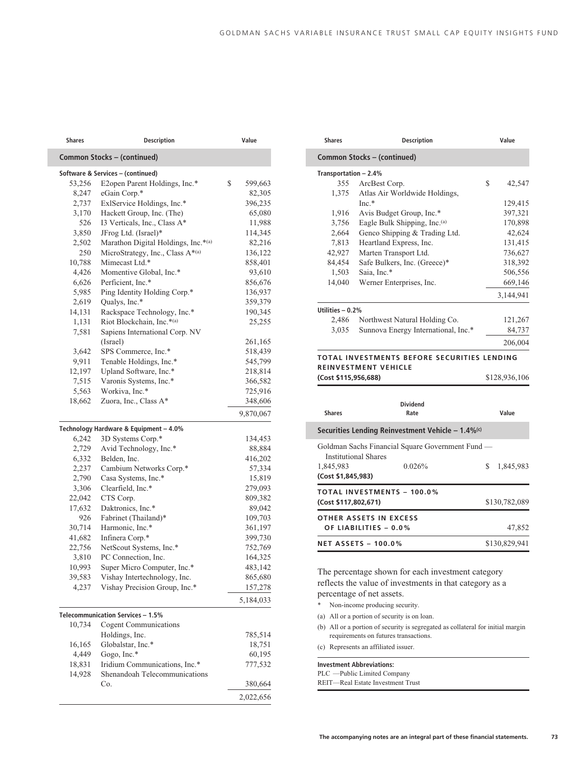| Shares | Description | Value |
|---|---|---|
| **Common Stocks – (continued)** | | |
| **Software & Services – (continued)** | | |
| 53,256 | E2open Parent Holdings, Inc.* | $ 599,663 |
| 8,247 | eGain Corp.* | 82,305 |
| 2,737 | ExlService Holdings, Inc.* | 396,235 |
| 3,170 | Hackett Group, Inc. (The) | 65,080 |
| 526 | I3 Verticals, Inc., Class A* | 11,988 |
| 3,850 | JFrog Ltd. (Israel)* | 114,345 |
| 2,502 | Marathon Digital Holdings, Inc.*(a) | 82,216 |
| 250 | MicroStrategy, Inc., Class A*(a) | 136,122 |
| 10,788 | Mimecast Ltd.* | 858,401 |
| 4,426 | Momentive Global, Inc.* | 93,610 |
| 6,626 | Perficient, Inc.* | 856,676 |
| 5,985 | Ping Identity Holding Corp.* | 136,937 |
| 2,619 | Qualys, Inc.* | 359,379 |
| 14,131 | Rackspace Technology, Inc.* | 190,345 |
| 1,131 | Riot Blockchain, Inc.*(a) | 25,255 |
| 7,581 | Sapiens International Corp. NV (Israel) | 261,165 |
| 3,642 | SPS Commerce, Inc.* | 518,439 |
| 9,911 | Tenable Holdings, Inc.* | 545,799 |
| 12,197 | Upland Software, Inc.* | 218,814 |
| 7,515 | Varonis Systems, Inc.* | 366,582 |
| 5,563 | Workiva, Inc.* | 725,916 |
| 18,662 | Zuora, Inc., Class A* | 348,606 |
| | | 9,870,067 |
| **Technology Hardware & Equipment – 4.0%** | | |
| 6,242 | 3D Systems Corp.* | 134,453 |
| 2,729 | Avid Technology, Inc.* | 88,884 |
| 6,332 | Belden, Inc. | 416,202 |
| 2,237 | Cambium Networks Corp.* | 57,334 |
| 2,790 | Casa Systems, Inc.* | 15,819 |
| 3,306 | Clearfield, Inc.* | 279,093 |
| 22,042 | CTS Corp. | 809,382 |
| 17,632 | Daktronics, Inc.* | 89,042 |
| 926 | Fabrinet (Thailand)* | 109,703 |
| 30,714 | Harmonic, Inc.* | 361,197 |
| 41,682 | Infinera Corp.* | 399,730 |
| 22,756 | NetScout Systems, Inc.* | 752,769 |
| 3,810 | PC Connection, Inc. | 164,325 |
| 10,993 | Super Micro Computer, Inc.* | 483,142 |
| 39,583 | Vishay Intertechnology, Inc. | 865,680 |
| 4,237 | Vishay Precision Group, Inc.* | 157,278 |
| | | 5,184,033 |
| **Telecommunication Services – 1.5%** | | |
| 10,734 | Cogent Communications Holdings, Inc. | 785,514 |
| 16,165 | Globalstar, Inc.* | 18,751 |
| 4,449 | Gogo, Inc.* | 60,195 |
| 18,831 | Iridium Communications, Inc.* | 777,532 |
| 14,928 | Shenandoah Telecommunications Co. | 380,664 |
| | | 2,022,656 |
| **Transportation – 2.4%** | | |
| 355 | ArcBest Corp. | $ 42,547 |
| 1,375 | Atlas Air Worldwide Holdings, Inc.* | 129,415 |
| 1,916 | Avis Budget Group, Inc.* | 397,321 |
| 3,756 | Eagle Bulk Shipping, Inc.(a) | 170,898 |
| 2,664 | Genco Shipping & Trading Ltd. | 42,624 |
| 7,813 | Heartland Express, Inc. | 131,415 |
| 42,927 | Marten Transport Ltd. | 736,627 |
| 84,454 | Safe Bulkers, Inc. (Greece)* | 318,392 |
| 1,503 | Saia, Inc.* | 506,556 |
| 14,040 | Werner Enterprises, Inc. | 669,146 |
| | | 3,144,941 |
| **Utilities – 0.2%** | | |
| 2,486 | Northwest Natural Holding Co. | 121,267 |
| 3,035 | Sunnova Energy International, Inc.* | 84,737 |
| | | 206,004 |
| **TOTAL INVESTMENTS BEFORE SECURITIES LENDING REINVESTMENT VEHICLE (Cost $115,956,688)** | | $128,936,106 |

| Shares | Dividend Rate | Value |
|---|---|---|
| **Securities Lending Reinvestment Vehicle – 1.4%(c)** | | |
| Goldman Sachs Financial Square Government Fund — Institutional Shares | | |
| 1,845,983 | 0.026% | $ 1,845,983 |
| **(Cost $1,845,983)** | | |
| **TOTAL INVESTMENTS – 100.0% (Cost $117,802,671)** | | $130,782,089 |
| **OTHER ASSETS IN EXCESS OF LIABILITIES – 0.0%** | | 47,852 |
| **NET ASSETS – 100.0%** | | $130,829,941 |

The percentage shown for each investment category reflects the value of investments in that category as a percentage of net assets.

\* Non-income producing security.

(a) All or a portion of security is on loan.

(b) All or a portion of security is segregated as collateral for initial margin requirements on futures transactions.

(c) Represents an affiliated issuer.

**Investment Abbreviations:**
PLC —Public Limited Company
REIT—Real Estate Investment Trust

**The accompanying notes are an integral part of these financial statements.**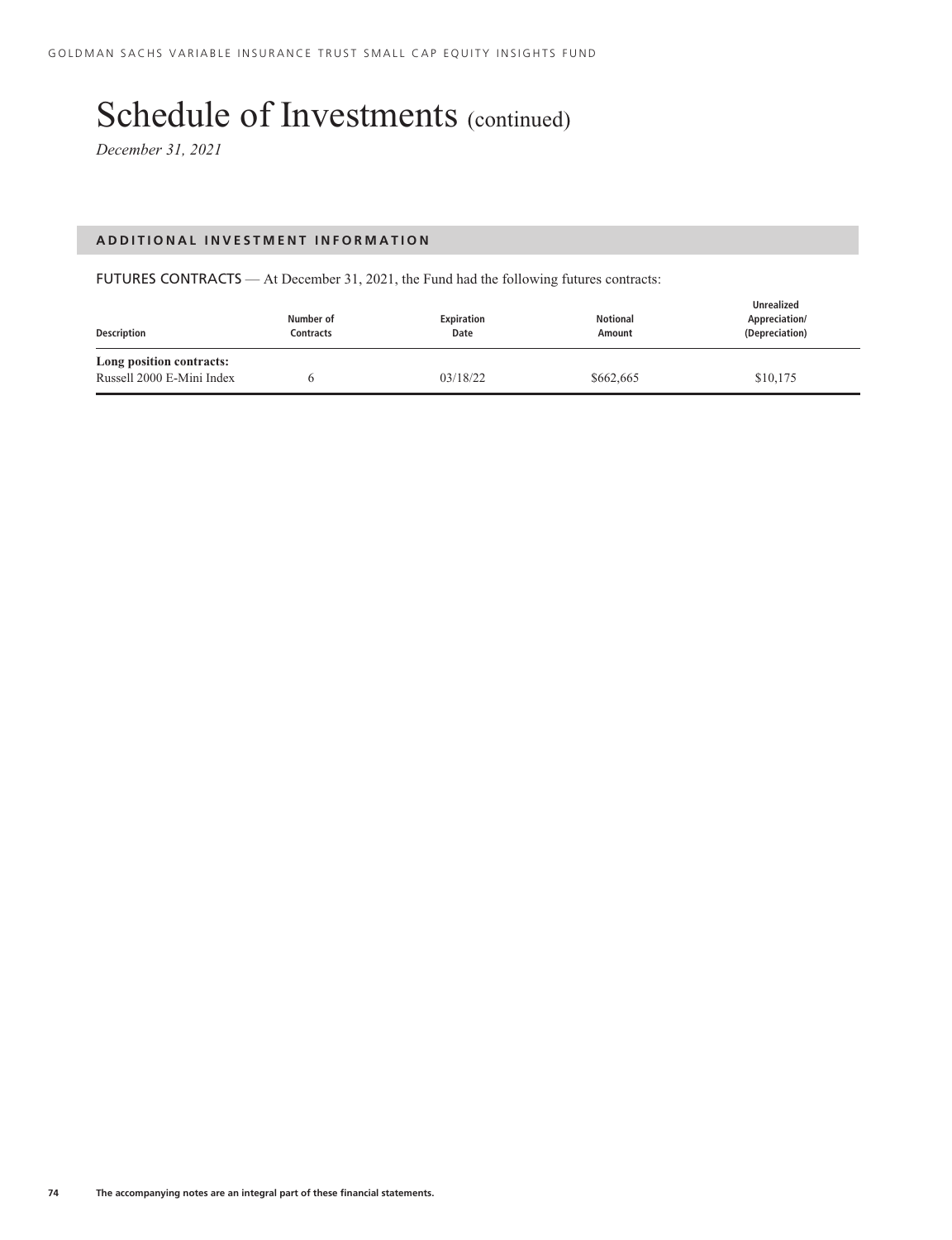# Schedule of Investments (continued)

*December 31, 2021*

## ADDITIONAL INVESTMENT INFORMATION

FUTURES CONTRACTS — At December 31, 2021, the Fund had the following futures contracts:

| Description | Number of Contracts | Expiration Date | Notional Amount | Unrealized Appreciation/ (Depreciation) |
|---|---|---|---|---|
| **Long position contracts:** | | | | |
| Russell 2000 E-Mini Index | 6 | 03/18/22 | $662,665 | $10,175 |

The accompanying notes are an integral part of these financial statements.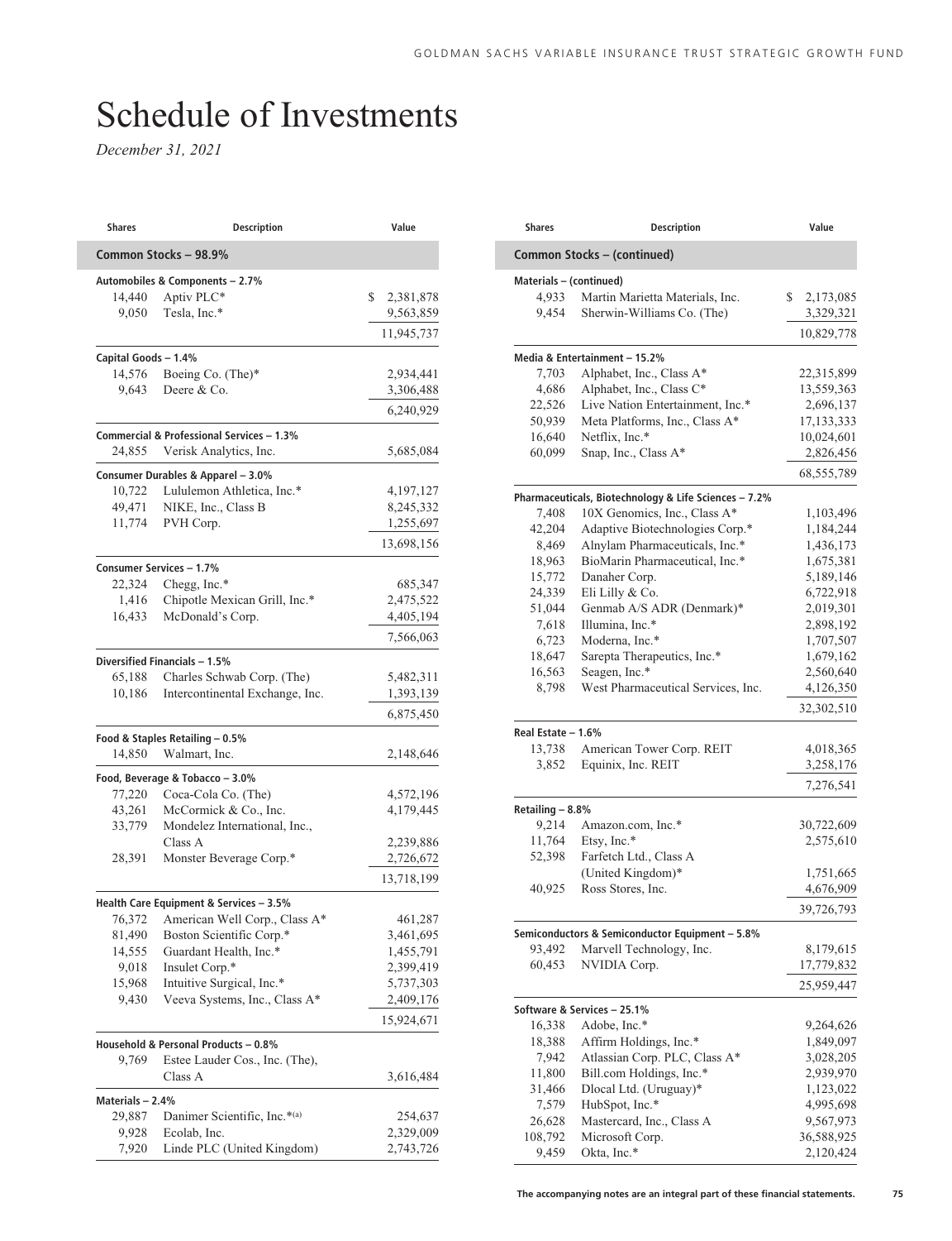# Schedule of Investments

*December 31, 2021*

| Shares | Description | Value |
|---|---|---|
| **Common Stocks – 98.9%** | | |
| **Automobiles & Components – 2.7%** | | |
| 14,440 | Aptiv PLC* | $ 2,381,878 |
| 9,050 | Tesla, Inc.* | 9,563,859 |
| | | 11,945,737 |
| **Capital Goods – 1.4%** | | |
| 14,576 | Boeing Co. (The)* | 2,934,441 |
| 9,643 | Deere & Co. | 3,306,488 |
| | | 6,240,929 |
| **Commercial & Professional Services – 1.3%** | | |
| 24,855 | Verisk Analytics, Inc. | 5,685,084 |
| **Consumer Durables & Apparel – 3.0%** | | |
| 10,722 | Lululemon Athletica, Inc.* | 4,197,127 |
| 49,471 | NIKE, Inc., Class B | 8,245,332 |
| 11,774 | PVH Corp. | 1,255,697 |
| | | 13,698,156 |
| **Consumer Services – 1.7%** | | |
| 22,324 | Chegg, Inc.* | 685,347 |
| 1,416 | Chipotle Mexican Grill, Inc.* | 2,475,522 |
| 16,433 | McDonald's Corp. | 4,405,194 |
| | | 7,566,063 |
| **Diversified Financials – 1.5%** | | |
| 65,188 | Charles Schwab Corp. (The) | 5,482,311 |
| 10,186 | Intercontinental Exchange, Inc. | 1,393,139 |
| | | 6,875,450 |
| **Food & Staples Retailing – 0.5%** | | |
| 14,850 | Walmart, Inc. | 2,148,646 |
| **Food, Beverage & Tobacco – 3.0%** | | |
| 77,220 | Coca-Cola Co. (The) | 4,572,196 |
| 43,261 | McCormick & Co., Inc. | 4,179,445 |
| 33,779 | Mondelez International, Inc., Class A | 2,239,886 |
| 28,391 | Monster Beverage Corp.* | 2,726,672 |
| | | 13,718,199 |
| **Health Care Equipment & Services – 3.5%** | | |
| 76,372 | American Well Corp., Class A* | 461,287 |
| 81,490 | Boston Scientific Corp.* | 3,461,695 |
| 14,555 | Guardant Health, Inc.* | 1,455,791 |
| 9,018 | Insulet Corp.* | 2,399,419 |
| 15,968 | Intuitive Surgical, Inc.* | 5,737,303 |
| 9,430 | Veeva Systems, Inc., Class A* | 2,409,176 |
| | | 15,924,671 |
| **Household & Personal Products – 0.8%** | | |
| 9,769 | Estee Lauder Cos., Inc. (The), Class A | 3,616,484 |
| **Materials – 2.4%** | | |
| 29,887 | Danimer Scientific, Inc.*(a) | 254,637 |
| 9,928 | Ecolab, Inc. | 2,329,009 |
| 7,920 | Linde PLC (United Kingdom) | 2,743,726 |
| **Materials – (continued)** | | |
| 4,933 | Martin Marietta Materials, Inc. | $ 2,173,085 |
| 9,454 | Sherwin-Williams Co. (The) | 3,329,321 |
| | | 10,829,778 |
| **Media & Entertainment – 15.2%** | | |
| 7,703 | Alphabet, Inc., Class A* | 22,315,899 |
| 4,686 | Alphabet, Inc., Class C* | 13,559,363 |
| 22,526 | Live Nation Entertainment, Inc.* | 2,696,137 |
| 50,939 | Meta Platforms, Inc., Class A* | 17,133,333 |
| 16,640 | Netflix, Inc.* | 10,024,601 |
| 60,099 | Snap, Inc., Class A* | 2,826,456 |
| | | 68,555,789 |
| **Pharmaceuticals, Biotechnology & Life Sciences – 7.2%** | | |
| 7,408 | 10X Genomics, Inc., Class A* | 1,103,496 |
| 42,204 | Adaptive Biotechnologies Corp.* | 1,184,244 |
| 8,469 | Alnylam Pharmaceuticals, Inc.* | 1,436,173 |
| 18,963 | BioMarin Pharmaceutical, Inc.* | 1,675,381 |
| 15,772 | Danaher Corp. | 5,189,146 |
| 24,339 | Eli Lilly & Co. | 6,722,918 |
| 51,044 | Genmab A/S ADR (Denmark)* | 2,019,301 |
| 7,618 | Illumina, Inc.* | 2,898,192 |
| 6,723 | Moderna, Inc.* | 1,707,507 |
| 18,647 | Sarepta Therapeutics, Inc.* | 1,679,162 |
| 16,563 | Seagen, Inc.* | 2,560,640 |
| 8,798 | West Pharmaceutical Services, Inc. | 4,126,350 |
| | | 32,302,510 |
| **Real Estate – 1.6%** | | |
| 13,738 | American Tower Corp. REIT | 4,018,365 |
| 3,852 | Equinix, Inc. REIT | 3,258,176 |
| | | 7,276,541 |
| **Retailing – 8.8%** | | |
| 9,214 | Amazon.com, Inc.* | 30,722,609 |
| 11,764 | Etsy, Inc.* | 2,575,610 |
| 52,398 | Farfetch Ltd., Class A (United Kingdom)* | 1,751,665 |
| 40,925 | Ross Stores, Inc. | 4,676,909 |
| | | 39,726,793 |
| **Semiconductors & Semiconductor Equipment – 5.8%** | | |
| 93,492 | Marvell Technology, Inc. | 8,179,615 |
| 60,453 | NVIDIA Corp. | 17,779,832 |
| | | 25,959,447 |
| **Software & Services – 25.1%** | | |
| 16,338 | Adobe, Inc.* | 9,264,626 |
| 18,388 | Affirm Holdings, Inc.* | 1,849,097 |
| 7,942 | Atlassian Corp. PLC, Class A* | 3,028,205 |
| 11,800 | Bill.com Holdings, Inc.* | 2,939,970 |
| 31,466 | Dlocal Ltd. (Uruguay)* | 1,123,022 |
| 7,579 | HubSpot, Inc.* | 4,995,698 |
| 26,628 | Mastercard, Inc., Class A | 9,567,973 |
| 108,792 | Microsoft Corp. | 36,588,925 |
| 9,459 | Okta, Inc.* | 2,120,424 |

**The accompanying notes are an integral part of these financial statements.**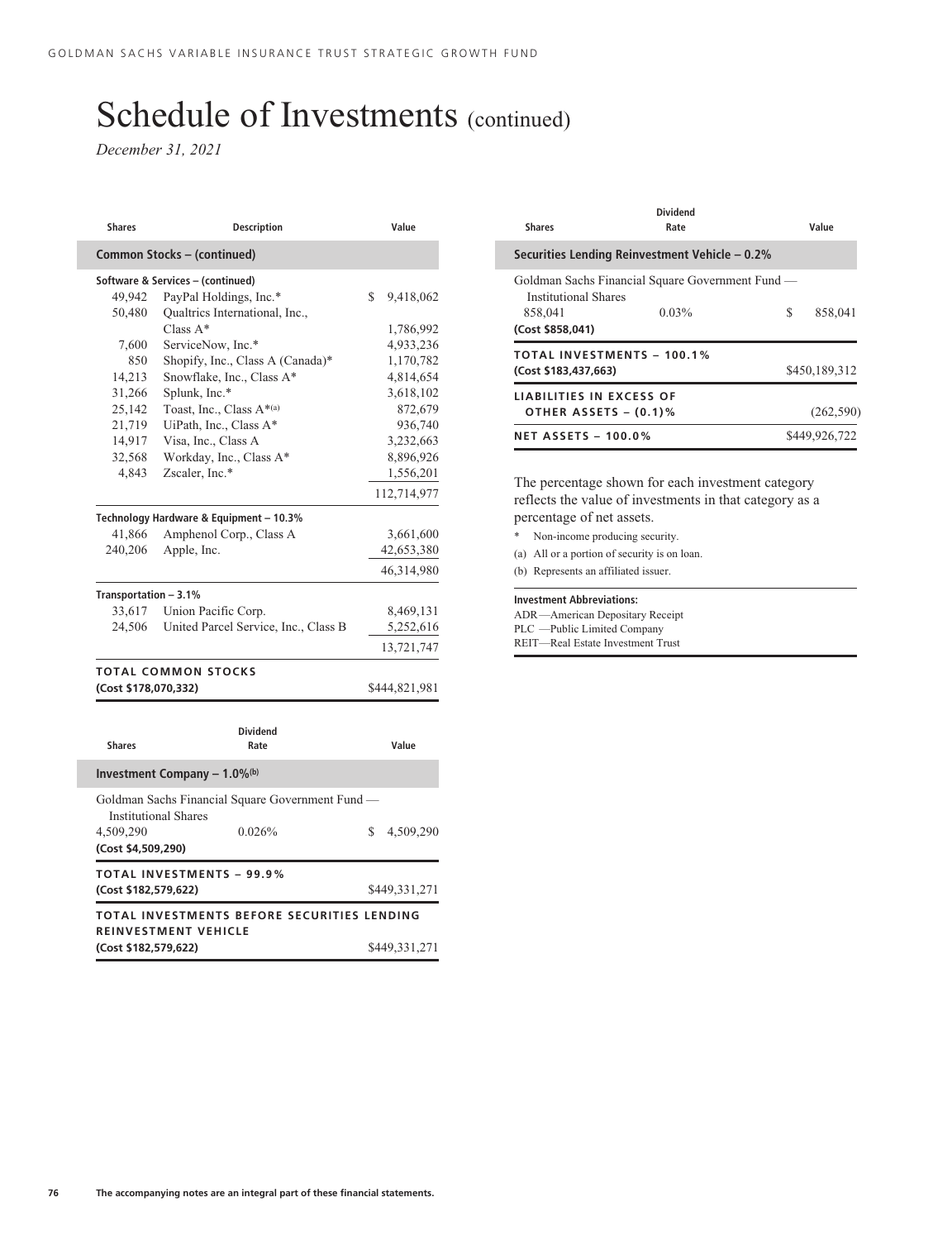# Schedule of Investments (continued)

*December 31, 2021*

| Shares | Description | Value |
|---|---|---|
| **Common Stocks – (continued)** | | |
| **Software & Services – (continued)** | | |
| 49,942 | PayPal Holdings, Inc.* | $ 9,418,062 |
| 50,480 | Qualtrics International, Inc., Class A* | 1,786,992 |
| 7,600 | ServiceNow, Inc.* | 4,933,236 |
| 850 | Shopify, Inc., Class A (Canada)* | 1,170,782 |
| 14,213 | Snowflake, Inc., Class A* | 4,814,654 |
| 31,266 | Splunk, Inc.* | 3,618,102 |
| 25,142 | Toast, Inc., Class A*(a) | 872,679 |
| 21,719 | UiPath, Inc., Class A* | 936,740 |
| 14,917 | Visa, Inc., Class A | 3,232,663 |
| 32,568 | Workday, Inc., Class A* | 8,896,926 |
| 4,843 | Zscaler, Inc.* | 1,556,201 |
| | | 112,714,977 |
| **Technology Hardware & Equipment – 10.3%** | | |
| 41,866 | Amphenol Corp., Class A | 3,661,600 |
| 240,206 | Apple, Inc. | 42,653,380 |
| | | 46,314,980 |
| **Transportation – 3.1%** | | |
| 33,617 | Union Pacific Corp. | 8,469,131 |
| 24,506 | United Parcel Service, Inc., Class B | 5,252,616 |
| | | 13,721,747 |
| **TOTAL COMMON STOCKS (Cost $178,070,332)** | | $444,821,981 |

| Shares | Dividend Rate | Value |
|---|---|---|
| **Investment Company – 1.0%(b)** | | |
| Goldman Sachs Financial Square Government Fund — Institutional Shares | | |
| 4,509,290 | 0.026% | $ 4,509,290 |
| **(Cost $4,509,290)** | | |
| **TOTAL INVESTMENTS – 99.9% (Cost $182,579,622)** | | $449,331,271 |
| **TOTAL INVESTMENTS BEFORE SECURITIES LENDING REINVESTMENT VEHICLE (Cost $182,579,622)** | | $449,331,271 |

| Shares | Dividend Rate | Value |
|---|---|---|
| **Securities Lending Reinvestment Vehicle – 0.2%** | | |
| Goldman Sachs Financial Square Government Fund — Institutional Shares | | |
| 858,041 | 0.03% | $ 858,041 |
| **(Cost $858,041)** | | |
| **TOTAL INVESTMENTS – 100.1% (Cost $183,437,663)** | | $450,189,312 |
| **LIABILITIES IN EXCESS OF OTHER ASSETS – (0.1)%** | | (262,590) |
| **NET ASSETS – 100.0%** | | $449,926,722 |

The percentage shown for each investment category reflects the value of investments in that category as a percentage of net assets.

\* Non-income producing security.

(a) All or a portion of security is on loan.

(b) Represents an affiliated issuer.

**Investment Abbreviations:**

ADR —American Depositary Receipt
PLC —Public Limited Company
REIT—Real Estate Investment Trust

The accompanying notes are an integral part of these financial statements.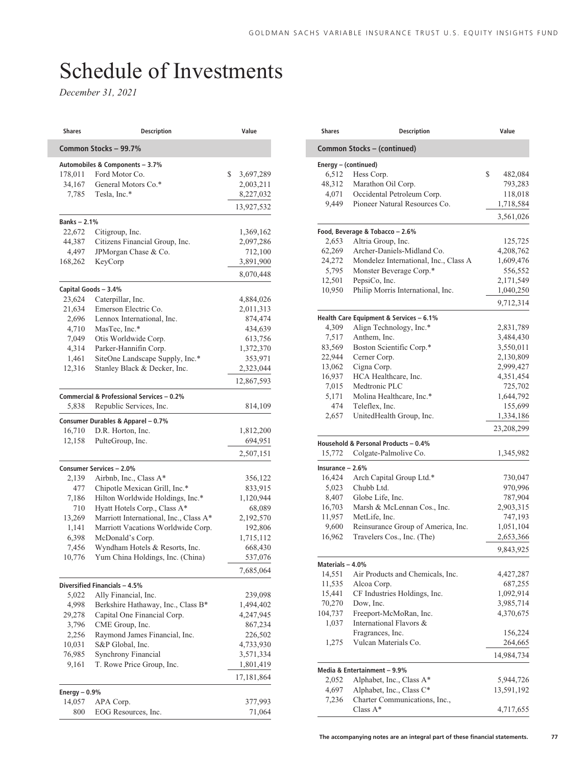# Schedule of Investments

*December 31, 2021*

| Shares | Description | Value |
|---|---|---|
| **Common Stocks – 99.7%** | | |
| **Automobiles & Components – 3.7%** | | |
| 178,011 | Ford Motor Co. | $ 3,697,289 |
| 34,167 | General Motors Co.* | 2,003,211 |
| 7,785 | Tesla, Inc.* | 8,227,032 |
| | | 13,927,532 |
| **Banks – 2.1%** | | |
| 22,672 | Citigroup, Inc. | 1,369,162 |
| 44,387 | Citizens Financial Group, Inc. | 2,097,286 |
| 4,497 | JPMorgan Chase & Co. | 712,100 |
| 168,262 | KeyCorp | 3,891,900 |
| | | 8,070,448 |
| **Capital Goods – 3.4%** | | |
| 23,624 | Caterpillar, Inc. | 4,884,026 |
| 21,634 | Emerson Electric Co. | 2,011,313 |
| 2,696 | Lennox International, Inc. | 874,474 |
| 4,710 | MasTec, Inc.* | 434,639 |
| 7,049 | Otis Worldwide Corp. | 613,756 |
| 4,314 | Parker-Hannifin Corp. | 1,372,370 |
| 1,461 | SiteOne Landscape Supply, Inc.* | 353,971 |
| 12,316 | Stanley Black & Decker, Inc. | 2,323,044 |
| | | 12,867,593 |
| **Commercial & Professional Services – 0.2%** | | |
| 5,838 | Republic Services, Inc. | 814,109 |
| **Consumer Durables & Apparel – 0.7%** | | |
| 16,710 | D.R. Horton, Inc. | 1,812,200 |
| 12,158 | PulteGroup, Inc. | 694,951 |
| | | 2,507,151 |
| **Consumer Services – 2.0%** | | |
| 2,139 | Airbnb, Inc., Class A* | 356,122 |
| 477 | Chipotle Mexican Grill, Inc.* | 833,915 |
| 7,186 | Hilton Worldwide Holdings, Inc.* | 1,120,944 |
| 710 | Hyatt Hotels Corp., Class A* | 68,089 |
| 13,269 | Marriott International, Inc., Class A* | 2,192,570 |
| 1,141 | Marriott Vacations Worldwide Corp. | 192,806 |
| 6,398 | McDonald's Corp. | 1,715,112 |
| 7,456 | Wyndham Hotels & Resorts, Inc. | 668,430 |
| 10,776 | Yum China Holdings, Inc. (China) | 537,076 |
| | | 7,685,064 |
| **Diversified Financials – 4.5%** | | |
| 5,022 | Ally Financial, Inc. | 239,098 |
| 4,998 | Berkshire Hathaway, Inc., Class B* | 1,494,402 |
| 29,278 | Capital One Financial Corp. | 4,247,945 |
| 3,796 | CME Group, Inc. | 867,234 |
| 2,256 | Raymond James Financial, Inc. | 226,502 |
| 10,031 | S&P Global, Inc. | 4,733,930 |
| 76,985 | Synchrony Financial | 3,571,334 |
| 9,161 | T. Rowe Price Group, Inc. | 1,801,419 |
| | | 17,181,864 |
| **Energy – 0.9%** | | |
| 14,057 | APA Corp. | 377,993 |
| 800 | EOG Resources, Inc. | 71,064 |

| Shares | Description | Value |
|---|---|---|
| **Common Stocks – (continued)** | | |
| **Energy – (continued)** | | |
| 6,512 | Hess Corp. | $ 482,084 |
| 48,312 | Marathon Oil Corp. | 793,283 |
| 4,071 | Occidental Petroleum Corp. | 118,018 |
| 9,449 | Pioneer Natural Resources Co. | 1,718,584 |
| | | 3,561,026 |
| **Food, Beverage & Tobacco – 2.6%** | | |
| 2,653 | Altria Group, Inc. | 125,725 |
| 62,269 | Archer-Daniels-Midland Co. | 4,208,762 |
| 24,272 | Mondelez International, Inc., Class A | 1,609,476 |
| 5,795 | Monster Beverage Corp.* | 556,552 |
| 12,501 | PepsiCo, Inc. | 2,171,549 |
| 10,950 | Philip Morris International, Inc. | 1,040,250 |
| | | 9,712,314 |
| **Health Care Equipment & Services – 6.1%** | | |
| 4,309 | Align Technology, Inc.* | 2,831,789 |
| 7,517 | Anthem, Inc. | 3,484,430 |
| 83,569 | Boston Scientific Corp.* | 3,550,011 |
| 22,944 | Cerner Corp. | 2,130,809 |
| 13,062 | Cigna Corp. | 2,999,427 |
| 16,937 | HCA Healthcare, Inc. | 4,351,454 |
| 7,015 | Medtronic PLC | 725,702 |
| 5,171 | Molina Healthcare, Inc.* | 1,644,792 |
| 474 | Teleflex, Inc. | 155,699 |
| 2,657 | UnitedHealth Group, Inc. | 1,334,186 |
| | | 23,208,299 |
| **Household & Personal Products – 0.4%** | | |
| 15,772 | Colgate-Palmolive Co. | 1,345,982 |
| **Insurance – 2.6%** | | |
| 16,424 | Arch Capital Group Ltd.* | 730,047 |
| 5,023 | Chubb Ltd. | 970,996 |
| 8,407 | Globe Life, Inc. | 787,904 |
| 16,703 | Marsh & McLennan Cos., Inc. | 2,903,315 |
| 11,957 | MetLife, Inc. | 747,193 |
| 9,600 | Reinsurance Group of America, Inc. | 1,051,104 |
| 16,962 | Travelers Cos., Inc. (The) | 2,653,366 |
| | | 9,843,925 |
| **Materials – 4.0%** | | |
| 14,551 | Air Products and Chemicals, Inc. | 4,427,287 |
| 11,535 | Alcoa Corp. | 687,255 |
| 15,441 | CF Industries Holdings, Inc. | 1,092,914 |
| 70,270 | Dow, Inc. | 3,985,714 |
| 104,737 | Freeport-McMoRan, Inc. | 4,370,675 |
| 1,037 | International Flavors & Fragrances, Inc. | 156,224 |
| 1,275 | Vulcan Materials Co. | 264,665 |
| | | 14,984,734 |
| **Media & Entertainment – 9.9%** | | |
| 2,052 | Alphabet, Inc., Class A* | 5,944,726 |
| 4,697 | Alphabet, Inc., Class C* | 13,591,192 |
| 7,236 | Charter Communications, Inc., Class A* | 4,717,655 |

The accompanying notes are an integral part of these financial statements.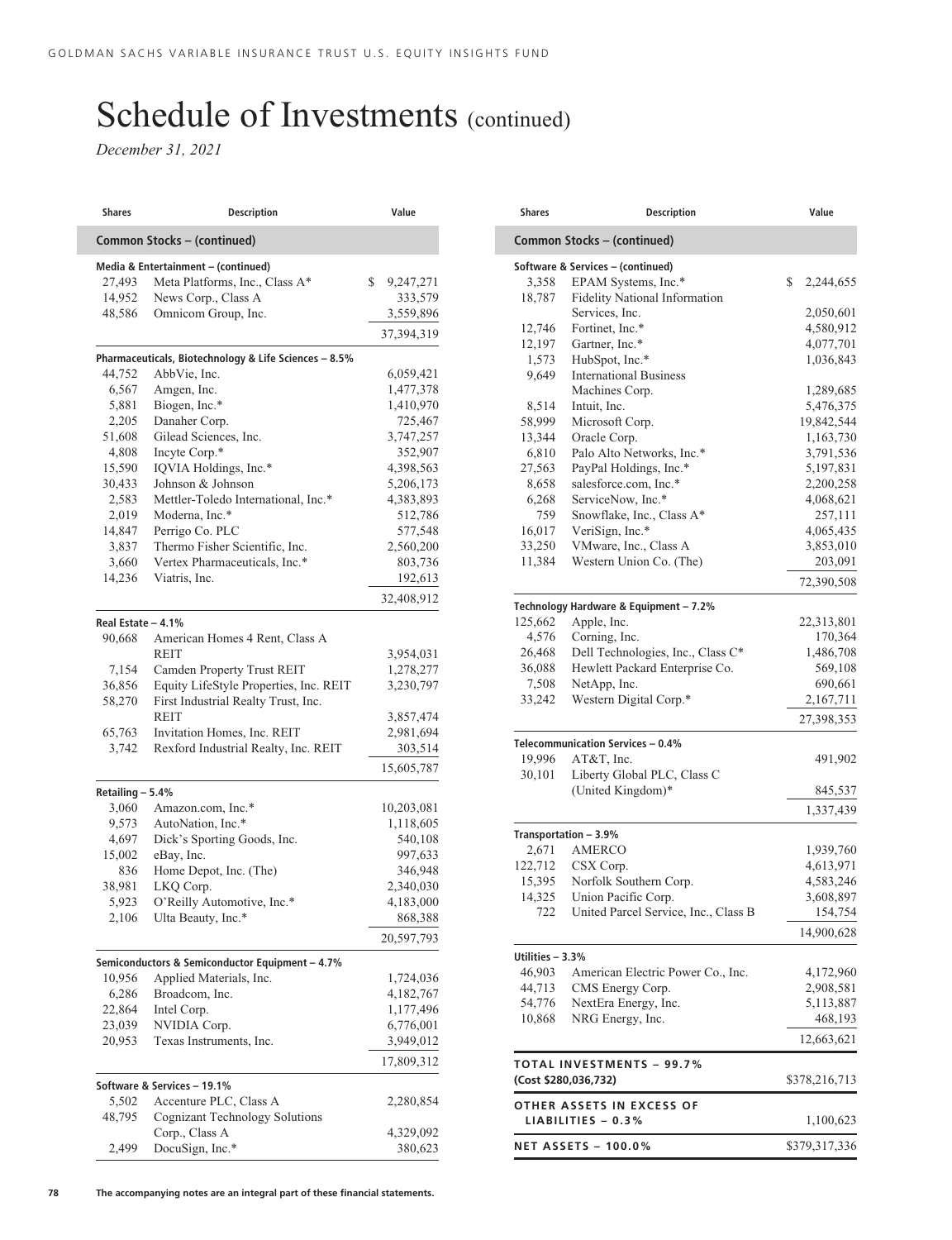# Schedule of Investments (continued)

*December 31, 2021*

| Shares | Description | Value |
|---|---|---|
| **Common Stocks – (continued)** | | |
| **Media & Entertainment – (continued)** | | |
| 27,493 | Meta Platforms, Inc., Class A* | $ 9,247,271 |
| 14,952 | News Corp., Class A | 333,579 |
| 48,586 | Omnicom Group, Inc. | 3,559,896 |
| | | 37,394,319 |
| **Pharmaceuticals, Biotechnology & Life Sciences – 8.5%** | | |
| 44,752 | AbbVie, Inc. | 6,059,421 |
| 6,567 | Amgen, Inc. | 1,477,378 |
| 5,881 | Biogen, Inc.* | 1,410,970 |
| 2,205 | Danaher Corp. | 725,467 |
| 51,608 | Gilead Sciences, Inc. | 3,747,257 |
| 4,808 | Incyte Corp.* | 352,907 |
| 15,590 | IQVIA Holdings, Inc.* | 4,398,563 |
| 30,433 | Johnson & Johnson | 5,206,173 |
| 2,583 | Mettler-Toledo International, Inc.* | 4,383,893 |
| 2,019 | Moderna, Inc.* | 512,786 |
| 14,847 | Perrigo Co. PLC | 577,548 |
| 3,837 | Thermo Fisher Scientific, Inc. | 2,560,200 |
| 3,660 | Vertex Pharmaceuticals, Inc.* | 803,736 |
| 14,236 | Viatris, Inc. | 192,613 |
| | | 32,408,912 |
| **Real Estate – 4.1%** | | |
| 90,668 | American Homes 4 Rent, Class A REIT | 3,954,031 |
| 7,154 | Camden Property Trust REIT | 1,278,277 |
| 36,856 | Equity LifeStyle Properties, Inc. REIT | 3,230,797 |
| 58,270 | First Industrial Realty Trust, Inc. REIT | 3,857,474 |
| 65,763 | Invitation Homes, Inc. REIT | 2,981,694 |
| 3,742 | Rexford Industrial Realty, Inc. REIT | 303,514 |
| | | 15,605,787 |
| **Retailing – 5.4%** | | |
| 3,060 | Amazon.com, Inc.* | 10,203,081 |
| 9,573 | AutoNation, Inc.* | 1,118,605 |
| 4,697 | Dick's Sporting Goods, Inc. | 540,108 |
| 15,002 | eBay, Inc. | 997,633 |
| 836 | Home Depot, Inc. (The) | 346,948 |
| 38,981 | LKQ Corp. | 2,340,030 |
| 5,923 | O'Reilly Automotive, Inc.* | 4,183,000 |
| 2,106 | Ulta Beauty, Inc.* | 868,388 |
| | | 20,597,793 |
| **Semiconductors & Semiconductor Equipment – 4.7%** | | |
| 10,956 | Applied Materials, Inc. | 1,724,036 |
| 6,286 | Broadcom, Inc. | 4,182,767 |
| 22,864 | Intel Corp. | 1,177,496 |
| 23,039 | NVIDIA Corp. | 6,776,001 |
| 20,953 | Texas Instruments, Inc. | 3,949,012 |
| | | 17,809,312 |
| **Software & Services – 19.1%** | | |
| 5,502 | Accenture PLC, Class A | 2,280,854 |
| 48,795 | Cognizant Technology Solutions Corp., Class A | 4,329,092 |
| 2,499 | DocuSign, Inc.* | 380,623 |
| 3,358 | EPAM Systems, Inc.* | $ 2,244,655 |
| 18,787 | Fidelity National Information Services, Inc. | 2,050,601 |
| 12,746 | Fortinet, Inc.* | 4,580,912 |
| 12,197 | Gartner, Inc.* | 4,077,701 |
| 1,573 | HubSpot, Inc.* | 1,036,843 |
| 9,649 | International Business Machines Corp. | 1,289,685 |
| 8,514 | Intuit, Inc. | 5,476,375 |
| 58,999 | Microsoft Corp. | 19,842,544 |
| 13,344 | Oracle Corp. | 1,163,730 |
| 6,810 | Palo Alto Networks, Inc.* | 3,791,536 |
| 27,563 | PayPal Holdings, Inc.* | 5,197,831 |
| 8,658 | salesforce.com, Inc.* | 2,200,258 |
| 6,268 | ServiceNow, Inc.* | 4,068,621 |
| 759 | Snowflake, Inc., Class A* | 257,111 |
| 16,017 | VeriSign, Inc.* | 4,065,435 |
| 33,250 | VMware, Inc., Class A | 3,853,010 |
| 11,384 | Western Union Co. (The) | 203,091 |
| | | 72,390,508 |
| **Technology Hardware & Equipment – 7.2%** | | |
| 125,662 | Apple, Inc. | 22,313,801 |
| 4,576 | Corning, Inc. | 170,364 |
| 26,468 | Dell Technologies, Inc., Class C* | 1,486,708 |
| 36,088 | Hewlett Packard Enterprise Co. | 569,108 |
| 7,508 | NetApp, Inc. | 690,661 |
| 33,242 | Western Digital Corp.* | 2,167,711 |
| | | 27,398,353 |
| **Telecommunication Services – 0.4%** | | |
| 19,996 | AT&T, Inc. | 491,902 |
| 30,101 | Liberty Global PLC, Class C (United Kingdom)* | 845,537 |
| | | 1,337,439 |
| **Transportation – 3.9%** | | |
| 2,671 | AMERCO | 1,939,760 |
| 122,712 | CSX Corp. | 4,613,971 |
| 15,395 | Norfolk Southern Corp. | 4,583,246 |
| 14,325 | Union Pacific Corp. | 3,608,897 |
| 722 | United Parcel Service, Inc., Class B | 154,754 |
| | | 14,900,628 |
| **Utilities – 3.3%** | | |
| 46,903 | American Electric Power Co., Inc. | 4,172,960 |
| 44,713 | CMS Energy Corp. | 2,908,581 |
| 54,776 | NextEra Energy, Inc. | 5,113,887 |
| 10,868 | NRG Energy, Inc. | 468,193 |
| | | 12,663,621 |
| **TOTAL INVESTMENTS – 99.7%** (Cost $280,036,732) | | $378,216,713 |
| **OTHER ASSETS IN EXCESS OF LIABILITIES – 0.3%** | | 1,100,623 |
| **NET ASSETS – 100.0%** | | $379,317,336 |

The accompanying notes are an integral part of these financial statements.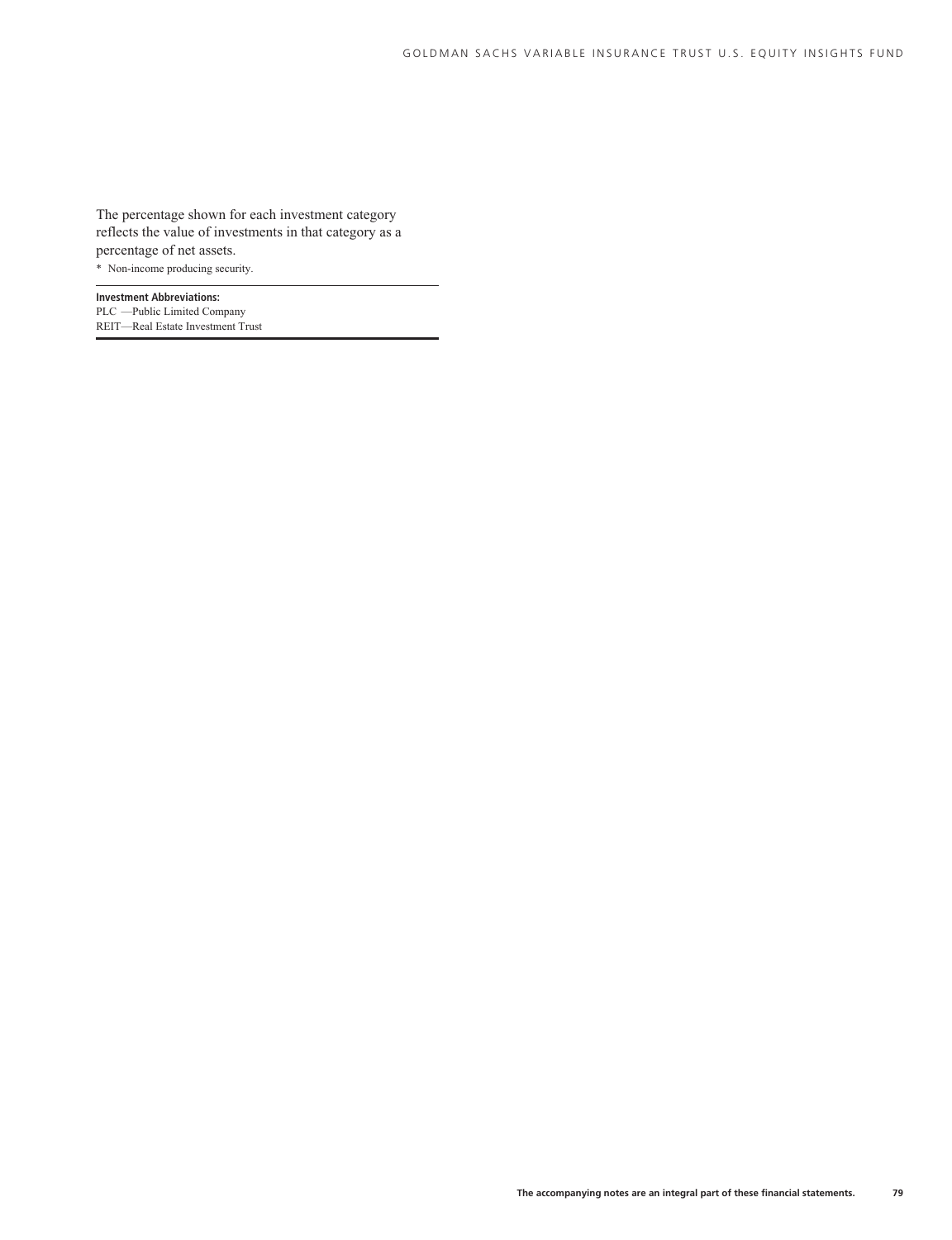The percentage shown for each investment category reflects the value of investments in that category as a percentage of net assets.

* Non-income producing security.

**Investment Abbreviations:**
PLC —Public Limited Company
REIT—Real Estate Investment Trust

**The accompanying notes are an integral part of these financial statements.**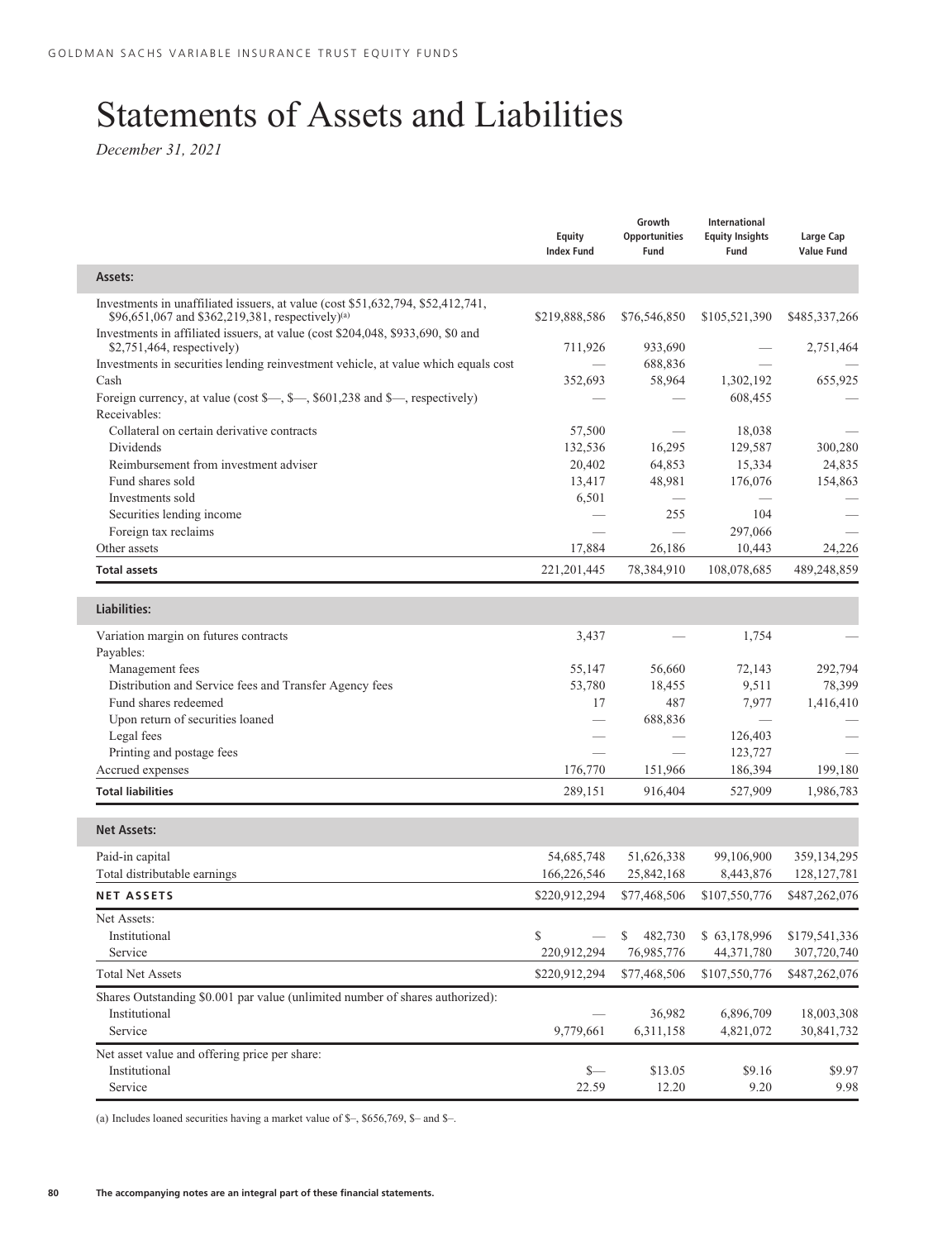# Statements of Assets and Liabilities

*December 31, 2021*

| | Equity Index Fund | Growth Opportunities Fund | International Equity Insights Fund | Large Cap Value Fund |
|---|---|---|---|---|
| **Assets:** | | | | |
| Investments in unaffiliated issuers, at value (cost $51,632,794, $52,412,741, $96,651,067 and $362,219,381, respectively)[(a)] | $219,888,586 | $76,546,850 | $105,521,390 | $485,337,266 |
| Investments in affiliated issuers, at value (cost $204,048, $933,690, $0 and $2,751,464, respectively) | 711,926 | 933,690 | — | 2,751,464 |
| Investments in securities lending reinvestment vehicle, at value which equals cost | — | 688,836 | — | — |
| Cash | 352,693 | 58,964 | 1,302,192 | 655,925 |
| Foreign currency, at value (cost $—, $—, $601,238 and $—, respectively) | — | — | 608,455 | — |
| Receivables: | | | | |
| Collateral on certain derivative contracts | 57,500 | — | 18,038 | — |
| Dividends | 132,536 | 16,295 | 129,587 | 300,280 |
| Reimbursement from investment adviser | 20,402 | 64,853 | 15,334 | 24,835 |
| Fund shares sold | 13,417 | 48,981 | 176,076 | 154,863 |
| Investments sold | 6,501 | — | — | — |
| Securities lending income | — | 255 | 104 | — |
| Foreign tax reclaims | — | — | 297,066 | — |
| Other assets | 17,884 | 26,186 | 10,443 | 24,226 |
| **Total assets** | 221,201,445 | 78,384,910 | 108,078,685 | 489,248,859 |
| **Liabilities:** | | | | |
| Variation margin on futures contracts | 3,437 | — | 1,754 | — |
| Payables: | | | | |
| Management fees | 55,147 | 56,660 | 72,143 | 292,794 |
| Distribution and Service fees and Transfer Agency fees | 53,780 | 18,455 | 9,511 | 78,399 |
| Fund shares redeemed | 17 | 487 | 7,977 | 1,416,410 |
| Upon return of securities loaned | — | 688,836 | — | — |
| Legal fees | — | — | 126,403 | — |
| Printing and postage fees | — | — | 123,727 | — |
| Accrued expenses | 176,770 | 151,966 | 186,394 | 199,180 |
| **Total liabilities** | 289,151 | 916,404 | 527,909 | 1,986,783 |
| **Net Assets:** | | | | |
| Paid-in capital | 54,685,748 | 51,626,338 | 99,106,900 | 359,134,295 |
| Total distributable earnings | 166,226,546 | 25,842,168 | 8,443,876 | 128,127,781 |
| **NET ASSETS** | $220,912,294 | $77,468,506 | $107,550,776 | $487,262,076 |
| Net Assets: | | | | |
| Institutional | $ — | $ 482,730 | $ 63,178,996 | $179,541,336 |
| Service | 220,912,294 | 76,985,776 | 44,371,780 | 307,720,740 |
| Total Net Assets | $220,912,294 | $77,468,506 | $107,550,776 | $487,262,076 |
| Shares Outstanding $0.001 par value (unlimited number of shares authorized): | | | | |
| Institutional | — | 36,982 | 6,896,709 | 18,003,308 |
| Service | 9,779,661 | 6,311,158 | 4,821,072 | 30,841,732 |
| Net asset value and offering price per share: | | | | |
| Institutional | $— | $13.05 | $9.16 | $9.97 |
| Service | 22.59 | 12.20 | 9.20 | 9.98 |

(a) Includes loaned securities having a market value of $–, $656,769, $– and $–.

The accompanying notes are an integral part of these financial statements.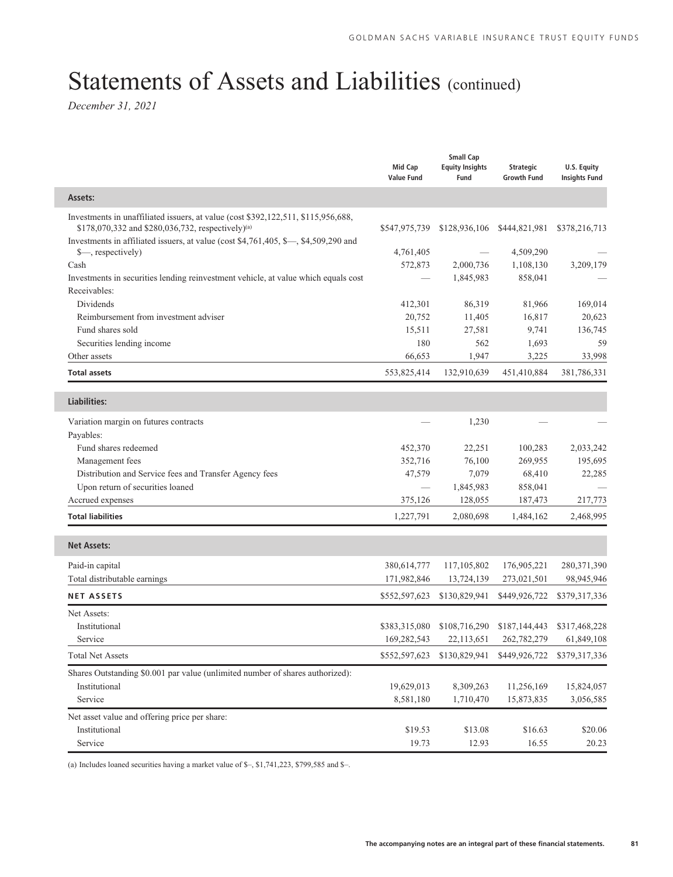# Statements of Assets and Liabilities (continued)

*December 31, 2021*

| | Mid Cap Value Fund | Small Cap Equity Insights Fund | Strategic Growth Fund | U.S. Equity Insights Fund |
|---|---|---|---|---|
| **Assets:** | | | | |
| Investments in unaffiliated issuers, at value (cost $392,122,511, $115,956,688, $178,070,332 and $280,036,732, respectively)(a) | $547,975,739 | $128,936,106 | $444,821,981 | $378,216,713 |
| Investments in affiliated issuers, at value (cost $4,761,405, $—, $4,509,290 and $—, respectively) | 4,761,405 | — | 4,509,290 | — |
| Cash | 572,873 | 2,000,736 | 1,108,130 | 3,209,179 |
| Investments in securities lending reinvestment vehicle, at value which equals cost | — | 1,845,983 | 858,041 | — |
| Receivables: | | | | |
| Dividends | 412,301 | 86,319 | 81,966 | 169,014 |
| Reimbursement from investment adviser | 20,752 | 11,405 | 16,817 | 20,623 |
| Fund shares sold | 15,511 | 27,581 | 9,741 | 136,745 |
| Securities lending income | 180 | 562 | 1,693 | 59 |
| Other assets | 66,653 | 1,947 | 3,225 | 33,998 |
| **Total assets** | 553,825,414 | 132,910,639 | 451,410,884 | 381,786,331 |
| **Liabilities:** | | | | |
| Variation margin on futures contracts | — | 1,230 | — | — |
| Payables: | | | | |
| Fund shares redeemed | 452,370 | 22,251 | 100,283 | 2,033,242 |
| Management fees | 352,716 | 76,100 | 269,955 | 195,695 |
| Distribution and Service fees and Transfer Agency fees | 47,579 | 7,079 | 68,410 | 22,285 |
| Upon return of securities loaned | — | 1,845,983 | 858,041 | — |
| Accrued expenses | 375,126 | 128,055 | 187,473 | 217,773 |
| **Total liabilities** | 1,227,791 | 2,080,698 | 1,484,162 | 2,468,995 |
| **Net Assets:** | | | | |
| Paid-in capital | 380,614,777 | 117,105,802 | 176,905,221 | 280,371,390 |
| Total distributable earnings | 171,982,846 | 13,724,139 | 273,021,501 | 98,945,946 |
| **NET ASSETS** | $552,597,623 | $130,829,941 | $449,926,722 | $379,317,336 |
| Net Assets: | | | | |
| Institutional | $383,315,080 | $108,716,290 | $187,144,443 | $317,468,228 |
| Service | 169,282,543 | 22,113,651 | 262,782,279 | 61,849,108 |
| Total Net Assets | $552,597,623 | $130,829,941 | $449,926,722 | $379,317,336 |
| Shares Outstanding $0.001 par value (unlimited number of shares authorized): | | | | |
| Institutional | 19,629,013 | 8,309,263 | 11,256,169 | 15,824,057 |
| Service | 8,581,180 | 1,710,470 | 15,873,835 | 3,056,585 |
| Net asset value and offering price per share: | | | | |
| Institutional | $19.53 | $13.08 | $16.63 | $20.06 |
| Service | 19.73 | 12.93 | 16.55 | 20.23 |

(a) Includes loaned securities having a market value of $–, $1,741,223, $799,585 and $–.

The accompanying notes are an integral part of these financial statements.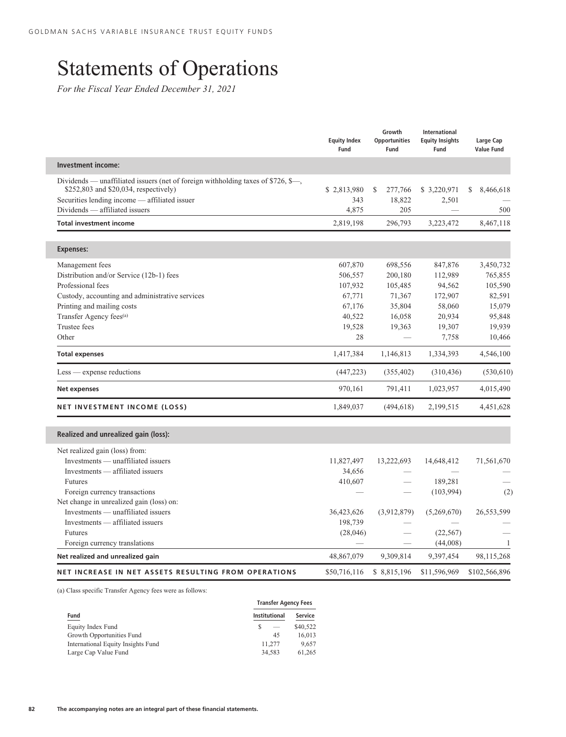# Statements of Operations

*For the Fiscal Year Ended December 31, 2021*

| | Equity Index Fund | Growth Opportunities Fund | International Equity Insights Fund | Large Cap Value Fund |
|---|---|---|---|---|
| **Investment income:** | | | | |
| Dividends — unaffiliated issuers (net of foreign withholding taxes of $726, $—, $252,803 and $20,034, respectively) | $ 2,813,980 | $ 277,766 | $ 3,220,971 | $ 8,466,618 |
| Securities lending income — affiliated issuer | 343 | 18,822 | 2,501 | — |
| Dividends — affiliated issuers | 4,875 | 205 | — | 500 |
| **Total investment income** | 2,819,198 | 296,793 | 3,223,472 | 8,467,118 |
| **Expenses:** | | | | |
| Management fees | 607,870 | 698,556 | 847,876 | 3,450,732 |
| Distribution and/or Service (12b-1) fees | 506,557 | 200,180 | 112,989 | 765,855 |
| Professional fees | 107,932 | 105,485 | 94,562 | 105,590 |
| Custody, accounting and administrative services | 67,771 | 71,367 | 172,907 | 82,591 |
| Printing and mailing costs | 67,176 | 35,804 | 58,060 | 15,079 |
| Transfer Agency fees[(a)] | 40,522 | 16,058 | 20,934 | 95,848 |
| Trustee fees | 19,528 | 19,363 | 19,307 | 19,939 |
| Other | 28 | — | 7,758 | 10,466 |
| **Total expenses** | 1,417,384 | 1,146,813 | 1,334,393 | 4,546,100 |
| Less — expense reductions | (447,223) | (355,402) | (310,436) | (530,610) |
| **Net expenses** | 970,161 | 791,411 | 1,023,957 | 4,015,490 |
| **NET INVESTMENT INCOME (LOSS)** | 1,849,037 | (494,618) | 2,199,515 | 4,451,628 |
| **Realized and unrealized gain (loss):** | | | | |
| Net realized gain (loss) from: | | | | |
| Investments — unaffiliated issuers | 11,827,497 | 13,222,693 | 14,648,412 | 71,561,670 |
| Investments — affiliated issuers | 34,656 | — | — | — |
| Futures | 410,607 | — | 189,281 | — |
| Foreign currency transactions | — | — | (103,994) | (2) |
| Net change in unrealized gain (loss) on: | | | | |
| Investments — unaffiliated issuers | 36,423,626 | (3,912,879) | (5,269,670) | 26,553,599 |
| Investments — affiliated issuers | 198,739 | — | — | — |
| Futures | (28,046) | — | (22,567) | — |
| Foreign currency translations | — | — | (44,008) | 1 |
| **Net realized and unrealized gain** | 48,867,079 | 9,309,814 | 9,397,454 | 98,115,268 |
| **NET INCREASE IN NET ASSETS RESULTING FROM OPERATIONS** | $50,716,116 | $ 8,815,196 | $11,596,969 | $102,566,896 |

(a) Class specific Transfer Agency fees were as follows:

| | Transfer Agency Fees | |
|---|---|---|
| Fund | Institutional | Service |
| Equity Index Fund | $ — | $40,522 |
| Growth Opportunities Fund | 45 | 16,013 |
| International Equity Insights Fund | 11,277 | 9,657 |
| Large Cap Value Fund | 34,583 | 61,265 |

The accompanying notes are an integral part of these financial statements.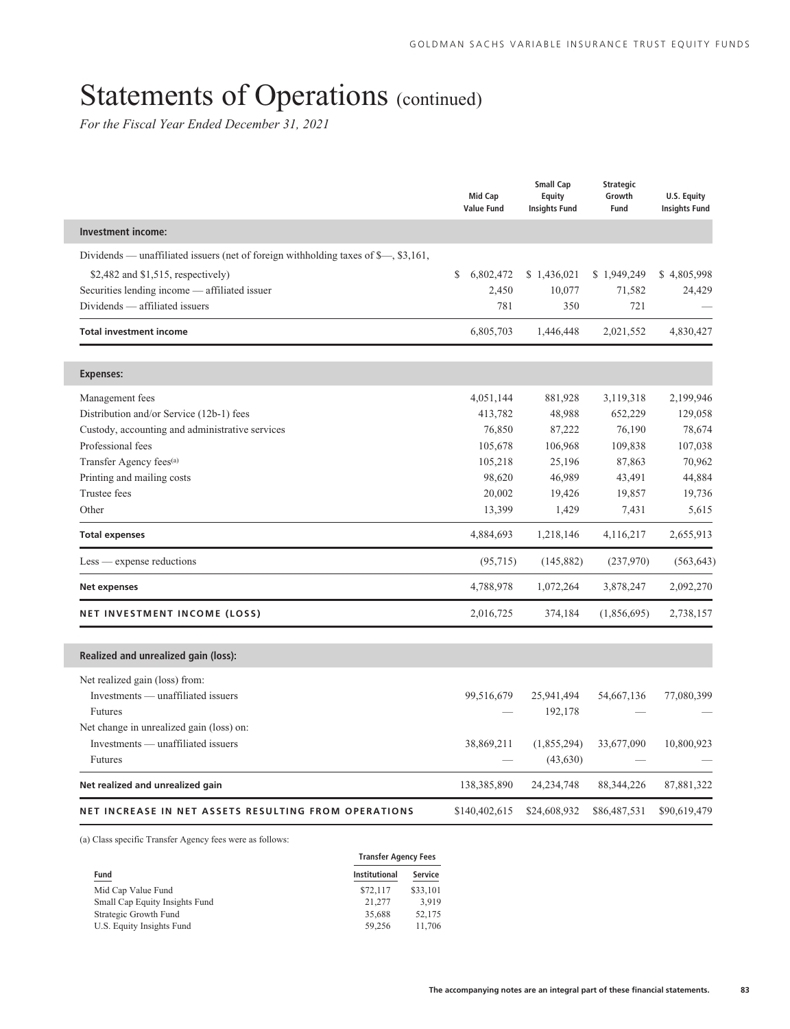# Statements of Operations (continued)

*For the Fiscal Year Ended December 31, 2021*

| | Mid Cap Value Fund | Small Cap Equity Insights Fund | Strategic Growth Fund | U.S. Equity Insights Fund |
|---|---|---|---|---|
| **Investment income:** | | | | |
| Dividends — unaffiliated issuers (net of foreign withholding taxes of $—, $3,161, $2,482 and $1,515, respectively) | $ 6,802,472 | $ 1,436,021 | $ 1,949,249 | $ 4,805,998 |
| Securities lending income — affiliated issuer | 2,450 | 10,077 | 71,582 | 24,429 |
| Dividends — affiliated issuers | 781 | 350 | 721 | — |
| **Total investment income** | 6,805,703 | 1,446,448 | 2,021,552 | 4,830,427 |
| **Expenses:** | | | | |
| Management fees | 4,051,144 | 881,928 | 3,119,318 | 2,199,946 |
| Distribution and/or Service (12b-1) fees | 413,782 | 48,988 | 652,229 | 129,058 |
| Custody, accounting and administrative services | 76,850 | 87,222 | 76,190 | 78,674 |
| Professional fees | 105,678 | 106,968 | 109,838 | 107,038 |
| Transfer Agency fees[(a)] | 105,218 | 25,196 | 87,863 | 70,962 |
| Printing and mailing costs | 98,620 | 46,989 | 43,491 | 44,884 |
| Trustee fees | 20,002 | 19,426 | 19,857 | 19,736 |
| Other | 13,399 | 1,429 | 7,431 | 5,615 |
| **Total expenses** | 4,884,693 | 1,218,146 | 4,116,217 | 2,655,913 |
| Less — expense reductions | (95,715) | (145,882) | (237,970) | (563,643) |
| **Net expenses** | 4,788,978 | 1,072,264 | 3,878,247 | 2,092,270 |
| **NET INVESTMENT INCOME (LOSS)** | 2,016,725 | 374,184 | (1,856,695) | 2,738,157 |
| **Realized and unrealized gain (loss):** | | | | |
| Net realized gain (loss) from: | | | | |
| Investments — unaffiliated issuers | 99,516,679 | 25,941,494 | 54,667,136 | 77,080,399 |
| Futures | — | 192,178 | — | — |
| Net change in unrealized gain (loss) on: | | | | |
| Investments — unaffiliated issuers | 38,869,211 | (1,855,294) | 33,677,090 | 10,800,923 |
| Futures | — | (43,630) | — | — |
| **Net realized and unrealized gain** | 138,385,890 | 24,234,748 | 88,344,226 | 87,881,322 |
| **NET INCREASE IN NET ASSETS RESULTING FROM OPERATIONS** | $140,402,615 | $24,608,932 | $86,487,531 | $90,619,479 |

(a) Class specific Transfer Agency fees were as follows:

| | Transfer Agency Fees | |
|---|---|---|
| Fund | Institutional | Service |
| Mid Cap Value Fund | $72,117 | $33,101 |
| Small Cap Equity Insights Fund | 21,277 | 3,919 |
| Strategic Growth Fund | 35,688 | 52,175 |
| U.S. Equity Insights Fund | 59,256 | 11,706 |

The accompanying notes are an integral part of these financial statements.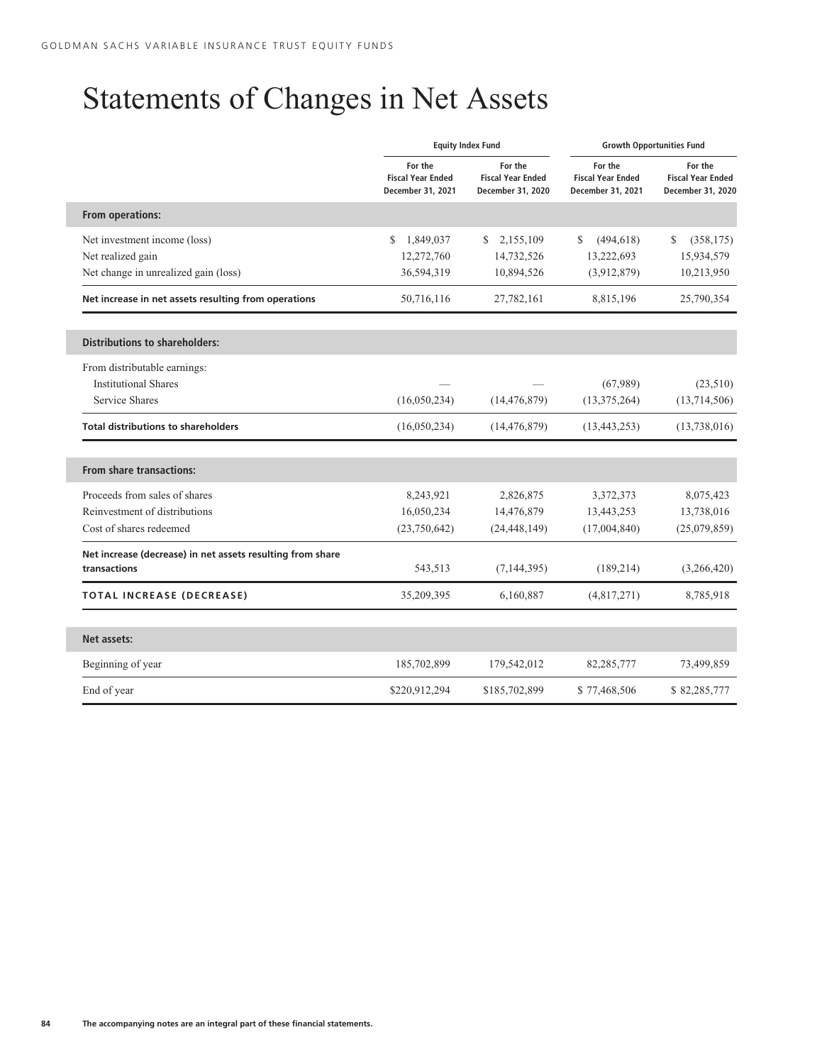# Statements of Changes in Net Assets

| | Equity Index Fund | | Growth Opportunities Fund | |
|---|---|---|---|---|
| | For the Fiscal Year Ended December 31, 2021 | For the Fiscal Year Ended December 31, 2020 | For the Fiscal Year Ended December 31, 2021 | For the Fiscal Year Ended December 31, 2020 |
| **From operations:** | | | | |
| Net investment income (loss) | $ 1,849,037 | $ 2,155,109 | $ (494,618) | $ (358,175) |
| Net realized gain | 12,272,760 | 14,732,526 | 13,222,693 | 15,934,579 |
| Net change in unrealized gain (loss) | 36,594,319 | 10,894,526 | (3,912,879) | 10,213,950 |
| **Net increase in net assets resulting from operations** | 50,716,116 | 27,782,161 | 8,815,196 | 25,790,354 |
| **Distributions to shareholders:** | | | | |
| From distributable earnings: | | | | |
| Institutional Shares | — | — | (67,989) | (23,510) |
| Service Shares | (16,050,234) | (14,476,879) | (13,375,264) | (13,714,506) |
| **Total distributions to shareholders** | (16,050,234) | (14,476,879) | (13,443,253) | (13,738,016) |
| **From share transactions:** | | | | |
| Proceeds from sales of shares | 8,243,921 | 2,826,875 | 3,372,373 | 8,075,423 |
| Reinvestment of distributions | 16,050,234 | 14,476,879 | 13,443,253 | 13,738,016 |
| Cost of shares redeemed | (23,750,642) | (24,448,149) | (17,004,840) | (25,079,859) |
| **Net increase (decrease) in net assets resulting from share transactions** | 543,513 | (7,144,395) | (189,214) | (3,266,420) |
| **TOTAL INCREASE (DECREASE)** | 35,209,395 | 6,160,887 | (4,817,271) | 8,785,918 |
| **Net assets:** | | | | |
| Beginning of year | 185,702,899 | 179,542,012 | 82,285,777 | 73,499,859 |
| End of year | $220,912,294 | $185,702,899 | $ 77,468,506 | $ 82,285,777 |

**The accompanying notes are an integral part of these financial statements.**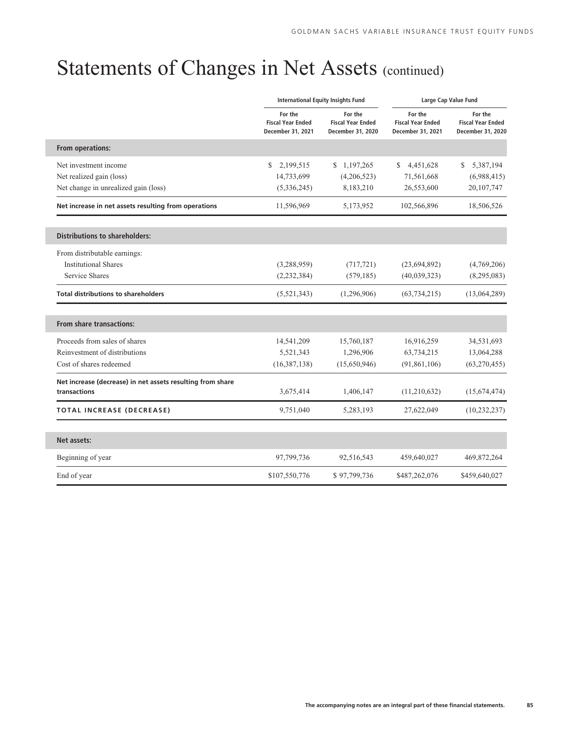# Statements of Changes in Net Assets (continued)

| | International Equity Insights Fund | | Large Cap Value Fund | |
|---|---|---|---|---|
| | For the Fiscal Year Ended December 31, 2021 | For the Fiscal Year Ended December 31, 2020 | For the Fiscal Year Ended December 31, 2021 | For the Fiscal Year Ended December 31, 2020 |
| **From operations:** | | | | |
| Net investment income | $ 2,199,515 | $ 1,197,265 | $ 4,451,628 | $ 5,387,194 |
| Net realized gain (loss) | 14,733,699 | (4,206,523) | 71,561,668 | (6,988,415) |
| Net change in unrealized gain (loss) | (5,336,245) | 8,183,210 | 26,553,600 | 20,107,747 |
| **Net increase in net assets resulting from operations** | 11,596,969 | 5,173,952 | 102,566,896 | 18,506,526 |
| **Distributions to shareholders:** | | | | |
| From distributable earnings: | | | | |
| Institutional Shares | (3,288,959) | (717,721) | (23,694,892) | (4,769,206) |
| Service Shares | (2,232,384) | (579,185) | (40,039,323) | (8,295,083) |
| **Total distributions to shareholders** | (5,521,343) | (1,296,906) | (63,734,215) | (13,064,289) |
| **From share transactions:** | | | | |
| Proceeds from sales of shares | 14,541,209 | 15,760,187 | 16,916,259 | 34,531,693 |
| Reinvestment of distributions | 5,521,343 | 1,296,906 | 63,734,215 | 13,064,288 |
| Cost of shares redeemed | (16,387,138) | (15,650,946) | (91,861,106) | (63,270,455) |
| **Net increase (decrease) in net assets resulting from share transactions** | 3,675,414 | 1,406,147 | (11,210,632) | (15,674,474) |
| **TOTAL INCREASE (DECREASE)** | 9,751,040 | 5,283,193 | 27,622,049 | (10,232,237) |
| **Net assets:** | | | | |
| Beginning of year | 97,799,736 | 92,516,543 | 459,640,027 | 469,872,264 |
| End of year | $107,550,776 | $ 97,799,736 | $487,262,076 | $459,640,027 |

**The accompanying notes are an integral part of these financial statements.**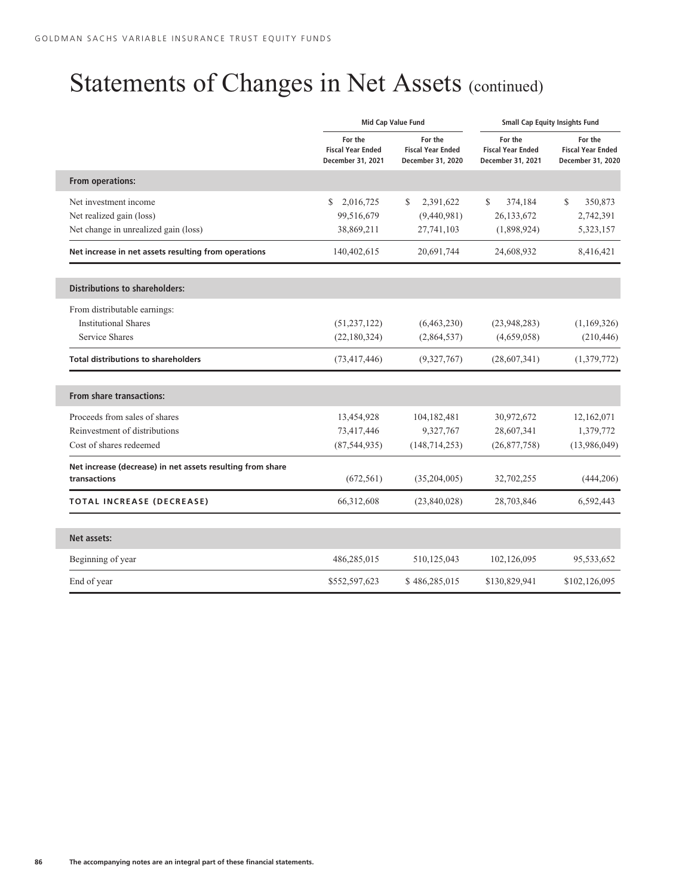# Statements of Changes in Net Assets (continued)

| | Mid Cap Value Fund | | Small Cap Equity Insights Fund | |
|---|---|---|---|---|
| | For the Fiscal Year Ended December 31, 2021 | For the Fiscal Year Ended December 31, 2020 | For the Fiscal Year Ended December 31, 2021 | For the Fiscal Year Ended December 31, 2020 |
| **From operations:** | | | | |
| Net investment income | $ 2,016,725 | $ 2,391,622 | $ 374,184 | $ 350,873 |
| Net realized gain (loss) | 99,516,679 | (9,440,981) | 26,133,672 | 2,742,391 |
| Net change in unrealized gain (loss) | 38,869,211 | 27,741,103 | (1,898,924) | 5,323,157 |
| **Net increase in net assets resulting from operations** | 140,402,615 | 20,691,744 | 24,608,932 | 8,416,421 |
| **Distributions to shareholders:** | | | | |
| From distributable earnings: | | | | |
| Institutional Shares | (51,237,122) | (6,463,230) | (23,948,283) | (1,169,326) |
| Service Shares | (22,180,324) | (2,864,537) | (4,659,058) | (210,446) |
| **Total distributions to shareholders** | (73,417,446) | (9,327,767) | (28,607,341) | (1,379,772) |
| **From share transactions:** | | | | |
| Proceeds from sales of shares | 13,454,928 | 104,182,481 | 30,972,672 | 12,162,071 |
| Reinvestment of distributions | 73,417,446 | 9,327,767 | 28,607,341 | 1,379,772 |
| Cost of shares redeemed | (87,544,935) | (148,714,253) | (26,877,758) | (13,986,049) |
| **Net increase (decrease) in net assets resulting from share transactions** | (672,561) | (35,204,005) | 32,702,255 | (444,206) |
| **TOTAL INCREASE (DECREASE)** | 66,312,608 | (23,840,028) | 28,703,846 | 6,592,443 |
| **Net assets:** | | | | |
| Beginning of year | 486,285,015 | 510,125,043 | 102,126,095 | 95,533,652 |
| End of year | $552,597,623 | $ 486,285,015 | $130,829,941 | $102,126,095 |

**The accompanying notes are an integral part of these financial statements.**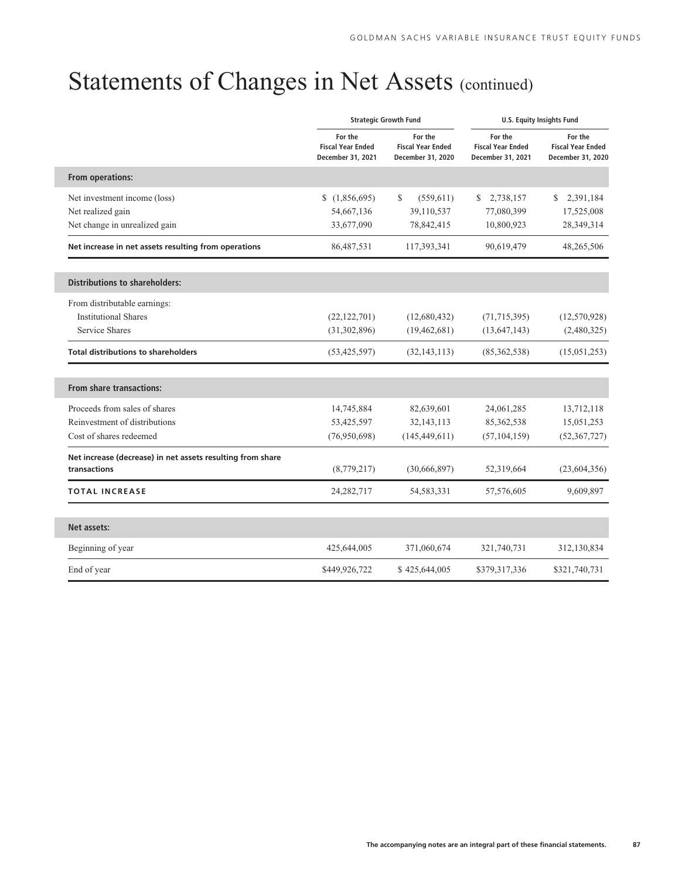# Statements of Changes in Net Assets (continued)

| | Strategic Growth Fund | | U.S. Equity Insights Fund | |
|---|---|---|---|---|
| | For the Fiscal Year Ended December 31, 2021 | For the Fiscal Year Ended December 31, 2020 | For the Fiscal Year Ended December 31, 2021 | For the Fiscal Year Ended December 31, 2020 |
| **From operations:** | | | | |
| Net investment income (loss) | $ (1,856,695) | $ (559,611) | $ 2,738,157 | $ 2,391,184 |
| Net realized gain | 54,667,136 | 39,110,537 | 77,080,399 | 17,525,008 |
| Net change in unrealized gain | 33,677,090 | 78,842,415 | 10,800,923 | 28,349,314 |
| **Net increase in net assets resulting from operations** | 86,487,531 | 117,393,341 | 90,619,479 | 48,265,506 |
| **Distributions to shareholders:** | | | | |
| From distributable earnings: | | | | |
| Institutional Shares | (22,122,701) | (12,680,432) | (71,715,395) | (12,570,928) |
| Service Shares | (31,302,896) | (19,462,681) | (13,647,143) | (2,480,325) |
| **Total distributions to shareholders** | (53,425,597) | (32,143,113) | (85,362,538) | (15,051,253) |
| **From share transactions:** | | | | |
| Proceeds from sales of shares | 14,745,884 | 82,639,601 | 24,061,285 | 13,712,118 |
| Reinvestment of distributions | 53,425,597 | 32,143,113 | 85,362,538 | 15,051,253 |
| Cost of shares redeemed | (76,950,698) | (145,449,611) | (57,104,159) | (52,367,727) |
| **Net increase (decrease) in net assets resulting from share transactions** | (8,779,217) | (30,666,897) | 52,319,664 | (23,604,356) |
| **TOTAL INCREASE** | 24,282,717 | 54,583,331 | 57,576,605 | 9,609,897 |
| **Net assets:** | | | | |
| Beginning of year | 425,644,005 | 371,060,674 | 321,740,731 | 312,130,834 |
| End of year | $449,926,722 | $ 425,644,005 | $379,317,336 | $321,740,731 |

The accompanying notes are an integral part of these financial statements.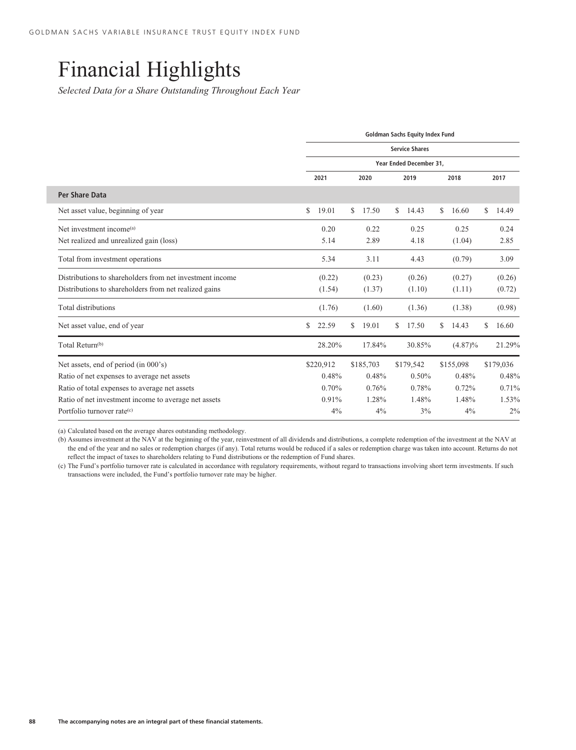# Financial Highlights

*Selected Data for a Share Outstanding Throughout Each Year*

| | Goldman Sachs Equity Index Fund | | | | |
|---|---|---|---|---|---|
| | Service Shares | | | | |
| | Year Ended December 31, | | | | |
| | 2021 | 2020 | 2019 | 2018 | 2017 |
| **Per Share Data** | | | | | |
| Net asset value, beginning of year | $ 19.01 | $ 17.50 | $ 14.43 | $ 16.60 | $ 14.49 |
| Net investment income[(a)] | 0.20 | 0.22 | 0.25 | 0.25 | 0.24 |
| Net realized and unrealized gain (loss) | 5.14 | 2.89 | 4.18 | (1.04) | 2.85 |
| Total from investment operations | 5.34 | 3.11 | 4.43 | (0.79) | 3.09 |
| Distributions to shareholders from net investment income | (0.22) | (0.23) | (0.26) | (0.27) | (0.26) |
| Distributions to shareholders from net realized gains | (1.54) | (1.37) | (1.10) | (1.11) | (0.72) |
| Total distributions | (1.76) | (1.60) | (1.36) | (1.38) | (0.98) |
| Net asset value, end of year | $ 22.59 | $ 19.01 | $ 17.50 | $ 14.43 | $ 16.60 |
| Total Return[(b)] | 28.20% | 17.84% | 30.85% | (4.87)% | 21.29% |
| Net assets, end of period (in 000's) | $220,912 | $185,703 | $179,542 | $155,098 | $179,036 |
| Ratio of net expenses to average net assets | 0.48% | 0.48% | 0.50% | 0.48% | 0.48% |
| Ratio of total expenses to average net assets | 0.70% | 0.76% | 0.78% | 0.72% | 0.71% |
| Ratio of net investment income to average net assets | 0.91% | 1.28% | 1.48% | 1.48% | 1.53% |
| Portfolio turnover rate[(c)] | 4% | 4% | 3% | 4% | 2% |

(a) Calculated based on the average shares outstanding methodology.

(b) Assumes investment at the NAV at the beginning of the year, reinvestment of all dividends and distributions, a complete redemption of the investment at the NAV at the end of the year and no sales or redemption charges (if any). Total returns would be reduced if a sales or redemption charge was taken into account. Returns do not reflect the impact of taxes to shareholders relating to Fund distributions or the redemption of Fund shares.

(c) The Fund's portfolio turnover rate is calculated in accordance with regulatory requirements, without regard to transactions involving short term investments. If such transactions were included, the Fund's portfolio turnover rate may be higher.

**The accompanying notes are an integral part of these financial statements.**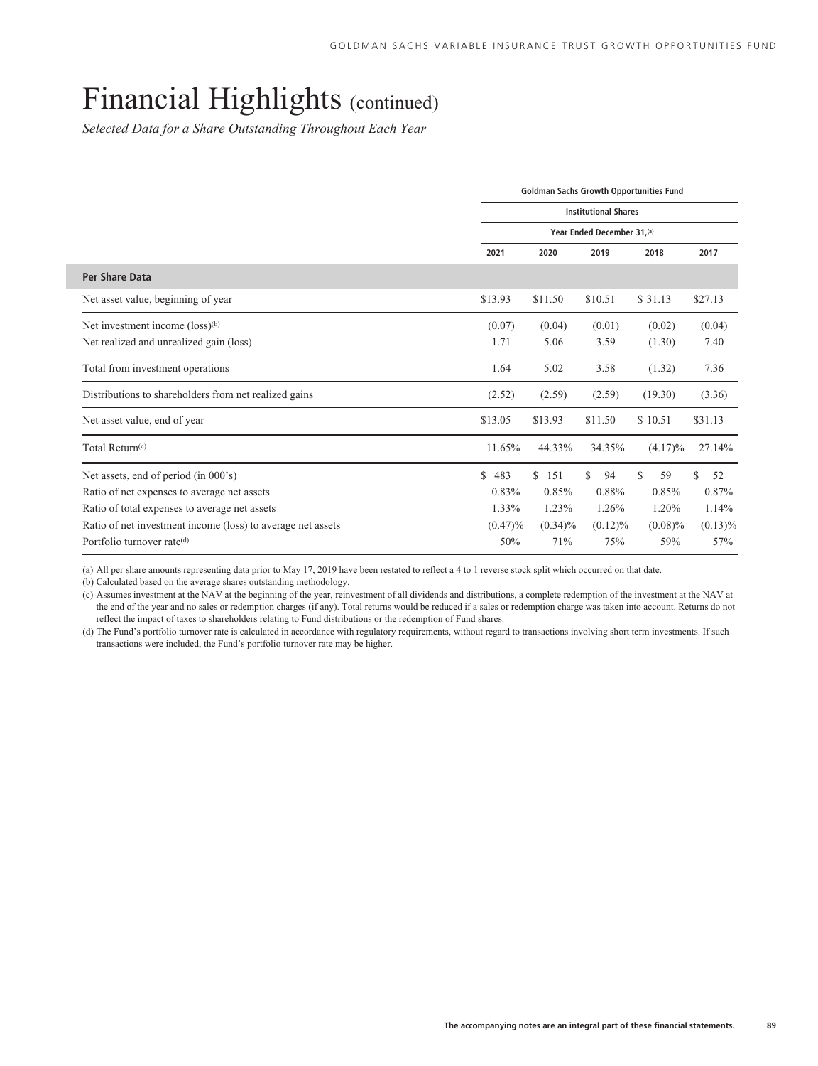# Financial Highlights (continued)

*Selected Data for a Share Outstanding Throughout Each Year*

| | Goldman Sachs Growth Opportunities Fund | | | | |
|---|---|---|---|---|---|
| | Institutional Shares | | | | |
| | Year Ended December 31,[(a)] | | | | |
| | 2021 | 2020 | 2019 | 2018 | 2017 |
| **Per Share Data** | | | | | |
| Net asset value, beginning of year | $13.93 | $11.50 | $10.51 | $ 31.13 | $27.13 |
| Net investment income (loss)[(b)] | (0.07) | (0.04) | (0.01) | (0.02) | (0.04) |
| Net realized and unrealized gain (loss) | 1.71 | 5.06 | 3.59 | (1.30) | 7.40 |
| Total from investment operations | 1.64 | 5.02 | 3.58 | (1.32) | 7.36 |
| Distributions to shareholders from net realized gains | (2.52) | (2.59) | (2.59) | (19.30) | (3.36) |
| Net asset value, end of year | $13.05 | $13.93 | $11.50 | $ 10.51 | $31.13 |
| Total Return[(c)] | 11.65% | 44.33% | 34.35% | (4.17)% | 27.14% |
| Net assets, end of period (in 000's) | $ 483 | $ 151 | $ 94 | $ 59 | $ 52 |
| Ratio of net expenses to average net assets | 0.83% | 0.85% | 0.88% | 0.85% | 0.87% |
| Ratio of total expenses to average net assets | 1.33% | 1.23% | 1.26% | 1.20% | 1.14% |
| Ratio of net investment income (loss) to average net assets | (0.47)% | (0.34)% | (0.12)% | (0.08)% | (0.13)% |
| Portfolio turnover rate[(d)] | 50% | 71% | 75% | 59% | 57% |

(a) All per share amounts representing data prior to May 17, 2019 have been restated to reflect a 4 to 1 reverse stock split which occurred on that date.

(b) Calculated based on the average shares outstanding methodology.

(c) Assumes investment at the NAV at the beginning of the year, reinvestment of all dividends and distributions, a complete redemption of the investment at the NAV at the end of the year and no sales or redemption charges (if any). Total returns would be reduced if a sales or redemption charge was taken into account. Returns do not reflect the impact of taxes to shareholders relating to Fund distributions or the redemption of Fund shares.

(d) The Fund's portfolio turnover rate is calculated in accordance with regulatory requirements, without regard to transactions involving short term investments. If such transactions were included, the Fund's portfolio turnover rate may be higher.

The accompanying notes are an integral part of these financial statements.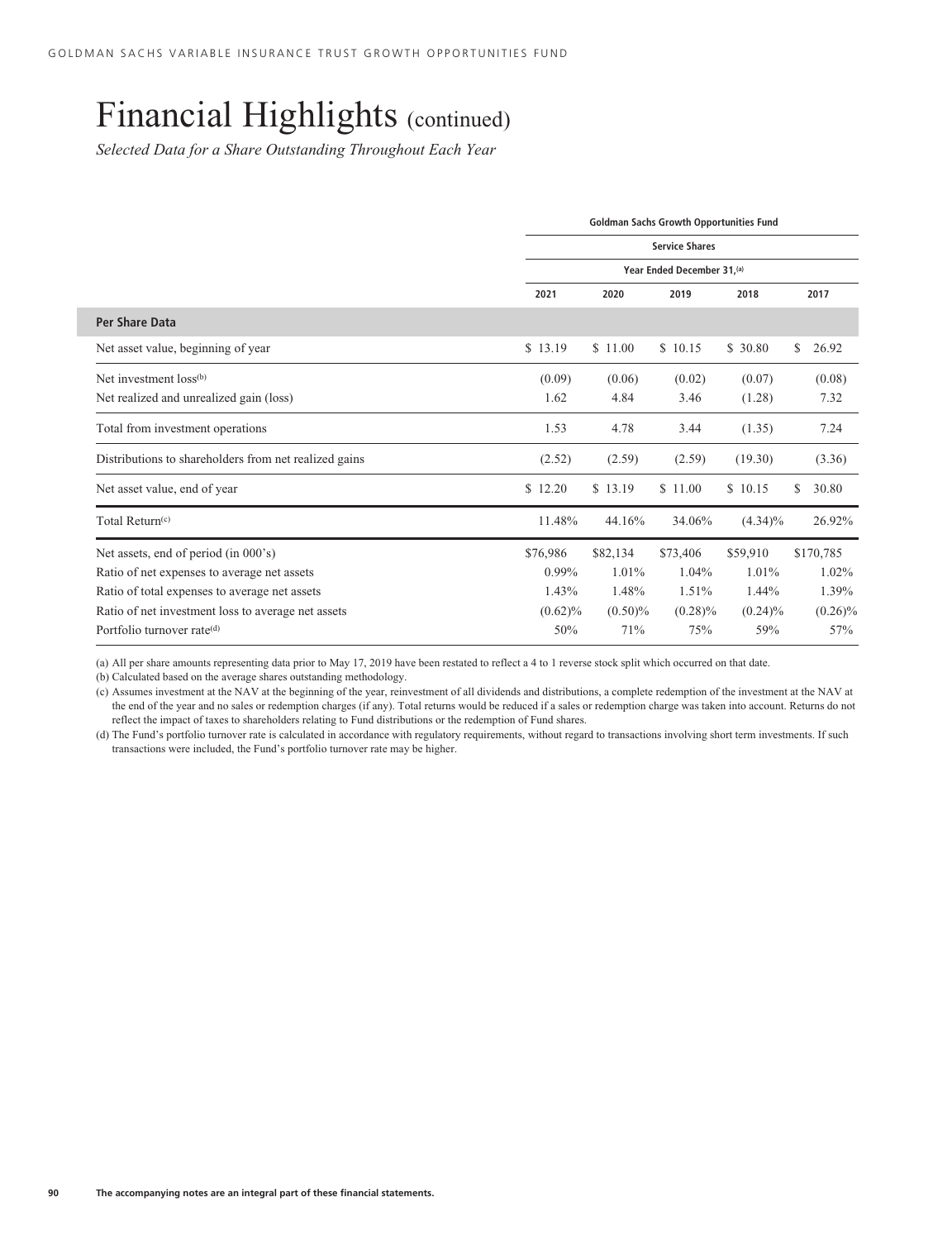# Financial Highlights (continued)

*Selected Data for a Share Outstanding Throughout Each Year*

| | Goldman Sachs Growth Opportunities Fund | | | | |
|---|---|---|---|---|---|
| | Service Shares | | | | |
| | Year Ended December 31,[(a)] | | | | |
| | 2021 | 2020 | 2019 | 2018 | 2017 |
| **Per Share Data** | | | | | |
| Net asset value, beginning of year | $ 13.19 | $ 11.00 | $ 10.15 | $ 30.80 | $ 26.92 |
| Net investment loss[(b)] | (0.09) | (0.06) | (0.02) | (0.07) | (0.08) |
| Net realized and unrealized gain (loss) | 1.62 | 4.84 | 3.46 | (1.28) | 7.32 |
| Total from investment operations | 1.53 | 4.78 | 3.44 | (1.35) | 7.24 |
| Distributions to shareholders from net realized gains | (2.52) | (2.59) | (2.59) | (19.30) | (3.36) |
| Net asset value, end of year | $ 12.20 | $ 13.19 | $ 11.00 | $ 10.15 | $ 30.80 |
| Total Return[(c)] | 11.48% | 44.16% | 34.06% | (4.34)% | 26.92% |
| Net assets, end of period (in 000's) | $76,986 | $82,134 | $73,406 | $59,910 | $170,785 |
| Ratio of net expenses to average net assets | 0.99% | 1.01% | 1.04% | 1.01% | 1.02% |
| Ratio of total expenses to average net assets | 1.43% | 1.48% | 1.51% | 1.44% | 1.39% |
| Ratio of net investment loss to average net assets | (0.62)% | (0.50)% | (0.28)% | (0.24)% | (0.26)% |
| Portfolio turnover rate[(d)] | 50% | 71% | 75% | 59% | 57% |

(a) All per share amounts representing data prior to May 17, 2019 have been restated to reflect a 4 to 1 reverse stock split which occurred on that date.

(b) Calculated based on the average shares outstanding methodology.

(c) Assumes investment at the NAV at the beginning of the year, reinvestment of all dividends and distributions, a complete redemption of the investment at the NAV at the end of the year and no sales or redemption charges (if any). Total returns would be reduced if a sales or redemption charge was taken into account. Returns do not reflect the impact of taxes to shareholders relating to Fund distributions or the redemption of Fund shares.

(d) The Fund's portfolio turnover rate is calculated in accordance with regulatory requirements, without regard to transactions involving short term investments. If such transactions were included, the Fund's portfolio turnover rate may be higher.

The accompanying notes are an integral part of these financial statements.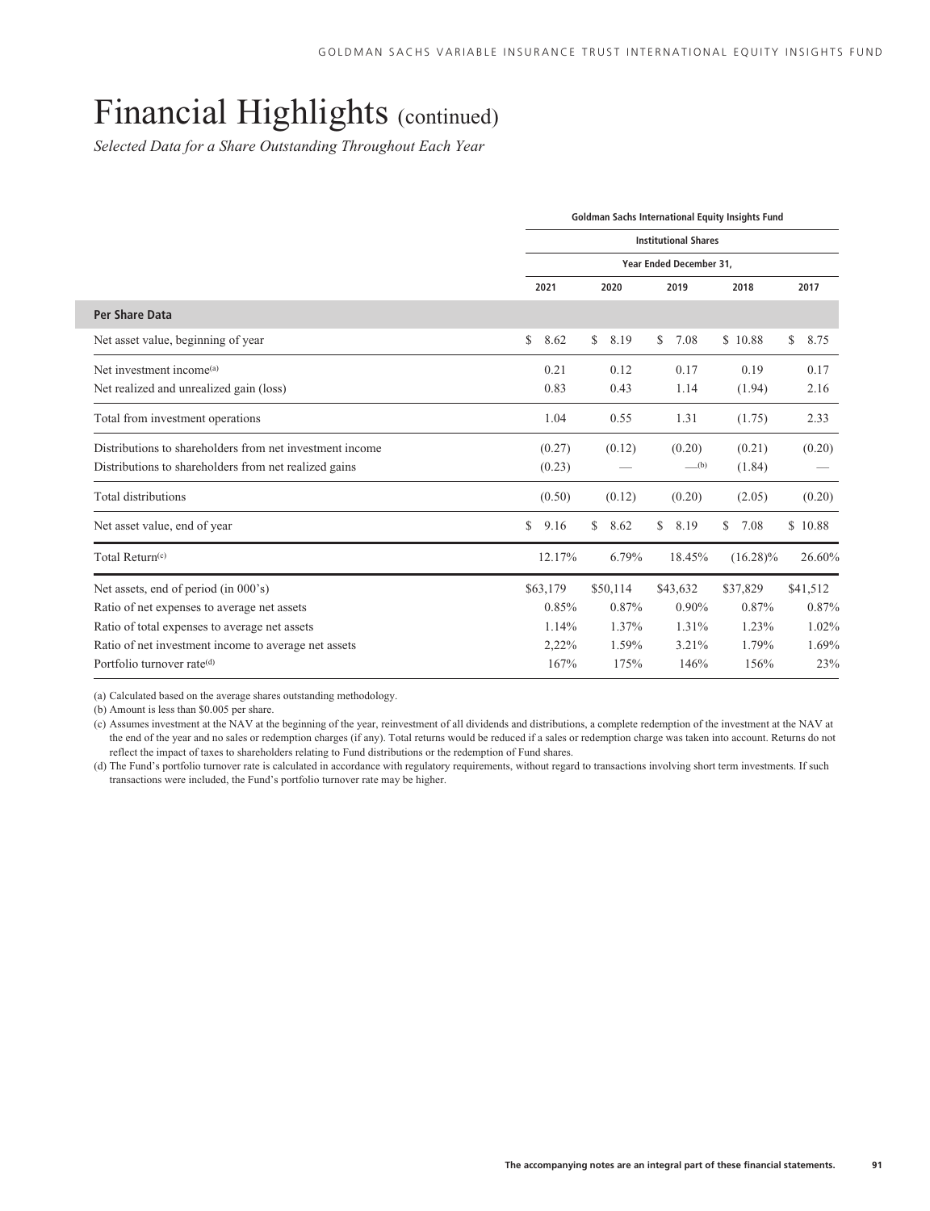# Financial Highlights (continued)

*Selected Data for a Share Outstanding Throughout Each Year*

| | Goldman Sachs International Equity Insights Fund | | | | |
|---|---|---|---|---|---|
| | Institutional Shares | | | | |
| | Year Ended December 31, | | | | |
| | 2021 | 2020 | 2019 | 2018 | 2017 |
| **Per Share Data** | | | | | |
| Net asset value, beginning of year | $ 8.62 | $ 8.19 | $ 7.08 | $ 10.88 | $ 8.75 |
| Net investment income[(a)] | 0.21 | 0.12 | 0.17 | 0.19 | 0.17 |
| Net realized and unrealized gain (loss) | 0.83 | 0.43 | 1.14 | (1.94) | 2.16 |
| Total from investment operations | 1.04 | 0.55 | 1.31 | (1.75) | 2.33 |
| Distributions to shareholders from net investment income | (0.27) | (0.12) | (0.20) | (0.21) | (0.20) |
| Distributions to shareholders from net realized gains | (0.23) | — | —[(b)] | (1.84) | — |
| Total distributions | (0.50) | (0.12) | (0.20) | (2.05) | (0.20) |
| Net asset value, end of year | $ 9.16 | $ 8.62 | $ 8.19 | $ 7.08 | $ 10.88 |
| Total Return[(c)] | 12.17% | 6.79% | 18.45% | (16.28)% | 26.60% |
| Net assets, end of period (in 000's) | $63,179 | $50,114 | $43,632 | $37,829 | $41,512 |
| Ratio of net expenses to average net assets | 0.85% | 0.87% | 0.90% | 0.87% | 0.87% |
| Ratio of total expenses to average net assets | 1.14% | 1.37% | 1.31% | 1.23% | 1.02% |
| Ratio of net investment income to average net assets | 2.22% | 1.59% | 3.21% | 1.79% | 1.69% |
| Portfolio turnover rate[(d)] | 167% | 175% | 146% | 156% | 23% |

(a) Calculated based on the average shares outstanding methodology.

(b) Amount is less than $0.005 per share.

(c) Assumes investment at the NAV at the beginning of the year, reinvestment of all dividends and distributions, a complete redemption of the investment at the NAV at the end of the year and no sales or redemption charges (if any). Total returns would be reduced if a sales or redemption charge was taken into account. Returns do not reflect the impact of taxes to shareholders relating to Fund distributions or the redemption of Fund shares.

(d) The Fund's portfolio turnover rate is calculated in accordance with regulatory requirements, without regard to transactions involving short term investments. If such transactions were included, the Fund's portfolio turnover rate may be higher.

The accompanying notes are an integral part of these financial statements.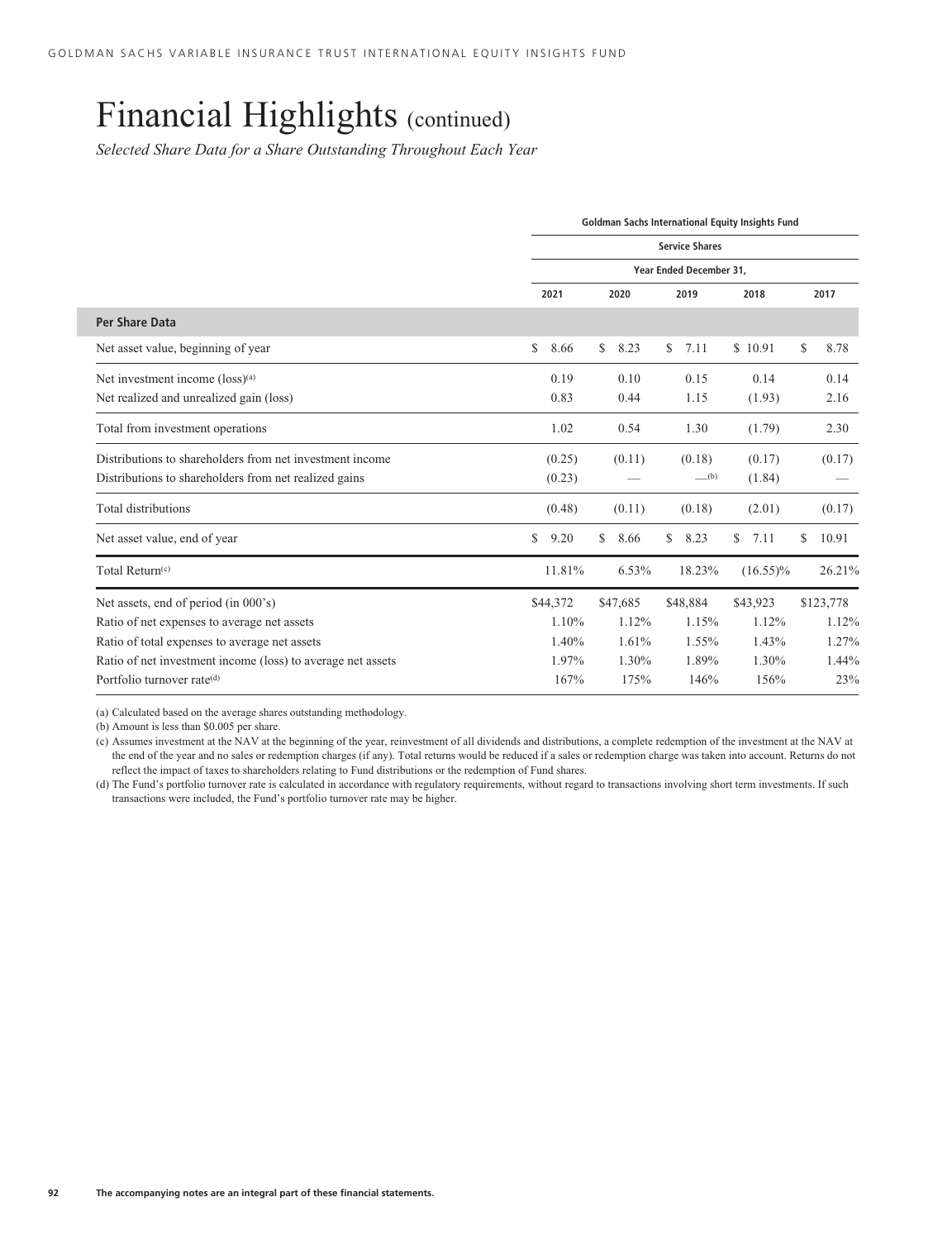# Financial Highlights (continued)

*Selected Share Data for a Share Outstanding Throughout Each Year*

| | Goldman Sachs International Equity Insights Fund | | | | |
|---|---|---|---|---|---|
| | Service Shares | | | | |
| | Year Ended December 31, | | | | |
| | 2021 | 2020 | 2019 | 2018 | 2017 |
| **Per Share Data** | | | | | |
| Net asset value, beginning of year | $ 8.66 | $ 8.23 | $ 7.11 | $ 10.91 | $ 8.78 |
| Net investment income (loss)[(a)] | 0.19 | 0.10 | 0.15 | 0.14 | 0.14 |
| Net realized and unrealized gain (loss) | 0.83 | 0.44 | 1.15 | (1.93) | 2.16 |
| Total from investment operations | 1.02 | 0.54 | 1.30 | (1.79) | 2.30 |
| Distributions to shareholders from net investment income | (0.25) | (0.11) | (0.18) | (0.17) | (0.17) |
| Distributions to shareholders from net realized gains | (0.23) | — | —[(b)] | (1.84) | — |
| Total distributions | (0.48) | (0.11) | (0.18) | (2.01) | (0.17) |
| Net asset value, end of year | $ 9.20 | $ 8.66 | $ 8.23 | $ 7.11 | $ 10.91 |
| Total Return[(c)] | 11.81% | 6.53% | 18.23% | (16.55)% | 26.21% |
| Net assets, end of period (in 000's) | $44,372 | $47,685 | $48,884 | $43,923 | $123,778 |
| Ratio of net expenses to average net assets | 1.10% | 1.12% | 1.15% | 1.12% | 1.12% |
| Ratio of total expenses to average net assets | 1.40% | 1.61% | 1.55% | 1.43% | 1.27% |
| Ratio of net investment income (loss) to average net assets | 1.97% | 1.30% | 1.89% | 1.30% | 1.44% |
| Portfolio turnover rate[(d)] | 167% | 175% | 146% | 156% | 23% |

(a) Calculated based on the average shares outstanding methodology.

(b) Amount is less than $0.005 per share.

(c) Assumes investment at the NAV at the beginning of the year, reinvestment of all dividends and distributions, a complete redemption of the investment at the NAV at the end of the year and no sales or redemption charges (if any). Total returns would be reduced if a sales or redemption charge was taken into account. Returns do not reflect the impact of taxes to shareholders relating to Fund distributions or the redemption of Fund shares.

(d) The Fund's portfolio turnover rate is calculated in accordance with regulatory requirements, without regard to transactions involving short term investments. If such transactions were included, the Fund's portfolio turnover rate may be higher.

**The accompanying notes are an integral part of these financial statements.**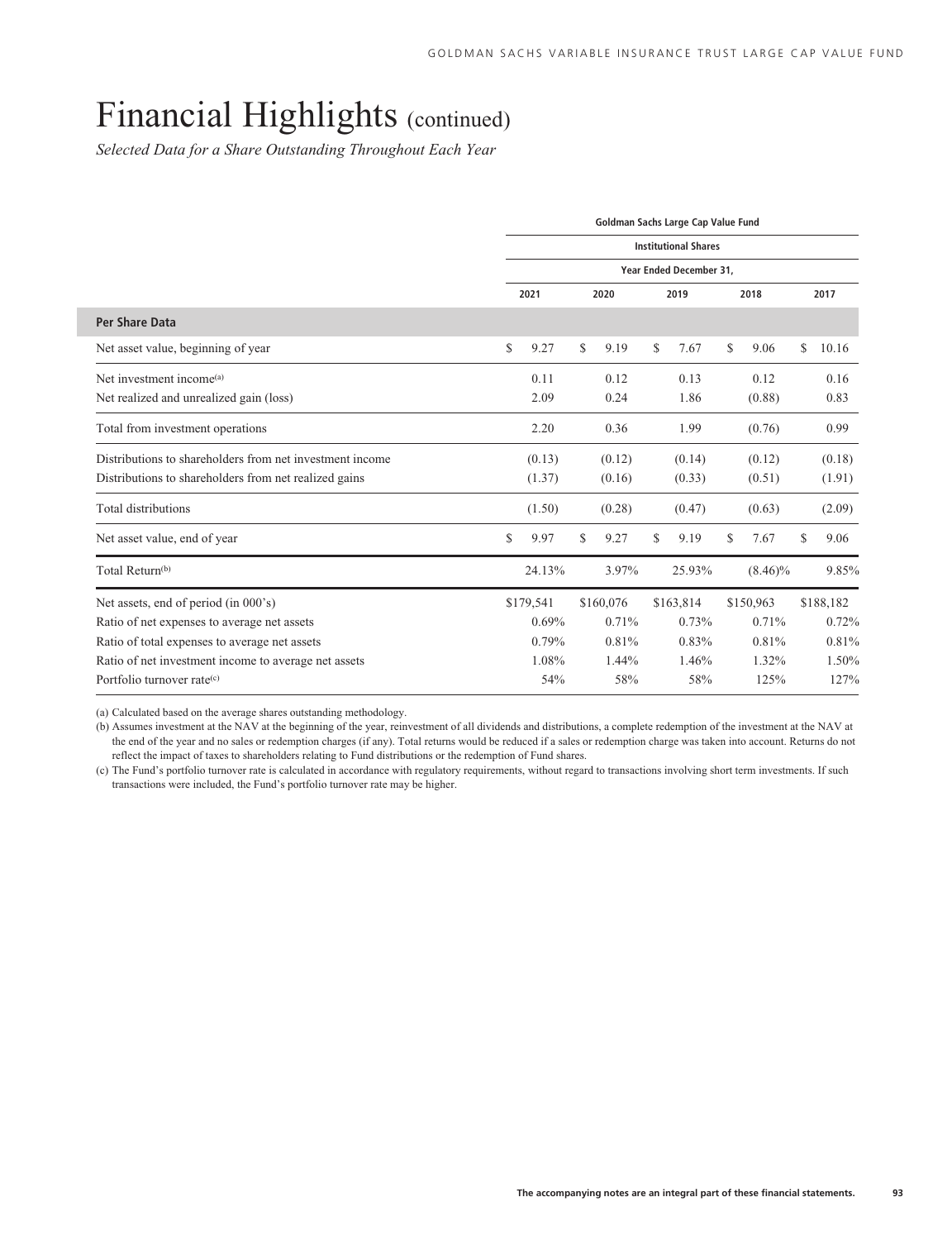# Financial Highlights (continued)

*Selected Data for a Share Outstanding Throughout Each Year*

| | Goldman Sachs Large Cap Value Fund | | | | |
|---|---|---|---|---|---|
| | Institutional Shares | | | | |
| | Year Ended December 31, | | | | |
| | 2021 | 2020 | 2019 | 2018 | 2017 |
| **Per Share Data** | | | | | |
| Net asset value, beginning of year | $ 9.27 | $ 9.19 | $ 7.67 | $ 9.06 | $ 10.16 |
| Net investment income[(a)] | 0.11 | 0.12 | 0.13 | 0.12 | 0.16 |
| Net realized and unrealized gain (loss) | 2.09 | 0.24 | 1.86 | (0.88) | 0.83 |
| Total from investment operations | 2.20 | 0.36 | 1.99 | (0.76) | 0.99 |
| Distributions to shareholders from net investment income | (0.13) | (0.12) | (0.14) | (0.12) | (0.18) |
| Distributions to shareholders from net realized gains | (1.37) | (0.16) | (0.33) | (0.51) | (1.91) |
| Total distributions | (1.50) | (0.28) | (0.47) | (0.63) | (2.09) |
| Net asset value, end of year | $ 9.97 | $ 9.27 | $ 9.19 | $ 7.67 | $ 9.06 |
| Total Return[(b)] | 24.13% | 3.97% | 25.93% | (8.46)% | 9.85% |
| Net assets, end of period (in 000's) | $179,541 | $160,076 | $163,814 | $150,963 | $188,182 |
| Ratio of net expenses to average net assets | 0.69% | 0.71% | 0.73% | 0.71% | 0.72% |
| Ratio of total expenses to average net assets | 0.79% | 0.81% | 0.83% | 0.81% | 0.81% |
| Ratio of net investment income to average net assets | 1.08% | 1.44% | 1.46% | 1.32% | 1.50% |
| Portfolio turnover rate[(c)] | 54% | 58% | 58% | 125% | 127% |

(a) Calculated based on the average shares outstanding methodology.

(b) Assumes investment at the NAV at the beginning of the year, reinvestment of all dividends and distributions, a complete redemption of the investment at the NAV at the end of the year and no sales or redemption charges (if any). Total returns would be reduced if a sales or redemption charge was taken into account. Returns do not reflect the impact of taxes to shareholders relating to Fund distributions or the redemption of Fund shares.

(c) The Fund's portfolio turnover rate is calculated in accordance with regulatory requirements, without regard to transactions involving short term investments. If such transactions were included, the Fund's portfolio turnover rate may be higher.

The accompanying notes are an integral part of these financial statements.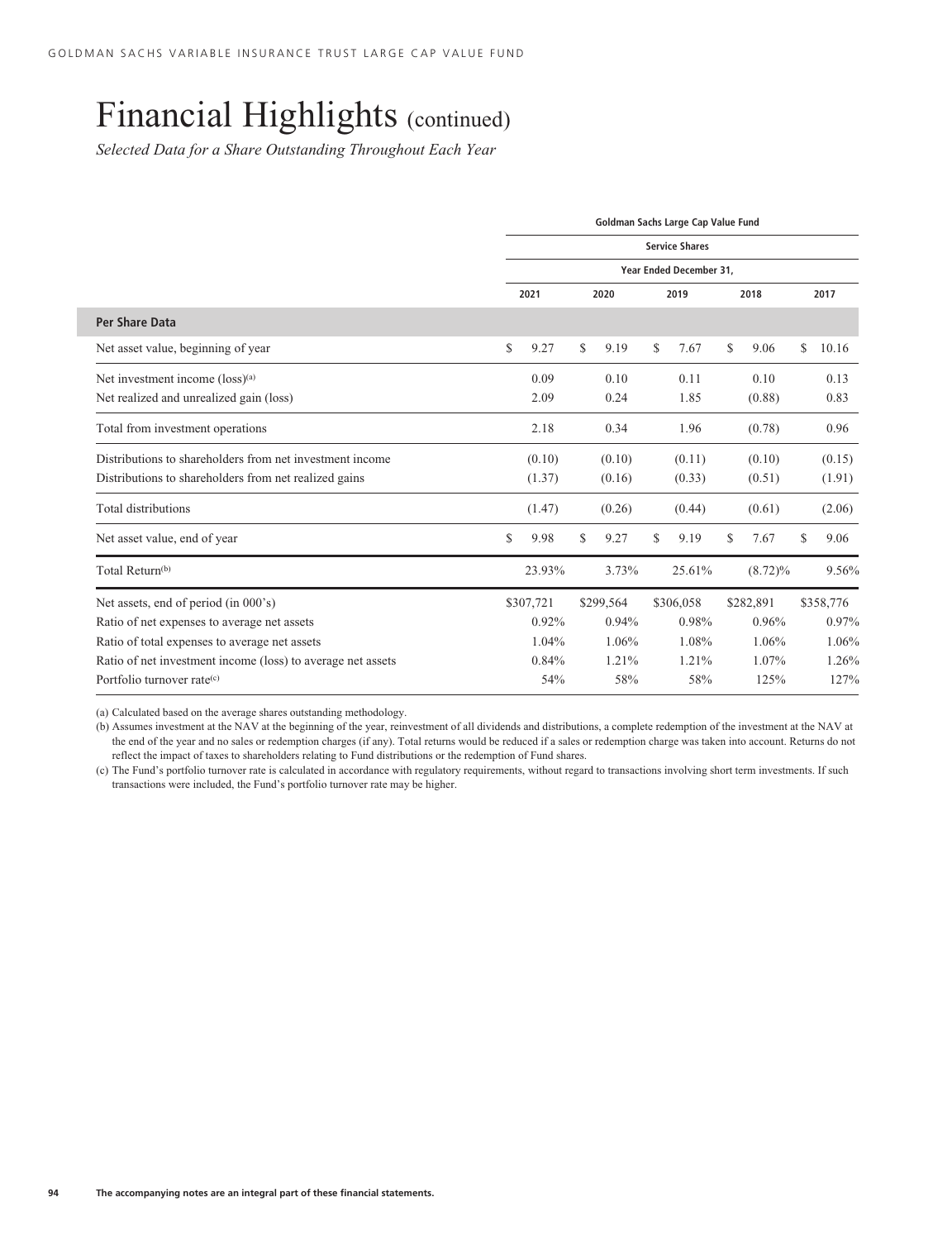# Financial Highlights (continued)

*Selected Data for a Share Outstanding Throughout Each Year*

| | Goldman Sachs Large Cap Value Fund | | | | |
|---|---|---|---|---|---|
| | Service Shares | | | | |
| | Year Ended December 31, | | | | |
| | 2021 | 2020 | 2019 | 2018 | 2017 |
| **Per Share Data** | | | | | |
| Net asset value, beginning of year | $ 9.27 | $ 9.19 | $ 7.67 | $ 9.06 | $ 10.16 |
| Net investment income (loss)[(a)] | 0.09 | 0.10 | 0.11 | 0.10 | 0.13 |
| Net realized and unrealized gain (loss) | 2.09 | 0.24 | 1.85 | (0.88) | 0.83 |
| Total from investment operations | 2.18 | 0.34 | 1.96 | (0.78) | 0.96 |
| Distributions to shareholders from net investment income | (0.10) | (0.10) | (0.11) | (0.10) | (0.15) |
| Distributions to shareholders from net realized gains | (1.37) | (0.16) | (0.33) | (0.51) | (1.91) |
| Total distributions | (1.47) | (0.26) | (0.44) | (0.61) | (2.06) |
| Net asset value, end of year | $ 9.98 | $ 9.27 | $ 9.19 | $ 7.67 | $ 9.06 |
| Total Return[(b)] | 23.93% | 3.73% | 25.61% | (8.72)% | 9.56% |
| Net assets, end of period (in 000's) | $307,721 | $299,564 | $306,058 | $282,891 | $358,776 |
| Ratio of net expenses to average net assets | 0.92% | 0.94% | 0.98% | 0.96% | 0.97% |
| Ratio of total expenses to average net assets | 1.04% | 1.06% | 1.08% | 1.06% | 1.06% |
| Ratio of net investment income (loss) to average net assets | 0.84% | 1.21% | 1.21% | 1.07% | 1.26% |
| Portfolio turnover rate[(c)] | 54% | 58% | 58% | 125% | 127% |

(a) Calculated based on the average shares outstanding methodology.

(b) Assumes investment at the NAV at the beginning of the year, reinvestment of all dividends and distributions, a complete redemption of the investment at the NAV at the end of the year and no sales or redemption charges (if any). Total returns would be reduced if a sales or redemption charge was taken into account. Returns do not reflect the impact of taxes to shareholders relating to Fund distributions or the redemption of Fund shares.

(c) The Fund's portfolio turnover rate is calculated in accordance with regulatory requirements, without regard to transactions involving short term investments. If such transactions were included, the Fund's portfolio turnover rate may be higher.

**The accompanying notes are an integral part of these financial statements.**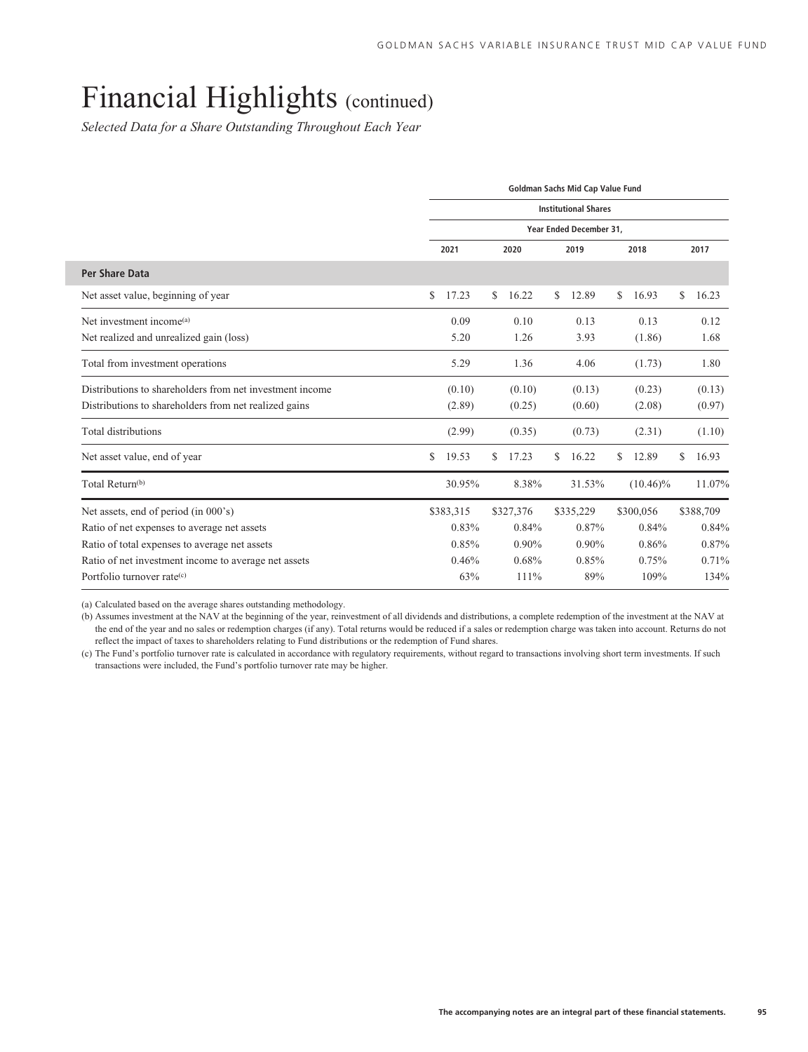# Financial Highlights (continued)

*Selected Data for a Share Outstanding Throughout Each Year*

| | Goldman Sachs Mid Cap Value Fund | | | | |
|---|---|---|---|---|---|
| | Institutional Shares | | | | |
| | Year Ended December 31, | | | | |
| | 2021 | 2020 | 2019 | 2018 | 2017 |
| **Per Share Data** | | | | | |
| Net asset value, beginning of year | $ 17.23 | $ 16.22 | $ 12.89 | $ 16.93 | $ 16.23 |
| Net investment income[(a)] | 0.09 | 0.10 | 0.13 | 0.13 | 0.12 |
| Net realized and unrealized gain (loss) | 5.20 | 1.26 | 3.93 | (1.86) | 1.68 |
| Total from investment operations | 5.29 | 1.36 | 4.06 | (1.73) | 1.80 |
| Distributions to shareholders from net investment income | (0.10) | (0.10) | (0.13) | (0.23) | (0.13) |
| Distributions to shareholders from net realized gains | (2.89) | (0.25) | (0.60) | (2.08) | (0.97) |
| Total distributions | (2.99) | (0.35) | (0.73) | (2.31) | (1.10) |
| Net asset value, end of year | $ 19.53 | $ 17.23 | $ 16.22 | $ 12.89 | $ 16.93 |
| Total Return[(b)] | 30.95% | 8.38% | 31.53% | (10.46)% | 11.07% |
| Net assets, end of period (in 000's) | $383,315 | $327,376 | $335,229 | $300,056 | $388,709 |
| Ratio of net expenses to average net assets | 0.83% | 0.84% | 0.87% | 0.84% | 0.84% |
| Ratio of total expenses to average net assets | 0.85% | 0.90% | 0.90% | 0.86% | 0.87% |
| Ratio of net investment income to average net assets | 0.46% | 0.68% | 0.85% | 0.75% | 0.71% |
| Portfolio turnover rate[(c)] | 63% | 111% | 89% | 109% | 134% |

(a) Calculated based on the average shares outstanding methodology.

(b) Assumes investment at the NAV at the beginning of the year, reinvestment of all dividends and distributions, a complete redemption of the investment at the NAV at the end of the year and no sales or redemption charges (if any). Total returns would be reduced if a sales or redemption charge was taken into account. Returns do not reflect the impact of taxes to shareholders relating to Fund distributions or the redemption of Fund shares.

(c) The Fund's portfolio turnover rate is calculated in accordance with regulatory requirements, without regard to transactions involving short term investments. If such transactions were included, the Fund's portfolio turnover rate may be higher.

The accompanying notes are an integral part of these financial statements.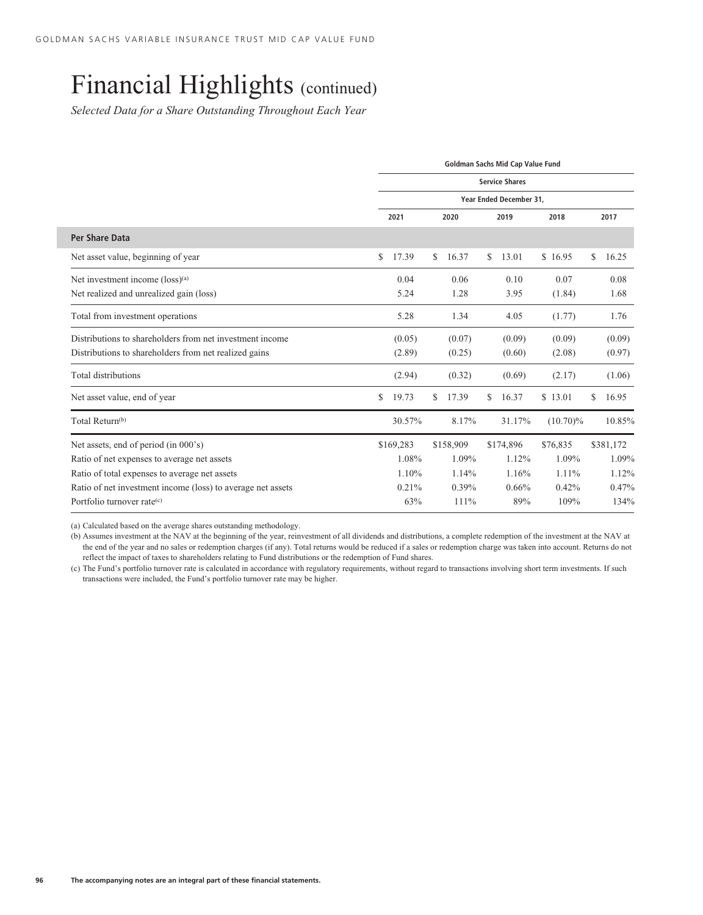# Financial Highlights (continued)

*Selected Data for a Share Outstanding Throughout Each Year*

| | Goldman Sachs Mid Cap Value Fund | | | | |
|---|---|---|---|---|---|
| | Service Shares | | | | |
| | Year Ended December 31, | | | | |
| | 2021 | 2020 | 2019 | 2018 | 2017 |
| **Per Share Data** | | | | | |
| Net asset value, beginning of year | $ 17.39 | $ 16.37 | $ 13.01 | $ 16.95 | $ 16.25 |
| Net investment income (loss)[(a)] | 0.04 | 0.06 | 0.10 | 0.07 | 0.08 |
| Net realized and unrealized gain (loss) | 5.24 | 1.28 | 3.95 | (1.84) | 1.68 |
| Total from investment operations | 5.28 | 1.34 | 4.05 | (1.77) | 1.76 |
| Distributions to shareholders from net investment income | (0.05) | (0.07) | (0.09) | (0.09) | (0.09) |
| Distributions to shareholders from net realized gains | (2.89) | (0.25) | (0.60) | (2.08) | (0.97) |
| Total distributions | (2.94) | (0.32) | (0.69) | (2.17) | (1.06) |
| Net asset value, end of year | $ 19.73 | $ 17.39 | $ 16.37 | $ 13.01 | $ 16.95 |
| Total Return[(b)] | 30.57% | 8.17% | 31.17% | (10.70)% | 10.85% |
| Net assets, end of period (in 000's) | $169,283 | $158,909 | $174,896 | $76,835 | $381,172 |
| Ratio of net expenses to average net assets | 1.08% | 1.09% | 1.12% | 1.09% | 1.09% |
| Ratio of total expenses to average net assets | 1.10% | 1.14% | 1.16% | 1.11% | 1.12% |
| Ratio of net investment income (loss) to average net assets | 0.21% | 0.39% | 0.66% | 0.42% | 0.47% |
| Portfolio turnover rate[(c)] | 63% | 111% | 89% | 109% | 134% |

(a) Calculated based on the average shares outstanding methodology.

(b) Assumes investment at the NAV at the beginning of the year, reinvestment of all dividends and distributions, a complete redemption of the investment at the NAV at the end of the year and no sales or redemption charges (if any). Total returns would be reduced if a sales or redemption charge was taken into account. Returns do not reflect the impact of taxes to shareholders relating to Fund distributions or the redemption of Fund shares.

(c) The Fund's portfolio turnover rate is calculated in accordance with regulatory requirements, without regard to transactions involving short term investments. If such transactions were included, the Fund's portfolio turnover rate may be higher.

**The accompanying notes are an integral part of these financial statements.**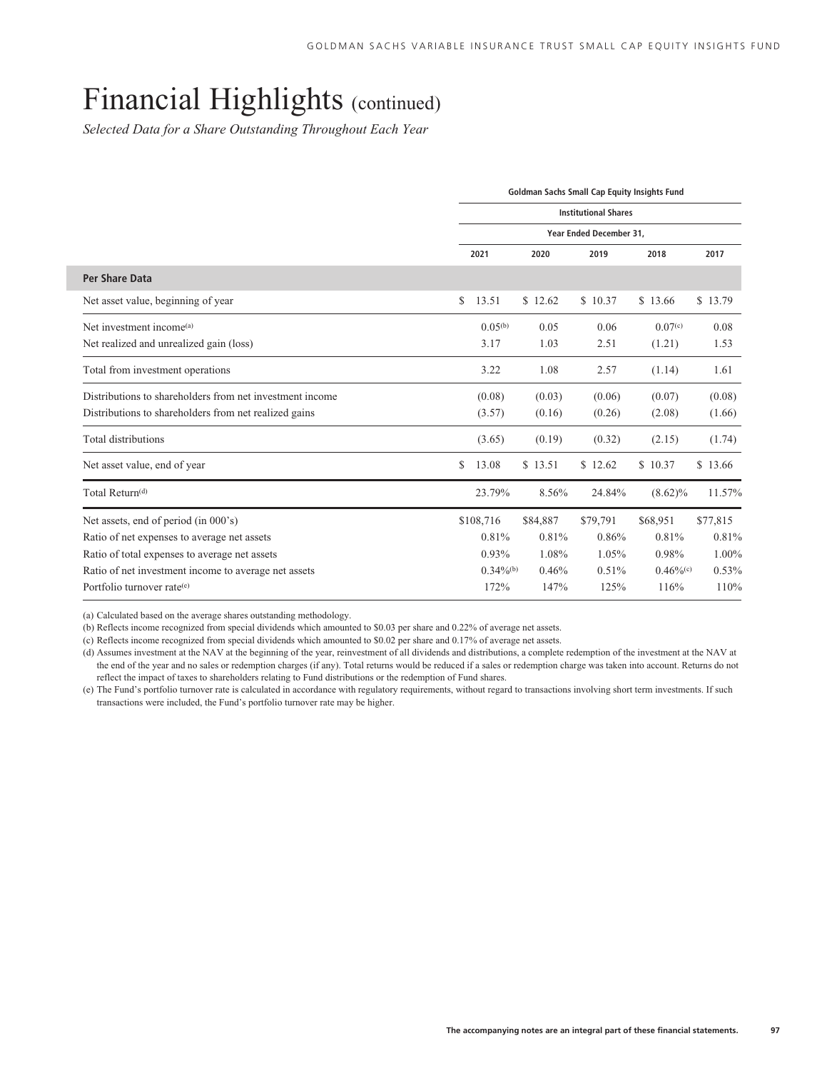# Financial Highlights (continued)

*Selected Data for a Share Outstanding Throughout Each Year*

| | Goldman Sachs Small Cap Equity Insights Fund | | | | |
|---|---|---|---|---|---|
| | Institutional Shares | | | | |
| | Year Ended December 31, | | | | |
| | 2021 | 2020 | 2019 | 2018 | 2017 |
| **Per Share Data** | | | | | |
| Net asset value, beginning of year | $ 13.51 | $ 12.62 | $ 10.37 | $ 13.66 | $ 13.79 |
| Net investment income[(a)] | 0.05[(b)] | 0.05 | 0.06 | 0.07[(c)] | 0.08 |
| Net realized and unrealized gain (loss) | 3.17 | 1.03 | 2.51 | (1.21) | 1.53 |
| Total from investment operations | 3.22 | 1.08 | 2.57 | (1.14) | 1.61 |
| Distributions to shareholders from net investment income | (0.08) | (0.03) | (0.06) | (0.07) | (0.08) |
| Distributions to shareholders from net realized gains | (3.57) | (0.16) | (0.26) | (2.08) | (1.66) |
| Total distributions | (3.65) | (0.19) | (0.32) | (2.15) | (1.74) |
| Net asset value, end of year | $ 13.08 | $ 13.51 | $ 12.62 | $ 10.37 | $ 13.66 |
| Total Return[(d)] | 23.79% | 8.56% | 24.84% | (8.62)% | 11.57% |
| Net assets, end of period (in 000's) | $108,716 | $84,887 | $79,791 | $68,951 | $77,815 |
| Ratio of net expenses to average net assets | 0.81% | 0.81% | 0.86% | 0.81% | 0.81% |
| Ratio of total expenses to average net assets | 0.93% | 1.08% | 1.05% | 0.98% | 1.00% |
| Ratio of net investment income to average net assets | 0.34%[(b)] | 0.46% | 0.51% | 0.46%[(c)] | 0.53% |
| Portfolio turnover rate[(e)] | 172% | 147% | 125% | 116% | 110% |

(a) Calculated based on the average shares outstanding methodology.

(b) Reflects income recognized from special dividends which amounted to $0.03 per share and 0.22% of average net assets.

(c) Reflects income recognized from special dividends which amounted to $0.02 per share and 0.17% of average net assets.

(d) Assumes investment at the NAV at the beginning of the year, reinvestment of all dividends and distributions, a complete redemption of the investment at the NAV at the end of the year and no sales or redemption charges (if any). Total returns would be reduced if a sales or redemption charge was taken into account. Returns do not reflect the impact of taxes to shareholders relating to Fund distributions or the redemption of Fund shares.

(e) The Fund's portfolio turnover rate is calculated in accordance with regulatory requirements, without regard to transactions involving short term investments. If such transactions were included, the Fund's portfolio turnover rate may be higher.

The accompanying notes are an integral part of these financial statements.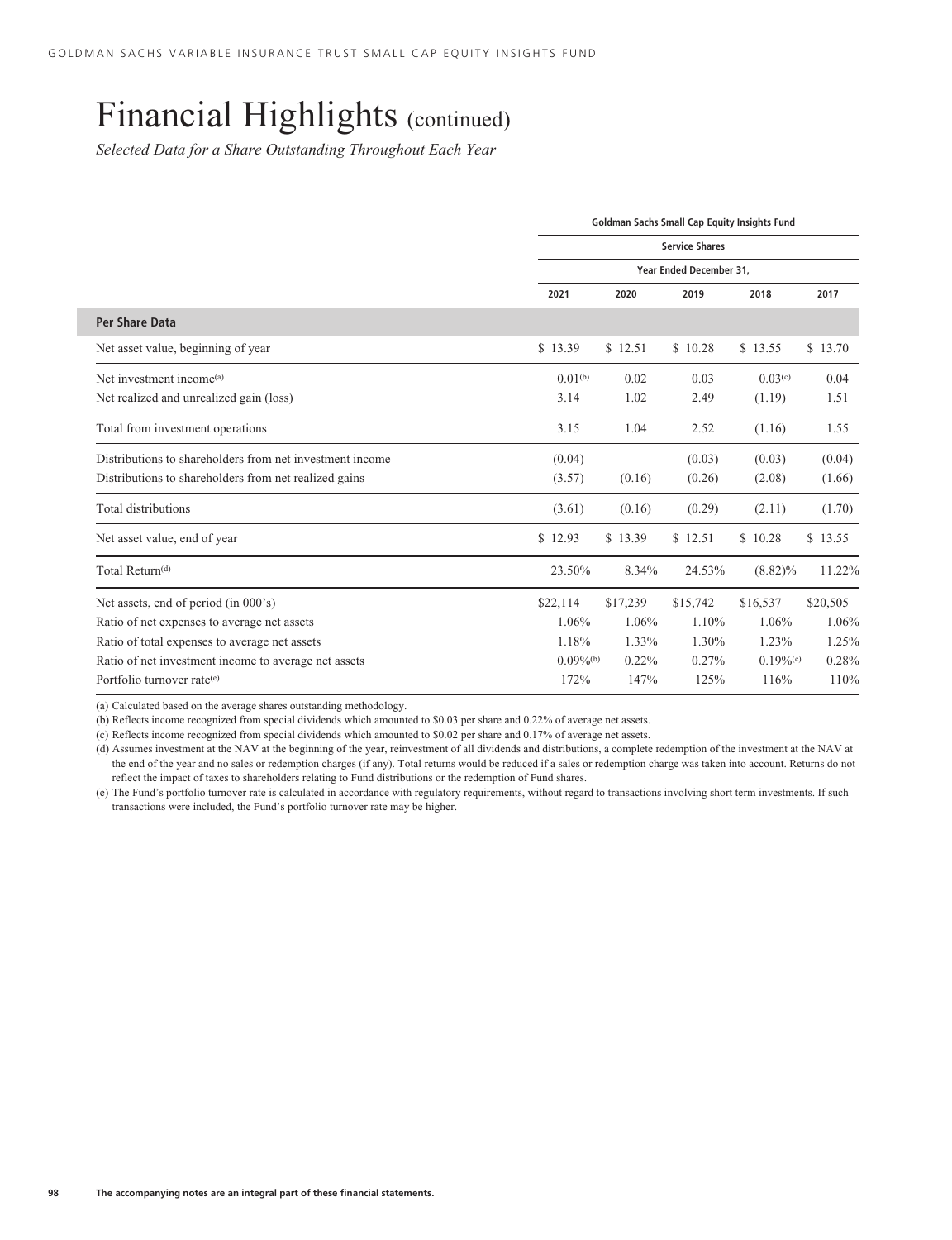# Financial Highlights (continued)

*Selected Data for a Share Outstanding Throughout Each Year*

| | Goldman Sachs Small Cap Equity Insights Fund | | | | |
|---|---|---|---|---|---|
| | Service Shares | | | | |
| | Year Ended December 31, | | | | |
| | 2021 | 2020 | 2019 | 2018 | 2017 |
| **Per Share Data** | | | | | |
| Net asset value, beginning of year | $ 13.39 | $ 12.51 | $ 10.28 | $ 13.55 | $ 13.70 |
| Net investment income[(a)] | 0.01[(b)] | 0.02 | 0.03 | 0.03[(c)] | 0.04 |
| Net realized and unrealized gain (loss) | 3.14 | 1.02 | 2.49 | (1.19) | 1.51 |
| Total from investment operations | 3.15 | 1.04 | 2.52 | (1.16) | 1.55 |
| Distributions to shareholders from net investment income | (0.04) | — | (0.03) | (0.03) | (0.04) |
| Distributions to shareholders from net realized gains | (3.57) | (0.16) | (0.26) | (2.08) | (1.66) |
| Total distributions | (3.61) | (0.16) | (0.29) | (2.11) | (1.70) |
| Net asset value, end of year | $ 12.93 | $ 13.39 | $ 12.51 | $ 10.28 | $ 13.55 |
| Total Return[(d)] | 23.50% | 8.34% | 24.53% | (8.82)% | 11.22% |
| Net assets, end of period (in 000's) | $22,114 | $17,239 | $15,742 | $16,537 | $20,505 |
| Ratio of net expenses to average net assets | 1.06% | 1.06% | 1.10% | 1.06% | 1.06% |
| Ratio of total expenses to average net assets | 1.18% | 1.33% | 1.30% | 1.23% | 1.25% |
| Ratio of net investment income to average net assets | 0.09%[(b)] | 0.22% | 0.27% | 0.19%[(c)] | 0.28% |
| Portfolio turnover rate[(e)] | 172% | 147% | 125% | 116% | 110% |

(a) Calculated based on the average shares outstanding methodology.

(b) Reflects income recognized from special dividends which amounted to $0.03 per share and 0.22% of average net assets.

(c) Reflects income recognized from special dividends which amounted to $0.02 per share and 0.17% of average net assets.

(d) Assumes investment at the NAV at the beginning of the year, reinvestment of all dividends and distributions, a complete redemption of the investment at the NAV at the end of the year and no sales or redemption charges (if any). Total returns would be reduced if a sales or redemption charge was taken into account. Returns do not reflect the impact of taxes to shareholders relating to Fund distributions or the redemption of Fund shares.

(e) The Fund's portfolio turnover rate is calculated in accordance with regulatory requirements, without regard to transactions involving short term investments. If such transactions were included, the Fund's portfolio turnover rate may be higher.

**The accompanying notes are an integral part of these financial statements.**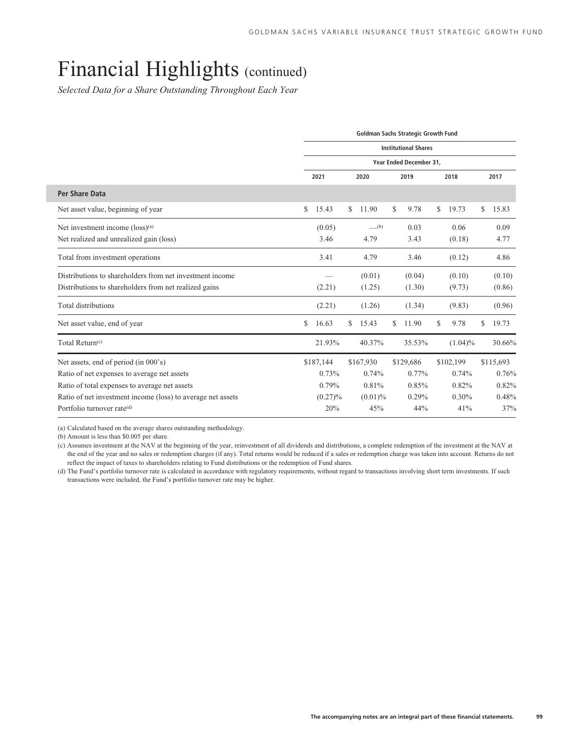# Financial Highlights (continued)

*Selected Data for a Share Outstanding Throughout Each Year*

| | Goldman Sachs Strategic Growth Fund | | | | |
|---|---|---|---|---|---|
| | Institutional Shares | | | | |
| | Year Ended December 31, | | | | |
| | 2021 | 2020 | 2019 | 2018 | 2017 |
| **Per Share Data** | | | | | |
| Net asset value, beginning of year | $ 15.43 | $ 11.90 | $ 9.78 | $ 19.73 | $ 15.83 |
| Net investment income (loss)[(a)] | (0.05) | —[(b)] | 0.03 | 0.06 | 0.09 |
| Net realized and unrealized gain (loss) | 3.46 | 4.79 | 3.43 | (0.18) | 4.77 |
| Total from investment operations | 3.41 | 4.79 | 3.46 | (0.12) | 4.86 |
| Distributions to shareholders from net investment income | — | (0.01) | (0.04) | (0.10) | (0.10) |
| Distributions to shareholders from net realized gains | (2.21) | (1.25) | (1.30) | (9.73) | (0.86) |
| Total distributions | (2.21) | (1.26) | (1.34) | (9.83) | (0.96) |
| Net asset value, end of year | $ 16.63 | $ 15.43 | $ 11.90 | $ 9.78 | $ 19.73 |
| Total Return[(c)] | 21.93% | 40.37% | 35.53% | (1.04)% | 30.66% |
| Net assets, end of period (in 000's) | $187,144 | $167,930 | $129,686 | $102,199 | $115,693 |
| Ratio of net expenses to average net assets | 0.73% | 0.74% | 0.77% | 0.74% | 0.76% |
| Ratio of total expenses to average net assets | 0.79% | 0.81% | 0.85% | 0.82% | 0.82% |
| Ratio of net investment income (loss) to average net assets | (0.27)% | (0.01)% | 0.29% | 0.30% | 0.48% |
| Portfolio turnover rate[(d)] | 20% | 45% | 44% | 41% | 37% |

(a) Calculated based on the average shares outstanding methodology.

(b) Amount is less than $0.005 per share.

(c) Assumes investment at the NAV at the beginning of the year, reinvestment of all dividends and distributions, a complete redemption of the investment at the NAV at the end of the year and no sales or redemption charges (if any). Total returns would be reduced if a sales or redemption charge was taken into account. Returns do not reflect the impact of taxes to shareholders relating to Fund distributions or the redemption of Fund shares.

(d) The Fund's portfolio turnover rate is calculated in accordance with regulatory requirements, without regard to transactions involving short term investments. If such transactions were included, the Fund's portfolio turnover rate may be higher.

**The accompanying notes are an integral part of these financial statements.**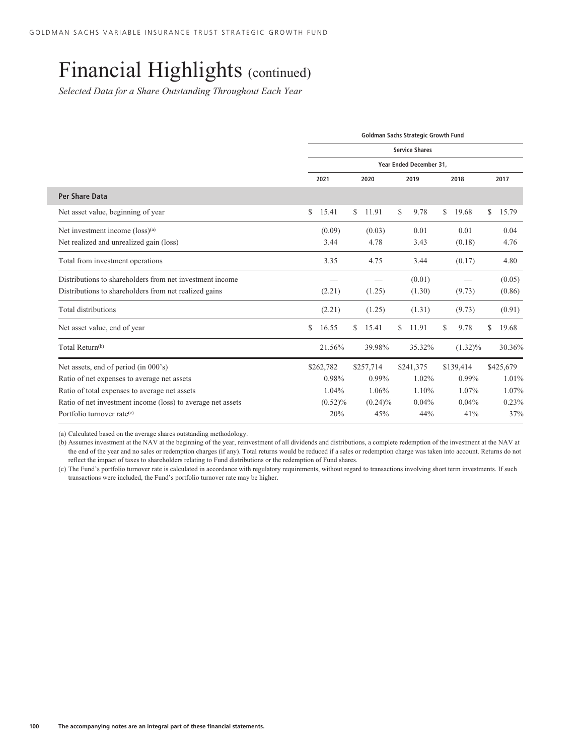# Financial Highlights (continued)

*Selected Data for a Share Outstanding Throughout Each Year*

| | Goldman Sachs Strategic Growth Fund | | | | |
|---|---|---|---|---|---|
| | Service Shares | | | | |
| | Year Ended December 31, | | | | |
| | 2021 | 2020 | 2019 | 2018 | 2017 |
| **Per Share Data** | | | | | |
| Net asset value, beginning of year | $ 15.41 | $ 11.91 | $ 9.78 | $ 19.68 | $ 15.79 |
| Net investment income (loss)[(a)] | (0.09) | (0.03) | 0.01 | 0.01 | 0.04 |
| Net realized and unrealized gain (loss) | 3.44 | 4.78 | 3.43 | (0.18) | 4.76 |
| Total from investment operations | 3.35 | 4.75 | 3.44 | (0.17) | 4.80 |
| Distributions to shareholders from net investment income | — | — | (0.01) | — | (0.05) |
| Distributions to shareholders from net realized gains | (2.21) | (1.25) | (1.30) | (9.73) | (0.86) |
| Total distributions | (2.21) | (1.25) | (1.31) | (9.73) | (0.91) |
| Net asset value, end of year | $ 16.55 | $ 15.41 | $ 11.91 | $ 9.78 | $ 19.68 |
| Total Return[(b)] | 21.56% | 39.98% | 35.32% | (1.32)% | 30.36% |
| Net assets, end of period (in 000's) | $262,782 | $257,714 | $241,375 | $139,414 | $425,679 |
| Ratio of net expenses to average net assets | 0.98% | 0.99% | 1.02% | 0.99% | 1.01% |
| Ratio of total expenses to average net assets | 1.04% | 1.06% | 1.10% | 1.07% | 1.07% |
| Ratio of net investment income (loss) to average net assets | (0.52)% | (0.24)% | 0.04% | 0.04% | 0.23% |
| Portfolio turnover rate[(c)] | 20% | 45% | 44% | 41% | 37% |

(a) Calculated based on the average shares outstanding methodology.

(b) Assumes investment at the NAV at the beginning of the year, reinvestment of all dividends and distributions, a complete redemption of the investment at the NAV at the end of the year and no sales or redemption charges (if any). Total returns would be reduced if a sales or redemption charge was taken into account. Returns do not reflect the impact of taxes to shareholders relating to Fund distributions or the redemption of Fund shares.

(c) The Fund's portfolio turnover rate is calculated in accordance with regulatory requirements, without regard to transactions involving short term investments. If such transactions were included, the Fund's portfolio turnover rate may be higher.

**The accompanying notes are an integral part of these financial statements.**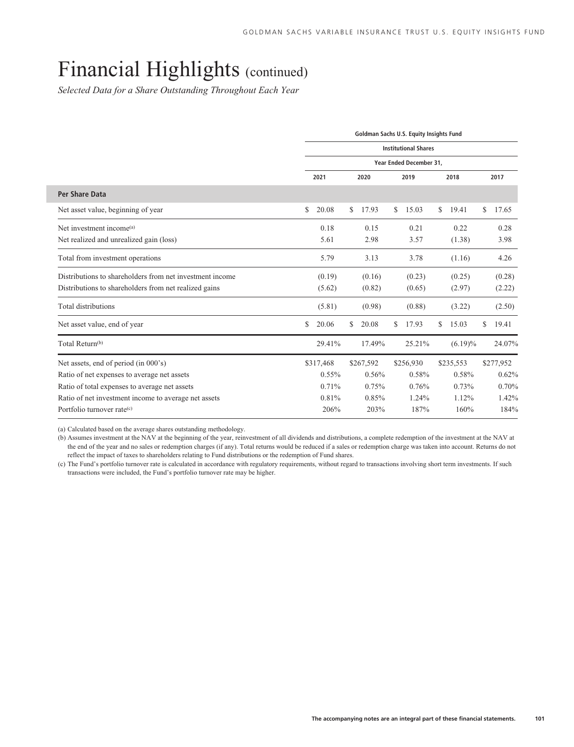# Financial Highlights (continued)

*Selected Data for a Share Outstanding Throughout Each Year*

| | Goldman Sachs U.S. Equity Insights Fund | | | | |
|---|---|---|---|---|---|
| | Institutional Shares | | | | |
| | Year Ended December 31, | | | | |
| | 2021 | 2020 | 2019 | 2018 | 2017 |
| **Per Share Data** | | | | | |
| Net asset value, beginning of year | $ 20.08 | $ 17.93 | $ 15.03 | $ 19.41 | $ 17.65 |
| Net investment income[(a)] | 0.18 | 0.15 | 0.21 | 0.22 | 0.28 |
| Net realized and unrealized gain (loss) | 5.61 | 2.98 | 3.57 | (1.38) | 3.98 |
| Total from investment operations | 5.79 | 3.13 | 3.78 | (1.16) | 4.26 |
| Distributions to shareholders from net investment income | (0.19) | (0.16) | (0.23) | (0.25) | (0.28) |
| Distributions to shareholders from net realized gains | (5.62) | (0.82) | (0.65) | (2.97) | (2.22) |
| Total distributions | (5.81) | (0.98) | (0.88) | (3.22) | (2.50) |
| Net asset value, end of year | $ 20.06 | $ 20.08 | $ 17.93 | $ 15.03 | $ 19.41 |
| Total Return[(b)] | 29.41% | 17.49% | 25.21% | (6.19)% | 24.07% |
| Net assets, end of period (in 000's) | $317,468 | $267,592 | $256,930 | $235,553 | $277,952 |
| Ratio of net expenses to average net assets | 0.55% | 0.56% | 0.58% | 0.58% | 0.62% |
| Ratio of total expenses to average net assets | 0.71% | 0.75% | 0.76% | 0.73% | 0.70% |
| Ratio of net investment income to average net assets | 0.81% | 0.85% | 1.24% | 1.12% | 1.42% |
| Portfolio turnover rate[(c)] | 206% | 203% | 187% | 160% | 184% |

(a) Calculated based on the average shares outstanding methodology.

(b) Assumes investment at the NAV at the beginning of the year, reinvestment of all dividends and distributions, a complete redemption of the investment at the NAV at the end of the year and no sales or redemption charges (if any). Total returns would be reduced if a sales or redemption charge was taken into account. Returns do not reflect the impact of taxes to shareholders relating to Fund distributions or the redemption of Fund shares.

(c) The Fund's portfolio turnover rate is calculated in accordance with regulatory requirements, without regard to transactions involving short term investments. If such transactions were included, the Fund's portfolio turnover rate may be higher.

**The accompanying notes are an integral part of these financial statements.**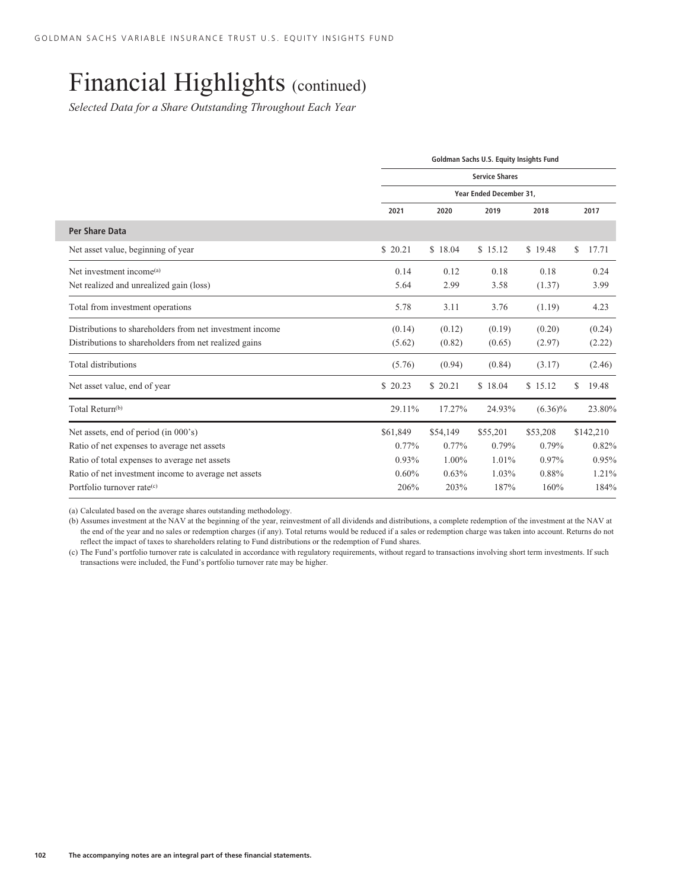# Financial Highlights (continued)

*Selected Data for a Share Outstanding Throughout Each Year*

| | Goldman Sachs U.S. Equity Insights Fund | | | | |
|---|---|---|---|---|---|
| | Service Shares | | | | |
| | Year Ended December 31, | | | | |
| | 2021 | 2020 | 2019 | 2018 | 2017 |
| **Per Share Data** | | | | | |
| Net asset value, beginning of year | $ 20.21 | $ 18.04 | $ 15.12 | $ 19.48 | $ 17.71 |
| Net investment income[(a)] | 0.14 | 0.12 | 0.18 | 0.18 | 0.24 |
| Net realized and unrealized gain (loss) | 5.64 | 2.99 | 3.58 | (1.37) | 3.99 |
| Total from investment operations | 5.78 | 3.11 | 3.76 | (1.19) | 4.23 |
| Distributions to shareholders from net investment income | (0.14) | (0.12) | (0.19) | (0.20) | (0.24) |
| Distributions to shareholders from net realized gains | (5.62) | (0.82) | (0.65) | (2.97) | (2.22) |
| Total distributions | (5.76) | (0.94) | (0.84) | (3.17) | (2.46) |
| Net asset value, end of year | $ 20.23 | $ 20.21 | $ 18.04 | $ 15.12 | $ 19.48 |
| Total Return[(b)] | 29.11% | 17.27% | 24.93% | (6.36)% | 23.80% |
| Net assets, end of period (in 000's) | $61,849 | $54,149 | $55,201 | $53,208 | $142,210 |
| Ratio of net expenses to average net assets | 0.77% | 0.77% | 0.79% | 0.79% | 0.82% |
| Ratio of total expenses to average net assets | 0.93% | 1.00% | 1.01% | 0.97% | 0.95% |
| Ratio of net investment income to average net assets | 0.60% | 0.63% | 1.03% | 0.88% | 1.21% |
| Portfolio turnover rate[(c)] | 206% | 203% | 187% | 160% | 184% |

(a) Calculated based on the average shares outstanding methodology.

(b) Assumes investment at the NAV at the beginning of the year, reinvestment of all dividends and distributions, a complete redemption of the investment at the NAV at the end of the year and no sales or redemption charges (if any). Total returns would be reduced if a sales or redemption charge was taken into account. Returns do not reflect the impact of taxes to shareholders relating to Fund distributions or the redemption of Fund shares.

(c) The Fund's portfolio turnover rate is calculated in accordance with regulatory requirements, without regard to transactions involving short term investments. If such transactions were included, the Fund's portfolio turnover rate may be higher.

The accompanying notes are an integral part of these financial statements.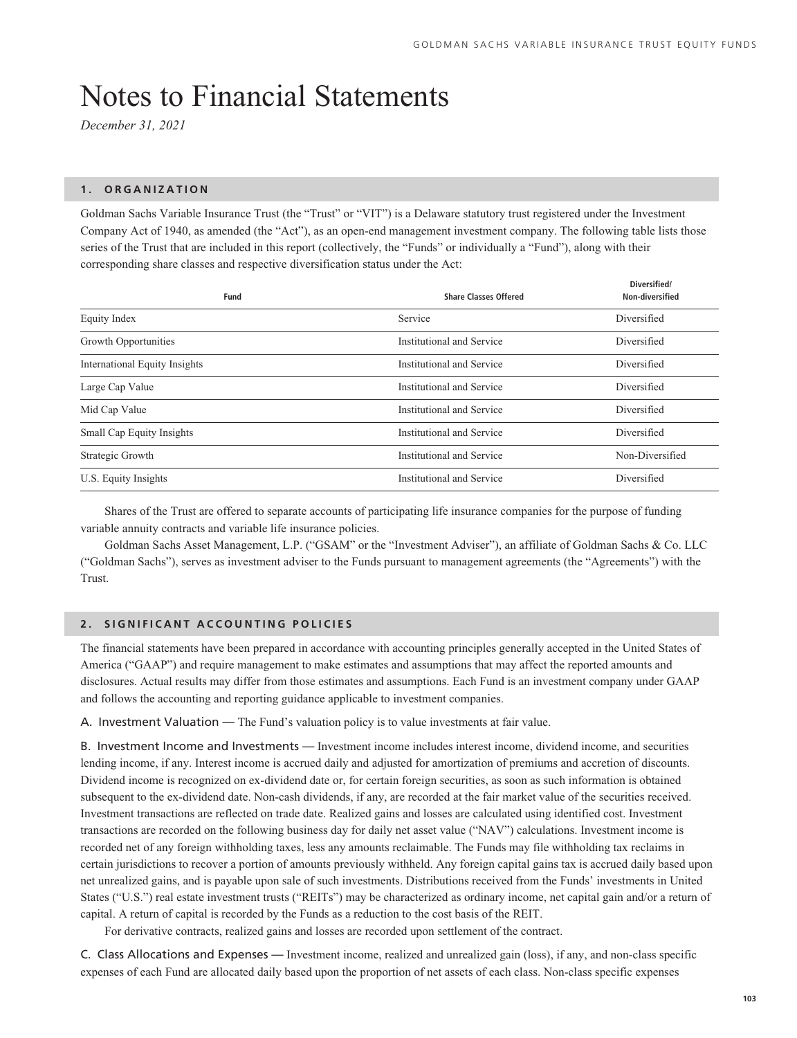# Notes to Financial Statements

*December 31, 2021*

## 1. ORGANIZATION

Goldman Sachs Variable Insurance Trust (the "Trust" or "VIT") is a Delaware statutory trust registered under the Investment Company Act of 1940, as amended (the "Act"), as an open-end management investment company. The following table lists those series of the Trust that are included in this report (collectively, the "Funds" or individually a "Fund"), along with their corresponding share classes and respective diversification status under the Act:

| Fund | Share Classes Offered | Diversified/ Non-diversified |
|---|---|---|
| Equity Index | Service | Diversified |
| Growth Opportunities | Institutional and Service | Diversified |
| International Equity Insights | Institutional and Service | Diversified |
| Large Cap Value | Institutional and Service | Diversified |
| Mid Cap Value | Institutional and Service | Diversified |
| Small Cap Equity Insights | Institutional and Service | Diversified |
| Strategic Growth | Institutional and Service | Non-Diversified |
| U.S. Equity Insights | Institutional and Service | Diversified |

Shares of the Trust are offered to separate accounts of participating life insurance companies for the purpose of funding variable annuity contracts and variable life insurance policies.

Goldman Sachs Asset Management, L.P. ("GSAM" or the "Investment Adviser"), an affiliate of Goldman Sachs & Co. LLC ("Goldman Sachs"), serves as investment adviser to the Funds pursuant to management agreements (the "Agreements") with the Trust.

## 2. SIGNIFICANT ACCOUNTING POLICIES

The financial statements have been prepared in accordance with accounting principles generally accepted in the United States of America ("GAAP") and require management to make estimates and assumptions that may affect the reported amounts and disclosures. Actual results may differ from those estimates and assumptions. Each Fund is an investment company under GAAP and follows the accounting and reporting guidance applicable to investment companies.

A. Investment Valuation — The Fund's valuation policy is to value investments at fair value.

B. Investment Income and Investments — Investment income includes interest income, dividend income, and securities lending income, if any. Interest income is accrued daily and adjusted for amortization of premiums and accretion of discounts. Dividend income is recognized on ex-dividend date or, for certain foreign securities, as soon as such information is obtained subsequent to the ex-dividend date. Non-cash dividends, if any, are recorded at the fair market value of the securities received. Investment transactions are reflected on trade date. Realized gains and losses are calculated using identified cost. Investment transactions are recorded on the following business day for daily net asset value ("NAV") calculations. Investment income is recorded net of any foreign withholding taxes, less any amounts reclaimable. The Funds may file withholding tax reclaims in certain jurisdictions to recover a portion of amounts previously withheld. Any foreign capital gains tax is accrued daily based upon net unrealized gains, and is payable upon sale of such investments. Distributions received from the Funds' investments in United States ("U.S.") real estate investment trusts ("REITs") may be characterized as ordinary income, net capital gain and/or a return of capital. A return of capital is recorded by the Funds as a reduction to the cost basis of the REIT.

For derivative contracts, realized gains and losses are recorded upon settlement of the contract.

C. Class Allocations and Expenses — Investment income, realized and unrealized gain (loss), if any, and non-class specific expenses of each Fund are allocated daily based upon the proportion of net assets of each class. Non-class specific expenses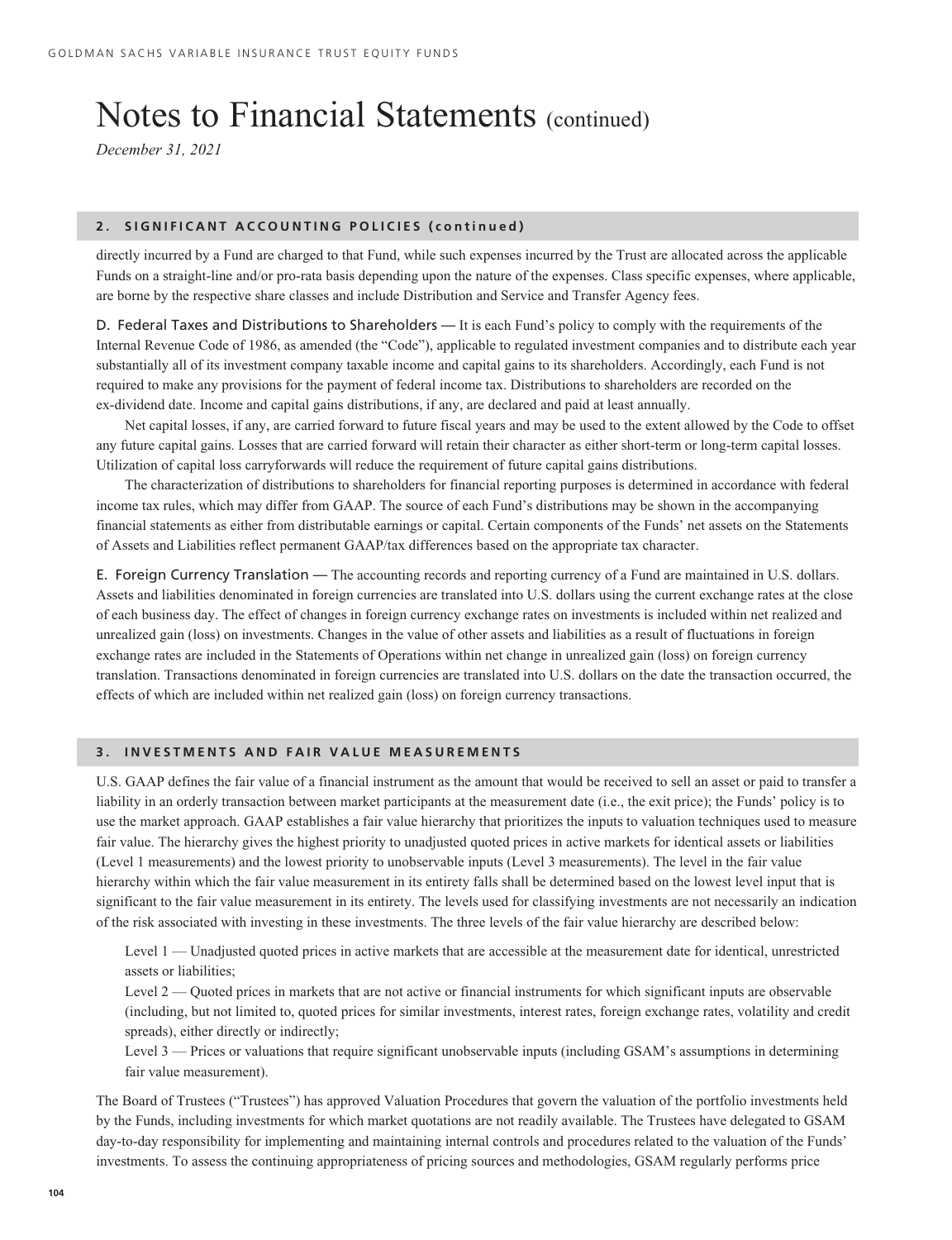# Notes to Financial Statements (continued)

*December 31, 2021*

## 2. SIGNIFICANT ACCOUNTING POLICIES (continued)

directly incurred by a Fund are charged to that Fund, while such expenses incurred by the Trust are allocated across the applicable Funds on a straight-line and/or pro-rata basis depending upon the nature of the expenses. Class specific expenses, where applicable, are borne by the respective share classes and include Distribution and Service and Transfer Agency fees.

D. Federal Taxes and Distributions to Shareholders — It is each Fund's policy to comply with the requirements of the Internal Revenue Code of 1986, as amended (the "Code"), applicable to regulated investment companies and to distribute each year substantially all of its investment company taxable income and capital gains to its shareholders. Accordingly, each Fund is not required to make any provisions for the payment of federal income tax. Distributions to shareholders are recorded on the ex-dividend date. Income and capital gains distributions, if any, are declared and paid at least annually.

Net capital losses, if any, are carried forward to future fiscal years and may be used to the extent allowed by the Code to offset any future capital gains. Losses that are carried forward will retain their character as either short-term or long-term capital losses. Utilization of capital loss carryforwards will reduce the requirement of future capital gains distributions.

The characterization of distributions to shareholders for financial reporting purposes is determined in accordance with federal income tax rules, which may differ from GAAP. The source of each Fund's distributions may be shown in the accompanying financial statements as either from distributable earnings or capital. Certain components of the Funds' net assets on the Statements of Assets and Liabilities reflect permanent GAAP/tax differences based on the appropriate tax character.

E. Foreign Currency Translation — The accounting records and reporting currency of a Fund are maintained in U.S. dollars. Assets and liabilities denominated in foreign currencies are translated into U.S. dollars using the current exchange rates at the close of each business day. The effect of changes in foreign currency exchange rates on investments is included within net realized and unrealized gain (loss) on investments. Changes in the value of other assets and liabilities as a result of fluctuations in foreign exchange rates are included in the Statements of Operations within net change in unrealized gain (loss) on foreign currency translation. Transactions denominated in foreign currencies are translated into U.S. dollars on the date the transaction occurred, the effects of which are included within net realized gain (loss) on foreign currency transactions.

## 3. INVESTMENTS AND FAIR VALUE MEASUREMENTS

U.S. GAAP defines the fair value of a financial instrument as the amount that would be received to sell an asset or paid to transfer a liability in an orderly transaction between market participants at the measurement date (i.e., the exit price); the Funds' policy is to use the market approach. GAAP establishes a fair value hierarchy that prioritizes the inputs to valuation techniques used to measure fair value. The hierarchy gives the highest priority to unadjusted quoted prices in active markets for identical assets or liabilities (Level 1 measurements) and the lowest priority to unobservable inputs (Level 3 measurements). The level in the fair value hierarchy within which the fair value measurement in its entirety falls shall be determined based on the lowest level input that is significant to the fair value measurement in its entirety. The levels used for classifying investments are not necessarily an indication of the risk associated with investing in these investments. The three levels of the fair value hierarchy are described below:

Level 1 — Unadjusted quoted prices in active markets that are accessible at the measurement date for identical, unrestricted assets or liabilities;

Level 2 — Quoted prices in markets that are not active or financial instruments for which significant inputs are observable (including, but not limited to, quoted prices for similar investments, interest rates, foreign exchange rates, volatility and credit spreads), either directly or indirectly;

Level 3 — Prices or valuations that require significant unobservable inputs (including GSAM's assumptions in determining fair value measurement).

The Board of Trustees ("Trustees") has approved Valuation Procedures that govern the valuation of the portfolio investments held by the Funds, including investments for which market quotations are not readily available. The Trustees have delegated to GSAM day-to-day responsibility for implementing and maintaining internal controls and procedures related to the valuation of the Funds' investments. To assess the continuing appropriateness of pricing sources and methodologies, GSAM regularly performs price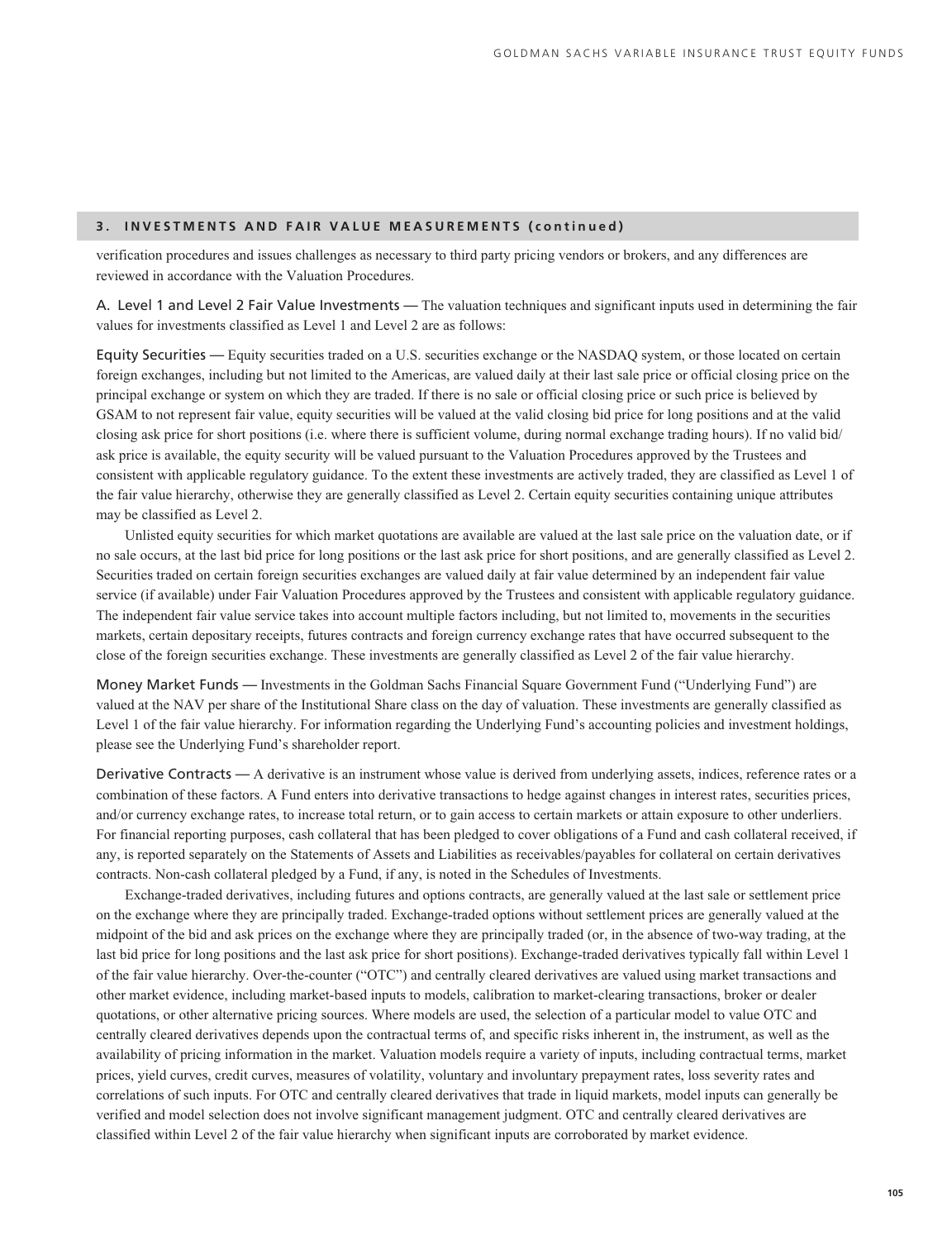## 3. INVESTMENTS AND FAIR VALUE MEASUREMENTS (continued)

verification procedures and issues challenges as necessary to third party pricing vendors or brokers, and any differences are reviewed in accordance with the Valuation Procedures.

A. Level 1 and Level 2 Fair Value Investments — The valuation techniques and significant inputs used in determining the fair values for investments classified as Level 1 and Level 2 are as follows:

Equity Securities — Equity securities traded on a U.S. securities exchange or the NASDAQ system, or those located on certain foreign exchanges, including but not limited to the Americas, are valued daily at their last sale price or official closing price on the principal exchange or system on which they are traded. If there is no sale or official closing price or such price is believed by GSAM to not represent fair value, equity securities will be valued at the valid closing bid price for long positions and at the valid closing ask price for short positions (i.e. where there is sufficient volume, during normal exchange trading hours). If no valid bid/ask price is available, the equity security will be valued pursuant to the Valuation Procedures approved by the Trustees and consistent with applicable regulatory guidance. To the extent these investments are actively traded, they are classified as Level 1 of the fair value hierarchy, otherwise they are generally classified as Level 2. Certain equity securities containing unique attributes may be classified as Level 2.

Unlisted equity securities for which market quotations are available are valued at the last sale price on the valuation date, or if no sale occurs, at the last bid price for long positions or the last ask price for short positions, and are generally classified as Level 2. Securities traded on certain foreign securities exchanges are valued daily at fair value determined by an independent fair value service (if available) under Fair Valuation Procedures approved by the Trustees and consistent with applicable regulatory guidance. The independent fair value service takes into account multiple factors including, but not limited to, movements in the securities markets, certain depositary receipts, futures contracts and foreign currency exchange rates that have occurred subsequent to the close of the foreign securities exchange. These investments are generally classified as Level 2 of the fair value hierarchy.

Money Market Funds — Investments in the Goldman Sachs Financial Square Government Fund ("Underlying Fund") are valued at the NAV per share of the Institutional Share class on the day of valuation. These investments are generally classified as Level 1 of the fair value hierarchy. For information regarding the Underlying Fund's accounting policies and investment holdings, please see the Underlying Fund's shareholder report.

Derivative Contracts — A derivative is an instrument whose value is derived from underlying assets, indices, reference rates or a combination of these factors. A Fund enters into derivative transactions to hedge against changes in interest rates, securities prices, and/or currency exchange rates, to increase total return, or to gain access to certain markets or attain exposure to other underliers. For financial reporting purposes, cash collateral that has been pledged to cover obligations of a Fund and cash collateral received, if any, is reported separately on the Statements of Assets and Liabilities as receivables/payables for collateral on certain derivatives contracts. Non-cash collateral pledged by a Fund, if any, is noted in the Schedules of Investments.

Exchange-traded derivatives, including futures and options contracts, are generally valued at the last sale or settlement price on the exchange where they are principally traded. Exchange-traded options without settlement prices are generally valued at the midpoint of the bid and ask prices on the exchange where they are principally traded (or, in the absence of two-way trading, at the last bid price for long positions and the last ask price for short positions). Exchange-traded derivatives typically fall within Level 1 of the fair value hierarchy. Over-the-counter ("OTC") and centrally cleared derivatives are valued using market transactions and other market evidence, including market-based inputs to models, calibration to market-clearing transactions, broker or dealer quotations, or other alternative pricing sources. Where models are used, the selection of a particular model to value OTC and centrally cleared derivatives depends upon the contractual terms of, and specific risks inherent in, the instrument, as well as the availability of pricing information in the market. Valuation models require a variety of inputs, including contractual terms, market prices, yield curves, credit curves, measures of volatility, voluntary and involuntary prepayment rates, loss severity rates and correlations of such inputs. For OTC and centrally cleared derivatives that trade in liquid markets, model inputs can generally be verified and model selection does not involve significant management judgment. OTC and centrally cleared derivatives are classified within Level 2 of the fair value hierarchy when significant inputs are corroborated by market evidence.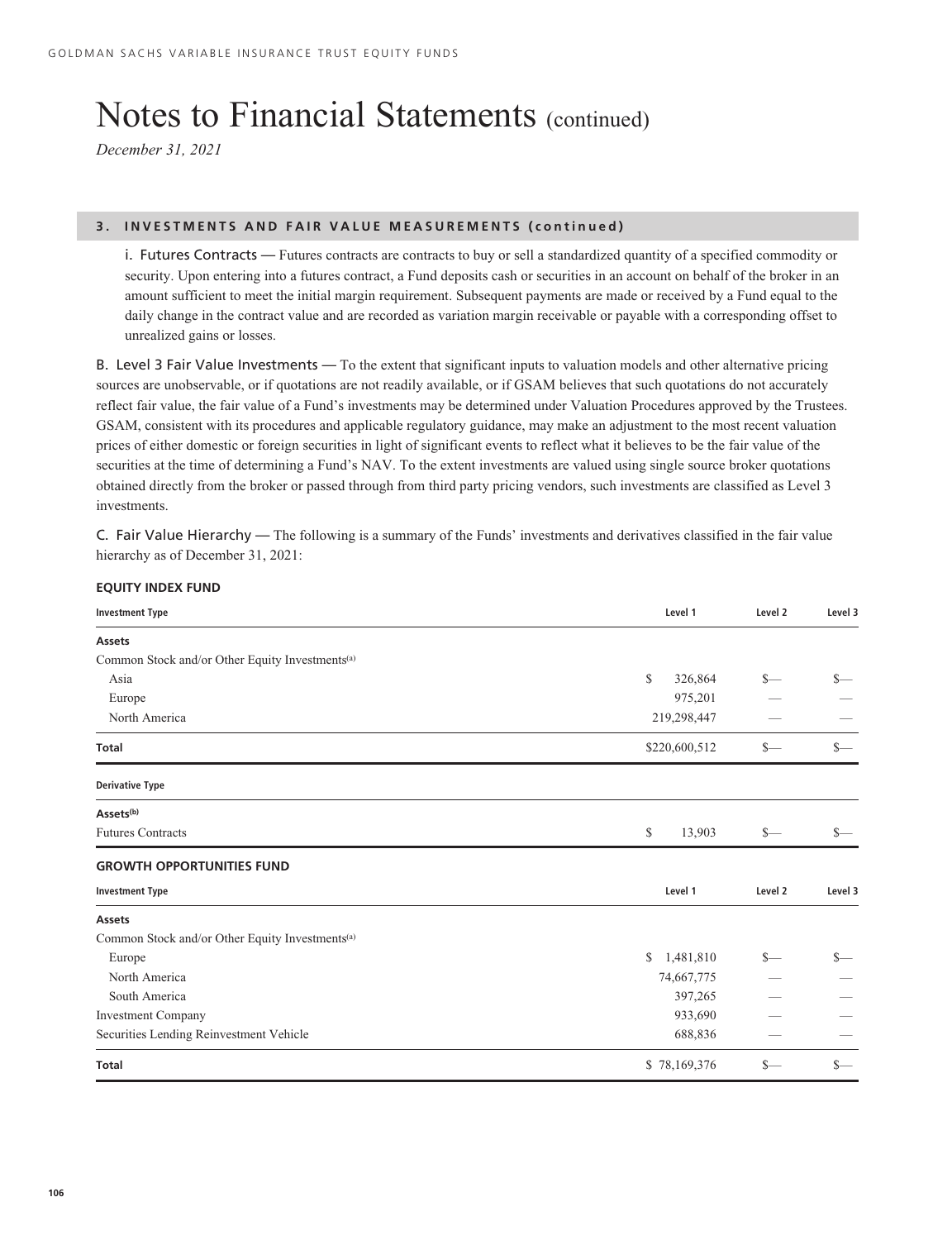# Notes to Financial Statements (continued)

*December 31, 2021*

## 3. INVESTMENTS AND FAIR VALUE MEASUREMENTS (continued)

i. Futures Contracts — Futures contracts are contracts to buy or sell a standardized quantity of a specified commodity or security. Upon entering into a futures contract, a Fund deposits cash or securities in an account on behalf of the broker in an amount sufficient to meet the initial margin requirement. Subsequent payments are made or received by a Fund equal to the daily change in the contract value and are recorded as variation margin receivable or payable with a corresponding offset to unrealized gains or losses.

B. Level 3 Fair Value Investments — To the extent that significant inputs to valuation models and other alternative pricing sources are unobservable, or if quotations are not readily available, or if GSAM believes that such quotations do not accurately reflect fair value, the fair value of a Fund's investments may be determined under Valuation Procedures approved by the Trustees. GSAM, consistent with its procedures and applicable regulatory guidance, may make an adjustment to the most recent valuation prices of either domestic or foreign securities in light of significant events to reflect what it believes to be the fair value of the securities at the time of determining a Fund's NAV. To the extent investments are valued using single source broker quotations obtained directly from the broker or passed through from third party pricing vendors, such investments are classified as Level 3 investments.

C. Fair Value Hierarchy — The following is a summary of the Funds' investments and derivatives classified in the fair value hierarchy as of December 31, 2021:

**EQUITY INDEX FUND**

| Investment Type | Level 1 | Level 2 | Level 3 |
|---|---|---|---|
| **Assets** | | | |
| Common Stock and/or Other Equity Investments[(a)] | | | |
| Asia | $ 326,864 | $— | $— |
| Europe | 975,201 | — | — |
| North America | 219,298,447 | — | — |
| **Total** | $220,600,512 | $— | $— |
| **Derivative Type** | | | |
| **Assets[(b)]** | | | |
| Futures Contracts | $ 13,903 | $— | $— |

**GROWTH OPPORTUNITIES FUND**

| Investment Type | Level 1 | Level 2 | Level 3 |
|---|---|---|---|
| **Assets** | | | |
| Common Stock and/or Other Equity Investments[(a)] | | | |
| Europe | $ 1,481,810 | $— | $— |
| North America | 74,667,775 | — | — |
| South America | 397,265 | — | — |
| Investment Company | 933,690 | — | — |
| Securities Lending Reinvestment Vehicle | 688,836 | — | — |
| **Total** | $ 78,169,376 | $— | $— |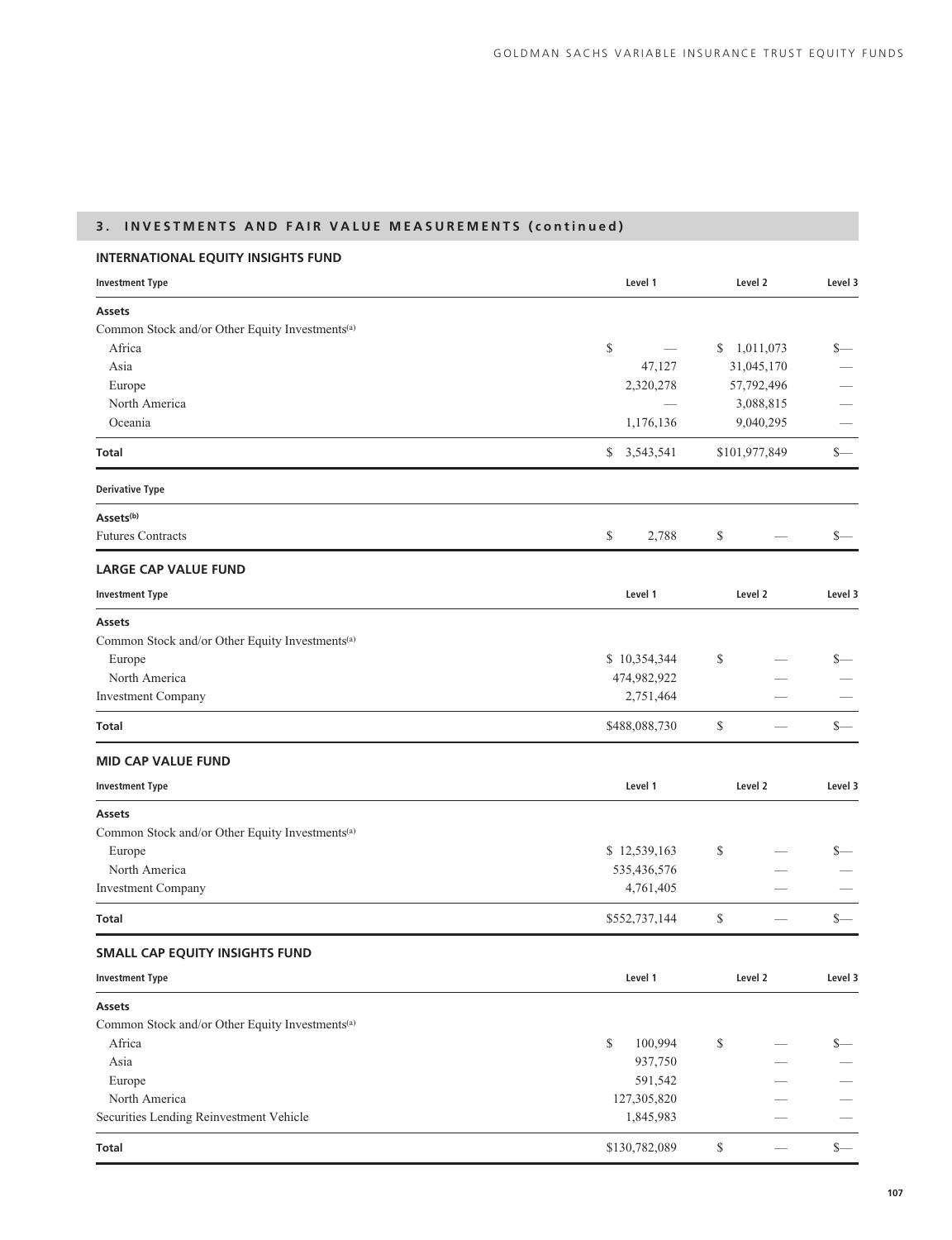## 3. INVESTMENTS AND FAIR VALUE MEASUREMENTS (continued)

### INTERNATIONAL EQUITY INSIGHTS FUND

| Investment Type | Level 1 | Level 2 | Level 3 |
|---|---|---|---|
| **Assets** | | | |
| Common Stock and/or Other Equity Investments[(a)] | | | |
| Africa | $ — | $ 1,011,073 | $— |
| Asia | 47,127 | 31,045,170 | — |
| Europe | 2,320,278 | 57,792,496 | — |
| North America | — | 3,088,815 | — |
| Oceania | 1,176,136 | 9,040,295 | — |
| **Total** | $ 3,543,541 | $101,977,849 | $— |

| Derivative Type | Level 1 | Level 2 | Level 3 |
|---|---|---|---|
| **Assets[(b)]** | | | |
| Futures Contracts | $ 2,788 | $ — | $— |

### LARGE CAP VALUE FUND

| Investment Type | Level 1 | Level 2 | Level 3 |
|---|---|---|---|
| **Assets** | | | |
| Common Stock and/or Other Equity Investments[(a)] | | | |
| Europe | $ 10,354,344 | $ — | $— |
| North America | 474,982,922 | — | — |
| Investment Company | 2,751,464 | — | — |
| **Total** | $488,088,730 | $ — | $— |

### MID CAP VALUE FUND

| Investment Type | Level 1 | Level 2 | Level 3 |
|---|---|---|---|
| **Assets** | | | |
| Common Stock and/or Other Equity Investments[(a)] | | | |
| Europe | $ 12,539,163 | $ — | $— |
| North America | 535,436,576 | — | — |
| Investment Company | 4,761,405 | — | — |
| **Total** | $552,737,144 | $ — | $— |

### SMALL CAP EQUITY INSIGHTS FUND

| Investment Type | Level 1 | Level 2 | Level 3 |
|---|---|---|---|
| **Assets** | | | |
| Common Stock and/or Other Equity Investments[(a)] | | | |
| Africa | $ 100,994 | $ — | $— |
| Asia | 937,750 | — | — |
| Europe | 591,542 | — | — |
| North America | 127,305,820 | — | — |
| Securities Lending Reinvestment Vehicle | 1,845,983 | — | — |
| **Total** | $130,782,089 | $ — | $— |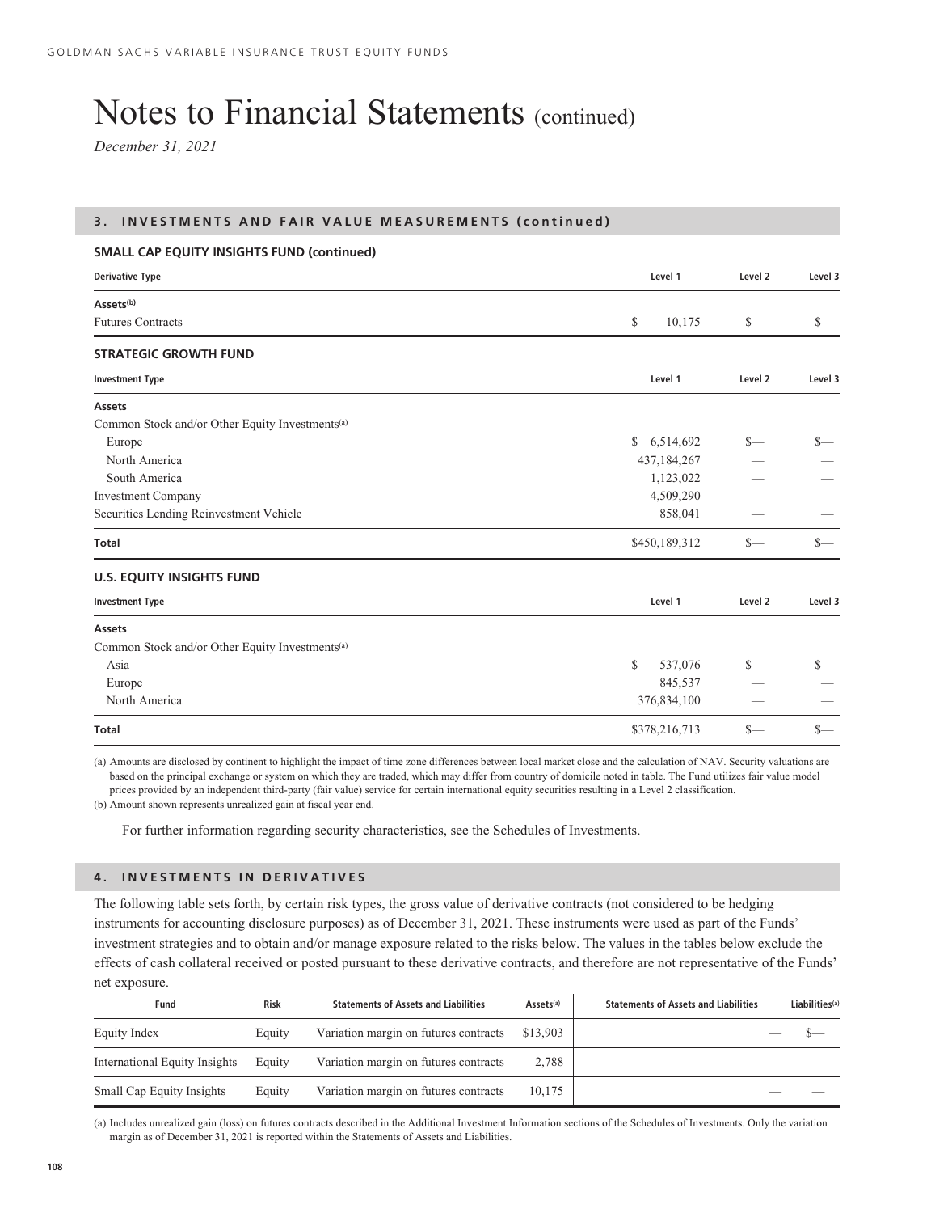# Notes to Financial Statements (continued)

*December 31, 2021*

## 3. INVESTMENTS AND FAIR VALUE MEASUREMENTS (continued)

### SMALL CAP EQUITY INSIGHTS FUND (continued)

| Derivative Type | Level 1 | Level 2 | Level 3 |
|---|---|---|---|
| **Assets[(b)]** | | | |
| Futures Contracts | $ 10,175 | $— | $— |

### STRATEGIC GROWTH FUND

| Investment Type | Level 1 | Level 2 | Level 3 |
|---|---|---|---|
| **Assets** | | | |
| Common Stock and/or Other Equity Investments[(a)] | | | |
| Europe | $ 6,514,692 | $— | $— |
| North America | 437,184,267 | — | — |
| South America | 1,123,022 | — | — |
| Investment Company | 4,509,290 | — | — |
| Securities Lending Reinvestment Vehicle | 858,041 | — | — |
| **Total** | $450,189,312 | $— | $— |

### U.S. EQUITY INSIGHTS FUND

| Investment Type | Level 1 | Level 2 | Level 3 |
|---|---|---|---|
| **Assets** | | | |
| Common Stock and/or Other Equity Investments[(a)] | | | |
| Asia | $ 537,076 | $— | $— |
| Europe | 845,537 | — | — |
| North America | 376,834,100 | — | — |
| **Total** | $378,216,713 | $— | $— |

(a) Amounts are disclosed by continent to highlight the impact of time zone differences between local market close and the calculation of NAV. Security valuations are based on the principal exchange or system on which they are traded, which may differ from country of domicile noted in table. The Fund utilizes fair value model prices provided by an independent third-party (fair value) service for certain international equity securities resulting in a Level 2 classification.

(b) Amount shown represents unrealized gain at fiscal year end.

For further information regarding security characteristics, see the Schedules of Investments.

## 4. INVESTMENTS IN DERIVATIVES

The following table sets forth, by certain risk types, the gross value of derivative contracts (not considered to be hedging instruments for accounting disclosure purposes) as of December 31, 2021. These instruments were used as part of the Funds' investment strategies and to obtain and/or manage exposure related to the risks below. The values in the tables below exclude the effects of cash collateral received or posted pursuant to these derivative contracts, and therefore are not representative of the Funds' net exposure.

| Fund | Risk | Statements of Assets and Liabilities | Assets[(a)] | Statements of Assets and Liabilities | Liabilities[(a)] |
|---|---|---|---|---|---|
| Equity Index | Equity | Variation margin on futures contracts | $13,903 | — | $— |
| International Equity Insights | Equity | Variation margin on futures contracts | 2,788 | — | — |
| Small Cap Equity Insights | Equity | Variation margin on futures contracts | 10,175 | — | — |

(a) Includes unrealized gain (loss) on futures contracts described in the Additional Investment Information sections of the Schedules of Investments. Only the variation margin as of December 31, 2021 is reported within the Statements of Assets and Liabilities.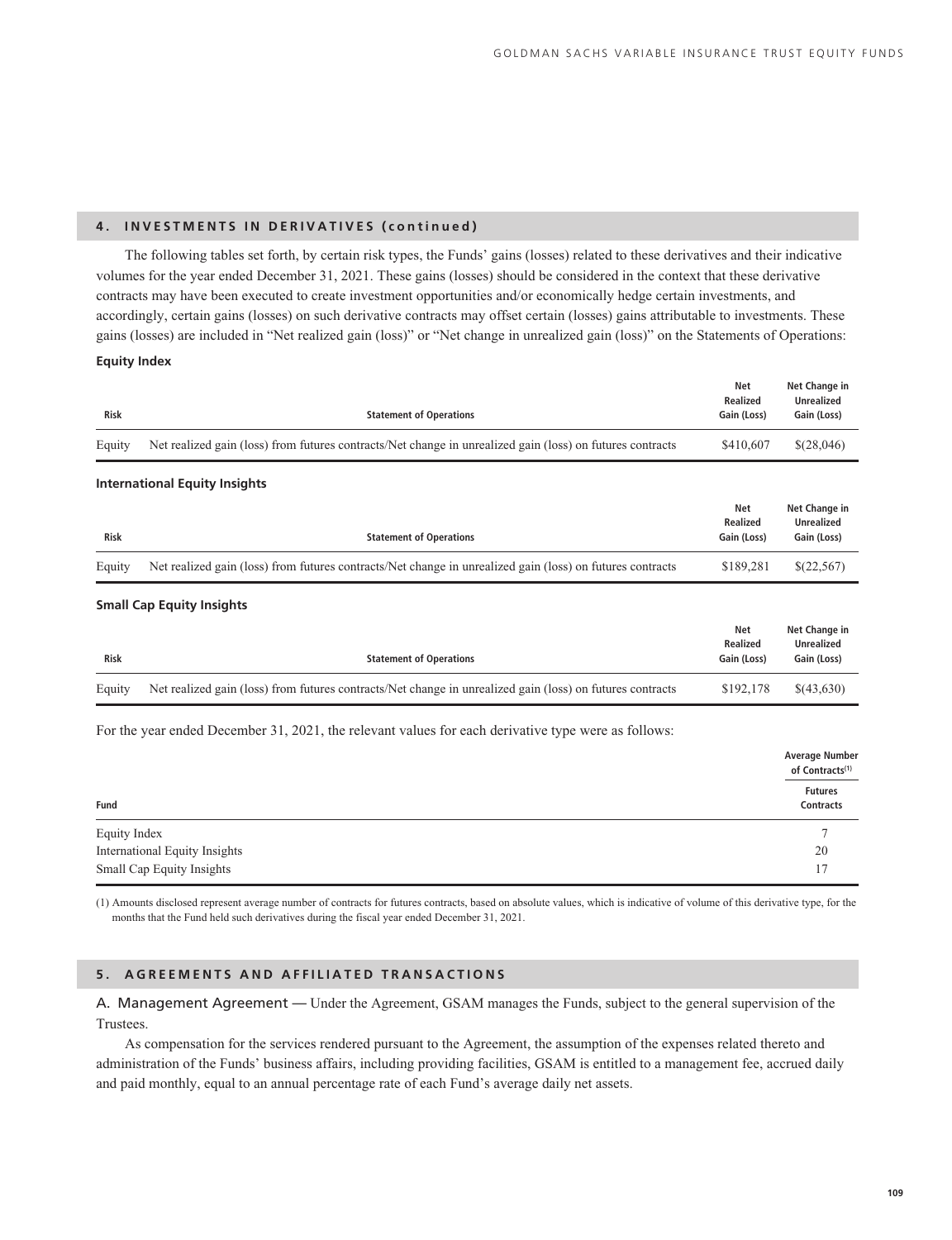## 4. INVESTMENTS IN DERIVATIVES (continued)

The following tables set forth, by certain risk types, the Funds' gains (losses) related to these derivatives and their indicative volumes for the year ended December 31, 2021. These gains (losses) should be considered in the context that these derivative contracts may have been executed to create investment opportunities and/or economically hedge certain investments, and accordingly, certain gains (losses) on such derivative contracts may offset certain (losses) gains attributable to investments. These gains (losses) are included in "Net realized gain (loss)" or "Net change in unrealized gain (loss)" on the Statements of Operations:

**Equity Index**

| Risk | Statement of Operations | Net Realized Gain (Loss) | Net Change in Unrealized Gain (Loss) |
|---|---|---|---|
| Equity | Net realized gain (loss) from futures contracts/Net change in unrealized gain (loss) on futures contracts | $410,607 | $(28,046) |

**International Equity Insights**

| Risk | Statement of Operations | Net Realized Gain (Loss) | Net Change in Unrealized Gain (Loss) |
|---|---|---|---|
| Equity | Net realized gain (loss) from futures contracts/Net change in unrealized gain (loss) on futures contracts | $189,281 | $(22,567) |

**Small Cap Equity Insights**

| Risk | Statement of Operations | Net Realized Gain (Loss) | Net Change in Unrealized Gain (Loss) |
|---|---|---|---|
| Equity | Net realized gain (loss) from futures contracts/Net change in unrealized gain (loss) on futures contracts | $192,178 | $(43,630) |

For the year ended December 31, 2021, the relevant values for each derivative type were as follows:

| | Average Number of Contracts[(1)] |
|---|---|
| Fund | Futures Contracts |
| Equity Index | 7 |
| International Equity Insights | 20 |
| Small Cap Equity Insights | 17 |

(1) Amounts disclosed represent average number of contracts for futures contracts, based on absolute values, which is indicative of volume of this derivative type, for the months that the Fund held such derivatives during the fiscal year ended December 31, 2021.

## 5. AGREEMENTS AND AFFILIATED TRANSACTIONS

A. Management Agreement — Under the Agreement, GSAM manages the Funds, subject to the general supervision of the Trustees.

As compensation for the services rendered pursuant to the Agreement, the assumption of the expenses related thereto and administration of the Funds' business affairs, including providing facilities, GSAM is entitled to a management fee, accrued daily and paid monthly, equal to an annual percentage rate of each Fund's average daily net assets.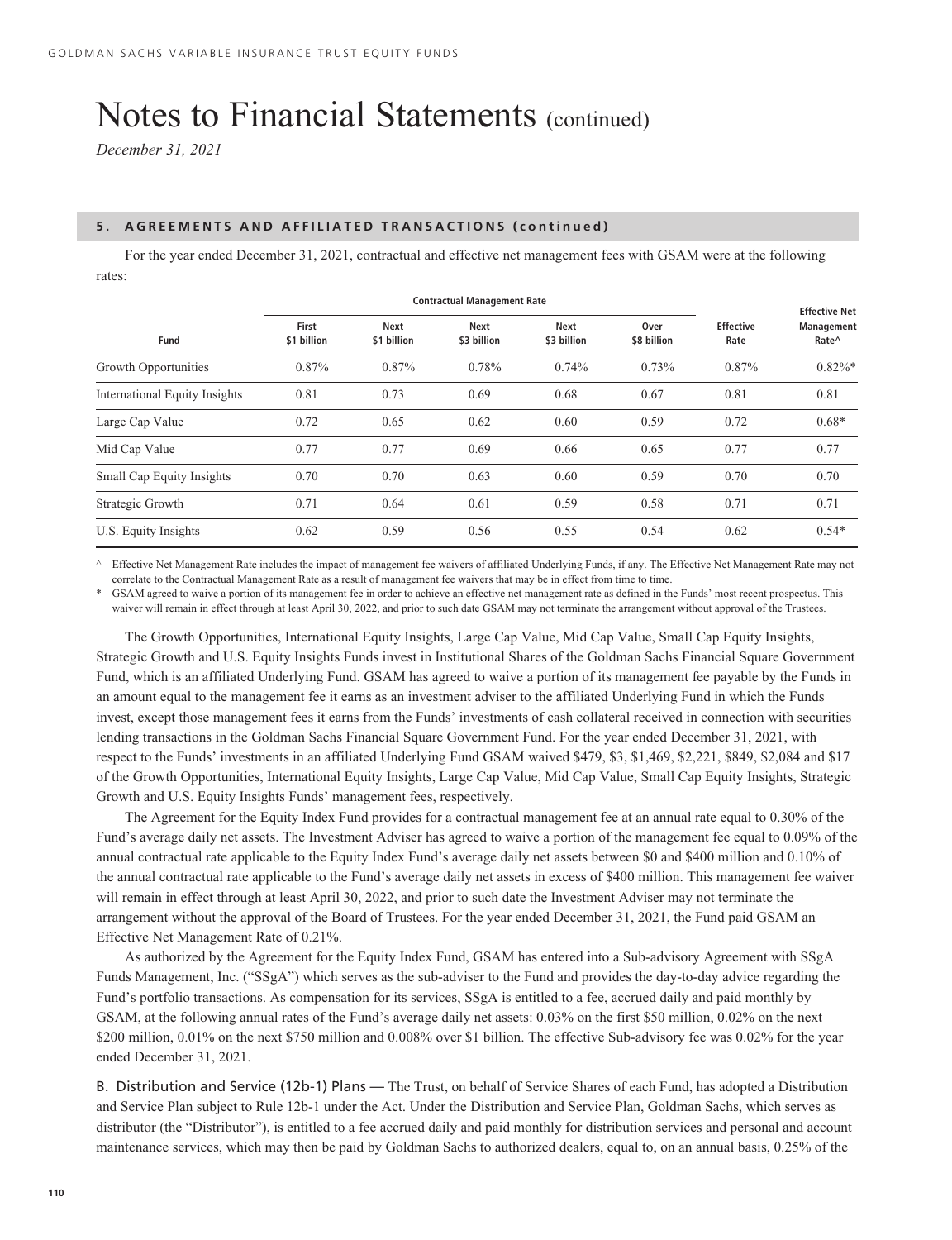# Notes to Financial Statements (continued)

*December 31, 2021*

## 5. AGREEMENTS AND AFFILIATED TRANSACTIONS (continued)

For the year ended December 31, 2021, contractual and effective net management fees with GSAM were at the following rates:

| | Contractual Management Rate | | | | | | |
|---|---|---|---|---|---|---|---|
| Fund | First $1 billion | Next $1 billion | Next $3 billion | Next $3 billion | Over $8 billion | Effective Rate | Effective Net Management Rate^ |
| Growth Opportunities | 0.87% | 0.87% | 0.78% | 0.74% | 0.73% | 0.87% | 0.82%* |
| International Equity Insights | 0.81 | 0.73 | 0.69 | 0.68 | 0.67 | 0.81 | 0.81 |
| Large Cap Value | 0.72 | 0.65 | 0.62 | 0.60 | 0.59 | 0.72 | 0.68* |
| Mid Cap Value | 0.77 | 0.77 | 0.69 | 0.66 | 0.65 | 0.77 | 0.77 |
| Small Cap Equity Insights | 0.70 | 0.70 | 0.63 | 0.60 | 0.59 | 0.70 | 0.70 |
| Strategic Growth | 0.71 | 0.64 | 0.61 | 0.59 | 0.58 | 0.71 | 0.71 |
| U.S. Equity Insights | 0.62 | 0.59 | 0.56 | 0.55 | 0.54 | 0.62 | 0.54* |

^ Effective Net Management Rate includes the impact of management fee waivers of affiliated Underlying Funds, if any. The Effective Net Management Rate may not correlate to the Contractual Management Rate as a result of management fee waivers that may be in effect from time to time.

\* GSAM agreed to waive a portion of its management fee in order to achieve an effective net management rate as defined in the Funds' most recent prospectus. This waiver will remain in effect through at least April 30, 2022, and prior to such date GSAM may not terminate the arrangement without approval of the Trustees.

The Growth Opportunities, International Equity Insights, Large Cap Value, Mid Cap Value, Small Cap Equity Insights, Strategic Growth and U.S. Equity Insights Funds invest in Institutional Shares of the Goldman Sachs Financial Square Government Fund, which is an affiliated Underlying Fund. GSAM has agreed to waive a portion of its management fee payable by the Funds in an amount equal to the management fee it earns as an investment adviser to the affiliated Underlying Fund in which the Funds invest, except those management fees it earns from the Funds' investments of cash collateral received in connection with securities lending transactions in the Goldman Sachs Financial Square Government Fund. For the year ended December 31, 2021, with respect to the Funds' investments in an affiliated Underlying Fund GSAM waived $479, $3, $1,469, $2,221, $849, $2,084 and $17 of the Growth Opportunities, International Equity Insights, Large Cap Value, Mid Cap Value, Small Cap Equity Insights, Strategic Growth and U.S. Equity Insights Funds' management fees, respectively.

The Agreement for the Equity Index Fund provides for a contractual management fee at an annual rate equal to 0.30% of the Fund's average daily net assets. The Investment Adviser has agreed to waive a portion of the management fee equal to 0.09% of the annual contractual rate applicable to the Equity Index Fund's average daily net assets between $0 and $400 million and 0.10% of the annual contractual rate applicable to the Fund's average daily net assets in excess of $400 million. This management fee waiver will remain in effect through at least April 30, 2022, and prior to such date the Investment Adviser may not terminate the arrangement without the approval of the Board of Trustees. For the year ended December 31, 2021, the Fund paid GSAM an Effective Net Management Rate of 0.21%.

As authorized by the Agreement for the Equity Index Fund, GSAM has entered into a Sub-advisory Agreement with SSgA Funds Management, Inc. ("SSgA") which serves as the sub-adviser to the Fund and provides the day-to-day advice regarding the Fund's portfolio transactions. As compensation for its services, SSgA is entitled to a fee, accrued daily and paid monthly by GSAM, at the following annual rates of the Fund's average daily net assets: 0.03% on the first $50 million, 0.02% on the next $200 million, 0.01% on the next $750 million and 0.008% over $1 billion. The effective Sub-advisory fee was 0.02% for the year ended December 31, 2021.

B. Distribution and Service (12b-1) Plans — The Trust, on behalf of Service Shares of each Fund, has adopted a Distribution and Service Plan subject to Rule 12b-1 under the Act. Under the Distribution and Service Plan, Goldman Sachs, which serves as distributor (the "Distributor"), is entitled to a fee accrued daily and paid monthly for distribution services and personal and account maintenance services, which may then be paid by Goldman Sachs to authorized dealers, equal to, on an annual basis, 0.25% of the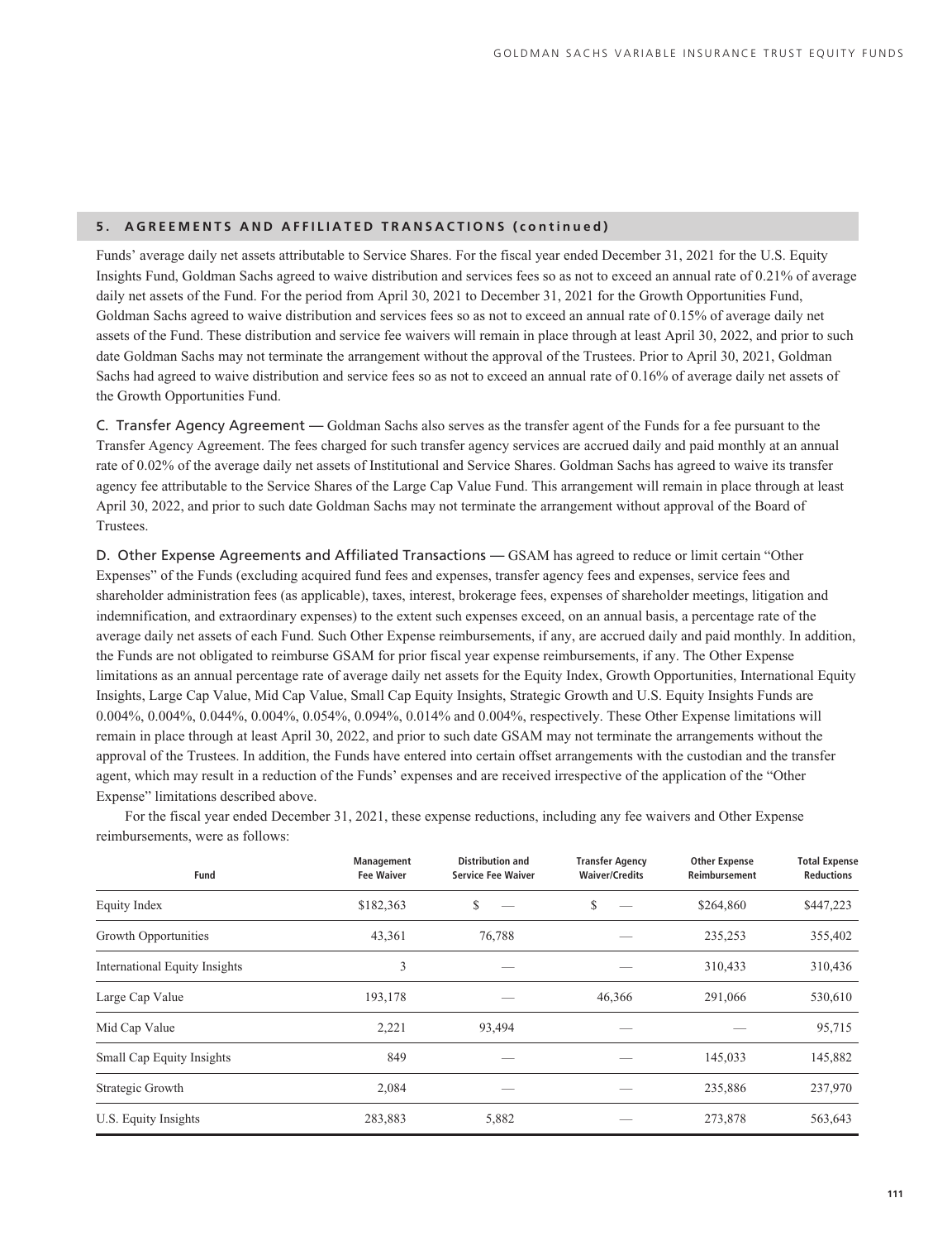## 5. AGREEMENTS AND AFFILIATED TRANSACTIONS (continued)

Funds' average daily net assets attributable to Service Shares. For the fiscal year ended December 31, 2021 for the U.S. Equity Insights Fund, Goldman Sachs agreed to waive distribution and services fees so as not to exceed an annual rate of 0.21% of average daily net assets of the Fund. For the period from April 30, 2021 to December 31, 2021 for the Growth Opportunities Fund, Goldman Sachs agreed to waive distribution and services fees so as not to exceed an annual rate of 0.15% of average daily net assets of the Fund. These distribution and service fee waivers will remain in place through at least April 30, 2022, and prior to such date Goldman Sachs may not terminate the arrangement without the approval of the Trustees. Prior to April 30, 2021, Goldman Sachs had agreed to waive distribution and service fees so as not to exceed an annual rate of 0.16% of average daily net assets of the Growth Opportunities Fund.

C. Transfer Agency Agreement — Goldman Sachs also serves as the transfer agent of the Funds for a fee pursuant to the Transfer Agency Agreement. The fees charged for such transfer agency services are accrued daily and paid monthly at an annual rate of 0.02% of the average daily net assets of Institutional and Service Shares. Goldman Sachs has agreed to waive its transfer agency fee attributable to the Service Shares of the Large Cap Value Fund. This arrangement will remain in place through at least April 30, 2022, and prior to such date Goldman Sachs may not terminate the arrangement without approval of the Board of Trustees.

D. Other Expense Agreements and Affiliated Transactions — GSAM has agreed to reduce or limit certain "Other Expenses" of the Funds (excluding acquired fund fees and expenses, transfer agency fees and expenses, service fees and shareholder administration fees (as applicable), taxes, interest, brokerage fees, expenses of shareholder meetings, litigation and indemnification, and extraordinary expenses) to the extent such expenses exceed, on an annual basis, a percentage rate of the average daily net assets of each Fund. Such Other Expense reimbursements, if any, are accrued daily and paid monthly. In addition, the Funds are not obligated to reimburse GSAM for prior fiscal year expense reimbursements, if any. The Other Expense limitations as an annual percentage rate of average daily net assets for the Equity Index, Growth Opportunities, International Equity Insights, Large Cap Value, Mid Cap Value, Small Cap Equity Insights, Strategic Growth and U.S. Equity Insights Funds are 0.004%, 0.004%, 0.044%, 0.004%, 0.054%, 0.094%, 0.014% and 0.004%, respectively. These Other Expense limitations will remain in place through at least April 30, 2022, and prior to such date GSAM may not terminate the arrangements without the approval of the Trustees. In addition, the Funds have entered into certain offset arrangements with the custodian and the transfer agent, which may result in a reduction of the Funds' expenses and are received irrespective of the application of the "Other Expense" limitations described above.

For the fiscal year ended December 31, 2021, these expense reductions, including any fee waivers and Other Expense reimbursements, were as follows:

| Fund | Management Fee Waiver | Distribution and Service Fee Waiver | Transfer Agency Waiver/Credits | Other Expense Reimbursement | Total Expense Reductions |
|---|---|---|---|---|---|
| Equity Index | $182,363 | $ — | $ — | $264,860 | $447,223 |
| Growth Opportunities | 43,361 | 76,788 | — | 235,253 | 355,402 |
| International Equity Insights | 3 | — | — | 310,433 | 310,436 |
| Large Cap Value | 193,178 | — | 46,366 | 291,066 | 530,610 |
| Mid Cap Value | 2,221 | 93,494 | — | — | 95,715 |
| Small Cap Equity Insights | 849 | — | — | 145,033 | 145,882 |
| Strategic Growth | 2,084 | — | — | 235,886 | 237,970 |
| U.S. Equity Insights | 283,883 | 5,882 | — | 273,878 | 563,643 |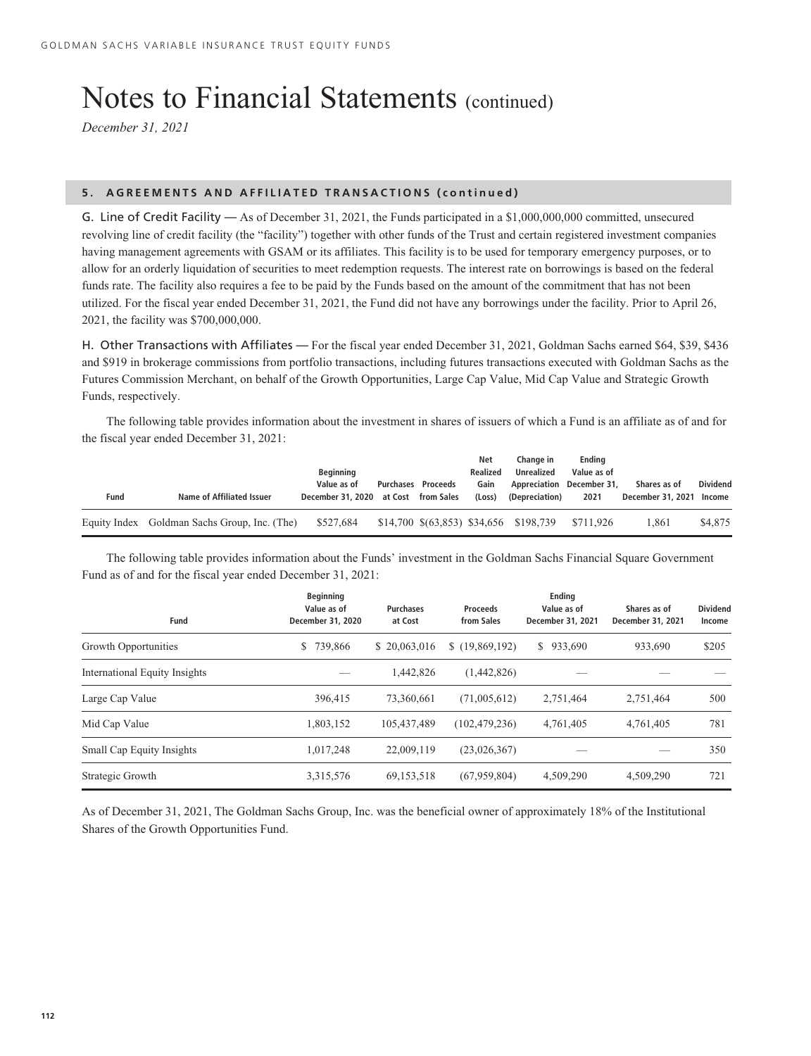# Notes to Financial Statements (continued)

*December 31, 2021*

## 5. AGREEMENTS AND AFFILIATED TRANSACTIONS (continued)

G. Line of Credit Facility — As of December 31, 2021, the Funds participated in a $1,000,000,000 committed, unsecured revolving line of credit facility (the "facility") together with other funds of the Trust and certain registered investment companies having management agreements with GSAM or its affiliates. This facility is to be used for temporary emergency purposes, or to allow for an orderly liquidation of securities to meet redemption requests. The interest rate on borrowings is based on the federal funds rate. The facility also requires a fee to be paid by the Funds based on the amount of the commitment that has not been utilized. For the fiscal year ended December 31, 2021, the Fund did not have any borrowings under the facility. Prior to April 26, 2021, the facility was $700,000,000.

H. Other Transactions with Affiliates — For the fiscal year ended December 31, 2021, Goldman Sachs earned $64, $39, $436 and $919 in brokerage commissions from portfolio transactions, including futures transactions executed with Goldman Sachs as the Futures Commission Merchant, on behalf of the Growth Opportunities, Large Cap Value, Mid Cap Value and Strategic Growth Funds, respectively.

The following table provides information about the investment in shares of issuers of which a Fund is an affiliate as of and for the fiscal year ended December 31, 2021:

| Fund | Name of Affiliated Issuer | Beginning Value as of December 31, 2020 | Purchases at Cost | Proceeds from Sales | Net Realized Gain (Loss) | Change in Unrealized Appreciation (Depreciation) | Ending Value as of December 31, 2021 | Shares as of December 31, 2021 | Dividend Income |
|---|---|---|---|---|---|---|---|---|---|
| Equity Index | Goldman Sachs Group, Inc. (The) | $527,684 | $14,700 | $(63,853) | $34,656 | $198,739 | $711,926 | 1,861 | $4,875 |

The following table provides information about the Funds' investment in the Goldman Sachs Financial Square Government Fund as of and for the fiscal year ended December 31, 2021:

| Fund | Beginning Value as of December 31, 2020 | Purchases at Cost | Proceeds from Sales | Ending Value as of December 31, 2021 | Shares as of December 31, 2021 | Dividend Income |
|---|---|---|---|---|---|---|
| Growth Opportunities | $ 739,866 | $ 20,063,016 | $ (19,869,192) | $ 933,690 | 933,690 | $205 |
| International Equity Insights | — | 1,442,826 | (1,442,826) | — | — | — |
| Large Cap Value | 396,415 | 73,360,661 | (71,005,612) | 2,751,464 | 2,751,464 | 500 |
| Mid Cap Value | 1,803,152 | 105,437,489 | (102,479,236) | 4,761,405 | 4,761,405 | 781 |
| Small Cap Equity Insights | 1,017,248 | 22,009,119 | (23,026,367) | — | — | 350 |
| Strategic Growth | 3,315,576 | 69,153,518 | (67,959,804) | 4,509,290 | 4,509,290 | 721 |

As of December 31, 2021, The Goldman Sachs Group, Inc. was the beneficial owner of approximately 18% of the Institutional Shares of the Growth Opportunities Fund.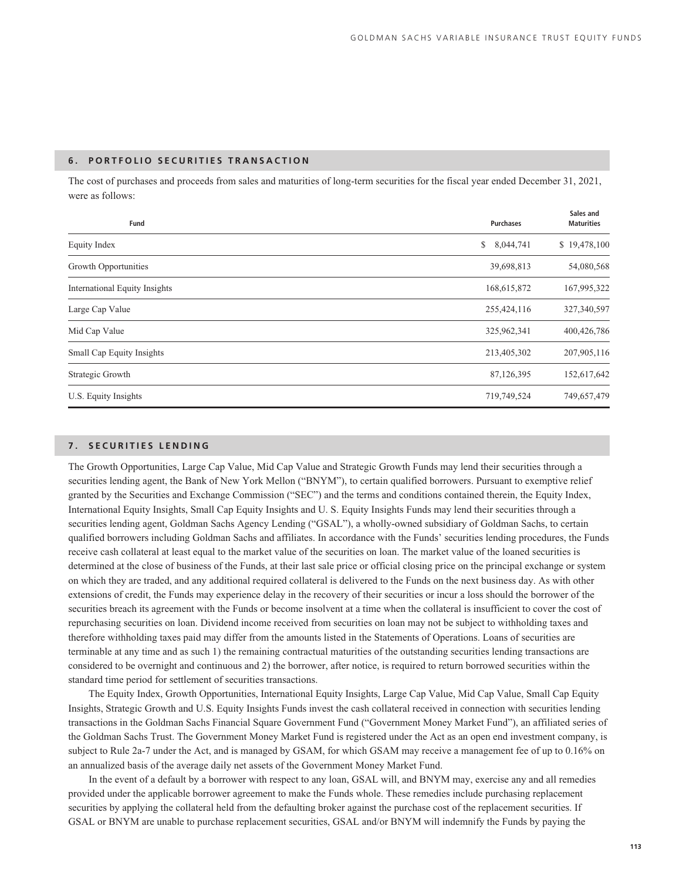## 6. PORTFOLIO SECURITIES TRANSACTION

The cost of purchases and proceeds from sales and maturities of long-term securities for the fiscal year ended December 31, 2021, were as follows:

| Fund | Purchases | Sales and Maturities |
|---|---|---|
| Equity Index | $ 8,044,741 | $ 19,478,100 |
| Growth Opportunities | 39,698,813 | 54,080,568 |
| International Equity Insights | 168,615,872 | 167,995,322 |
| Large Cap Value | 255,424,116 | 327,340,597 |
| Mid Cap Value | 325,962,341 | 400,426,786 |
| Small Cap Equity Insights | 213,405,302 | 207,905,116 |
| Strategic Growth | 87,126,395 | 152,617,642 |
| U.S. Equity Insights | 719,749,524 | 749,657,479 |

## 7. SECURITIES LENDING

The Growth Opportunities, Large Cap Value, Mid Cap Value and Strategic Growth Funds may lend their securities through a securities lending agent, the Bank of New York Mellon ("BNYM"), to certain qualified borrowers. Pursuant to exemptive relief granted by the Securities and Exchange Commission ("SEC") and the terms and conditions contained therein, the Equity Index, International Equity Insights, Small Cap Equity Insights and U. S. Equity Insights Funds may lend their securities through a securities lending agent, Goldman Sachs Agency Lending ("GSAL"), a wholly-owned subsidiary of Goldman Sachs, to certain qualified borrowers including Goldman Sachs and affiliates. In accordance with the Funds' securities lending procedures, the Funds receive cash collateral at least equal to the market value of the securities on loan. The market value of the loaned securities is determined at the close of business of the Funds, at their last sale price or official closing price on the principal exchange or system on which they are traded, and any additional required collateral is delivered to the Funds on the next business day. As with other extensions of credit, the Funds may experience delay in the recovery of their securities or incur a loss should the borrower of the securities breach its agreement with the Funds or become insolvent at a time when the collateral is insufficient to cover the cost of repurchasing securities on loan. Dividend income received from securities on loan may not be subject to withholding taxes and therefore withholding taxes paid may differ from the amounts listed in the Statements of Operations. Loans of securities are terminable at any time and as such 1) the remaining contractual maturities of the outstanding securities lending transactions are considered to be overnight and continuous and 2) the borrower, after notice, is required to return borrowed securities within the standard time period for settlement of securities transactions.

The Equity Index, Growth Opportunities, International Equity Insights, Large Cap Value, Mid Cap Value, Small Cap Equity Insights, Strategic Growth and U.S. Equity Insights Funds invest the cash collateral received in connection with securities lending transactions in the Goldman Sachs Financial Square Government Fund ("Government Money Market Fund"), an affiliated series of the Goldman Sachs Trust. The Government Money Market Fund is registered under the Act as an open end investment company, is subject to Rule 2a-7 under the Act, and is managed by GSAM, for which GSAM may receive a management fee of up to 0.16% on an annualized basis of the average daily net assets of the Government Money Market Fund.

In the event of a default by a borrower with respect to any loan, GSAL will, and BNYM may, exercise any and all remedies provided under the applicable borrower agreement to make the Funds whole. These remedies include purchasing replacement securities by applying the collateral held from the defaulting broker against the purchase cost of the replacement securities. If GSAL or BNYM are unable to purchase replacement securities, GSAL and/or BNYM will indemnify the Funds by paying the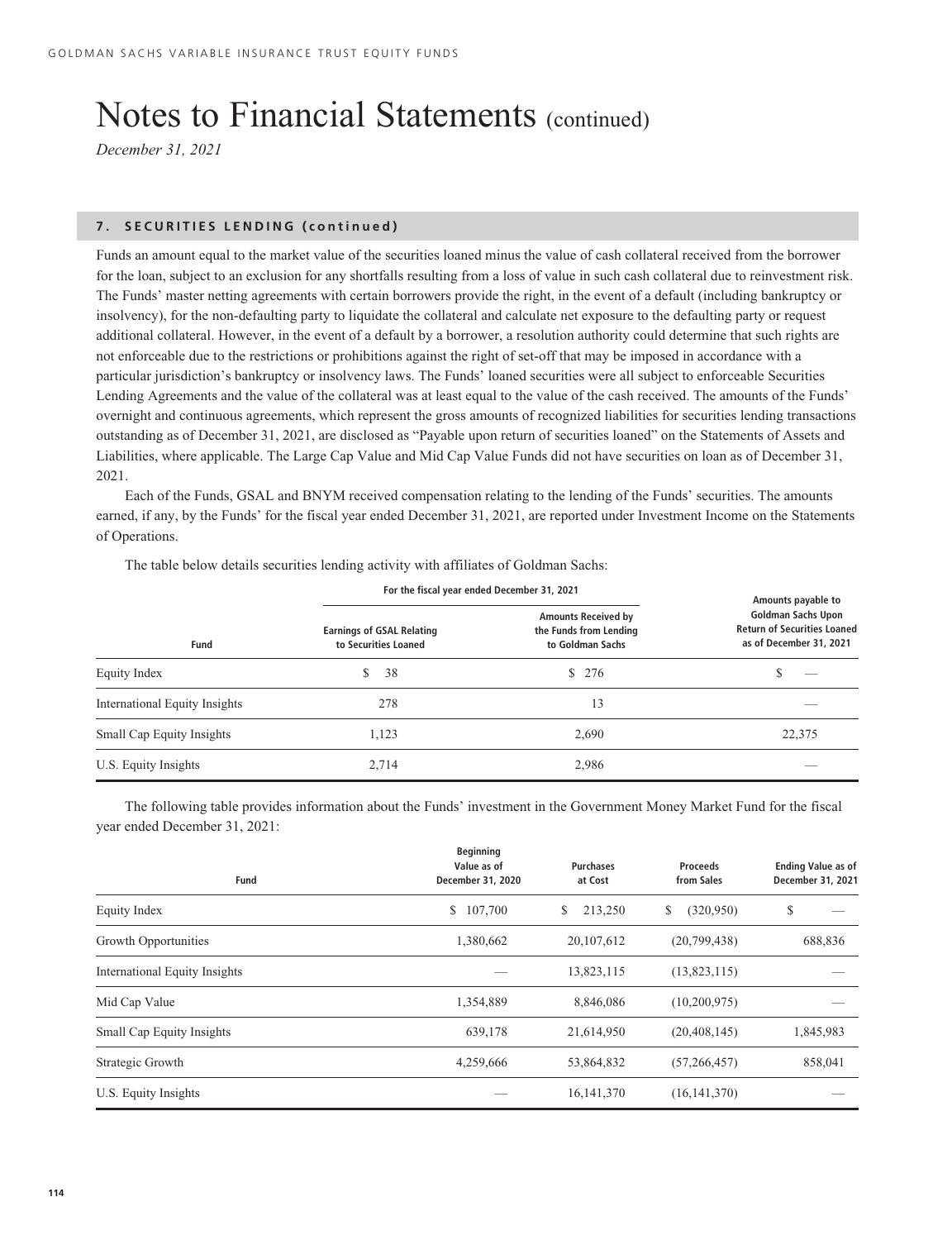# Notes to Financial Statements (continued)

*December 31, 2021*

### 7. SECURITIES LENDING (continued)

Funds an amount equal to the market value of the securities loaned minus the value of cash collateral received from the borrower for the loan, subject to an exclusion for any shortfalls resulting from a loss of value in such cash collateral due to reinvestment risk. The Funds' master netting agreements with certain borrowers provide the right, in the event of a default (including bankruptcy or insolvency), for the non-defaulting party to liquidate the collateral and calculate net exposure to the defaulting party or request additional collateral. However, in the event of a default by a borrower, a resolution authority could determine that such rights are not enforceable due to the restrictions or prohibitions against the right of set-off that may be imposed in accordance with a particular jurisdiction's bankruptcy or insolvency laws. The Funds' loaned securities were all subject to enforceable Securities Lending Agreements and the value of the collateral was at least equal to the value of the cash received. The amounts of the Funds' overnight and continuous agreements, which represent the gross amounts of recognized liabilities for securities lending transactions outstanding as of December 31, 2021, are disclosed as "Payable upon return of securities loaned" on the Statements of Assets and Liabilities, where applicable. The Large Cap Value and Mid Cap Value Funds did not have securities on loan as of December 31, 2021.

Each of the Funds, GSAL and BNYM received compensation relating to the lending of the Funds' securities. The amounts earned, if any, by the Funds' for the fiscal year ended December 31, 2021, are reported under Investment Income on the Statements of Operations.

The table below details securities lending activity with affiliates of Goldman Sachs:

| | For the fiscal year ended December 31, 2021 | | |
|---|---|---|---|
| Fund | Earnings of GSAL Relating to Securities Loaned | Amounts Received by the Funds from Lending to Goldman Sachs | Amounts payable to Goldman Sachs Upon Return of Securities Loaned as of December 31, 2021 |
| Equity Index | $ 38 | $ 276 | $ — |
| International Equity Insights | 278 | 13 | — |
| Small Cap Equity Insights | 1,123 | 2,690 | 22,375 |
| U.S. Equity Insights | 2,714 | 2,986 | — |

The following table provides information about the Funds' investment in the Government Money Market Fund for the fiscal year ended December 31, 2021:

| Fund | Beginning Value as of December 31, 2020 | Purchases at Cost | Proceeds from Sales | Ending Value as of December 31, 2021 |
|---|---|---|---|---|
| Equity Index | $ 107,700 | $ 213,250 | $ (320,950) | $ — |
| Growth Opportunities | 1,380,662 | 20,107,612 | (20,799,438) | 688,836 |
| International Equity Insights | — | 13,823,115 | (13,823,115) | — |
| Mid Cap Value | 1,354,889 | 8,846,086 | (10,200,975) | — |
| Small Cap Equity Insights | 639,178 | 21,614,950 | (20,408,145) | 1,845,983 |
| Strategic Growth | 4,259,666 | 53,864,832 | (57,266,457) | 858,041 |
| U.S. Equity Insights | — | 16,141,370 | (16,141,370) | — |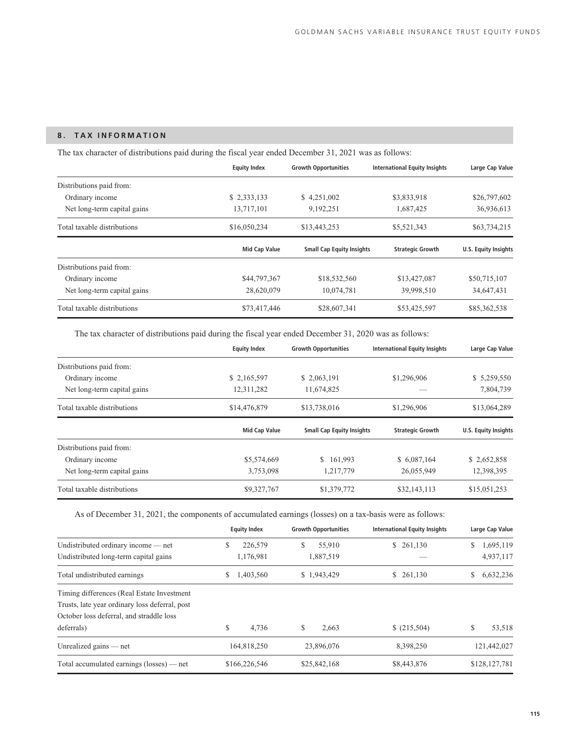## 8. TAX INFORMATION

The tax character of distributions paid during the fiscal year ended December 31, 2021 was as follows:

| | Equity Index | Growth Opportunities | International Equity Insights | Large Cap Value |
|---|---|---|---|---|
| Distributions paid from: | | | | |
| Ordinary income | $ 2,333,133 | $ 4,251,002 | $3,833,918 | $26,797,602 |
| Net long-term capital gains | 13,717,101 | 9,192,251 | 1,687,425 | 36,936,613 |
| Total taxable distributions | $16,050,234 | $13,443,253 | $5,521,343 | $63,734,215 |

| | Mid Cap Value | Small Cap Equity Insights | Strategic Growth | U.S. Equity Insights |
|---|---|---|---|---|
| Distributions paid from: | | | | |
| Ordinary income | $44,797,367 | $18,532,560 | $13,427,087 | $50,715,107 |
| Net long-term capital gains | 28,620,079 | 10,074,781 | 39,998,510 | 34,647,431 |
| Total taxable distributions | $73,417,446 | $28,607,341 | $53,425,597 | $85,362,538 |

The tax character of distributions paid during the fiscal year ended December 31, 2020 was as follows:

| | Equity Index | Growth Opportunities | International Equity Insights | Large Cap Value |
|---|---|---|---|---|
| Distributions paid from: | | | | |
| Ordinary income | $ 2,165,597 | $ 2,063,191 | $1,296,906 | $ 5,259,550 |
| Net long-term capital gains | 12,311,282 | 11,674,825 | — | 7,804,739 |
| Total taxable distributions | $14,476,879 | $13,738,016 | $1,296,906 | $13,064,289 |

| | Mid Cap Value | Small Cap Equity Insights | Strategic Growth | U.S. Equity Insights |
|---|---|---|---|---|
| Distributions paid from: | | | | |
| Ordinary income | $5,574,669 | $ 161,993 | $ 6,087,164 | $ 2,652,858 |
| Net long-term capital gains | 3,753,098 | 1,217,779 | 26,055,949 | 12,398,395 |
| Total taxable distributions | $9,327,767 | $1,379,772 | $32,143,113 | $15,051,253 |

As of December 31, 2021, the components of accumulated earnings (losses) on a tax-basis were as follows:

| | Equity Index | Growth Opportunities | International Equity Insights | Large Cap Value |
|---|---|---|---|---|
| Undistributed ordinary income — net | $ 226,579 | $ 55,910 | $ 261,130 | $ 1,695,119 |
| Undistributed long-term capital gains | 1,176,981 | 1,887,519 | — | 4,937,117 |
| Total undistributed earnings | $ 1,403,560 | $ 1,943,429 | $ 261,130 | $ 6,632,236 |
| Timing differences (Real Estate Investment Trusts, late year ordinary loss deferral, post October loss deferral, and straddle loss deferrals) | $ 4,736 | $ 2,663 | $ (215,504) | $ 53,518 |
| Unrealized gains — net | 164,818,250 | 23,896,076 | 8,398,250 | 121,442,027 |
| Total accumulated earnings (losses) — net | $166,226,546 | $25,842,168 | $8,443,876 | $128,127,781 |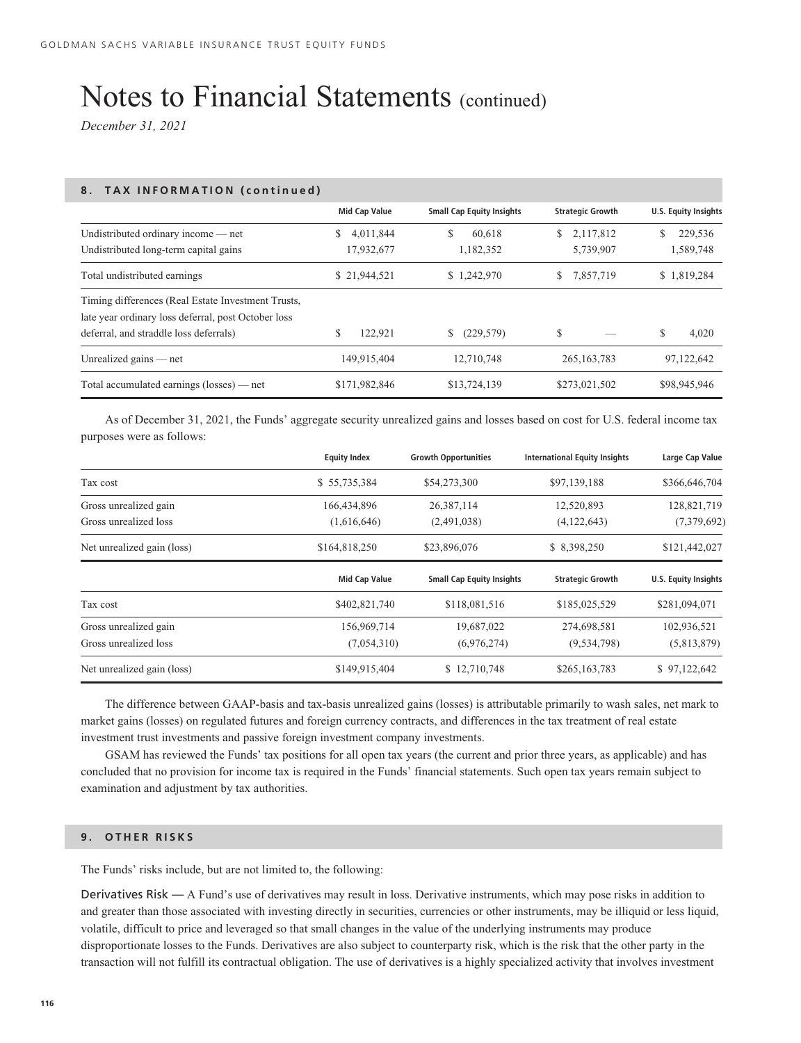# Notes to Financial Statements (continued)

*December 31, 2021*

## 8. TAX INFORMATION (continued)

| | Mid Cap Value | Small Cap Equity Insights | Strategic Growth | U.S. Equity Insights |
|---|---|---|---|---|
| Undistributed ordinary income — net | $ 4,011,844 | $ 60,618 | $ 2,117,812 | $ 229,536 |
| Undistributed long-term capital gains | 17,932,677 | 1,182,352 | 5,739,907 | 1,589,748 |
| Total undistributed earnings | $ 21,944,521 | $ 1,242,970 | $ 7,857,719 | $ 1,819,284 |
| Timing differences (Real Estate Investment Trusts, late year ordinary loss deferral, post October loss deferral, and straddle loss deferrals) | $ 122,921 | $ (229,579) | $ — | $ 4,020 |
| Unrealized gains — net | 149,915,404 | 12,710,748 | 265,163,783 | 97,122,642 |
| Total accumulated earnings (losses) — net | $171,982,846 | $13,724,139 | $273,021,502 | $98,945,946 |

As of December 31, 2021, the Funds' aggregate security unrealized gains and losses based on cost for U.S. federal income tax purposes were as follows:

| | Equity Index | Growth Opportunities | International Equity Insights | Large Cap Value |
|---|---|---|---|---|
| Tax cost | $ 55,735,384 | $54,273,300 | $97,139,188 | $366,646,704 |
| Gross unrealized gain | 166,434,896 | 26,387,114 | 12,520,893 | 128,821,719 |
| Gross unrealized loss | (1,616,646) | (2,491,038) | (4,122,643) | (7,379,692) |
| Net unrealized gain (loss) | $164,818,250 | $23,896,076 | $ 8,398,250 | $121,442,027 |

| | Mid Cap Value | Small Cap Equity Insights | Strategic Growth | U.S. Equity Insights |
|---|---|---|---|---|
| Tax cost | $402,821,740 | $118,081,516 | $185,025,529 | $281,094,071 |
| Gross unrealized gain | 156,969,714 | 19,687,022 | 274,698,581 | 102,936,521 |
| Gross unrealized loss | (7,054,310) | (6,976,274) | (9,534,798) | (5,813,879) |
| Net unrealized gain (loss) | $149,915,404 | $ 12,710,748 | $265,163,783 | $ 97,122,642 |

The difference between GAAP-basis and tax-basis unrealized gains (losses) is attributable primarily to wash sales, net mark to market gains (losses) on regulated futures and foreign currency contracts, and differences in the tax treatment of real estate investment trust investments and passive foreign investment company investments.

GSAM has reviewed the Funds' tax positions for all open tax years (the current and prior three years, as applicable) and has concluded that no provision for income tax is required in the Funds' financial statements. Such open tax years remain subject to examination and adjustment by tax authorities.

## 9. OTHER RISKS

The Funds' risks include, but are not limited to, the following:

Derivatives Risk — A Fund's use of derivatives may result in loss. Derivative instruments, which may pose risks in addition to and greater than those associated with investing directly in securities, currencies or other instruments, may be illiquid or less liquid, volatile, difficult to price and leveraged so that small changes in the value of the underlying instruments may produce disproportionate losses to the Funds. Derivatives are also subject to counterparty risk, which is the risk that the other party in the transaction will not fulfill its contractual obligation. The use of derivatives is a highly specialized activity that involves investment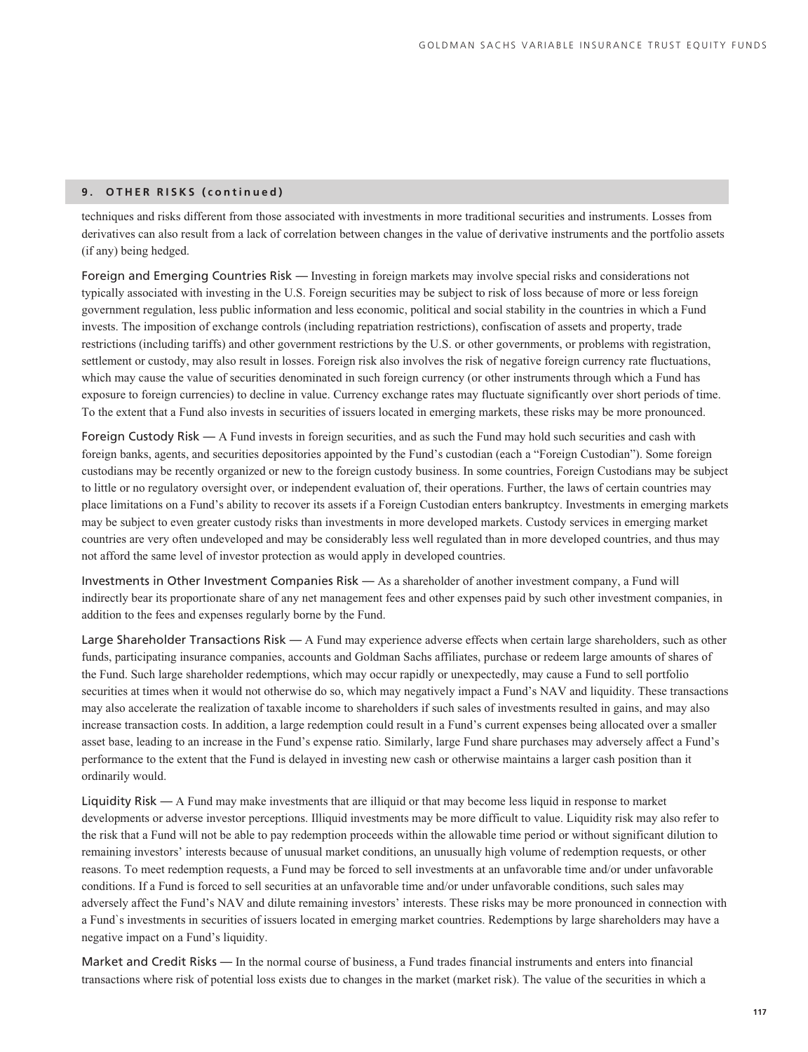## 9. OTHER RISKS (continued)

techniques and risks different from those associated with investments in more traditional securities and instruments. Losses from derivatives can also result from a lack of correlation between changes in the value of derivative instruments and the portfolio assets (if any) being hedged.

Foreign and Emerging Countries Risk — Investing in foreign markets may involve special risks and considerations not typically associated with investing in the U.S. Foreign securities may be subject to risk of loss because of more or less foreign government regulation, less public information and less economic, political and social stability in the countries in which a Fund invests. The imposition of exchange controls (including repatriation restrictions), confiscation of assets and property, trade restrictions (including tariffs) and other government restrictions by the U.S. or other governments, or problems with registration, settlement or custody, may also result in losses. Foreign risk also involves the risk of negative foreign currency rate fluctuations, which may cause the value of securities denominated in such foreign currency (or other instruments through which a Fund has exposure to foreign currencies) to decline in value. Currency exchange rates may fluctuate significantly over short periods of time. To the extent that a Fund also invests in securities of issuers located in emerging markets, these risks may be more pronounced.

Foreign Custody Risk — A Fund invests in foreign securities, and as such the Fund may hold such securities and cash with foreign banks, agents, and securities depositories appointed by the Fund's custodian (each a "Foreign Custodian"). Some foreign custodians may be recently organized or new to the foreign custody business. In some countries, Foreign Custodians may be subject to little or no regulatory oversight over, or independent evaluation of, their operations. Further, the laws of certain countries may place limitations on a Fund's ability to recover its assets if a Foreign Custodian enters bankruptcy. Investments in emerging markets may be subject to even greater custody risks than investments in more developed markets. Custody services in emerging market countries are very often undeveloped and may be considerably less well regulated than in more developed countries, and thus may not afford the same level of investor protection as would apply in developed countries.

Investments in Other Investment Companies Risk — As a shareholder of another investment company, a Fund will indirectly bear its proportionate share of any net management fees and other expenses paid by such other investment companies, in addition to the fees and expenses regularly borne by the Fund.

Large Shareholder Transactions Risk — A Fund may experience adverse effects when certain large shareholders, such as other funds, participating insurance companies, accounts and Goldman Sachs affiliates, purchase or redeem large amounts of shares of the Fund. Such large shareholder redemptions, which may occur rapidly or unexpectedly, may cause a Fund to sell portfolio securities at times when it would not otherwise do so, which may negatively impact a Fund's NAV and liquidity. These transactions may also accelerate the realization of taxable income to shareholders if such sales of investments resulted in gains, and may also increase transaction costs. In addition, a large redemption could result in a Fund's current expenses being allocated over a smaller asset base, leading to an increase in the Fund's expense ratio. Similarly, large Fund share purchases may adversely affect a Fund's performance to the extent that the Fund is delayed in investing new cash or otherwise maintains a larger cash position than it ordinarily would.

Liquidity Risk — A Fund may make investments that are illiquid or that may become less liquid in response to market developments or adverse investor perceptions. Illiquid investments may be more difficult to value. Liquidity risk may also refer to the risk that a Fund will not be able to pay redemption proceeds within the allowable time period or without significant dilution to remaining investors' interests because of unusual market conditions, an unusually high volume of redemption requests, or other reasons. To meet redemption requests, a Fund may be forced to sell investments at an unfavorable time and/or under unfavorable conditions. If a Fund is forced to sell securities at an unfavorable time and/or under unfavorable conditions, such sales may adversely affect the Fund's NAV and dilute remaining investors' interests. These risks may be more pronounced in connection with a Fund`s investments in securities of issuers located in emerging market countries. Redemptions by large shareholders may have a negative impact on a Fund's liquidity.

Market and Credit Risks — In the normal course of business, a Fund trades financial instruments and enters into financial transactions where risk of potential loss exists due to changes in the market (market risk). The value of the securities in which a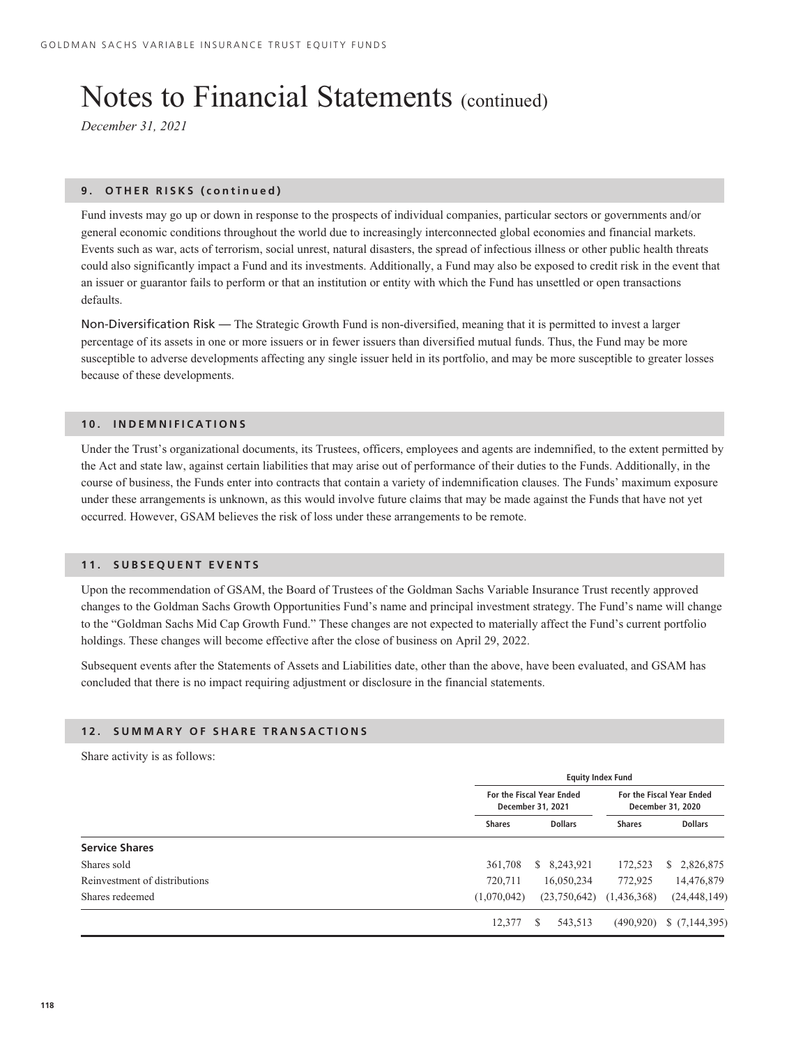# Notes to Financial Statements (continued)

*December 31, 2021*

## 9. OTHER RISKS (continued)

Fund invests may go up or down in response to the prospects of individual companies, particular sectors or governments and/or general economic conditions throughout the world due to increasingly interconnected global economies and financial markets. Events such as war, acts of terrorism, social unrest, natural disasters, the spread of infectious illness or other public health threats could also significantly impact a Fund and its investments. Additionally, a Fund may also be exposed to credit risk in the event that an issuer or guarantor fails to perform or that an institution or entity with which the Fund has unsettled or open transactions defaults.

Non-Diversification Risk — The Strategic Growth Fund is non-diversified, meaning that it is permitted to invest a larger percentage of its assets in one or more issuers or in fewer issuers than diversified mutual funds. Thus, the Fund may be more susceptible to adverse developments affecting any single issuer held in its portfolio, and may be more susceptible to greater losses because of these developments.

## 10. INDEMNIFICATIONS

Under the Trust's organizational documents, its Trustees, officers, employees and agents are indemnified, to the extent permitted by the Act and state law, against certain liabilities that may arise out of performance of their duties to the Funds. Additionally, in the course of business, the Funds enter into contracts that contain a variety of indemnification clauses. The Funds' maximum exposure under these arrangements is unknown, as this would involve future claims that may be made against the Funds that have not yet occurred. However, GSAM believes the risk of loss under these arrangements to be remote.

## 11. SUBSEQUENT EVENTS

Upon the recommendation of GSAM, the Board of Trustees of the Goldman Sachs Variable Insurance Trust recently approved changes to the Goldman Sachs Growth Opportunities Fund's name and principal investment strategy. The Fund's name will change to the "Goldman Sachs Mid Cap Growth Fund." These changes are not expected to materially affect the Fund's current portfolio holdings. These changes will become effective after the close of business on April 29, 2022.

Subsequent events after the Statements of Assets and Liabilities date, other than the above, have been evaluated, and GSAM has concluded that there is no impact requiring adjustment or disclosure in the financial statements.

## 12. SUMMARY OF SHARE TRANSACTIONS

Share activity is as follows:

| | Equity Index Fund | | | |
|---|---|---|---|---|
| | For the Fiscal Year Ended December 31, 2021 | | For the Fiscal Year Ended December 31, 2020 | |
| | Shares | Dollars | Shares | Dollars |
| **Service Shares** | | | | |
| Shares sold | 361,708 | $ 8,243,921 | 172,523 | $ 2,826,875 |
| Reinvestment of distributions | 720,711 | 16,050,234 | 772,925 | 14,476,879 |
| Shares redeemed | (1,070,042) | (23,750,642) | (1,436,368) | (24,448,149) |
| | 12,377 | $ 543,513 | (490,920) | $ (7,144,395) |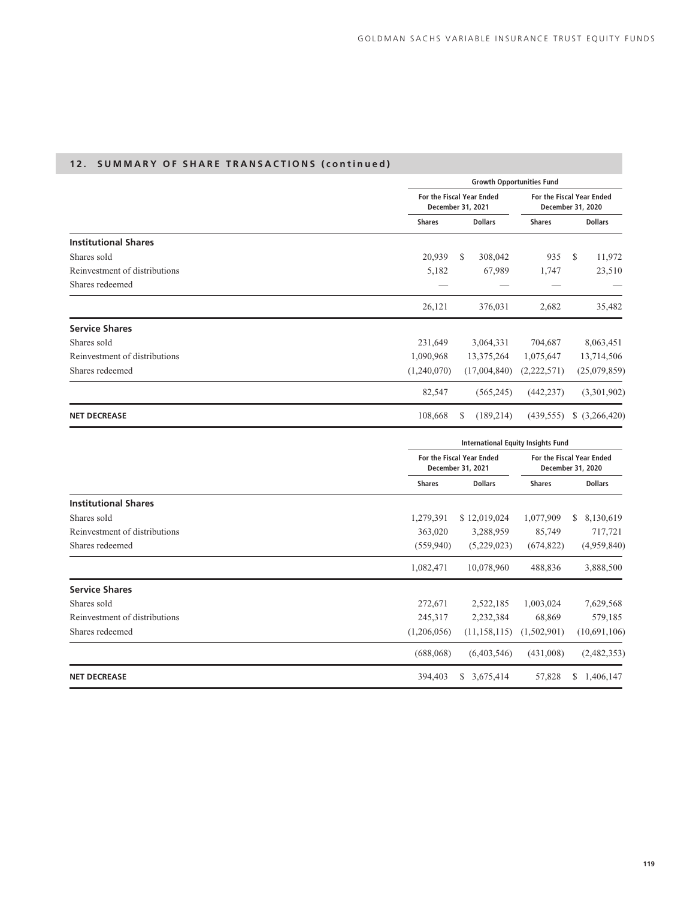## 12. SUMMARY OF SHARE TRANSACTIONS (continued)

| | Growth Opportunities Fund | | | |
|---|---|---|---|---|
| | For the Fiscal Year Ended December 31, 2021 | | For the Fiscal Year Ended December 31, 2020 | |
| | Shares | Dollars | Shares | Dollars |
| **Institutional Shares** | | | | |
| Shares sold | 20,939 | $ 308,042 | 935 | $ 11,972 |
| Reinvestment of distributions | 5,182 | 67,989 | 1,747 | 23,510 |
| Shares redeemed | — | — | — | — |
| | 26,121 | 376,031 | 2,682 | 35,482 |
| **Service Shares** | | | | |
| Shares sold | 231,649 | 3,064,331 | 704,687 | 8,063,451 |
| Reinvestment of distributions | 1,090,968 | 13,375,264 | 1,075,647 | 13,714,506 |
| Shares redeemed | (1,240,070) | (17,004,840) | (2,222,571) | (25,079,859) |
| | 82,547 | (565,245) | (442,237) | (3,301,902) |
| **NET DECREASE** | 108,668 | $ (189,214) | (439,555) | $ (3,266,420) |

| | International Equity Insights Fund | | | |
|---|---|---|---|---|
| | For the Fiscal Year Ended December 31, 2021 | | For the Fiscal Year Ended December 31, 2020 | |
| | Shares | Dollars | Shares | Dollars |
| **Institutional Shares** | | | | |
| Shares sold | 1,279,391 | $ 12,019,024 | 1,077,909 | $ 8,130,619 |
| Reinvestment of distributions | 363,020 | 3,288,959 | 85,749 | 717,721 |
| Shares redeemed | (559,940) | (5,229,023) | (674,822) | (4,959,840) |
| | 1,082,471 | 10,078,960 | 488,836 | 3,888,500 |
| **Service Shares** | | | | |
| Shares sold | 272,671 | 2,522,185 | 1,003,024 | 7,629,568 |
| Reinvestment of distributions | 245,317 | 2,232,384 | 68,869 | 579,185 |
| Shares redeemed | (1,206,056) | (11,158,115) | (1,502,901) | (10,691,106) |
| | (688,068) | (6,403,546) | (431,008) | (2,482,353) |
| **NET DECREASE** | 394,403 | $ 3,675,414 | 57,828 | $ 1,406,147 |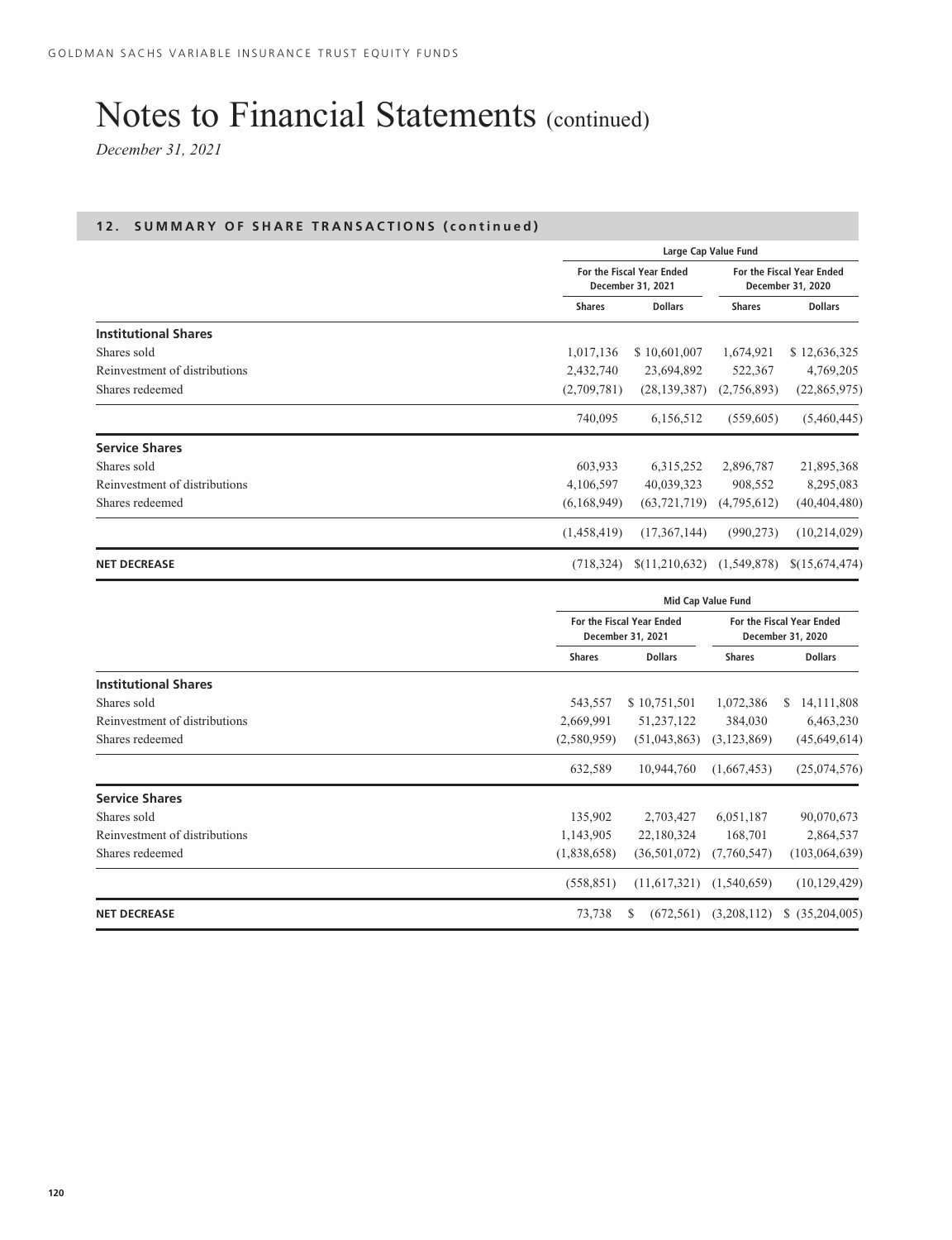# Notes to Financial Statements (continued)

*December 31, 2021*

## 12. SUMMARY OF SHARE TRANSACTIONS (continued)

| | Large Cap Value Fund | | | |
|---|---|---|---|---|
| | For the Fiscal Year Ended December 31, 2021 | | For the Fiscal Year Ended December 31, 2020 | |
| | Shares | Dollars | Shares | Dollars |
| **Institutional Shares** | | | | |
| Shares sold | 1,017,136 | $ 10,601,007 | 1,674,921 | $ 12,636,325 |
| Reinvestment of distributions | 2,432,740 | 23,694,892 | 522,367 | 4,769,205 |
| Shares redeemed | (2,709,781) | (28,139,387) | (2,756,893) | (22,865,975) |
| | 740,095 | 6,156,512 | (559,605) | (5,460,445) |
| **Service Shares** | | | | |
| Shares sold | 603,933 | 6,315,252 | 2,896,787 | 21,895,368 |
| Reinvestment of distributions | 4,106,597 | 40,039,323 | 908,552 | 8,295,083 |
| Shares redeemed | (6,168,949) | (63,721,719) | (4,795,612) | (40,404,480) |
| | (1,458,419) | (17,367,144) | (990,273) | (10,214,029) |
| **NET DECREASE** | (718,324) | $(11,210,632) | (1,549,878) | $(15,674,474) |

| | Mid Cap Value Fund | | | |
|---|---|---|---|---|
| | For the Fiscal Year Ended December 31, 2021 | | For the Fiscal Year Ended December 31, 2020 | |
| | Shares | Dollars | Shares | Dollars |
| **Institutional Shares** | | | | |
| Shares sold | 543,557 | $ 10,751,501 | 1,072,386 | $ 14,111,808 |
| Reinvestment of distributions | 2,669,991 | 51,237,122 | 384,030 | 6,463,230 |
| Shares redeemed | (2,580,959) | (51,043,863) | (3,123,869) | (45,649,614) |
| | 632,589 | 10,944,760 | (1,667,453) | (25,074,576) |
| **Service Shares** | | | | |
| Shares sold | 135,902 | 2,703,427 | 6,051,187 | 90,070,673 |
| Reinvestment of distributions | 1,143,905 | 22,180,324 | 168,701 | 2,864,537 |
| Shares redeemed | (1,838,658) | (36,501,072) | (7,760,547) | (103,064,639) |
| | (558,851) | (11,617,321) | (1,540,659) | (10,129,429) |
| **NET DECREASE** | 73,738 | $ (672,561) | (3,208,112) | $ (35,204,005) |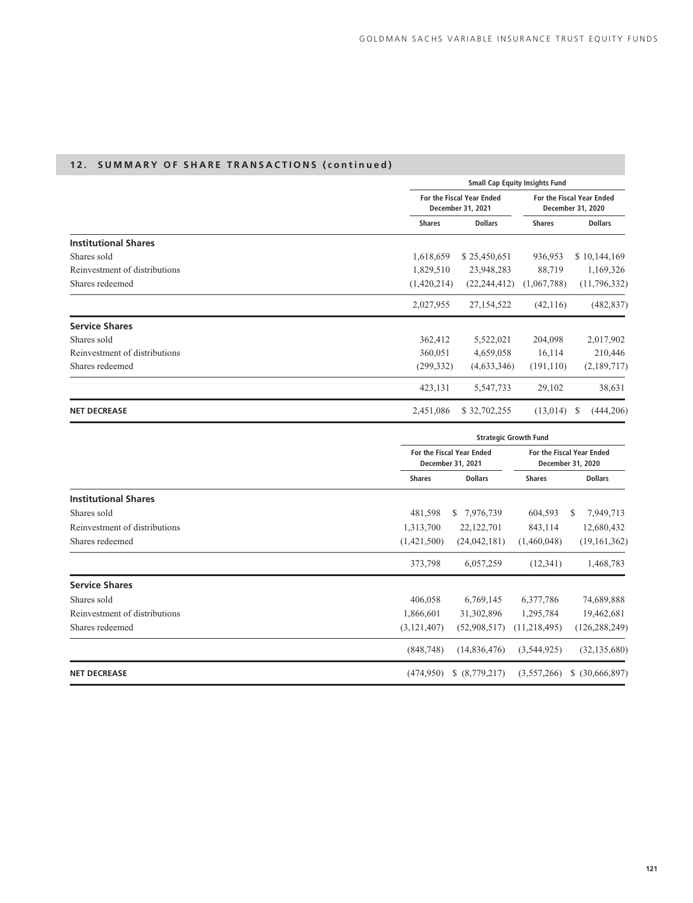## 12. SUMMARY OF SHARE TRANSACTIONS (continued)

| | Small Cap Equity Insights Fund | | | |
|---|---|---|---|---|
| | For the Fiscal Year Ended December 31, 2021 | | For the Fiscal Year Ended December 31, 2020 | |
| | Shares | Dollars | Shares | Dollars |
| **Institutional Shares** | | | | |
| Shares sold | 1,618,659 | $ 25,450,651 | 936,953 | $ 10,144,169 |
| Reinvestment of distributions | 1,829,510 | 23,948,283 | 88,719 | 1,169,326 |
| Shares redeemed | (1,420,214) | (22,244,412) | (1,067,788) | (11,796,332) |
| | 2,027,955 | 27,154,522 | (42,116) | (482,837) |
| **Service Shares** | | | | |
| Shares sold | 362,412 | 5,522,021 | 204,098 | 2,017,902 |
| Reinvestment of distributions | 360,051 | 4,659,058 | 16,114 | 210,446 |
| Shares redeemed | (299,332) | (4,633,346) | (191,110) | (2,189,717) |
| | 423,131 | 5,547,733 | 29,102 | 38,631 |
| **NET DECREASE** | 2,451,086 | $ 32,702,255 | (13,014) | $ (444,206) |

| | Strategic Growth Fund | | | |
|---|---|---|---|---|
| | For the Fiscal Year Ended December 31, 2021 | | For the Fiscal Year Ended December 31, 2020 | |
| | Shares | Dollars | Shares | Dollars |
| **Institutional Shares** | | | | |
| Shares sold | 481,598 | $ 7,976,739 | 604,593 | $ 7,949,713 |
| Reinvestment of distributions | 1,313,700 | 22,122,701 | 843,114 | 12,680,432 |
| Shares redeemed | (1,421,500) | (24,042,181) | (1,460,048) | (19,161,362) |
| | 373,798 | 6,057,259 | (12,341) | 1,468,783 |
| **Service Shares** | | | | |
| Shares sold | 406,058 | 6,769,145 | 6,377,786 | 74,689,888 |
| Reinvestment of distributions | 1,866,601 | 31,302,896 | 1,295,784 | 19,462,681 |
| Shares redeemed | (3,121,407) | (52,908,517) | (11,218,495) | (126,288,249) |
| | (848,748) | (14,836,476) | (3,544,925) | (32,135,680) |
| **NET DECREASE** | (474,950) | $ (8,779,217) | (3,557,266) | $ (30,666,897) |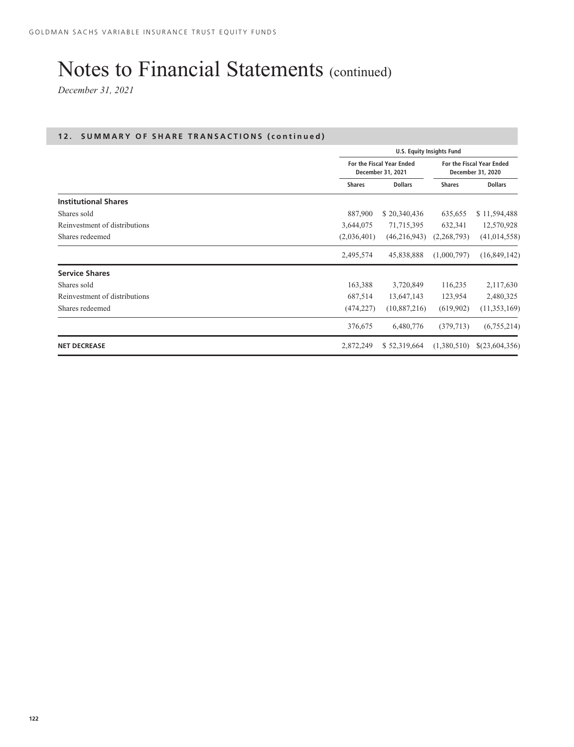# Notes to Financial Statements (continued)

*December 31, 2021*

## 12. SUMMARY OF SHARE TRANSACTIONS (continued)

| | U.S. Equity Insights Fund | | | |
|---|---|---|---|---|
| | For the Fiscal Year Ended December 31, 2021 | | For the Fiscal Year Ended December 31, 2020 | |
| | Shares | Dollars | Shares | Dollars |
| **Institutional Shares** | | | | |
| Shares sold | 887,900 | $ 20,340,436 | 635,655 | $ 11,594,488 |
| Reinvestment of distributions | 3,644,075 | 71,715,395 | 632,341 | 12,570,928 |
| Shares redeemed | (2,036,401) | (46,216,943) | (2,268,793) | (41,014,558) |
| | 2,495,574 | 45,838,888 | (1,000,797) | (16,849,142) |
| **Service Shares** | | | | |
| Shares sold | 163,388 | 3,720,849 | 116,235 | 2,117,630 |
| Reinvestment of distributions | 687,514 | 13,647,143 | 123,954 | 2,480,325 |
| Shares redeemed | (474,227) | (10,887,216) | (619,902) | (11,353,169) |
| | 376,675 | 6,480,776 | (379,713) | (6,755,214) |
| **NET DECREASE** | 2,872,249 | $ 52,319,664 | (1,380,510) | $(23,604,356) |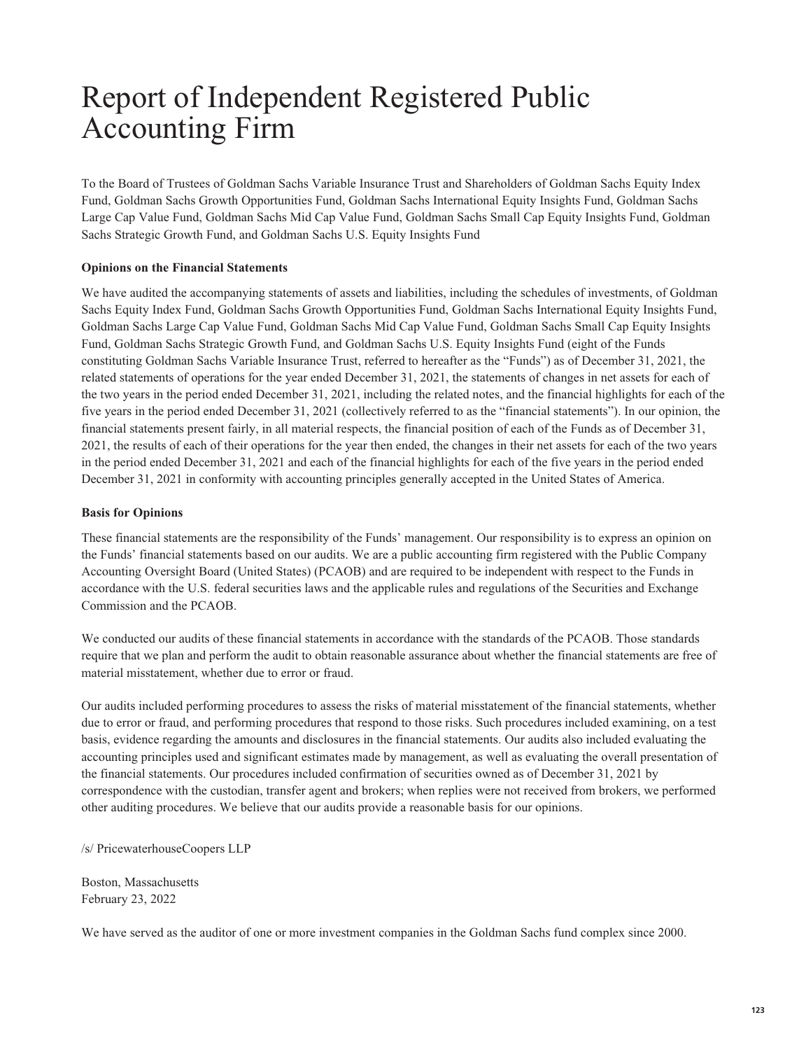# Report of Independent Registered Public Accounting Firm

To the Board of Trustees of Goldman Sachs Variable Insurance Trust and Shareholders of Goldman Sachs Equity Index Fund, Goldman Sachs Growth Opportunities Fund, Goldman Sachs International Equity Insights Fund, Goldman Sachs Large Cap Value Fund, Goldman Sachs Mid Cap Value Fund, Goldman Sachs Small Cap Equity Insights Fund, Goldman Sachs Strategic Growth Fund, and Goldman Sachs U.S. Equity Insights Fund

**Opinions on the Financial Statements**

We have audited the accompanying statements of assets and liabilities, including the schedules of investments, of Goldman Sachs Equity Index Fund, Goldman Sachs Growth Opportunities Fund, Goldman Sachs International Equity Insights Fund, Goldman Sachs Large Cap Value Fund, Goldman Sachs Mid Cap Value Fund, Goldman Sachs Small Cap Equity Insights Fund, Goldman Sachs Strategic Growth Fund, and Goldman Sachs U.S. Equity Insights Fund (eight of the Funds constituting Goldman Sachs Variable Insurance Trust, referred to hereafter as the "Funds") as of December 31, 2021, the related statements of operations for the year ended December 31, 2021, the statements of changes in net assets for each of the two years in the period ended December 31, 2021, including the related notes, and the financial highlights for each of the five years in the period ended December 31, 2021 (collectively referred to as the "financial statements"). In our opinion, the financial statements present fairly, in all material respects, the financial position of each of the Funds as of December 31, 2021, the results of each of their operations for the year then ended, the changes in their net assets for each of the two years in the period ended December 31, 2021 and each of the financial highlights for each of the five years in the period ended December 31, 2021 in conformity with accounting principles generally accepted in the United States of America.

**Basis for Opinions**

These financial statements are the responsibility of the Funds' management. Our responsibility is to express an opinion on the Funds' financial statements based on our audits. We are a public accounting firm registered with the Public Company Accounting Oversight Board (United States) (PCAOB) and are required to be independent with respect to the Funds in accordance with the U.S. federal securities laws and the applicable rules and regulations of the Securities and Exchange Commission and the PCAOB.

We conducted our audits of these financial statements in accordance with the standards of the PCAOB. Those standards require that we plan and perform the audit to obtain reasonable assurance about whether the financial statements are free of material misstatement, whether due to error or fraud.

Our audits included performing procedures to assess the risks of material misstatement of the financial statements, whether due to error or fraud, and performing procedures that respond to those risks. Such procedures included examining, on a test basis, evidence regarding the amounts and disclosures in the financial statements. Our audits also included evaluating the accounting principles used and significant estimates made by management, as well as evaluating the overall presentation of the financial statements. Our procedures included confirmation of securities owned as of December 31, 2021 by correspondence with the custodian, transfer agent and brokers; when replies were not received from brokers, we performed other auditing procedures. We believe that our audits provide a reasonable basis for our opinions.

/s/ PricewaterhouseCoopers LLP

Boston, Massachusetts
February 23, 2022

We have served as the auditor of one or more investment companies in the Goldman Sachs fund complex since 2000.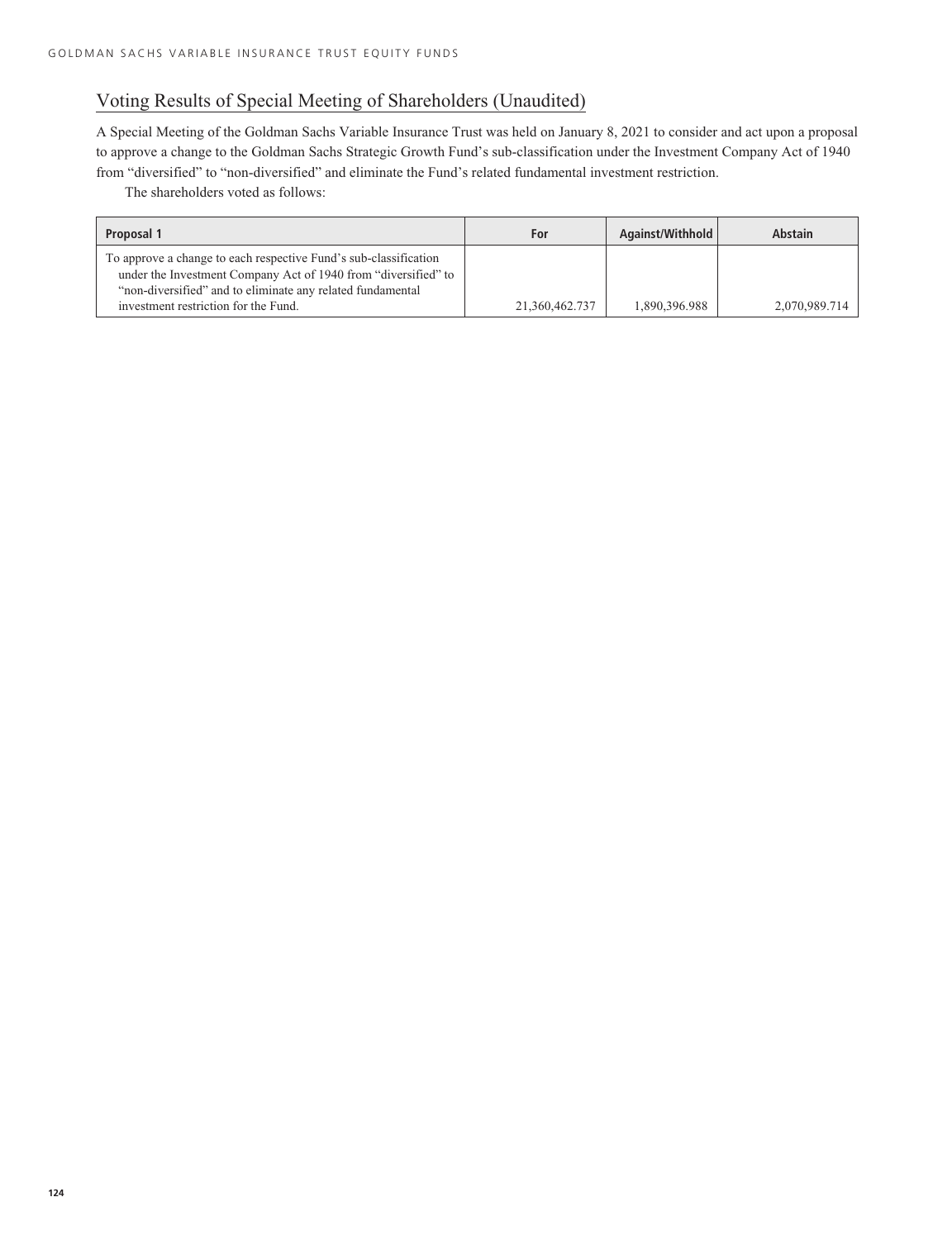## Voting Results of Special Meeting of Shareholders (Unaudited)

A Special Meeting of the Goldman Sachs Variable Insurance Trust was held on January 8, 2021 to consider and act upon a proposal to approve a change to the Goldman Sachs Strategic Growth Fund's sub-classification under the Investment Company Act of 1940 from "diversified" to "non-diversified" and eliminate the Fund's related fundamental investment restriction.

The shareholders voted as follows:

| Proposal 1 | For | Against/Withhold | Abstain |
|---|---|---|---|
| To approve a change to each respective Fund's sub-classification under the Investment Company Act of 1940 from "diversified" to "non-diversified" and to eliminate any related fundamental investment restriction for the Fund. | 21,360,462.737 | 1,890,396.988 | 2,070,989.714 |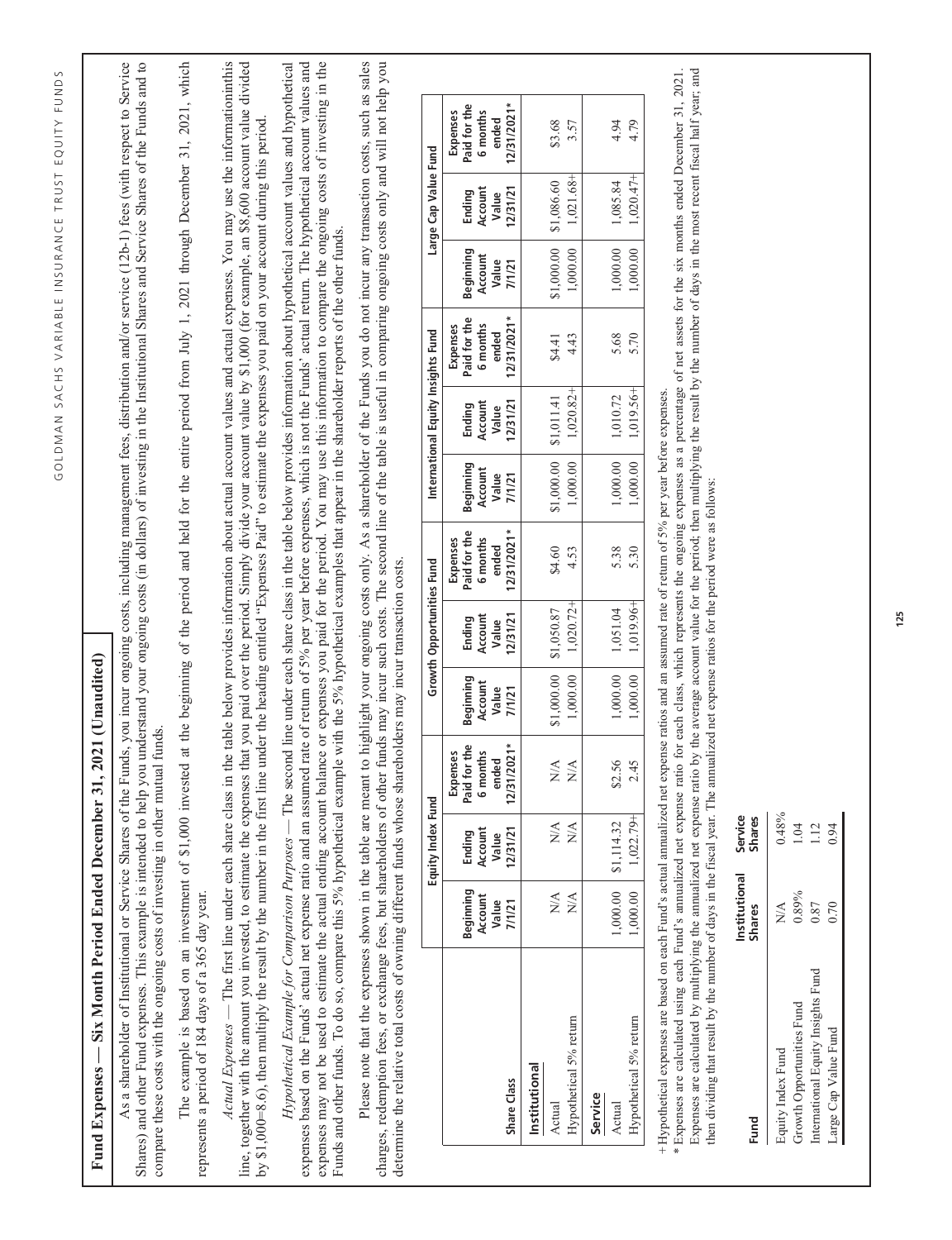# Fund Expenses — Six Month Period Ended December 31, 2021 (Unaudited)

As a shareholder of Institutional or Service Shares of the Funds, you incur ongoing costs, including management fees, distribution and/or service (12b-1) fees (with respect to Service Shares) and other Fund expenses. This example is intended to help you understand your ongoing costs (in dollars) of investing in the Institutional Shares and Service Shares of the Funds and to compare these costs with the ongoing costs of investing in other mutual funds.

The example is based on an investment of $1,000 invested at the beginning of the period and held for the entire period from July 1, 2021 through December 31, 2021, which represents a period of 184 days of a 365 day year.

*Actual Expenses* — The first line under each share class in the table below provides information about actual account values and actual expenses. You may use the informationinthis line, together with the amount you invested, to estimate the expenses that you paid over the period. Simply divide your account value by $1,000 (for example, an $8,600 account value divided by $1,000=8.6), then multiply the result by the number in the first line under the heading entitled "Expenses Paid" to estimate the expenses you paid on your account during this period.

*Hypothetical Example for Comparison Purposes* — The second line under each share class in the table below provides information about hypothetical account values and hypothetical expenses based on the Funds' actual net expense ratio and an assumed rate of return of 5% per year before expenses, which is not the Funds' actual return. The hypothetical account values and expenses may not be used to estimate the actual ending account balance or expenses you paid for the period. You may use this information to compare the ongoing costs of investing in the Funds and other funds. To do so, compare this 5% hypothetical example with the 5% hypothetical examples that appear in the shareholder reports of the other funds.

Please note that the expenses shown in the table are meant to highlight your ongoing costs only. As a shareholder of the Funds you do not incur any transaction costs, such as sales charges, redemption fees, or exchange fees, but shareholders of other funds may incur such costs. The second line of the table is useful in comparing ongoing costs only and will not help you determine the relative total costs of owning different funds whose shareholders may incur transaction costs.

| Share Class | Equity Index Fund | | | Growth Opportunities Fund | | | International Equity Insights Fund | | | Large Cap Value Fund | | |
|---|---|---|---|---|---|---|---|---|---|---|---|---|
| | Beginning Account Value 7/1/21 | Ending Account Value 12/31/21 | Expenses Paid for the 6 months ended 12/31/2021* | Beginning Account Value 7/1/21 | Ending Account Value 12/31/21 | Expenses Paid for the 6 months ended 12/31/2021* | Beginning Account Value 7/1/21 | Ending Account Value 12/31/21 | Expenses Paid for the 6 months ended 12/31/2021* | Beginning Account Value 7/1/21 | Ending Account Value 12/31/21 | Expenses Paid for the 6 months ended 12/31/2021* |
| **Institutional** | | | | | | | | | | | | |
| Actual | N/A | N/A | N/A | $1,000.00 | $1,050.87 | $4.60 | $1,000.00 | $1,011.41 | $4.41 | $1,000.00 | $1,086.60 | $3.68 |
| Hypothetical 5% return | N/A | N/A | N/A | 1,000.00 | 1,020.72+ | 4.53 | 1,000.00 | 1,020.82+ | 4.43 | 1,000.00 | 1,021.68+ | 3.57 |
| **Service** | | | | | | | | | | | | |
| Actual | 1,000.00 | $1,114.32 | $2.56 | 1,000.00 | 1,051.04 | 5.38 | 1,000.00 | 1,010.72 | 5.68 | 1,000.00 | 1,085.84 | 4.94 |
| Hypothetical 5% return | 1,000.00 | 1,022.79+ | 2.45 | 1,000.00 | 1,019.96+ | 5.30 | 1,000.00 | 1,019.56+ | 5.70 | 1,000.00 | 1,020.47+ | 4.79 |

+ Hypothetical expenses are based on each Fund's actual annualized net expense ratios and an assumed rate of return of 5% per year before expenses.

\* Expenses are calculated using each Fund's annualized net expense ratio for each class, which represents the ongoing expenses as a percentage of net assets for the six months ended December 31, 2021. Expenses are calculated by multiplying the annualized net expense ratio by the average account value for the period; then multiplying the result by the number of days in the most recent fiscal half year; and then dividing that result by the number of days in the fiscal year. The annualized net expense ratios for the period were as follows:

| Fund | Institutional Shares | Service Shares |
|---|---|---|
| Equity Index Fund | N/A | 0.48% |
| Growth Opportunities Fund | 0.89% | 1.04 |
| International Equity Insights Fund | 0.87 | 1.12 |
| Large Cap Value Fund | 0.70 | 0.94 |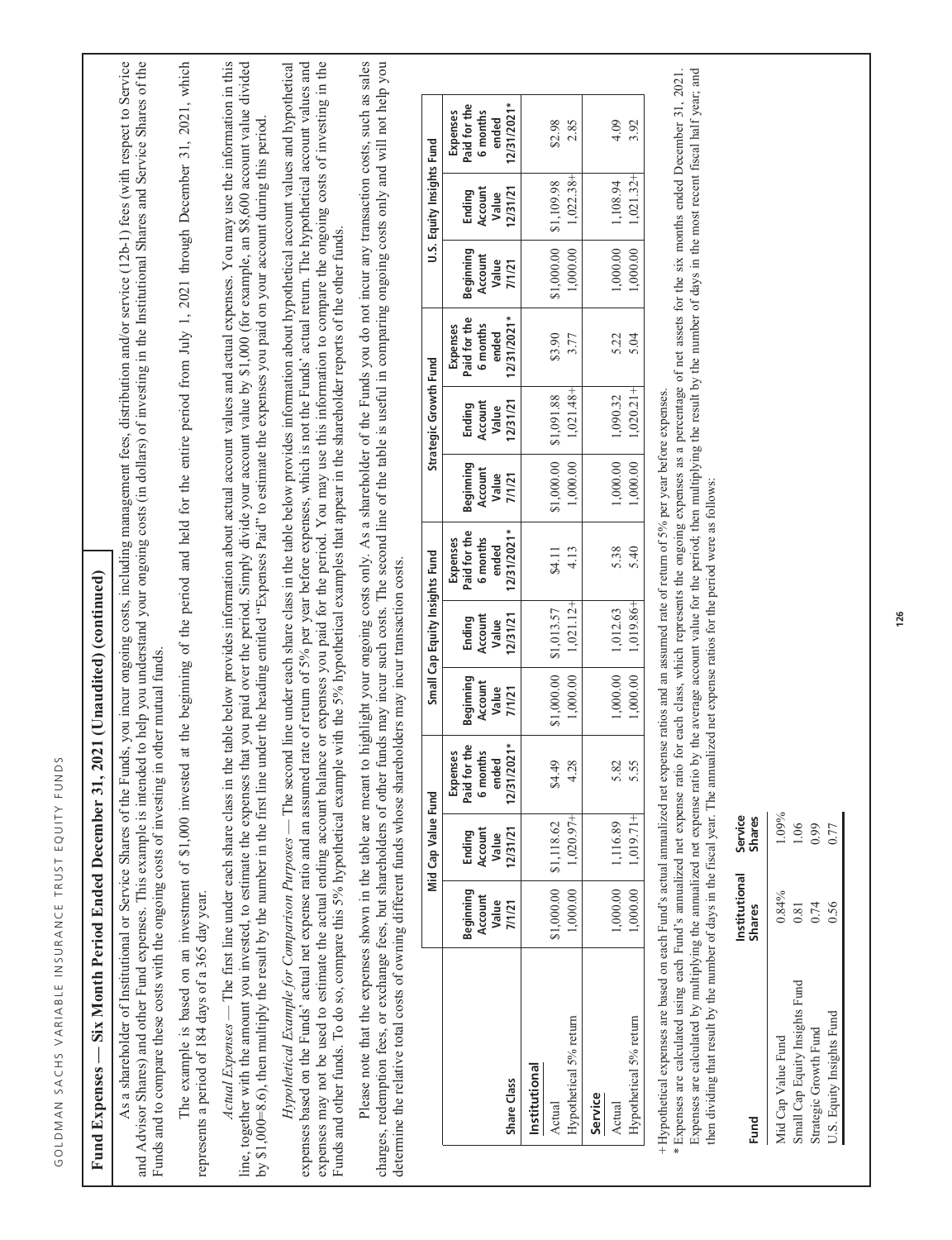## Fund Expenses — Six Month Period Ended December 31, 2021 (Unaudited) (continued)

As a shareholder of Institutional or Service Shares of the Funds, you incur ongoing costs, including management fees, distribution and/or service (12b-1) fees (with respect to Service and Advisor Shares) and other Fund expenses. This example is intended to help you understand your ongoing costs (in dollars) of investing in the Institutional Shares and Service Shares of the Funds and to compare these costs with the ongoing costs of investing in other mutual funds.

The example is based on an investment of $1,000 invested at the beginning of the period and held for the entire period from July 1, 2021 through December 31, 2021, which represents a period of 184 days of a 365 day year.

*Actual Expenses* — The first line under each share class in the table below provides information about actual account values and actual expenses. You may use the information in this line, together with the amount you invested, to estimate the expenses that you paid over the period. Simply divide your account value by $1,000 (for example, an $8,600 account value divided by $1,000=8.6), then multiply the result by the number in the first line under the heading entitled "Expenses Paid" to estimate the expenses you paid on your account during this period.

*Hypothetical Example for Comparison Purposes* — The second line under each share class in the table below provides information about hypothetical account values and hypothetical expenses based on the Funds' actual net expense ratio and an assumed rate of return of 5% per year before expenses, which is not the Funds' actual return. The hypothetical account values and expenses may not be used to estimate the actual ending account balance or expenses you paid for the period. You may use this information to compare the ongoing costs of investing in the Funds and other funds. To do so, compare this 5% hypothetical example with the 5% hypothetical examples that appear in the shareholder reports of the other funds.

Please note that the expenses shown in the table are meant to highlight your ongoing costs only. As a shareholder of the Funds you do not incur any transaction costs, such as sales charges, redemption fees, or exchange fees, but shareholders of other funds may incur such costs. The second line of the table is useful in comparing ongoing costs only and will not help you determine the relative total costs of owning different funds whose shareholders may incur transaction costs.

| | Mid Cap Value Fund | | | Small Cap Equity Insights Fund | | | Strategic Growth Fund | | | U.S. Equity Insights Fund | | |
|---|---|---|---|---|---|---|---|---|---|---|---|---|
| Share Class | Beginning Account Value 7/1/21 | Ending Account Value 12/31/21 | Expenses Paid for the 6 months ended 12/31/2021* | Beginning Account Value 7/1/21 | Ending Account Value 12/31/21 | Expenses Paid for the 6 months ended 12/31/2021* | Beginning Account Value 7/1/21 | Ending Account Value 12/31/21 | Expenses Paid for the 6 months ended 12/31/2021* | Beginning Account Value 7/1/21 | Ending Account Value 12/31/21 | Expenses Paid for the 6 months ended 12/31/2021* |
| **Institutional** | | | | | | | | | | | | |
| Actual | $1,000.00 | $1,118.62 | $4.49 | $1,000.00 | $1,013.57 | $4.11 | $1,000.00 | $1,091.88 | $3.90 | $1,000.00 | $1,109.98 | $2.98 |
| Hypothetical 5% return | 1,000.00 | 1,020.97+ | 4.28 | 1,000.00 | 1,021.12+ | 4.13 | 1,000.00 | 1,021.48+ | 3.77 | 1,000.00 | 1,022.38+ | 2.85 |
| **Service** | | | | | | | | | | | | |
| Actual | 1,000.00 | 1,116.89 | 5.82 | 1,000.00 | 1,012.63 | 5.38 | 1,000.00 | 1,090.32 | 5.22 | 1,000.00 | 1,108.94 | 4.09 |
| Hypothetical 5% return | 1,000.00 | 1,019.71+ | 5.55 | 1,000.00 | 1,019.86+ | 5.40 | 1,000.00 | 1,020.21+ | 5.04 | 1,000.00 | 1,021.32+ | 3.92 |

+ Hypothetical expenses are based on each Fund's actual annualized net expense ratios and an assumed rate of return of 5% per year before expenses.

\* Expenses are calculated using each Fund's annualized net expense ratio for each class, which represents the ongoing expenses as a percentage of net assets for the six months ended December 31, 2021. Expenses are calculated by multiplying the annualized net expense ratio by the average account value for the period; then multiplying the result by the number of days in the most recent fiscal half year; and then dividing that result by the number of days in the fiscal year. The annualized net expense ratios for the period were as follows:

| Fund | Institutional Shares | Service Shares |
|---|---|---|
| Mid Cap Value Fund | 0.84% | 1.09% |
| Small Cap Equity Insights Fund | 0.81 | 1.06 |
| Strategic Growth Fund | 0.74 | 0.99 |
| U.S. Equity Insights Fund | 0.56 | 0.77 |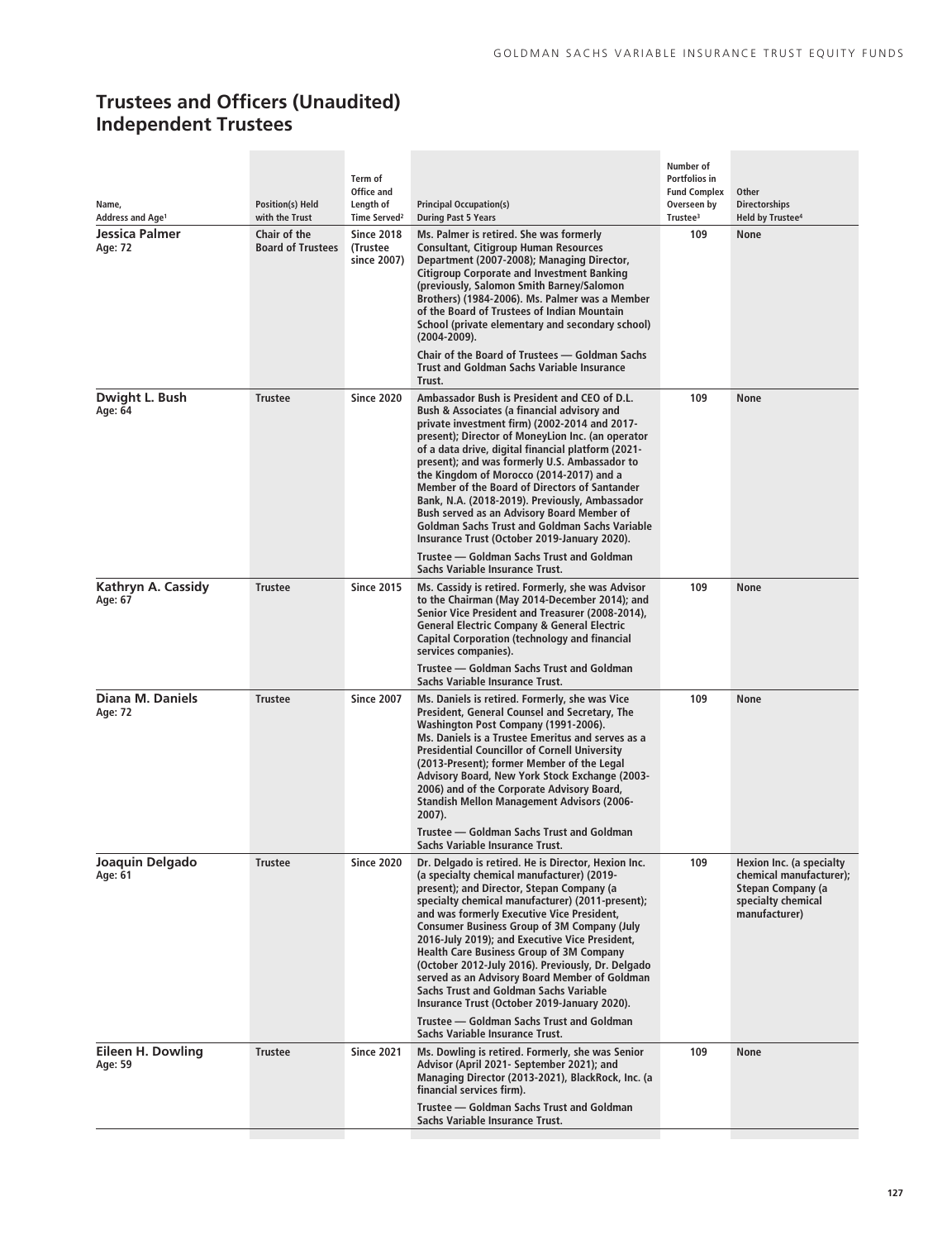# Trustees and Officers (Unaudited)
## Independent Trustees

| Name, Address and Age[1] | Position(s) Held with the Trust | Term of Office and Length of Time Served[2] | Principal Occupation(s) During Past 5 Years | Number of Portfolios in Fund Complex Overseen by Trustee[3] | Other Directorships Held by Trustee[4] |
|---|---|---|---|---|---|
| **Jessica Palmer** Age: 72 | Chair of the Board of Trustees | Since 2018 (Trustee since 2007) | Ms. Palmer is retired. She was formerly Consultant, Citigroup Human Resources Department (2007-2008); Managing Director, Citigroup Corporate and Investment Banking (previously, Salomon Smith Barney/Salomon Brothers) (1984-2006). Ms. Palmer was a Member of the Board of Trustees of Indian Mountain School (private elementary and secondary school) (2004-2009). Chair of the Board of Trustees — Goldman Sachs Trust and Goldman Sachs Variable Insurance Trust. | 109 | None |
| **Dwight L. Bush** Age: 64 | Trustee | Since 2020 | Ambassador Bush is President and CEO of D.L. Bush & Associates (a financial advisory and private investment firm) (2002-2014 and 2017-present); Director of MoneyLion Inc. (an operator of a data drive, digital financial platform (2021-present); and was formerly U.S. Ambassador to the Kingdom of Morocco (2014-2017) and a Member of the Board of Directors of Santander Bank, N.A. (2018-2019). Previously, Ambassador Bush served as an Advisory Board Member of Goldman Sachs Trust and Goldman Sachs Variable Insurance Trust (October 2019-January 2020). Trustee — Goldman Sachs Trust and Goldman Sachs Variable Insurance Trust. | 109 | None |
| **Kathryn A. Cassidy** Age: 67 | Trustee | Since 2015 | Ms. Cassidy is retired. Formerly, she was Advisor to the Chairman (May 2014-December 2014); and Senior Vice President and Treasurer (2008-2014), General Electric Company & General Electric Capital Corporation (technology and financial services companies). Trustee — Goldman Sachs Trust and Goldman Sachs Variable Insurance Trust. | 109 | None |
| **Diana M. Daniels** Age: 72 | Trustee | Since 2007 | Ms. Daniels is retired. Formerly, she was Vice President, General Counsel and Secretary, The Washington Post Company (1991-2006). Ms. Daniels is a Trustee Emeritus and serves as a Presidential Councillor of Cornell University (2013-Present); former Member of the Legal Advisory Board, New York Stock Exchange (2003-2006) and of the Corporate Advisory Board, Standish Mellon Management Advisors (2006-2007). Trustee — Goldman Sachs Trust and Goldman Sachs Variable Insurance Trust. | 109 | None |
| **Joaquin Delgado** Age: 61 | Trustee | Since 2020 | Dr. Delgado is retired. He is Director, Hexion Inc. (a specialty chemical manufacturer) (2019-present); and Director, Stepan Company (a specialty chemical manufacturer) (2011-present); and was formerly Executive Vice President, Consumer Business Group of 3M Company (July 2016-July 2019); and Executive Vice President, Health Care Business Group of 3M Company (October 2012-July 2016). Previously, Dr. Delgado served as an Advisory Board Member of Goldman Sachs Trust and Goldman Sachs Variable Insurance Trust (October 2019-January 2020). Trustee — Goldman Sachs Trust and Goldman Sachs Variable Insurance Trust. | 109 | Hexion Inc. (a specialty chemical manufacturer); Stepan Company (a specialty chemical manufacturer) |
| **Eileen H. Dowling** Age: 59 | Trustee | Since 2021 | Ms. Dowling is retired. Formerly, she was Senior Advisor (April 2021- September 2021); and Managing Director (2013-2021), BlackRock, Inc. (a financial services firm). Trustee — Goldman Sachs Trust and Goldman Sachs Variable Insurance Trust. | 109 | None |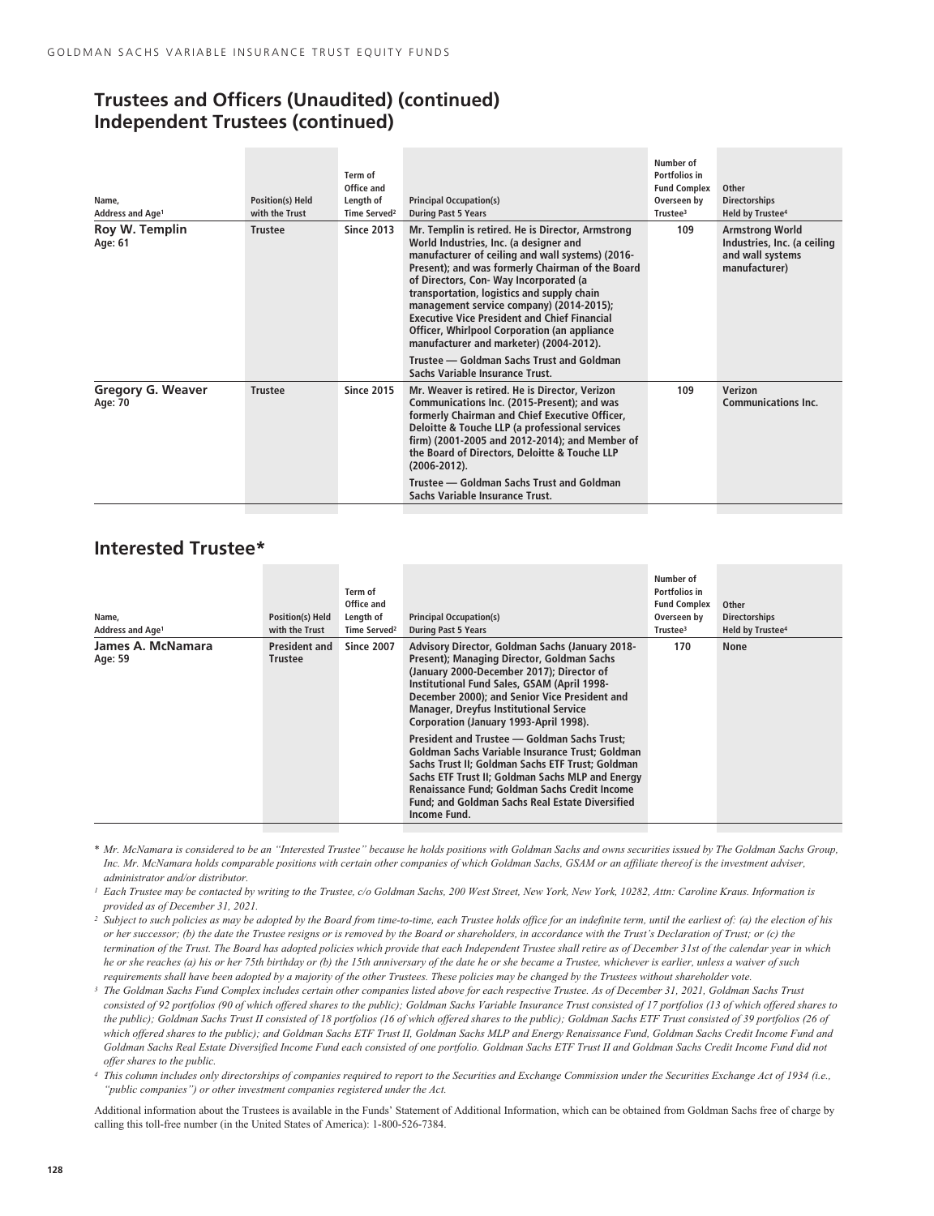## Trustees and Officers (Unaudited) (continued)
## Independent Trustees (continued)

| Name, Address and Age[1] | Position(s) Held with the Trust | Term of Office and Length of Time Served[2] | Principal Occupation(s) During Past 5 Years | Number of Portfolios in Fund Complex Overseen by Trustee[3] | Other Directorships Held by Trustee[4] |
|---|---|---|---|---|---|
| **Roy W. Templin** Age: 61 | Trustee | Since 2013 | Mr. Templin is retired. He is Director, Armstrong World Industries, Inc. (a designer and manufacturer of ceiling and wall systems) (2016-Present); and was formerly Chairman of the Board of Directors, Con- Way Incorporated (a transportation, logistics and supply chain management service company) (2014-2015); Executive Vice President and Chief Financial Officer, Whirlpool Corporation (an appliance manufacturer and marketer) (2004-2012).<br><br>Trustee — Goldman Sachs Trust and Goldman Sachs Variable Insurance Trust. | 109 | Armstrong World Industries, Inc. (a ceiling and wall systems manufacturer) |
| **Gregory G. Weaver** Age: 70 | Trustee | Since 2015 | Mr. Weaver is retired. He is Director, Verizon Communications Inc. (2015-Present); and was formerly Chairman and Chief Executive Officer, Deloitte & Touche LLP (a professional services firm) (2001-2005 and 2012-2014); and Member of the Board of Directors, Deloitte & Touche LLP (2006-2012).<br><br>Trustee — Goldman Sachs Trust and Goldman Sachs Variable Insurance Trust. | 109 | Verizon Communications Inc. |

## Interested Trustee*

| Name, Address and Age[1] | Position(s) Held with the Trust | Term of Office and Length of Time Served[2] | Principal Occupation(s) During Past 5 Years | Number of Portfolios in Fund Complex Overseen by Trustee[3] | Other Directorships Held by Trustee[4] |
|---|---|---|---|---|---|
| **James A. McNamara** Age: 59 | President and Trustee | Since 2007 | Advisory Director, Goldman Sachs (January 2018-Present); Managing Director, Goldman Sachs (January 2000-December 2017); Director of Institutional Fund Sales, GSAM (April 1998-December 2000); and Senior Vice President and Manager, Dreyfus Institutional Service Corporation (January 1993-April 1998).<br><br>President and Trustee — Goldman Sachs Trust; Goldman Sachs Variable Insurance Trust; Goldman Sachs Trust II; Goldman Sachs ETF Trust; Goldman Sachs ETF Trust II; Goldman Sachs MLP and Energy Renaissance Fund; Goldman Sachs Credit Income Fund; and Goldman Sachs Real Estate Diversified Income Fund. | 170 | None |

\* *Mr. McNamara is considered to be an "Interested Trustee" because he holds positions with Goldman Sachs and owns securities issued by The Goldman Sachs Group, Inc. Mr. McNamara holds comparable positions with certain other companies of which Goldman Sachs, GSAM or an affiliate thereof is the investment adviser, administrator and/or distributor.*

[1] *Each Trustee may be contacted by writing to the Trustee, c/o Goldman Sachs, 200 West Street, New York, New York, 10282, Attn: Caroline Kraus. Information is provided as of December 31, 2021.*

[2] *Subject to such policies as may be adopted by the Board from time-to-time, each Trustee holds office for an indefinite term, until the earliest of: (a) the election of his or her successor; (b) the date the Trustee resigns or is removed by the Board or shareholders, in accordance with the Trust's Declaration of Trust; or (c) the termination of the Trust. The Board has adopted policies which provide that each Independent Trustee shall retire as of December 31st of the calendar year in which he or she reaches (a) his or her 75th birthday or (b) the 15th anniversary of the date he or she became a Trustee, whichever is earlier, unless a waiver of such requirements shall have been adopted by a majority of the other Trustees. These policies may be changed by the Trustees without shareholder vote.*

[3] *The Goldman Sachs Fund Complex includes certain other companies listed above for each respective Trustee. As of December 31, 2021, Goldman Sachs Trust consisted of 92 portfolios (90 of which offered shares to the public); Goldman Sachs Variable Insurance Trust consisted of 17 portfolios (13 of which offered shares to the public); Goldman Sachs Trust II consisted of 18 portfolios (16 of which offered shares to the public); Goldman Sachs ETF Trust consisted of 39 portfolios (26 of which offered shares to the public); and Goldman Sachs ETF Trust II, Goldman Sachs MLP and Energy Renaissance Fund, Goldman Sachs Credit Income Fund and Goldman Sachs Real Estate Diversified Income Fund each consisted of one portfolio. Goldman Sachs ETF Trust II and Goldman Sachs Credit Income Fund did not offer shares to the public.*

[4] *This column includes only directorships of companies required to report to the Securities and Exchange Commission under the Securities Exchange Act of 1934 (i.e., "public companies") or other investment companies registered under the Act.*

Additional information about the Trustees is available in the Funds' Statement of Additional Information, which can be obtained from Goldman Sachs free of charge by calling this toll-free number (in the United States of America): 1-800-526-7384.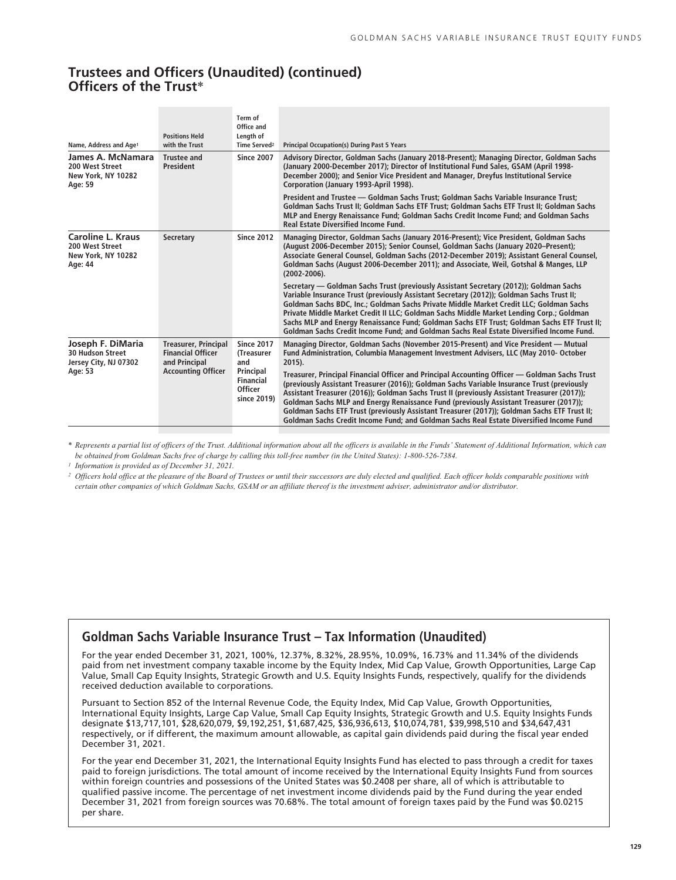## Trustees and Officers (Unaudited) (continued)
## Officers of the Trust*

| Name, Address and Age[1] | Positions Held with the Trust | Term of Office and Length of Time Served[2] | Principal Occupation(s) During Past 5 Years |
|---|---|---|---|
| **James A. McNamara**<br>200 West Street<br>New York, NY 10282<br>Age: 59 | Trustee and President | Since 2007 | Advisory Director, Goldman Sachs (January 2018-Present); Managing Director, Goldman Sachs (January 2000-December 2017); Director of Institutional Fund Sales, GSAM (April 1998-December 2000); and Senior Vice President and Manager, Dreyfus Institutional Service Corporation (January 1993-April 1998).<br><br>President and Trustee — Goldman Sachs Trust; Goldman Sachs Variable Insurance Trust; Goldman Sachs Trust II; Goldman Sachs ETF Trust; Goldman Sachs ETF Trust II; Goldman Sachs MLP and Energy Renaissance Fund; Goldman Sachs Credit Income Fund; and Goldman Sachs Real Estate Diversified Income Fund. |
| **Caroline L. Kraus**<br>200 West Street<br>New York, NY 10282<br>Age: 44 | Secretary | Since 2012 | Managing Director, Goldman Sachs (January 2016-Present); Vice President, Goldman Sachs (August 2006-December 2015); Senior Counsel, Goldman Sachs (January 2020–Present); Associate General Counsel, Goldman Sachs (2012-December 2019); Assistant General Counsel, Goldman Sachs (August 2006-December 2011); and Associate, Weil, Gotshal & Manges, LLP (2002-2006).<br><br>Secretary — Goldman Sachs Trust (previously Assistant Secretary (2012)); Goldman Sachs Variable Insurance Trust (previously Assistant Secretary (2012)); Goldman Sachs Trust II; Goldman Sachs BDC, Inc.; Goldman Sachs Private Middle Market Credit LLC; Goldman Sachs Private Middle Market Credit II LLC; Goldman Sachs Middle Market Lending Corp.; Goldman Sachs MLP and Energy Renaissance Fund; Goldman Sachs ETF Trust; Goldman Sachs ETF Trust II; Goldman Sachs Credit Income Fund; and Goldman Sachs Real Estate Diversified Income Fund. |
| **Joseph F. DiMaria**<br>30 Hudson Street<br>Jersey City, NJ 07302<br>Age: 53 | Treasurer, Principal Financial Officer and Principal Accounting Officer | Since 2017 (Treasurer and Principal Financial Officer since 2019) | Managing Director, Goldman Sachs (November 2015-Present) and Vice President — Mutual Fund Administration, Columbia Management Investment Advisers, LLC (May 2010- October 2015).<br><br>Treasurer, Principal Financial Officer and Principal Accounting Officer — Goldman Sachs Trust (previously Assistant Treasurer (2016)); Goldman Sachs Variable Insurance Trust (previously Assistant Treasurer (2016)); Goldman Sachs Trust II (previously Assistant Treasurer (2017)); Goldman Sachs MLP and Energy Renaissance Fund (previously Assistant Treasurer (2017)); Goldman Sachs ETF Trust (previously Assistant Treasurer (2017)); Goldman Sachs ETF Trust II; Goldman Sachs Credit Income Fund; and Goldman Sachs Real Estate Diversified Income Fund |

\* *Represents a partial list of officers of the Trust. Additional information about all the officers is available in the Funds' Statement of Additional Information, which can be obtained from Goldman Sachs free of charge by calling this toll-free number (in the United States): 1-800-526-7384.*

[1] *Information is provided as of December 31, 2021.*

[2] *Officers hold office at the pleasure of the Board of Trustees or until their successors are duly elected and qualified. Each officer holds comparable positions with certain other companies of which Goldman Sachs, GSAM or an affiliate thereof is the investment adviser, administrator and/or distributor.*

## Goldman Sachs Variable Insurance Trust – Tax Information (Unaudited)

For the year ended December 31, 2021, 100%, 12.37%, 8.32%, 28.95%, 10.09%, 16.73% and 11.34% of the dividends paid from net investment company taxable income by the Equity Index, Mid Cap Value, Growth Opportunities, Large Cap Value, Small Cap Equity Insights, Strategic Growth and U.S. Equity Insights Funds, respectively, qualify for the dividends received deduction available to corporations.

Pursuant to Section 852 of the Internal Revenue Code, the Equity Index, Mid Cap Value, Growth Opportunities, International Equity Insights, Large Cap Value, Small Cap Equity Insights, Strategic Growth and U.S. Equity Insights Funds designate $13,717,101, $28,620,079, $9,192,251, $1,687,425, $36,936,613, $10,074,781, $39,998,510 and $34,647,431 respectively, or if different, the maximum amount allowable, as capital gain dividends paid during the fiscal year ended December 31, 2021.

For the year end December 31, 2021, the International Equity Insights Fund has elected to pass through a credit for taxes paid to foreign jurisdictions. The total amount of income received by the International Equity Insights Fund from sources within foreign countries and possessions of the United States was $0.2408 per share, all of which is attributable to qualified passive income. The percentage of net investment income dividends paid by the Fund during the year ended December 31, 2021 from foreign sources was 70.68%. The total amount of foreign taxes paid by the Fund was $0.0215 per share.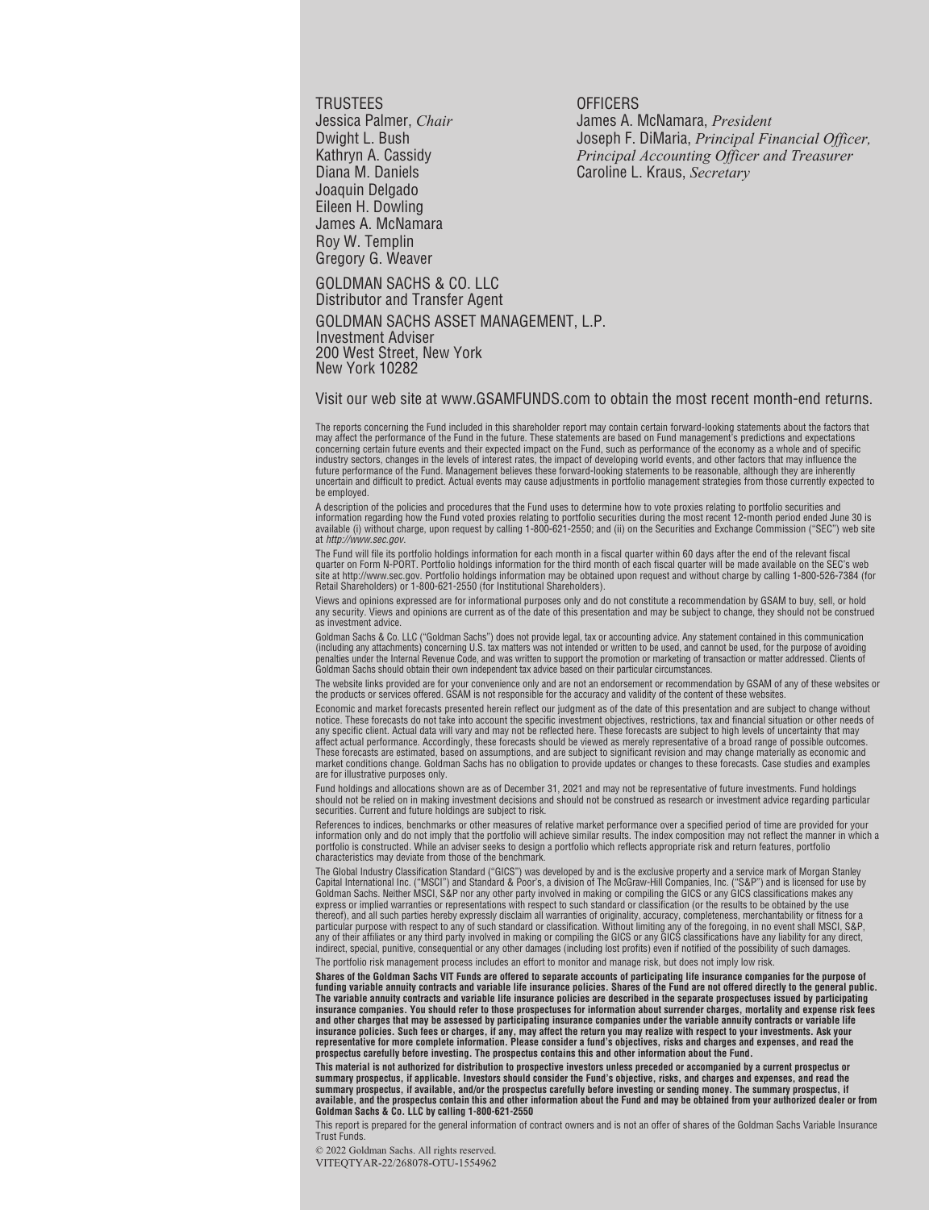TRUSTEES
Jessica Palmer, *Chair*
Dwight L. Bush
Kathryn A. Cassidy
Diana M. Daniels
Joaquin Delgado
Eileen H. Dowling
James A. McNamara
Roy W. Templin
Gregory G. Weaver

OFFICERS
James A. McNamara, *President*
Joseph F. DiMaria, *Principal Financial Officer, Principal Accounting Officer and Treasurer*
Caroline L. Kraus, *Secretary*

GOLDMAN SACHS & CO. LLC
Distributor and Transfer Agent

GOLDMAN SACHS ASSET MANAGEMENT, L.P.
Investment Adviser
200 West Street, New York
New York 10282

Visit our web site at www.GSAMFUNDS.com to obtain the most recent month-end returns.

The reports concerning the Fund included in this shareholder report may contain certain forward-looking statements about the factors that may affect the performance of the Fund in the future. These statements are based on Fund management's predictions and expectations concerning certain future events and their expected impact on the Fund, such as performance of the economy as a whole and of specific industry sectors, changes in the levels of interest rates, the impact of developing world events, and other factors that may influence the future performance of the Fund. Management believes these forward-looking statements to be reasonable, although they are inherently uncertain and difficult to predict. Actual events may cause adjustments in portfolio management strategies from those currently expected to be employed.

A description of the policies and procedures that the Fund uses to determine how to vote proxies relating to portfolio securities and information regarding how the Fund voted proxies relating to portfolio securities during the most recent 12-month period ended June 30 is available (i) without charge, upon request by calling 1-800-621-2550; and (ii) on the Securities and Exchange Commission ("SEC") web site at *http://www.sec.gov*.

The Fund will file its portfolio holdings information for each month in a fiscal quarter within 60 days after the end of the relevant fiscal quarter on Form N-PORT. Portfolio holdings information for the third month of each fiscal quarter will be made available on the SEC's web site at http://www.sec.gov. Portfolio holdings information may be obtained upon request and without charge by calling 1-800-526-7384 (for Retail Shareholders) or 1-800-621-2550 (for Institutional Shareholders).

Views and opinions expressed are for informational purposes only and do not constitute a recommendation by GSAM to buy, sell, or hold any security. Views and opinions are current as of the date of this presentation and may be subject to change, they should not be construed as investment advice.

Goldman Sachs & Co. LLC ("Goldman Sachs") does not provide legal, tax or accounting advice. Any statement contained in this communication (including any attachments) concerning U.S. tax matters was not intended or written to be used, and cannot be used, for the purpose of avoiding penalties under the Internal Revenue Code, and was written to support the promotion or marketing of transaction or matter addressed. Clients of Goldman Sachs should obtain their own independent tax advice based on their particular circumstances.

The website links provided are for your convenience only and are not an endorsement or recommendation by GSAM of any of these websites or the products or services offered. GSAM is not responsible for the accuracy and validity of the content of these websites.

Economic and market forecasts presented herein reflect our judgment as of the date of this presentation and are subject to change without notice. These forecasts do not take into account the specific investment objectives, restrictions, tax and financial situation or other needs of any specific client. Actual data will vary and may not be reflected here. These forecasts are subject to high levels of uncertainty that may affect actual performance. Accordingly, these forecasts should be viewed as merely representative of a broad range of possible outcomes. These forecasts are estimated, based on assumptions, and are subject to significant revision and may change materially as economic and market conditions change. Goldman Sachs has no obligation to provide updates or changes to these forecasts. Case studies and examples are for illustrative purposes only.

Fund holdings and allocations shown are as of December 31, 2021 and may not be representative of future investments. Fund holdings should not be relied on in making investment decisions and should not be construed as research or investment advice regarding particular securities. Current and future holdings are subject to risk.

References to indices, benchmarks or other measures of relative market performance over a specified period of time are provided for your information only and do not imply that the portfolio will achieve similar results. The index composition may not reflect the manner in which a portfolio is constructed. While an adviser seeks to design a portfolio which reflects appropriate risk and return features, portfolio characteristics may deviate from those of the benchmark.

The Global Industry Classification Standard ("GICS") was developed by and is the exclusive property and a service mark of Morgan Stanley Capital International Inc. ("MSCI") and Standard & Poor's, a division of The McGraw-Hill Companies, Inc. ("S&P") and is licensed for use by Goldman Sachs. Neither MSCI, S&P nor any other party involved in making or compiling the GICS or any GICS classifications makes any express or implied warranties or representations with respect to such standard or classification (or the results to be obtained by the use thereof), and all such parties hereby expressly disclaim all warranties of originality, accuracy, completeness, merchantability or fitness for a particular purpose with respect to any of such standard or classification. Without limiting any of the foregoing, in no event shall MSCI, S&P, any of their affiliates or any third party involved in making or compiling the GICS or any GICS classifications have any liability for any direct, indirect, special, punitive, consequential or any other damages (including lost profits) even if notified of the possibility of such damages.

The portfolio risk management process includes an effort to monitor and manage risk, but does not imply low risk.

**Shares of the Goldman Sachs VIT Funds are offered to separate accounts of participating life insurance companies for the purpose of funding variable annuity contracts and variable life insurance policies. Shares of the Fund are not offered directly to the general public. The variable annuity contracts and variable life insurance policies are described in the separate prospectuses issued by participating insurance companies. You should refer to those prospectuses for information about surrender charges, mortality and expense risk fees and other charges that may be assessed by participating insurance companies under the variable annuity contracts or variable life insurance policies. Such fees or charges, if any, may affect the return you may realize with respect to your investments. Ask your representative for more complete information. Please consider a fund's objectives, risks and charges and expenses, and read the prospectus carefully before investing. The prospectus contains this and other information about the Fund.**

**This material is not authorized for distribution to prospective investors unless preceded or accompanied by a current prospectus or summary prospectus, if applicable. Investors should consider the Fund's objective, risks, and charges and expenses, and read the summary prospectus, if available, and/or the prospectus carefully before investing or sending money. The summary prospectus, if available, and the prospectus contain this and other information about the Fund and may be obtained from your authorized dealer or from Goldman Sachs & Co. LLC by calling 1-800-621-2550**

This report is prepared for the general information of contract owners and is not an offer of shares of the Goldman Sachs Variable Insurance Trust Funds.

© 2022 Goldman Sachs. All rights reserved.
VITEQTYAR-22/268078-OTU-1554962